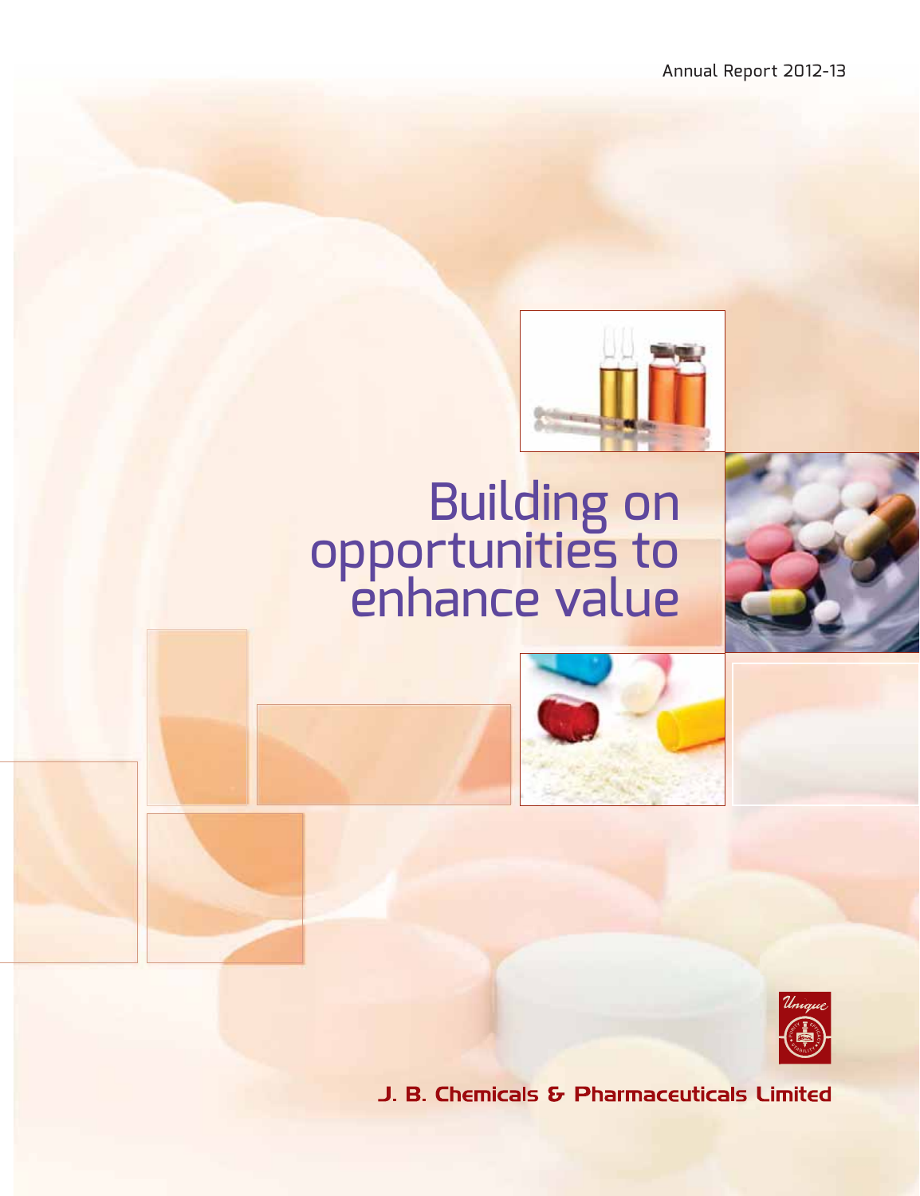Annual Report 2012-13

# Building on opportunities to enhance value

Unique

J. B. Chemicals & Pharmaceuticals Limited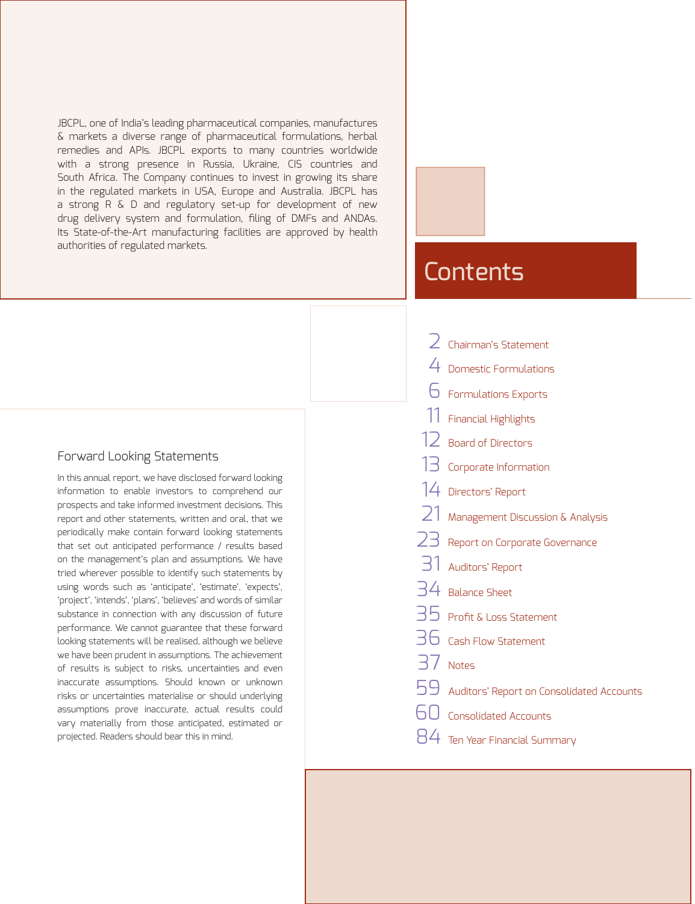JBCPL, one of India's leading pharmaceutical companies, manufactures & markets a diverse range of pharmaceutical formulations, herbal remedies and APIs. JBCPL exports to many countries worldwide with a strong presence in Russia, Ukraine, CIS countries and South Africa. The Company continues to invest in growing its share in the regulated markets in USA, Europe and Australia. JBCPL has a strong R & D and regulatory set-up for development of new drug delivery system and formulation, filing of DMFs and ANDAs. Its State-of-the-Art manufacturing facilities are approved by health authorities of regulated markets.

## Forward Looking Statements

In this annual report, we have disclosed forward looking information to enable investors to comprehend our prospects and take informed investment decisions. This report and other statements, written and oral, that we periodically make contain forward looking statements that set out anticipated performance / results based on the management's plan and assumptions. We have tried wherever possible to identify such statements by using words such as 'anticipate', 'estimate', 'expects', 'project', 'intends', 'plans', 'believes' and words of similar substance in connection with any discussion of future performance. We cannot guarantee that these forward looking statements will be realised, although we believe we have been prudent in assumptions. The achievement of results is subject to risks, uncertainties and even inaccurate assumptions. Should known or unknown risks or uncertainties materialise or should underlying assumptions prove inaccurate, actual results could vary materially from those anticipated, estimated or projected. Readers should bear this in mind.

# Contents

| | |
|---|---|
| 2 | Chairman's Statement |
| 4 | Domestic Formulations |
| 6 | Formulations Exports |
| 11 | Financial Highlights |
| 12 | Board of Directors |
| 13 | Corporate Information |
| 14 | Directors' Report |
| 21 | Management Discussion & Analysis |
| 23 | Report on Corporate Governance |
| 31 | Auditors' Report |
| 34 | Balance Sheet |
| 35 | Profit & Loss Statement |
| 36 | Cash Flow Statement |
| 37 | Notes |
| 59 | Auditors' Report on Consolidated Accounts |
| 60 | Consolidated Accounts |
| 84 | Ten Year Financial Summary |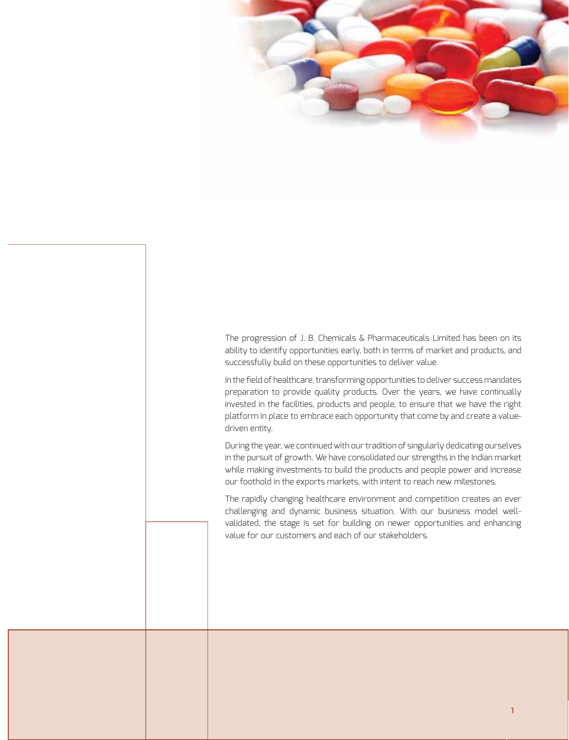The progression of J. B. Chemicals & Pharmaceuticals Limited has been on its ability to identify opportunities early, both in terms of market and products, and successfully build on these opportunities to deliver value.

In the field of healthcare, transforming opportunities to deliver success mandates preparation to provide quality products. Over the years, we have continually invested in the facilities, products and people, to ensure that we have the right platform in place to embrace each opportunity that come by and create a value-driven entity.

During the year, we continued with our tradition of singularly dedicating ourselves in the pursuit of growth. We have consolidated our strengths in the Indian market while making investments to build the products and people power and increase our foothold in the exports markets, with intent to reach new milestones.

The rapidly changing healthcare environment and competition creates an ever challenging and dynamic business situation. With our business model well-validated, the stage is set for building on newer opportunities and enhancing value for our customers and each of our stakeholders.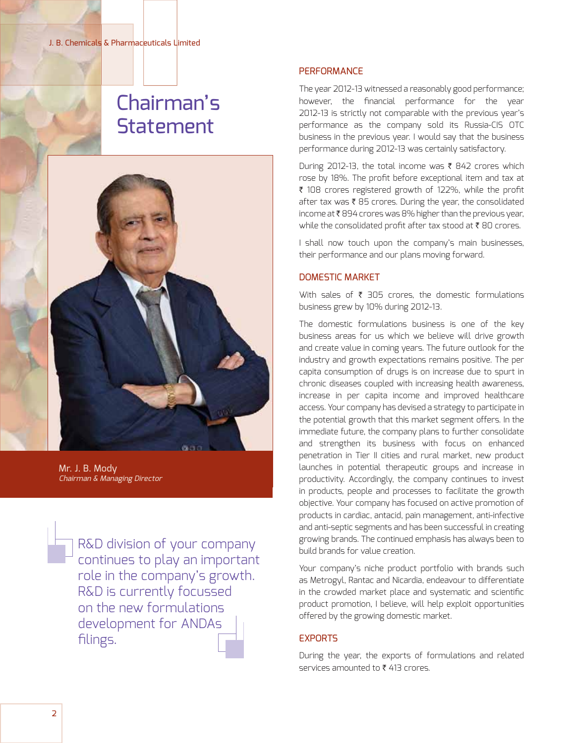# Chairman's Statement

Mr. J. B. Mody
*Chairman & Managing Director*

> R&D division of your company continues to play an important role in the company's growth. R&D is currently focussed on the new formulations development for ANDAs filings.

## PERFORMANCE

The year 2012-13 witnessed a reasonably good performance; however, the financial performance for the year 2012-13 is strictly not comparable with the previous year's performance as the company sold its Russia-CIS OTC business in the previous year. I would say that the business performance during 2012-13 was certainly satisfactory.

During 2012-13, the total income was ₹ 842 crores which rose by 18%. The profit before exceptional item and tax at ₹ 108 crores registered growth of 122%, while the profit after tax was ₹ 85 crores. During the year, the consolidated income at ₹ 894 crores was 8% higher than the previous year, while the consolidated profit after tax stood at ₹ 80 crores.

I shall now touch upon the company's main businesses, their performance and our plans moving forward.

## DOMESTIC MARKET

With sales of ₹ 305 crores, the domestic formulations business grew by 10% during 2012-13.

The domestic formulations business is one of the key business areas for us which we believe will drive growth and create value in coming years. The future outlook for the industry and growth expectations remains positive. The per capita consumption of drugs is on increase due to spurt in chronic diseases coupled with increasing health awareness, increase in per capita income and improved healthcare access. Your company has devised a strategy to participate in the potential growth that this market segment offers. In the immediate future, the company plans to further consolidate and strengthen its business with focus on enhanced penetration in Tier II cities and rural market, new product launches in potential therapeutic groups and increase in productivity. Accordingly, the company continues to invest in products, people and processes to facilitate the growth objective. Your company has focused on active promotion of products in cardiac, antacid, pain management, anti-infective and anti-septic segments and has been successful in creating growing brands. The continued emphasis has always been to build brands for value creation.

Your company's niche product portfolio with brands such as Metrogyl, Rantac and Nicardia, endeavour to differentiate in the crowded market place and systematic and scientific product promotion, I believe, will help exploit opportunities offered by the growing domestic market.

## EXPORTS

During the year, the exports of formulations and related services amounted to ₹ 413 crores.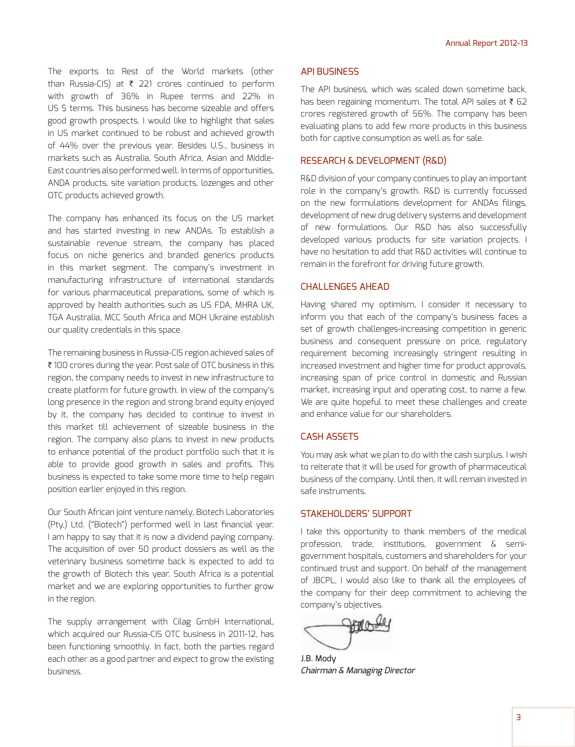The exports to Rest of the World markets (other than Russia-CIS) at ₹ 221 crores continued to perform with growth of 36% in Rupee terms and 22% in US $ terms. This business has become sizeable and offers good growth prospects. I would like to highlight that sales in US market continued to be robust and achieved growth of 44% over the previous year. Besides U.S., business in markets such as Australia, South Africa, Asian and Middle-East countries also performed well. In terms of opportunities, ANDA products, site variation products, lozenges and other OTC products achieved growth.

The company has enhanced its focus on the US market and has started investing in new ANDAs. To establish a sustainable revenue stream, the company has placed focus on niche generics and branded generics products in this market segment. The company's investment in manufacturing infrastructure of international standards for various pharmaceutical preparations, some of which is approved by health authorities such as US FDA, MHRA UK, TGA Australia, MCC South Africa and MOH Ukraine establish our quality credentials in this space.

The remaining business in Russia-CIS region achieved sales of ₹ 100 crores during the year. Post sale of OTC business in this region, the company needs to invest in new infrastructure to create platform for future growth. In view of the company's long presence in the region and strong brand equity enjoyed by it, the company has decided to continue to invest in this market till achievement of sizeable business in the region. The company also plans to invest in new products to enhance potential of the product portfolio such that it is able to provide good growth in sales and profits. This business is expected to take some more time to help regain position earlier enjoyed in this region.

Our South African joint venture namely, Biotech Laboratories (Pty.) Ltd. ("Biotech") performed well in last financial year. I am happy to say that it is now a dividend paying company. The acquisition of over 50 product dossiers as well as the veterinary business sometime back is expected to add to the growth of Biotech this year. South Africa is a potential market and we are exploring opportunities to further grow in the region.

The supply arrangement with Cilag GmbH International, which acquired our Russia-CIS OTC business in 2011-12, has been functioning smoothly. In fact, both the parties regard each other as a good partner and expect to grow the existing business.

## API BUSINESS

The API business, which was scaled down sometime back, has been regaining momentum. The total API sales at ₹ 62 crores registered growth of 56%. The company has been evaluating plans to add few more products in this business both for captive consumption as well as for sale.

## RESEARCH & DEVELOPMENT (R&D)

R&D division of your company continues to play an important role in the company's growth. R&D is currently focussed on the new formulations development for ANDAs filings, development of new drug delivery systems and development of new formulations. Our R&D has also successfully developed various products for site variation projects. I have no hesitation to add that R&D activities will continue to remain in the forefront for driving future growth.

## CHALLENGES AHEAD

Having shared my optimism, I consider it necessary to inform you that each of the company's business faces a set of growth challenges-increasing competition in generic business and consequent pressure on price, regulatory requirement becoming increasingly stringent resulting in increased investment and higher time for product approvals, increasing span of price control in domestic and Russian market, increasing input and operating cost, to name a few. We are quite hopeful to meet these challenges and create and enhance value for our shareholders.

## CASH ASSETS

You may ask what we plan to do with the cash surplus. I wish to reiterate that it will be used for growth of pharmaceutical business of the company. Until then, it will remain invested in safe instruments.

## STAKEHOLDERS' SUPPORT

I take this opportunity to thank members of the medical profession, trade, institutions, government & semi-government hospitals, customers and shareholders for your continued trust and support. On behalf of the management of JBCPL, I would also like to thank all the employees of the company for their deep commitment to achieving the company's objectives.

J.B. Mody
*Chairman & Managing Director*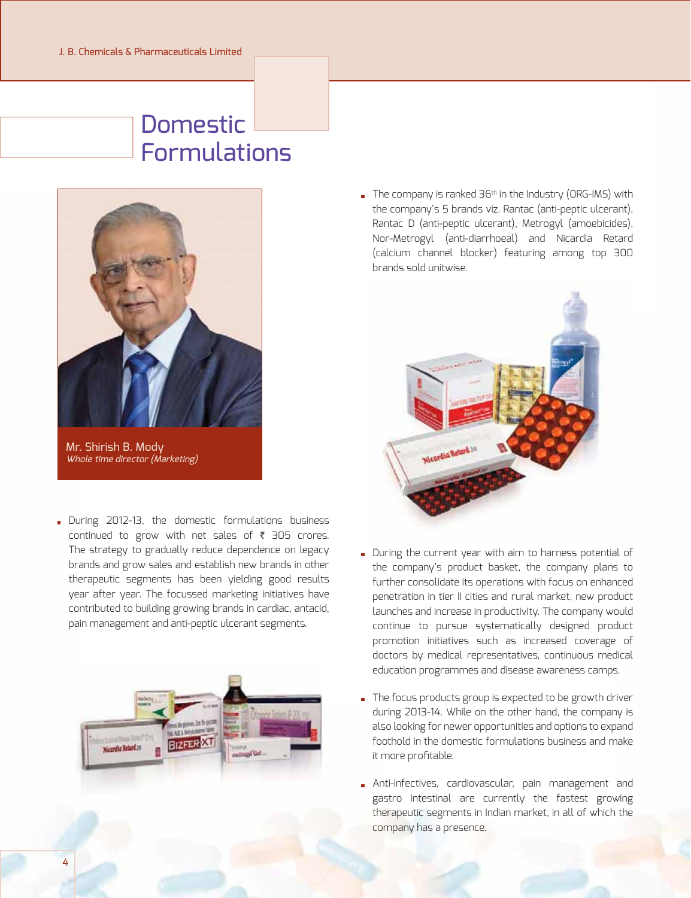# Domestic Formulations

Mr. Shirish B. Mody
*Whole time director (Marketing)*

- During 2012-13, the domestic formulations business continued to grow with net sales of ₹ 305 crores. The strategy to gradually reduce dependence on legacy brands and grow sales and establish new brands in other therapeutic segments has been yielding good results year after year. The focussed marketing initiatives have contributed to building growing brands in cardiac, antacid, pain management and anti-peptic ulcerant segments.

- The company is ranked 36th in the Industry (ORG-IMS) with the company's 5 brands viz. Rantac (anti-peptic ulcerant), Rantac D (anti-peptic ulcerant), Metrogyl (amoebicides), Nor-Metrogyl (anti-diarrhoeal) and Nicardia Retard (calcium channel blocker) featuring among top 300 brands sold unitwise.

- During the current year with aim to harness potential of the company's product basket, the company plans to further consolidate its operations with focus on enhanced penetration in tier II cities and rural market, new product launches and increase in productivity. The company would continue to pursue systematically designed product promotion initiatives such as increased coverage of doctors by medical representatives, continuous medical education programmes and disease awareness camps.

- The focus products group is expected to be growth driver during 2013-14. While on the other hand, the company is also looking for newer opportunities and options to expand foothold in the domestic formulations business and make it more profitable.

- Anti-infectives, cardiovascular, pain management and gastro intestinal are currently the fastest growing therapeutic segments in Indian market, in all of which the company has a presence.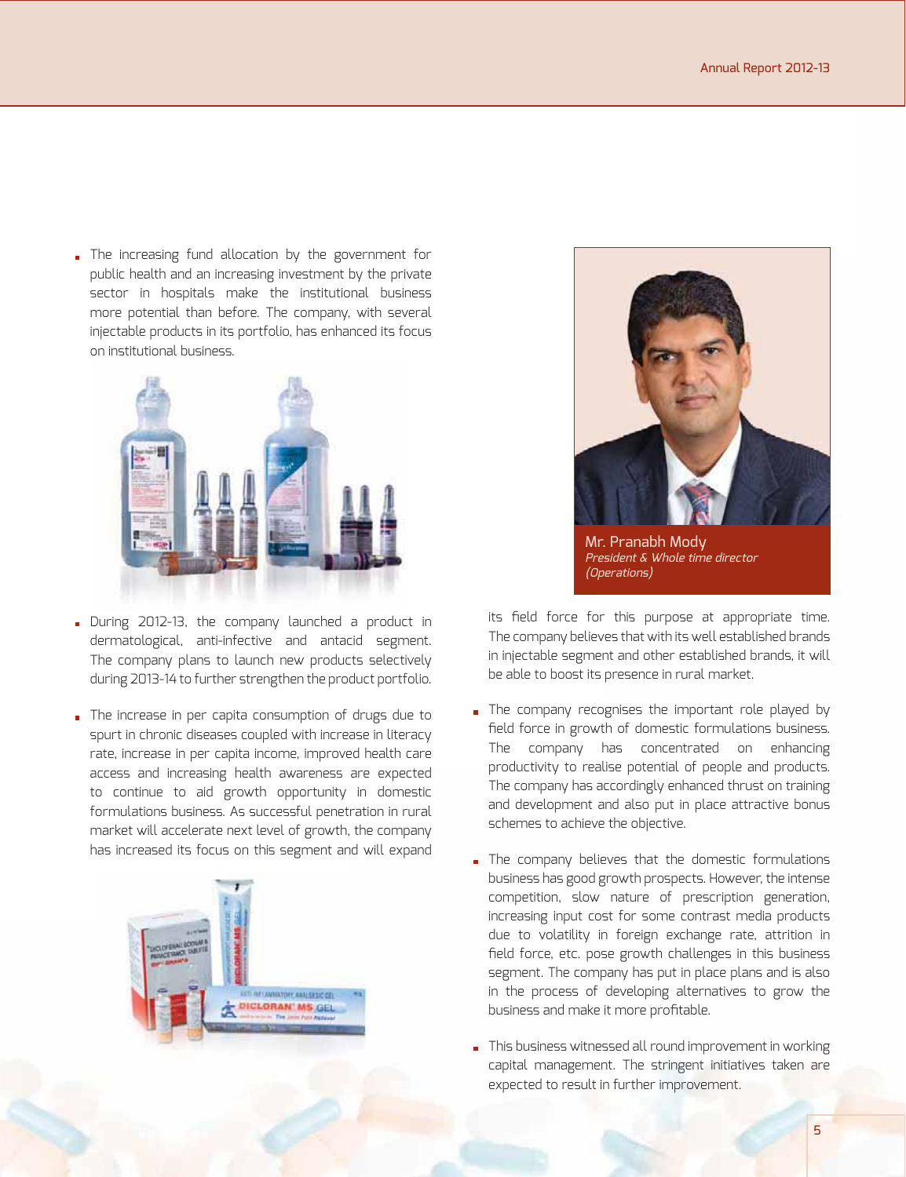- The increasing fund allocation by the government for public health and an increasing investment by the private sector in hospitals make the institutional business more potential than before. The company, with several injectable products in its portfolio, has enhanced its focus on institutional business.

- During 2012-13, the company launched a product in dermatological, anti-infective and antacid segment. The company plans to launch new products selectively during 2013-14 to further strengthen the product portfolio.

- The increase in per capita consumption of drugs due to spurt in chronic diseases coupled with increase in literacy rate, increase in per capita income, improved health care access and increasing health awareness are expected to continue to aid growth opportunity in domestic formulations business. As successful penetration in rural market will accelerate next level of growth, the company has increased its focus on this segment and will expand its field force for this purpose at appropriate time. The company believes that with its well established brands in injectable segment and other established brands, it will be able to boost its presence in rural market.

Mr. Pranabh Mody
*President & Whole time director (Operations)*

- The company recognises the important role played by field force in growth of domestic formulations business. The company has concentrated on enhancing productivity to realise potential of people and products. The company has accordingly enhanced thrust on training and development and also put in place attractive bonus schemes to achieve the objective.

- The company believes that the domestic formulations business has good growth prospects. However, the intense competition, slow nature of prescription generation, increasing input cost for some contrast media products due to volatility in foreign exchange rate, attrition in field force, etc. pose growth challenges in this business segment. The company has put in place plans and is also in the process of developing alternatives to grow the business and make it more profitable.

- This business witnessed all round improvement in working capital management. The stringent initiatives taken are expected to result in further improvement.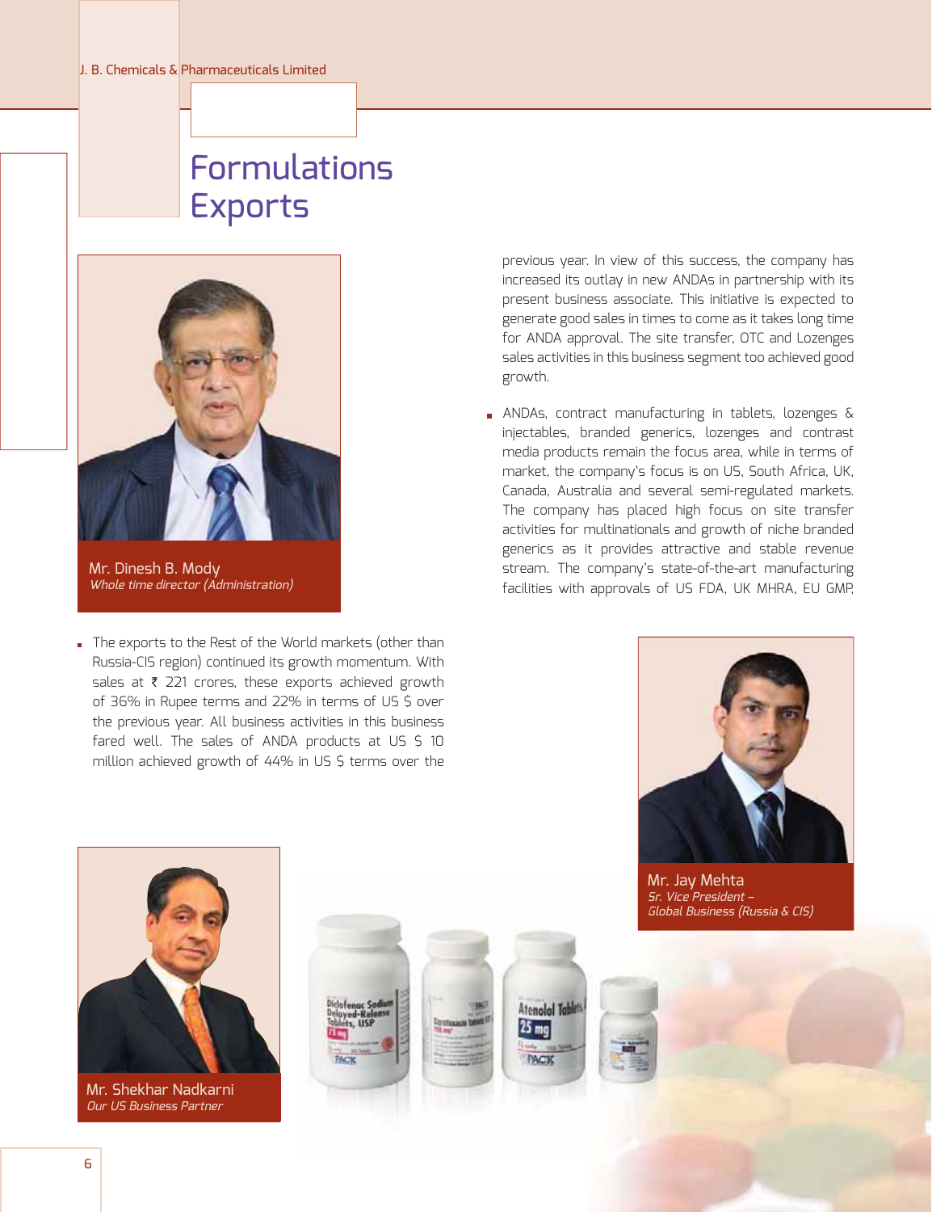# Formulations Exports

Mr. Dinesh B. Mody
*Whole time director (Administration)*

- The exports to the Rest of the World markets (other than Russia-CIS region) continued its growth momentum. With sales at ₹ 221 crores, these exports achieved growth of 36% in Rupee terms and 22% in terms of US $ over the previous year. All business activities in this business fared well. The sales of ANDA products at US $ 10 million achieved growth of 44% in US $ terms over the previous year. In view of this success, the company has increased its outlay in new ANDAs in partnership with its present business associate. This initiative is expected to generate good sales in times to come as it takes long time for ANDA approval. The site transfer, OTC and Lozenges sales activities in this business segment too achieved good growth.

- ANDAs, contract manufacturing in tablets, lozenges & injectables, branded generics, lozenges and contrast media products remain the focus area, while in terms of market, the company's focus is on US, South Africa, UK, Canada, Australia and several semi-regulated markets. The company has placed high focus on site transfer activities for multinationals and growth of niche branded generics as it provides attractive and stable revenue stream. The company's state-of-the-art manufacturing facilities with approvals of US FDA, UK MHRA, EU GMP,

Mr. Jay Mehta
*Sr. Vice President – Global Business (Russia & CIS)*

Mr. Shekhar Nadkarni
*Our US Business Partner*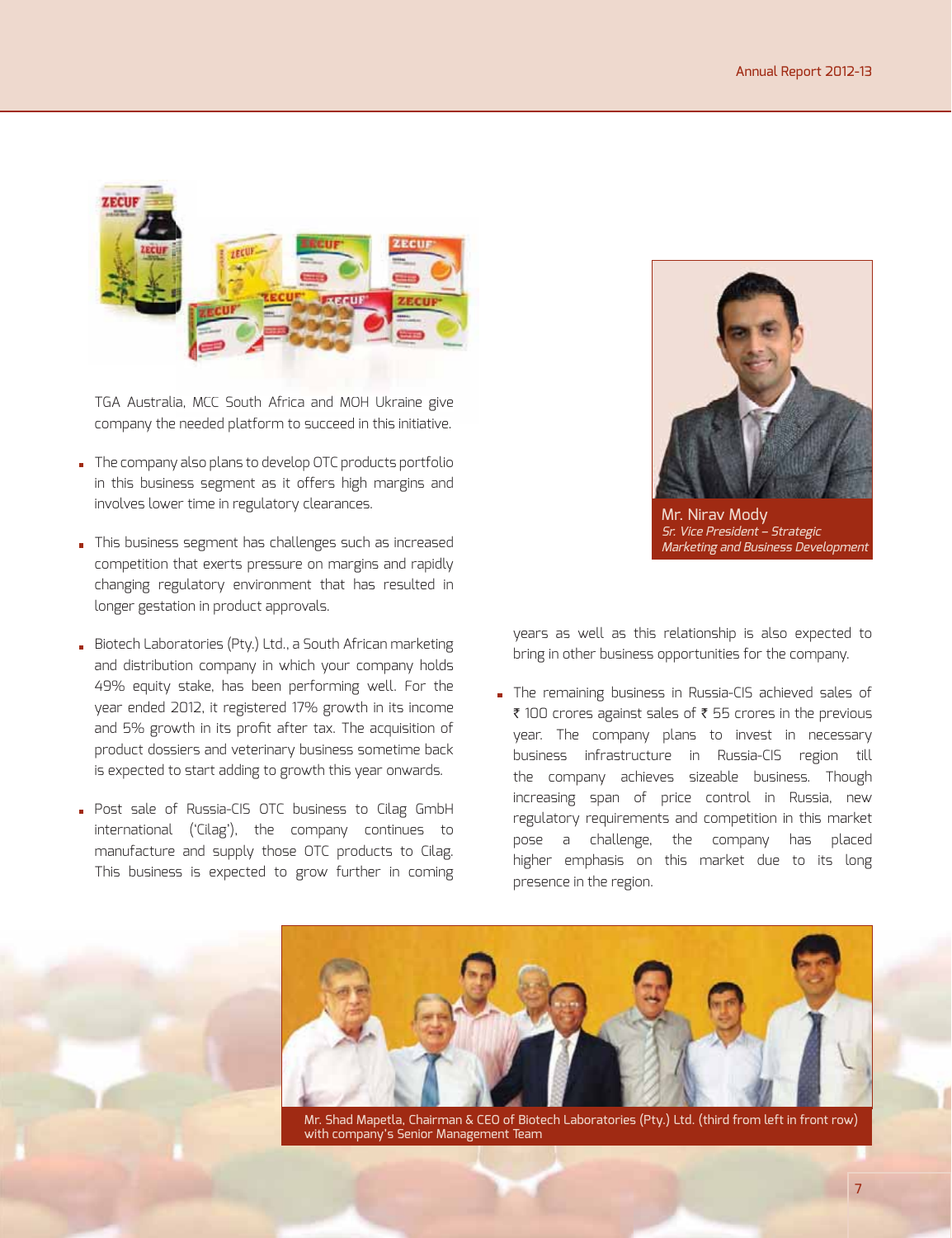TGA Australia, MCC South Africa and MOH Ukraine give company the needed platform to succeed in this initiative.

- The company also plans to develop OTC products portfolio in this business segment as it offers high margins and involves lower time in regulatory clearances.
- This business segment has challenges such as increased competition that exerts pressure on margins and rapidly changing regulatory environment that has resulted in longer gestation in product approvals.
- Biotech Laboratories (Pty.) Ltd., a South African marketing and distribution company in which your company holds 49% equity stake, has been performing well. For the year ended 2012, it registered 17% growth in its income and 5% growth in its profit after tax. The acquisition of product dossiers and veterinary business sometime back is expected to start adding to growth this year onwards.
- Post sale of Russia-CIS OTC business to Cilag GmbH international ('Cilag'), the company continues to manufacture and supply those OTC products to Cilag. This business is expected to grow further in coming years as well as this relationship is also expected to bring in other business opportunities for the company.
- The remaining business in Russia-CIS achieved sales of ₹ 100 crores against sales of ₹ 55 crores in the previous year. The company plans to invest in necessary business infrastructure in Russia-CIS region till the company achieves sizeable business. Though increasing span of price control in Russia, new regulatory requirements and competition in this market pose a challenge, the company has placed higher emphasis on this market due to its long presence in the region.

Mr. Nirav Mody
*Sr. Vice President – Strategic Marketing and Business Development*

Mr. Shad Mapetla, Chairman & CEO of Biotech Laboratories (Pty.) Ltd. (third from left in front row) with company's Senior Management Team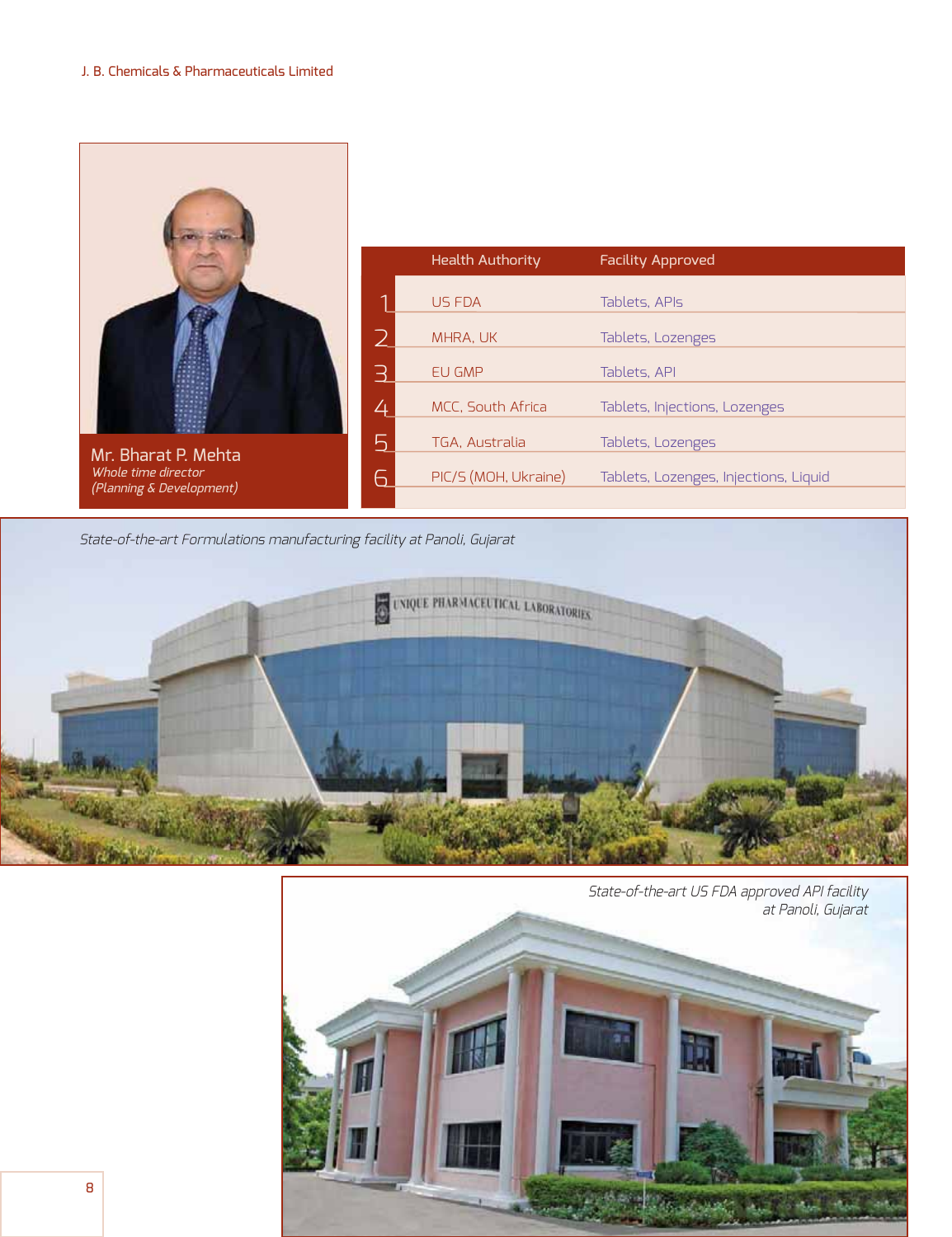Mr. Bharat P. Mehta
*Whole time director*
*(Planning & Development)*

| | Health Authority | Facility Approved |
|---|---|---|
| 1 | US FDA | Tablets, APIs |
| 2 | MHRA, UK | Tablets, Lozenges |
| 3 | EU GMP | Tablets, API |
| 4 | MCC, South Africa | Tablets, Injections, Lozenges |
| 5 | TGA, Australia | Tablets, Lozenges |
| 6 | PIC/S (MOH, Ukraine) | Tablets, Lozenges, Injections, Liquid |

*State-of-the-art Formulations manufacturing facility at Panoli, Gujarat*

*State-of-the-art US FDA approved API facility at Panoli, Gujarat*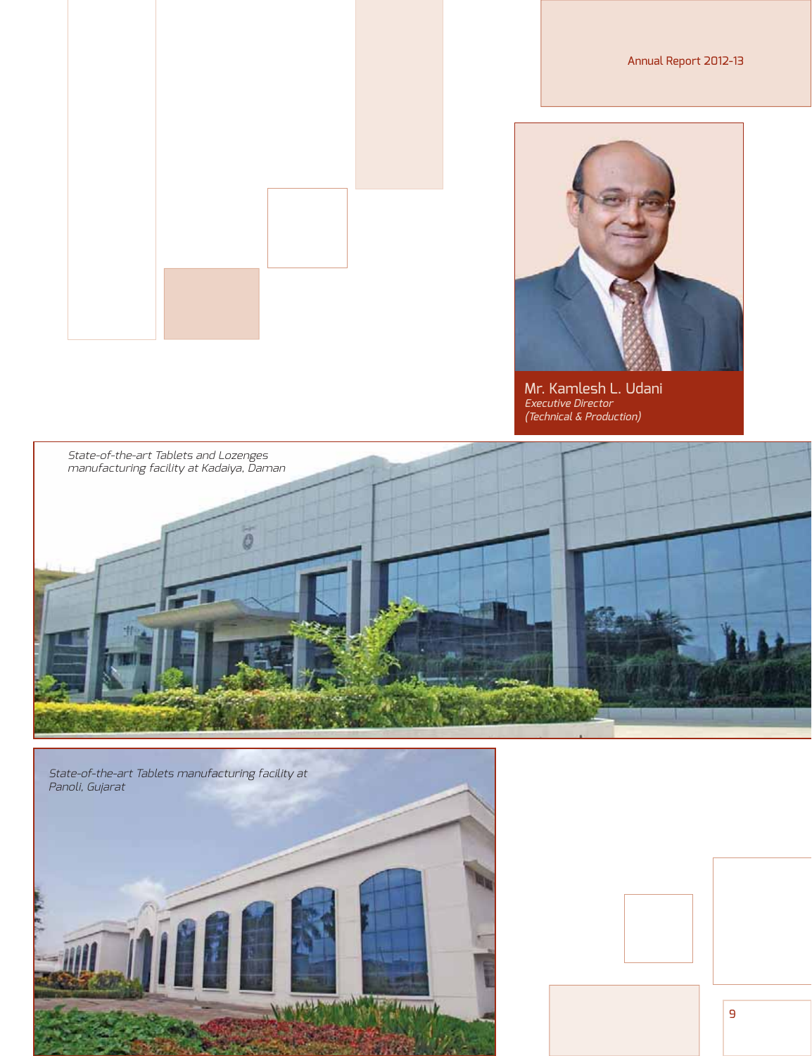**Mr. Kamlesh L. Udani**
*Executive Director*
*(Technical & Production)*

*State-of-the-art Tablets and Lozenges manufacturing facility at Kadaiya, Daman*

*State-of-the-art Tablets manufacturing facility at Panoli, Gujarat*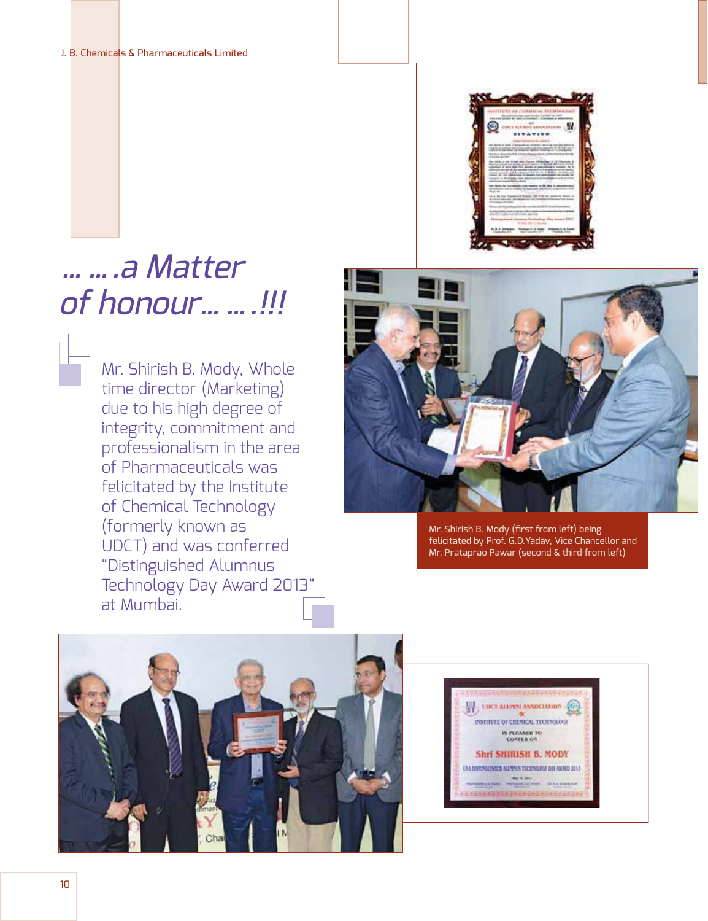# … … .a Matter of honour… … .!!!

Mr. Shirish B. Mody, Whole time director (Marketing) due to his high degree of integrity, commitment and professionalism in the area of Pharmaceuticals was felicitated by the Institute of Chemical Technology (formerly known as UDCT) and was conferred "Distinguished Alumnus Technology Day Award 2013" at Mumbai.

Mr. Shirish B. Mody (first from left) being felicitated by Prof. G.D.Yadav, Vice Chancellor and Mr. Prataprao Pawar (second & third from left)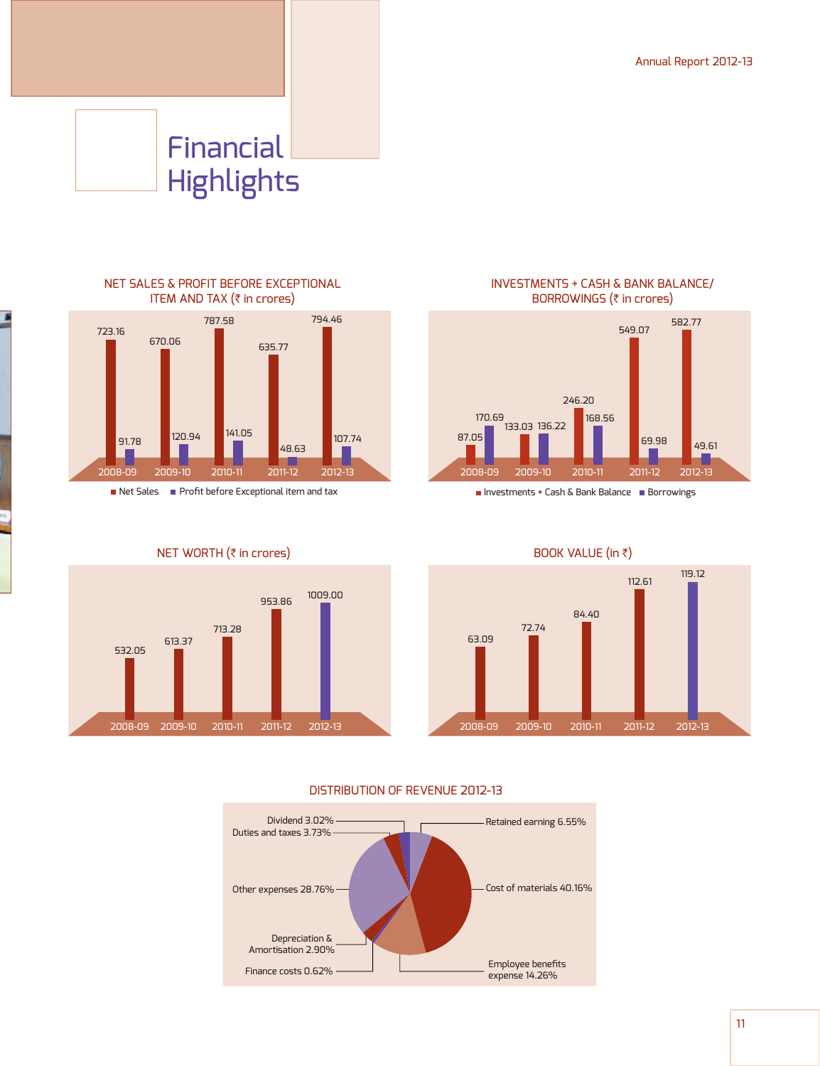# Financial Highlights

## NET SALES & PROFIT BEFORE EXCEPTIONAL ITEM AND TAX (₹ in crores)

| Year | Net Sales | Profit before Exceptional item and tax |
|---|---|---|
| 2008-09 | 723.16 | 91.78 |
| 2009-10 | 670.06 | 120.94 |
| 2010-11 | 787.58 | 141.05 |
| 2011-12 | 635.77 | 48.63 |
| 2012-13 | 794.46 | 107.74 |

## INVESTMENTS + CASH & BANK BALANCE/ BORROWINGS (₹ in crores)

| Year | Investments + Cash & Bank Balance | Borrowings |
|---|---|---|
| 2008-09 | 87.05 | 170.69 |
| 2009-10 | 133.03 | 136.22 |
| 2010-11 | 246.20 | 168.56 |
| 2011-12 | 549.07 | 69.98 |
| 2012-13 | 582.77 | 49.61 |

## NET WORTH (₹ in crores)

| Year | Net Worth |
|---|---|
| 2008-09 | 532.05 |
| 2009-10 | 613.37 |
| 2010-11 | 713.28 |
| 2011-12 | 953.86 |
| 2012-13 | 1009.00 |

## BOOK VALUE (in ₹)

| Year | Book Value |
|---|---|
| 2008-09 | 63.09 |
| 2009-10 | 72.74 |
| 2010-11 | 84.40 |
| 2011-12 | 112.61 |
| 2012-13 | 119.12 |

## DISTRIBUTION OF REVENUE 2012-13

| Item | Share |
|---|---|
| Retained earning | 6.55% |
| Cost of materials | 40.16% |
| Employee benefits expense | 14.26% |
| Finance costs | 0.62% |
| Depreciation & Amortisation | 2.90% |
| Other expenses | 28.76% |
| Duties and taxes | 3.73% |
| Dividend | 3.02% |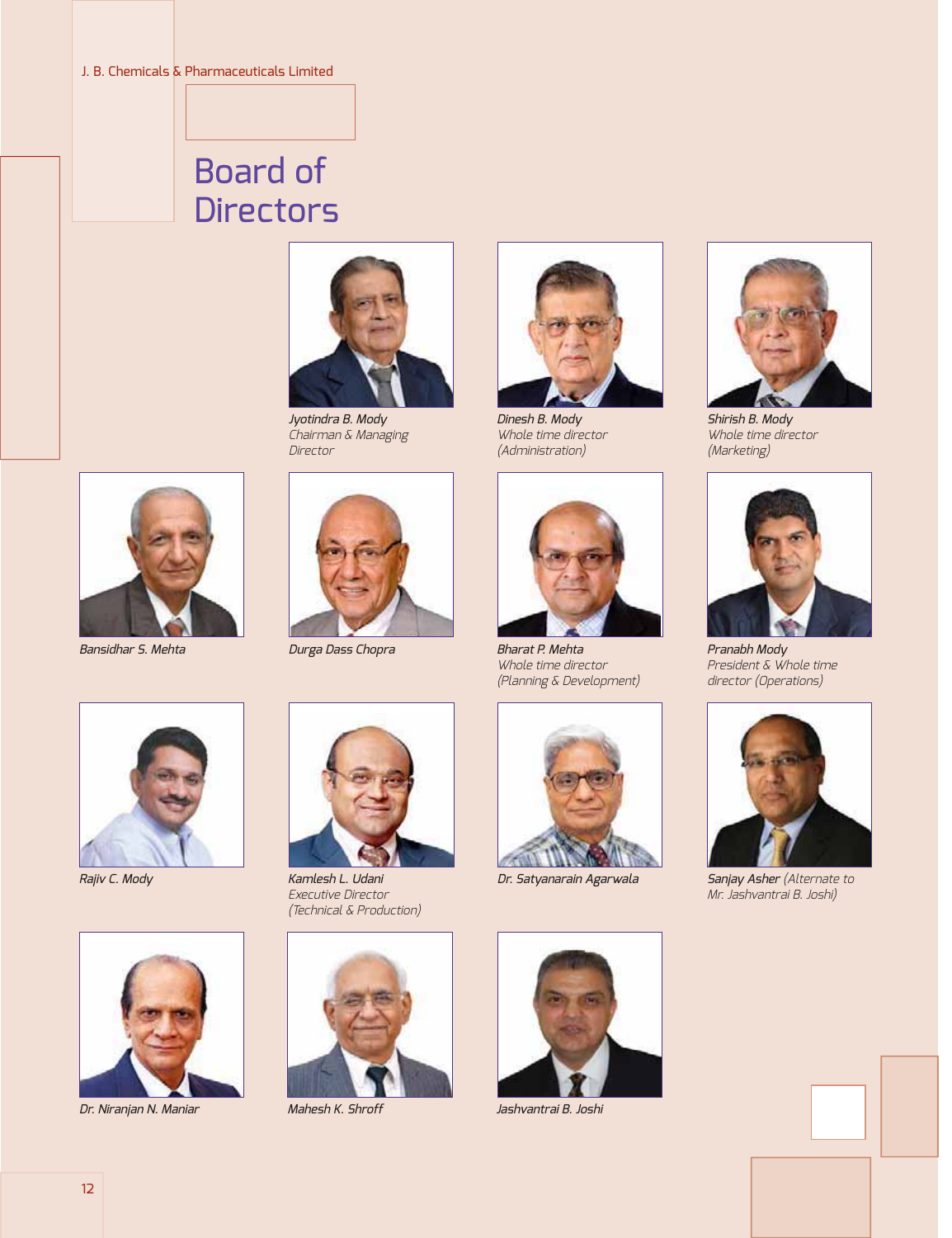# Board of Directors

*Jyotindra B. Mody*
*Chairman & Managing Director*

*Dinesh B. Mody*
*Whole time director (Administration)*

*Shirish B. Mody*
*Whole time director (Marketing)*

*Bansidhar S. Mehta*

*Durga Dass Chopra*

*Bharat P. Mehta*
*Whole time director (Planning & Development)*

*Pranabh Mody*
*President & Whole time director (Operations)*

*Rajiv C. Mody*

*Kamlesh L. Udani*
*Executive Director (Technical & Production)*

*Dr. Satyanarain Agarwala*

*Sanjay Asher (Alternate to Mr. Jashvantrai B. Joshi)*

*Dr. Niranjan N. Maniar*

*Mahesh K. Shroff*

*Jashvantrai B. Joshi*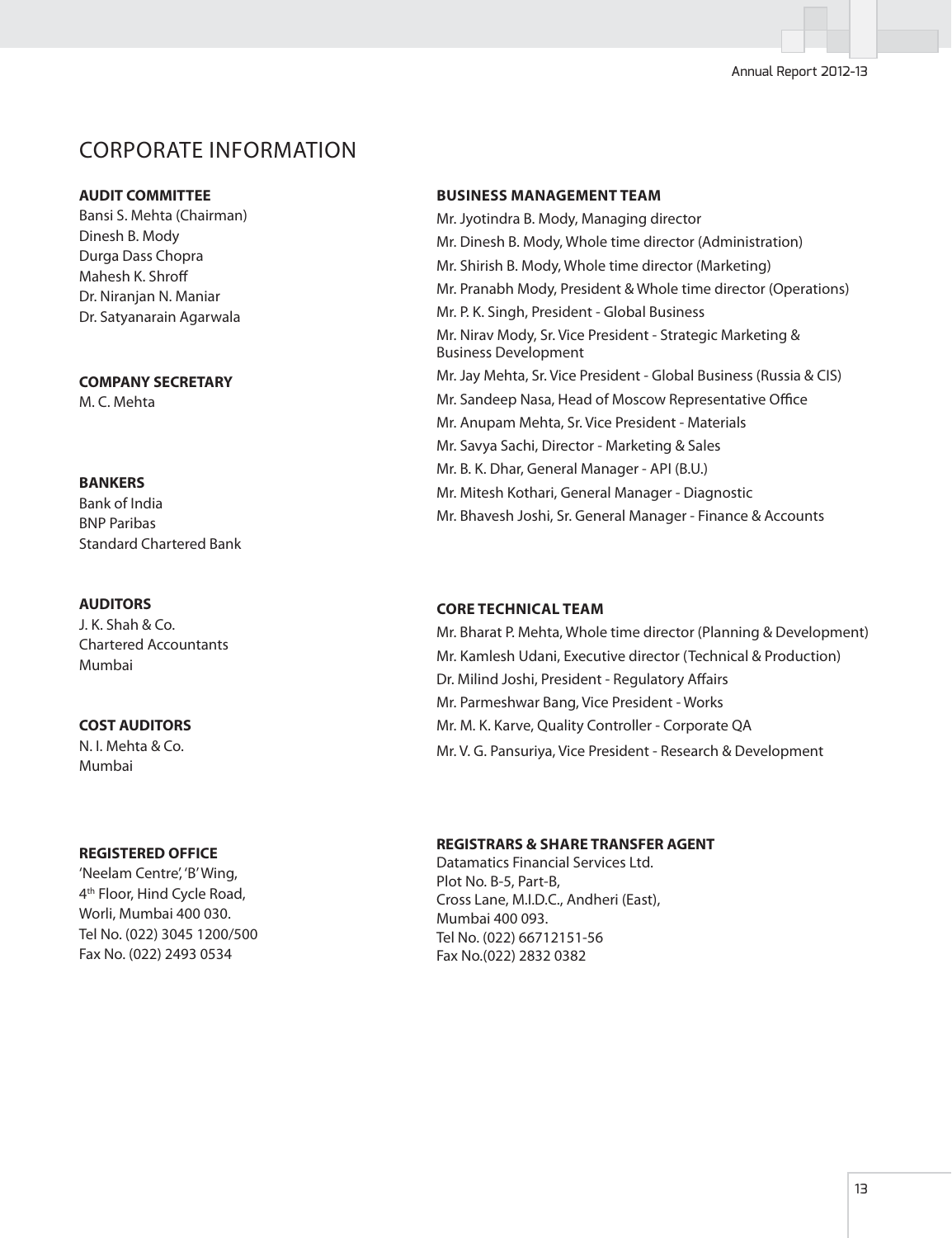# CORPORATE INFORMATION

**AUDIT COMMITTEE**

Bansi S. Mehta (Chairman)
Dinesh B. Mody
Durga Dass Chopra
Mahesh K. Shroff
Dr. Niranjan N. Maniar
Dr. Satyanarain Agarwala

**COMPANY SECRETARY**

M. C. Mehta

**BANKERS**

Bank of India
BNP Paribas
Standard Chartered Bank

**AUDITORS**

J. K. Shah & Co.
Chartered Accountants
Mumbai

**COST AUDITORS**

N. I. Mehta & Co.
Mumbai

**REGISTERED OFFICE**

'Neelam Centre', 'B' Wing,
4th Floor, Hind Cycle Road,
Worli, Mumbai 400 030.
Tel No. (022) 3045 1200/500
Fax No. (022) 2493 0534

**BUSINESS MANAGEMENT TEAM**

Mr. Jyotindra B. Mody, Managing director
Mr. Dinesh B. Mody, Whole time director (Administration)
Mr. Shirish B. Mody, Whole time director (Marketing)
Mr. Pranabh Mody, President & Whole time director (Operations)
Mr. P. K. Singh, President - Global Business
Mr. Nirav Mody, Sr. Vice President - Strategic Marketing & Business Development
Mr. Jay Mehta, Sr. Vice President - Global Business (Russia & CIS)
Mr. Sandeep Nasa, Head of Moscow Representative Office
Mr. Anupam Mehta, Sr. Vice President - Materials
Mr. Savya Sachi, Director - Marketing & Sales
Mr. B. K. Dhar, General Manager - API (B.U.)
Mr. Mitesh Kothari, General Manager - Diagnostic
Mr. Bhavesh Joshi, Sr. General Manager - Finance & Accounts

**CORE TECHNICAL TEAM**

Mr. Bharat P. Mehta, Whole time director (Planning & Development)
Mr. Kamlesh Udani, Executive director (Technical & Production)
Dr. Milind Joshi, President - Regulatory Affairs
Mr. Parmeshwar Bang, Vice President - Works
Mr. M. K. Karve, Quality Controller - Corporate QA
Mr. V. G. Pansuriya, Vice President - Research & Development

**REGISTRARS & SHARE TRANSFER AGENT**

Datamatics Financial Services Ltd.
Plot No. B-5, Part-B,
Cross Lane, M.I.D.C., Andheri (East),
Mumbai 400 093.
Tel No. (022) 66712151-56
Fax No.(022) 2832 0382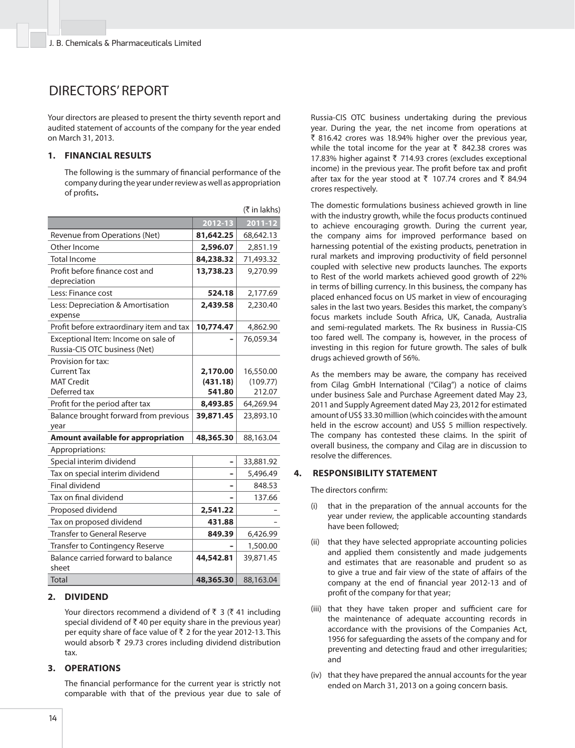# DIRECTORS' REPORT

Your directors are pleased to present the thirty seventh report and audited statement of accounts of the company for the year ended on March 31, 2013.

## 1. FINANCIAL RESULTS

The following is the summary of financial performance of the company during the year under review as well as appropriation of profits**.**

(₹ in lakhs)

| | 2012-13 | 2011-12 |
|---|---|---|
| Revenue from Operations (Net) | **81,642.25** | 68,642.13 |
| Other Income | **2,596.07** | 2,851.19 |
| Total Income | **84,238.32** | 71,493.32 |
| Profit before finance cost and depreciation | **13,738.23** | 9,270.99 |
| Less: Finance cost | **524.18** | 2,177.69 |
| Less: Depreciation & Amortisation expense | **2,439.58** | 2,230.40 |
| Profit before extraordinary item and tax | **10,774.47** | 4,862.90 |
| Exceptional Item: Income on sale of Russia-CIS OTC business (Net) | **-** | 76,059.34 |
| Provision for tax: | | |
| Current Tax | **2,170.00** | 16,550.00 |
| MAT Credit | **(431.18)** | (109.77) |
| Deferred tax | **541.80** | 212.07 |
| Profit for the period after tax | **8,493.85** | 64,269.94 |
| Balance brought forward from previous year | **39,871.45** | 23,893.10 |
| **Amount available for appropriation** | **48,365.30** | 88,163.04 |
| Appropriations: | | |
| Special interim dividend | **-** | 33,881.92 |
| Tax on special interim dividend | **-** | 5,496.49 |
| Final dividend | **-** | 848.53 |
| Tax on final dividend | **-** | 137.66 |
| Proposed dividend | **2,541.22** | - |
| Tax on proposed dividend | **431.88** | - |
| Transfer to General Reserve | **849.39** | 6,426.99 |
| Transfer to Contingency Reserve | **-** | 1,500.00 |
| Balance carried forward to balance sheet | **44,542.81** | 39,871.45 |
| Total | **48,365.30** | 88,163.04 |

## 2. DIVIDEND

Your directors recommend a dividend of ₹ 3 (₹ 41 including special dividend of ₹ 40 per equity share in the previous year) per equity share of face value of ₹ 2 for the year 2012-13. This would absorb ₹ 29.73 crores including dividend distribution tax.

## 3. OPERATIONS

The financial performance for the current year is strictly not comparable with that of the previous year due to sale of Russia-CIS OTC business undertaking during the previous year. During the year, the net income from operations at ₹ 816.42 crores was 18.94% higher over the previous year, while the total income for the year at ₹ 842.38 crores was 17.83% higher against ₹ 714.93 crores (excludes exceptional income) in the previous year. The profit before tax and profit after tax for the year stood at ₹ 107.74 crores and ₹ 84.94 crores respectively.

The domestic formulations business achieved growth in line with the industry growth, while the focus products continued to achieve encouraging growth. During the current year, the company aims for improved performance based on harnessing potential of the existing products, penetration in rural markets and improving productivity of field personnel coupled with selective new products launches. The exports to Rest of the world markets achieved good growth of 22% in terms of billing currency. In this business, the company has placed enhanced focus on US market in view of encouraging sales in the last two years. Besides this market, the company's focus markets include South Africa, UK, Canada, Australia and semi-regulated markets. The Rx business in Russia-CIS too fared well. The company is, however, in the process of investing in this region for future growth. The sales of bulk drugs achieved growth of 56%.

As the members may be aware, the company has received from Cilag GmbH International ("Cilag") a notice of claims under business Sale and Purchase Agreement dated May 23, 2011 and Supply Agreement dated May 23, 2012 for estimated amount of US$ 33.30 million (which coincides with the amount held in the escrow account) and US$ 5 million respectively. The company has contested these claims. In the spirit of overall business, the company and Cilag are in discussion to resolve the differences.

## 4. RESPONSIBILITY STATEMENT

The directors confirm:

(i) that in the preparation of the annual accounts for the year under review, the applicable accounting standards have been followed;

(ii) that they have selected appropriate accounting policies and applied them consistently and made judgements and estimates that are reasonable and prudent so as to give a true and fair view of the state of affairs of the company at the end of financial year 2012-13 and of profit of the company for that year;

(iii) that they have taken proper and sufficient care for the maintenance of adequate accounting records in accordance with the provisions of the Companies Act, 1956 for safeguarding the assets of the company and for preventing and detecting fraud and other irregularities; and

(iv) that they have prepared the annual accounts for the year ended on March 31, 2013 on a going concern basis.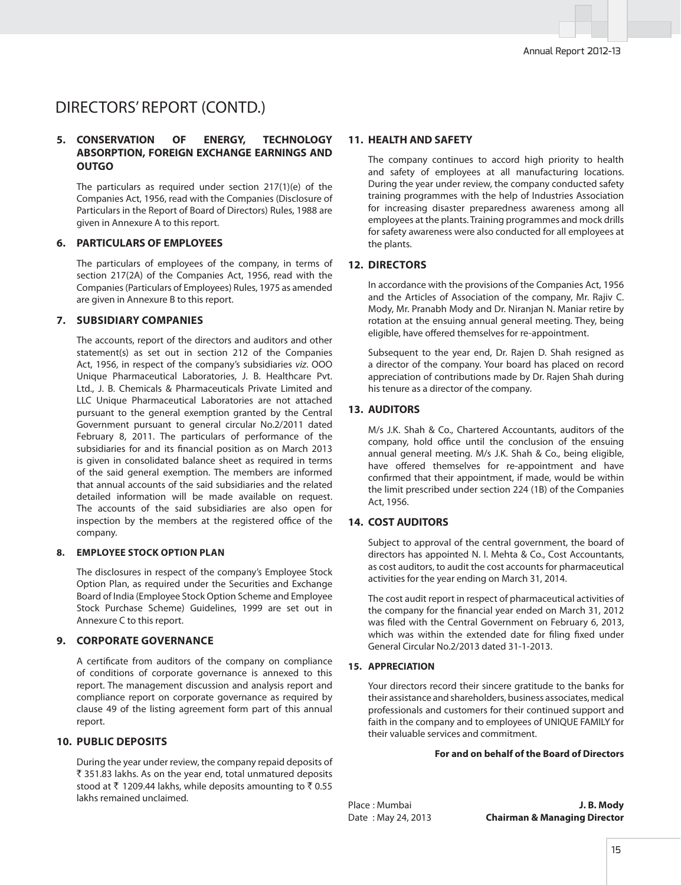# DIRECTORS' REPORT (CONTD.)

## 5. CONSERVATION OF ENERGY, TECHNOLOGY ABSORPTION, FOREIGN EXCHANGE EARNINGS AND OUTGO

The particulars as required under section 217(1)(e) of the Companies Act, 1956, read with the Companies (Disclosure of Particulars in the Report of Board of Directors) Rules, 1988 are given in Annexure A to this report.

## 6. PARTICULARS OF EMPLOYEES

The particulars of employees of the company, in terms of section 217(2A) of the Companies Act, 1956, read with the Companies (Particulars of Employees) Rules, 1975 as amended are given in Annexure B to this report.

## 7. SUBSIDIARY COMPANIES

The accounts, report of the directors and auditors and other statement(s) as set out in section 212 of the Companies Act, 1956, in respect of the company's subsidiaries *viz*. OOO Unique Pharmaceutical Laboratories, J. B. Healthcare Pvt. Ltd., J. B. Chemicals & Pharmaceuticals Private Limited and LLC Unique Pharmaceutical Laboratories are not attached pursuant to the general exemption granted by the Central Government pursuant to general circular No.2/2011 dated February 8, 2011. The particulars of performance of the subsidiaries for and its financial position as on March 2013 is given in consolidated balance sheet as required in terms of the said general exemption. The members are informed that annual accounts of the said subsidiaries and the related detailed information will be made available on request. The accounts of the said subsidiaries are also open for inspection by the members at the registered office of the company.

## 8. EMPLOYEE STOCK OPTION PLAN

The disclosures in respect of the company's Employee Stock Option Plan, as required under the Securities and Exchange Board of India (Employee Stock Option Scheme and Employee Stock Purchase Scheme) Guidelines, 1999 are set out in Annexure C to this report.

## 9. CORPORATE GOVERNANCE

A certificate from auditors of the company on compliance of conditions of corporate governance is annexed to this report. The management discussion and analysis report and compliance report on corporate governance as required by clause 49 of the listing agreement form part of this annual report.

## 10. PUBLIC DEPOSITS

During the year under review, the company repaid deposits of ₹ 351.83 lakhs. As on the year end, total unmatured deposits stood at ₹ 1209.44 lakhs, while deposits amounting to ₹ 0.55 lakhs remained unclaimed.

## 11. HEALTH AND SAFETY

The company continues to accord high priority to health and safety of employees at all manufacturing locations. During the year under review, the company conducted safety training programmes with the help of Industries Association for increasing disaster preparedness awareness among all employees at the plants. Training programmes and mock drills for safety awareness were also conducted for all employees at the plants.

## 12. DIRECTORS

In accordance with the provisions of the Companies Act, 1956 and the Articles of Association of the company, Mr. Rajiv C. Mody, Mr. Pranabh Mody and Dr. Niranjan N. Maniar retire by rotation at the ensuing annual general meeting. They, being eligible, have offered themselves for re-appointment.

Subsequent to the year end, Dr. Rajen D. Shah resigned as a director of the company. Your board has placed on record appreciation of contributions made by Dr. Rajen Shah during his tenure as a director of the company.

## 13. AUDITORS

M/s J.K. Shah & Co., Chartered Accountants, auditors of the company, hold office until the conclusion of the ensuing annual general meeting. M/s J.K. Shah & Co., being eligible, have offered themselves for re-appointment and have confirmed that their appointment, if made, would be within the limit prescribed under section 224 (1B) of the Companies Act, 1956.

## 14. COST AUDITORS

Subject to approval of the central government, the board of directors has appointed N. I. Mehta & Co., Cost Accountants, as cost auditors, to audit the cost accounts for pharmaceutical activities for the year ending on March 31, 2014.

The cost audit report in respect of pharmaceutical activities of the company for the financial year ended on March 31, 2012 was filed with the Central Government on February 6, 2013, which was within the extended date for filing fixed under General Circular No.2/2013 dated 31-1-2013.

## 15. APPRECIATION

Your directors record their sincere gratitude to the banks for their assistance and shareholders, business associates, medical professionals and customers for their continued support and faith in the company and to employees of UNIQUE FAMILY for their valuable services and commitment.

**For and on behalf of the Board of Directors**

Place : Mumbai
Date : May 24, 2013

**J. B. Mody**
**Chairman & Managing Director**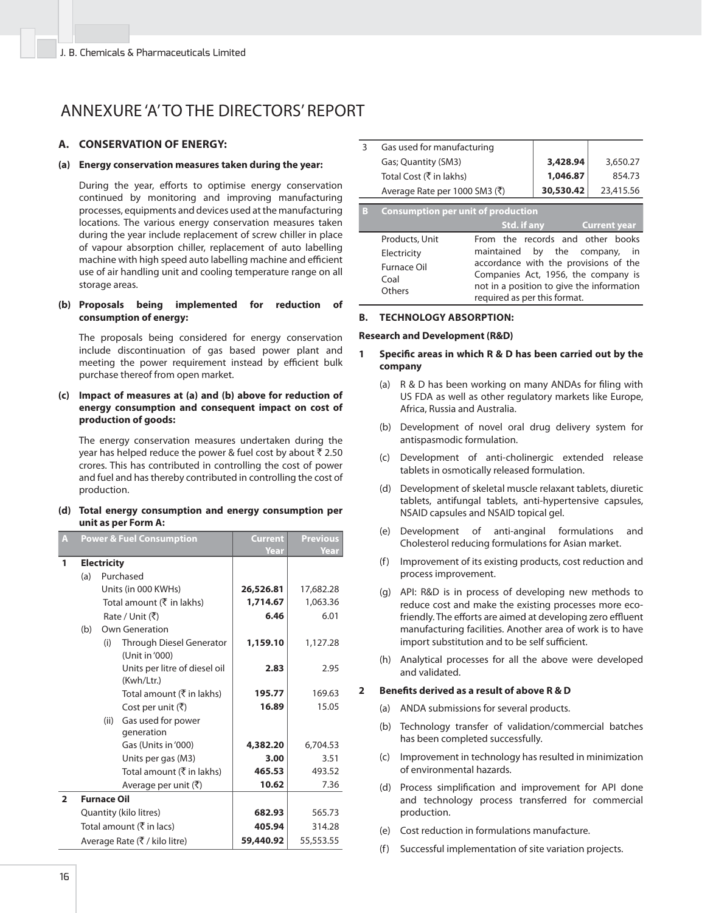# ANNEXURE 'A' TO THE DIRECTORS' REPORT

## A. CONSERVATION OF ENERGY:

**(a) Energy conservation measures taken during the year:**

During the year, efforts to optimise energy conservation continued by monitoring and improving manufacturing processes, equipments and devices used at the manufacturing locations. The various energy conservation measures taken during the year include replacement of screw chiller in place of vapour absorption chiller, replacement of auto labelling machine with high speed auto labelling machine and efficient use of air handling unit and cooling temperature range on all storage areas.

**(b) Proposals being implemented for reduction of consumption of energy:**

The proposals being considered for energy conservation include discontinuation of gas based power plant and meeting the power requirement instead by efficient bulk purchase thereof from open market.

**(c) Impact of measures at (a) and (b) above for reduction of energy consumption and consequent impact on cost of production of goods:**

The energy conservation measures undertaken during the year has helped reduce the power & fuel cost by about ₹ 2.50 crores. This has contributed in controlling the cost of power and fuel and has thereby contributed in controlling the cost of production.

**(d) Total energy consumption and energy consumption per unit as per Form A:**

| A | Power & Fuel Consumption | Current Year | Previous Year |
|---|---|---|---|
| 1 | **Electricity** | | |
| | (a) Purchased | | |
| | Units (in 000 KWHs) | **26,526.81** | 17,682.28 |
| | Total amount (₹ in lakhs) | **1,714.67** | 1,063.36 |
| | Rate / Unit (₹) | **6.46** | 6.01 |
| | (b) Own Generation | | |
| | (i) Through Diesel Generator (Unit in '000) | **1,159.10** | 1,127.28 |
| | Units per litre of diesel oil (Kwh/Ltr.) | **2.83** | 2.95 |
| | Total amount (₹ in lakhs) | **195.77** | 169.63 |
| | Cost per unit (₹) | **16.89** | 15.05 |
| | (ii) Gas used for power generation | | |
| | Gas (Units in '000) | **4,382.20** | 6,704.53 |
| | Units per gas (M3) | **3.00** | 3.51 |
| | Total amount (₹ in lakhs) | **465.53** | 493.52 |
| | Average per unit (₹) | **10.62** | 7.36 |
| 2 | **Furnace Oil** | | |
| | Quantity (kilo litres) | **682.93** | 565.73 |
| | Total amount (₹ in lacs) | **405.94** | 314.28 |
| | Average Rate (₹ / kilo litre) | **59,440.92** | 55,553.55 |
| 3 | Gas used for manufacturing | | |
| | Gas; Quantity (SM3) | **3,428.94** | 3,650.27 |
| | Total Cost (₹ in lakhs) | **1,046.87** | 854.73 |
| | Average Rate per 1000 SM3 (₹) | **30,530.42** | 23,415.56 |

| B | Consumption per unit of production | |
|---|---|---|
| | Std. if any | Current year |
| Products, Unit<br>Electricity<br>Furnace Oil<br>Coal<br>Others | From the records and other books maintained by the company, in accordance with the provisions of the Companies Act, 1956, the company is not in a position to give the information required as per this format. | |

## B. TECHNOLOGY ABSORPTION:

**Research and Development (R&D)**

**1 Specific areas in which R & D has been carried out by the company**

(a) R & D has been working on many ANDAs for filing with US FDA as well as other regulatory markets like Europe, Africa, Russia and Australia.

(b) Development of novel oral drug delivery system for antispasmodic formulation.

(c) Development of anti-cholinergic extended release tablets in osmotically released formulation.

(d) Development of skeletal muscle relaxant tablets, diuretic tablets, antifungal tablets, anti-hypertensive capsules, NSAID capsules and NSAID topical gel.

(e) Development of anti-anginal formulations and Cholesterol reducing formulations for Asian market.

(f) Improvement of its existing products, cost reduction and process improvement.

(g) API: R&D is in process of developing new methods to reduce cost and make the existing processes more eco-friendly. The efforts are aimed at developing zero effluent manufacturing facilities. Another area of work is to have import substitution and to be self sufficient.

(h) Analytical processes for all the above were developed and validated.

**2 Benefits derived as a result of above R & D**

(a) ANDA submissions for several products.

(b) Technology transfer of validation/commercial batches has been completed successfully.

(c) Improvement in technology has resulted in minimization of environmental hazards.

(d) Process simplification and improvement for API done and technology process transferred for commercial production.

(e) Cost reduction in formulations manufacture.

(f) Successful implementation of site variation projects.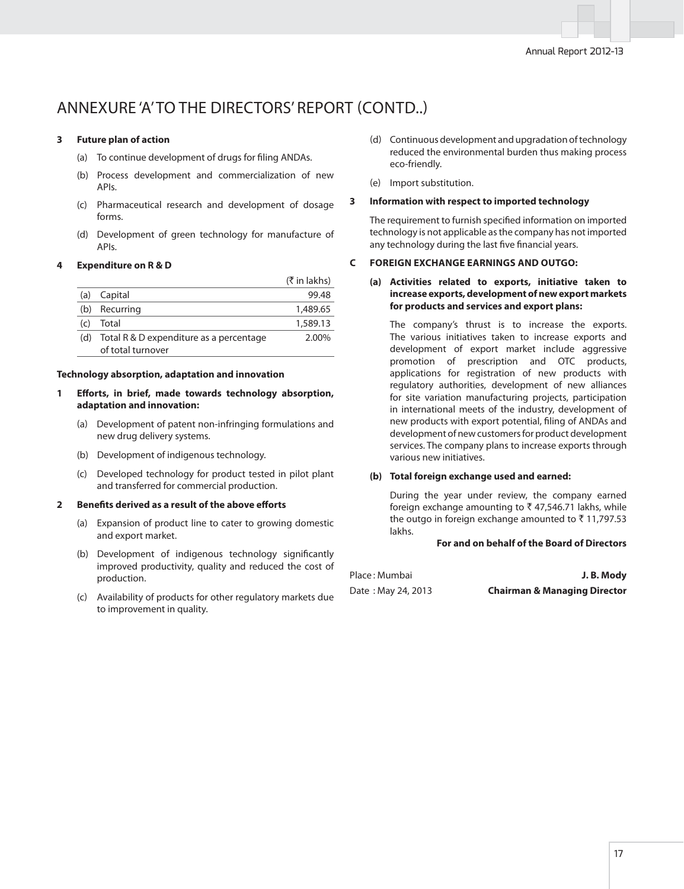# ANNEXURE 'A' TO THE DIRECTORS' REPORT (CONTD..)

**3 Future plan of action**

(a) To continue development of drugs for filing ANDAs.

(b) Process development and commercialization of new APIs.

(c) Pharmaceutical research and development of dosage forms.

(d) Development of green technology for manufacture of APIs.

**4 Expenditure on R & D**

| | | (₹ in lakhs) |
|---|---|---|
| (a) | Capital | 99.48 |
| (b) | Recurring | 1,489.65 |
| (c) | Total | 1,589.13 |
| (d) | Total R & D expenditure as a percentage of total turnover | 2.00% |

**Technology absorption, adaptation and innovation**

**1 Efforts, in brief, made towards technology absorption, adaptation and innovation:**

(a) Development of patent non-infringing formulations and new drug delivery systems.

(b) Development of indigenous technology.

(c) Developed technology for product tested in pilot plant and transferred for commercial production.

**2 Benefits derived as a result of the above efforts**

(a) Expansion of product line to cater to growing domestic and export market.

(b) Development of indigenous technology significantly improved productivity, quality and reduced the cost of production.

(c) Availability of products for other regulatory markets due to improvement in quality.

(d) Continuous development and upgradation of technology reduced the environmental burden thus making process eco-friendly.

(e) Import substitution.

**3 Information with respect to imported technology**

The requirement to furnish specified information on imported technology is not applicable as the company has not imported any technology during the last five financial years.

**C FOREIGN EXCHANGE EARNINGS AND OUTGO:**

**(a) Activities related to exports, initiative taken to increase exports, development of new export markets for products and services and export plans:**

The company's thrust is to increase the exports. The various initiatives taken to increase exports and development of export market include aggressive promotion of prescription and OTC products, applications for registration of new products with regulatory authorities, development of new alliances for site variation manufacturing projects, participation in international meets of the industry, development of new products with export potential, filing of ANDAs and development of new customers for product development services. The company plans to increase exports through various new initiatives.

**(b) Total foreign exchange used and earned:**

During the year under review, the company earned foreign exchange amounting to ₹ 47,546.71 lakhs, while the outgo in foreign exchange amounted to ₹ 11,797.53 lakhs.

**For and on behalf of the Board of Directors**

Place : Mumbai

Date : May 24, 2013

**J. B. Mody**

**Chairman & Managing Director**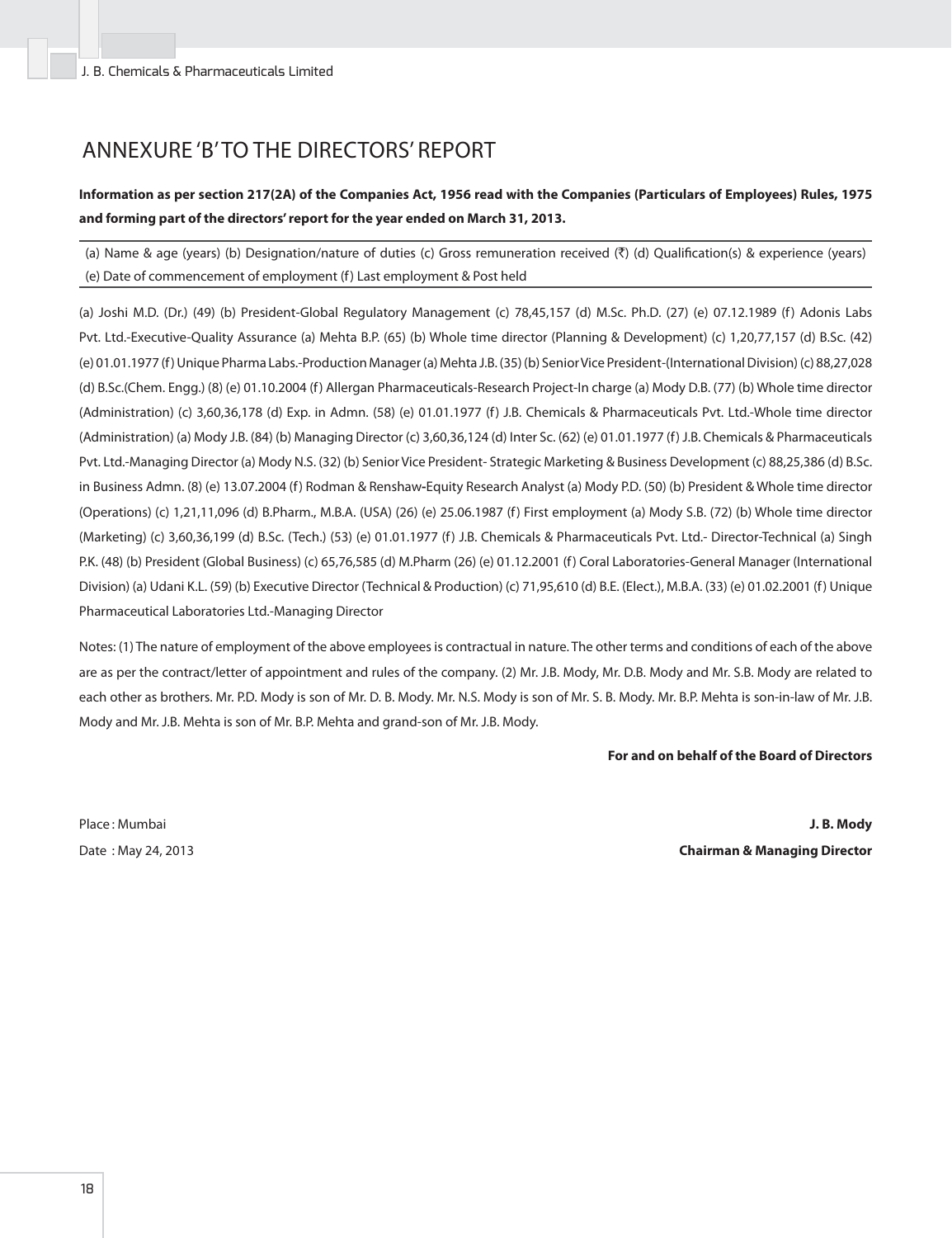# ANNEXURE 'B' TO THE DIRECTORS' REPORT

**Information as per section 217(2A) of the Companies Act, 1956 read with the Companies (Particulars of Employees) Rules, 1975 and forming part of the directors' report for the year ended on March 31, 2013.**

(a) Name & age (years) (b) Designation/nature of duties (c) Gross remuneration received (₹) (d) Qualification(s) & experience (years) (e) Date of commencement of employment (f) Last employment & Post held

(a) Joshi M.D. (Dr.) (49) (b) President-Global Regulatory Management (c) 78,45,157 (d) M.Sc. Ph.D. (27) (e) 07.12.1989 (f) Adonis Labs Pvt. Ltd.-Executive-Quality Assurance (a) Mehta B.P. (65) (b) Whole time director (Planning & Development) (c) 1,20,77,157 (d) B.Sc. (42) (e) 01.01.1977 (f) Unique Pharma Labs.-Production Manager (a) Mehta J.B. (35) (b) Senior Vice President-(International Division) (c) 88,27,028 (d) B.Sc.(Chem. Engg.) (8) (e) 01.10.2004 (f) Allergan Pharmaceuticals-Research Project-In charge (a) Mody D.B. (77) (b) Whole time director (Administration) (c) 3,60,36,178 (d) Exp. in Admn. (58) (e) 01.01.1977 (f) J.B. Chemicals & Pharmaceuticals Pvt. Ltd.-Whole time director (Administration) (a) Mody J.B. (84) (b) Managing Director (c) 3,60,36,124 (d) Inter Sc. (62) (e) 01.01.1977 (f) J.B. Chemicals & Pharmaceuticals Pvt. Ltd.-Managing Director (a) Mody N.S. (32) (b) Senior Vice President- Strategic Marketing & Business Development (c) 88,25,386 (d) B.Sc. in Business Admn. (8) (e) 13.07.2004 (f) Rodman & Renshaw-Equity Research Analyst (a) Mody P.D. (50) (b) President & Whole time director (Operations) (c) 1,21,11,096 (d) B.Pharm., M.B.A. (USA) (26) (e) 25.06.1987 (f) First employment (a) Mody S.B. (72) (b) Whole time director (Marketing) (c) 3,60,36,199 (d) B.Sc. (Tech.) (53) (e) 01.01.1977 (f) J.B. Chemicals & Pharmaceuticals Pvt. Ltd.- Director-Technical (a) Singh P.K. (48) (b) President (Global Business) (c) 65,76,585 (d) M.Pharm (26) (e) 01.12.2001 (f) Coral Laboratories-General Manager (International Division) (a) Udani K.L. (59) (b) Executive Director (Technical & Production) (c) 71,95,610 (d) B.E. (Elect.), M.B.A. (33) (e) 01.02.2001 (f) Unique Pharmaceutical Laboratories Ltd.-Managing Director

Notes: (1) The nature of employment of the above employees is contractual in nature. The other terms and conditions of each of the above are as per the contract/letter of appointment and rules of the company. (2) Mr. J.B. Mody, Mr. D.B. Mody and Mr. S.B. Mody are related to each other as brothers. Mr. P.D. Mody is son of Mr. D. B. Mody. Mr. N.S. Mody is son of Mr. S. B. Mody. Mr. B.P. Mehta is son-in-law of Mr. J.B. Mody and Mr. J.B. Mehta is son of Mr. B.P. Mehta and grand-son of Mr. J.B. Mody.

**For and on behalf of the Board of Directors**

Place : Mumbai

Date : May 24, 2013

**J. B. Mody**

**Chairman & Managing Director**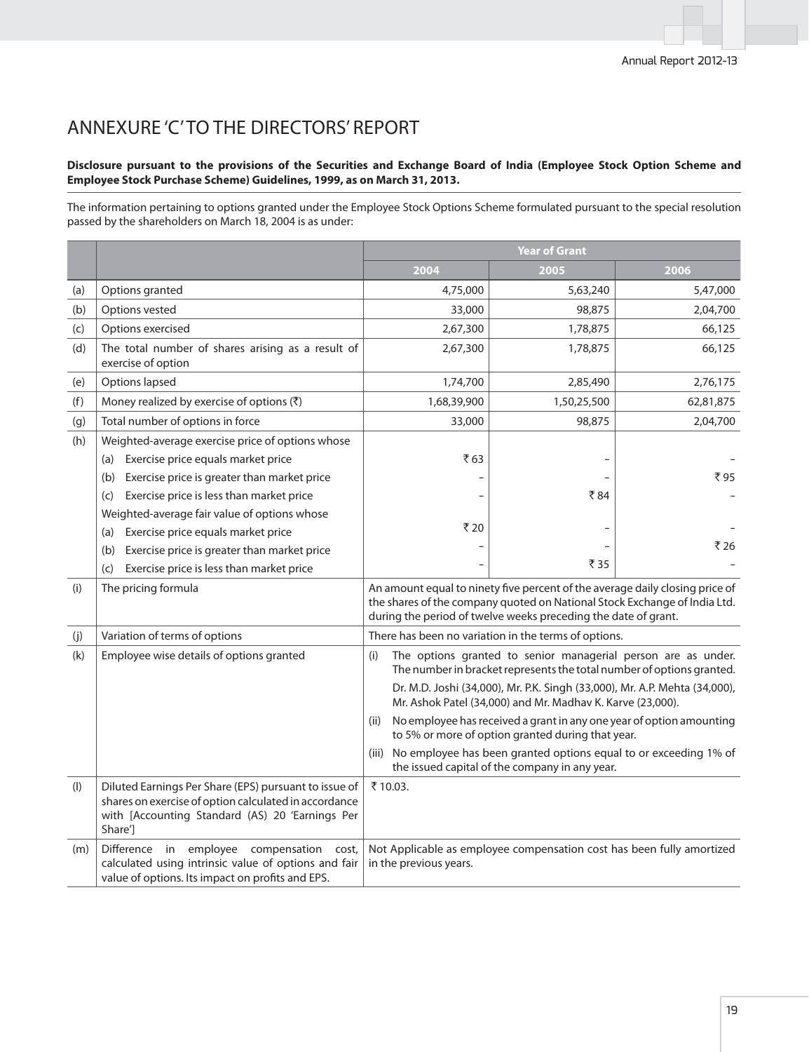# ANNEXURE 'C' TO THE DIRECTORS' REPORT

**Disclosure pursuant to the provisions of the Securities and Exchange Board of India (Employee Stock Option Scheme and Employee Stock Purchase Scheme) Guidelines, 1999, as on March 31, 2013.**

The information pertaining to options granted under the Employee Stock Options Scheme formulated pursuant to the special resolution passed by the shareholders on March 18, 2004 is as under:

| | | Year of Grant | | |
|---|---|---|---|---|
| | | 2004 | 2005 | 2006 |
| (a) | Options granted | 4,75,000 | 5,63,240 | 5,47,000 |
| (b) | Options vested | 33,000 | 98,875 | 2,04,700 |
| (c) | Options exercised | 2,67,300 | 1,78,875 | 66,125 |
| (d) | The total number of shares arising as a result of exercise of option | 2,67,300 | 1,78,875 | 66,125 |
| (e) | Options lapsed | 1,74,700 | 2,85,490 | 2,76,175 |
| (f) | Money realized by exercise of options (₹) | 1,68,39,900 | 1,50,25,500 | 62,81,875 |
| (g) | Total number of options in force | 33,000 | 98,875 | 2,04,700 |
| (h) | Weighted-average exercise price of options whose | | | |
| | (a) Exercise price equals market price | ₹ 63 | – | – |
| | (b) Exercise price is greater than market price | – | – | ₹ 95 |
| | (c) Exercise price is less than market price | – | ₹ 84 | – |
| | Weighted-average fair value of options whose | | | |
| | (a) Exercise price equals market price | ₹ 20 | – | – |
| | (b) Exercise price is greater than market price | – | – | ₹ 26 |
| | (c) Exercise price is less than market price | – | ₹ 35 | – |
| (i) | The pricing formula | An amount equal to ninety five percent of the average daily closing price of the shares of the company quoted on National Stock Exchange of India Ltd. during the period of twelve weeks preceding the date of grant. | | |
| (j) | Variation of terms of options | There has been no variation in the terms of options. | | |
| (k) | Employee wise details of options granted | (i) The options granted to senior managerial person are as under. The number in bracket represents the total number of options granted. Dr. M.D. Joshi (34,000), Mr. P.K. Singh (33,000), Mr. A.P. Mehta (34,000), Mr. Ashok Patel (34,000) and Mr. Madhav K. Karve (23,000). (ii) No employee has received a grant in any one year of option amounting to 5% or more of option granted during that year. (iii) No employee has been granted options equal to or exceeding 1% of the issued capital of the company in any year. | | |
| (l) | Diluted Earnings Per Share (EPS) pursuant to issue of shares on exercise of option calculated in accordance with [Accounting Standard (AS) 20 'Earnings Per Share'] | ₹ 10.03. | | |
| (m) | Difference in employee compensation cost, calculated using intrinsic value of options and fair value of options. Its impact on profits and EPS. | Not Applicable as employee compensation cost has been fully amortized in the previous years. | | |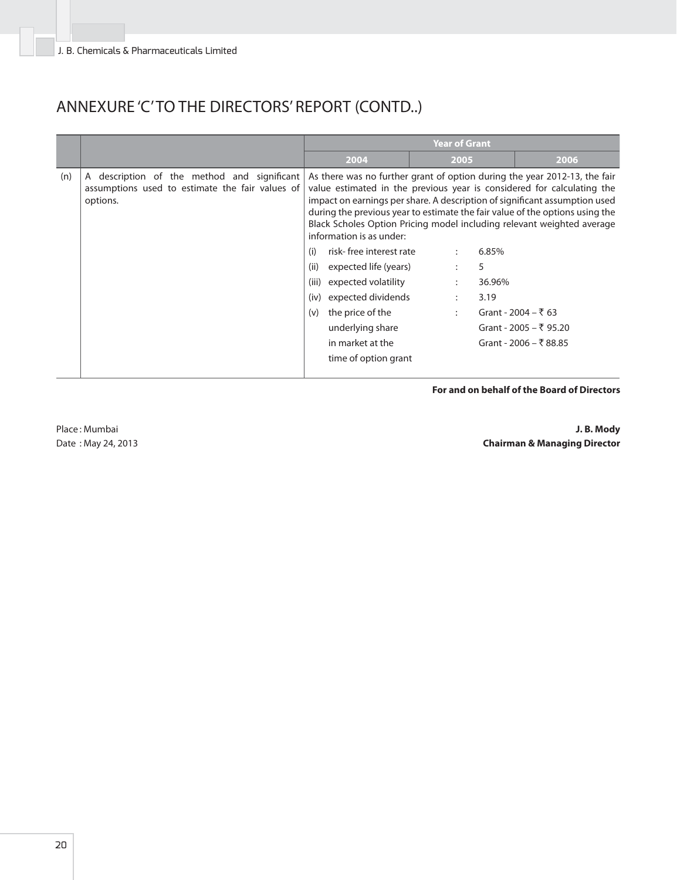# ANNEXURE 'C' TO THE DIRECTORS' REPORT (CONTD..)

| | | Year of Grant | | |
|---|---|---|---|---|
| | | 2004 | 2005 | 2006 |
| (n) | A description of the method and significant assumptions used to estimate the fair values of options. | As there was no further grant of option during the year 2012-13, the fair value estimated in the previous year is considered for calculating the impact on earnings per share. A description of significant assumption used during the previous year to estimate the fair value of the options using the Black Scholes Option Pricing model including relevant weighted average information is as under:<br>(i) risk- free interest rate : 6.85%<br>(ii) expected life (years) : 5<br>(iii) expected volatility : 36.96%<br>(iv) expected dividends : 3.19<br>(v) the price of the underlying share in market at the time of option grant : Grant - 2004 – ₹ 63; Grant - 2005 – ₹ 95.20; Grant - 2006 – ₹ 88.85 | | |

**For and on behalf of the Board of Directors**

Place : Mumbai
Date : May 24, 2013

**J. B. Mody**
**Chairman & Managing Director**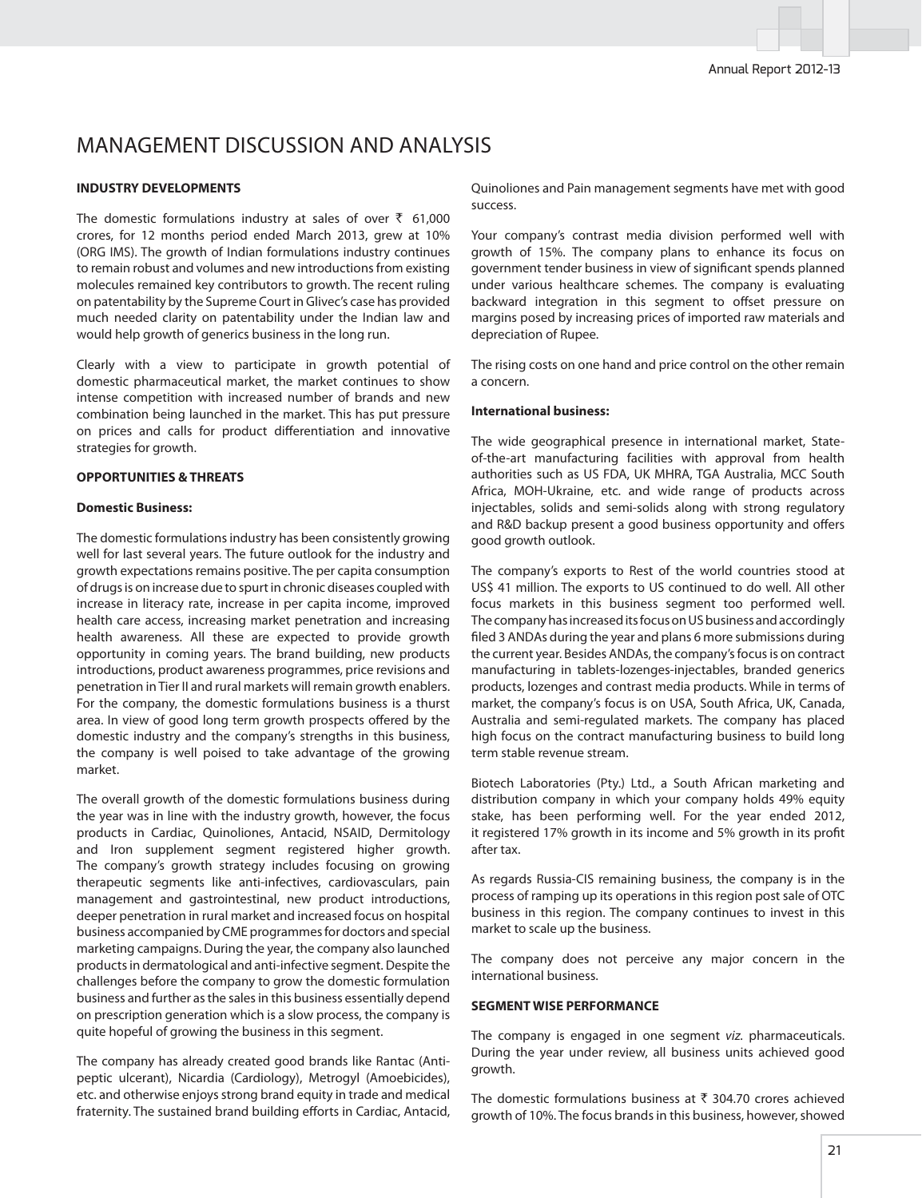# MANAGEMENT DISCUSSION AND ANALYSIS

**INDUSTRY DEVELOPMENTS**

The domestic formulations industry at sales of over ₹ 61,000 crores, for 12 months period ended March 2013, grew at 10% (ORG IMS). The growth of Indian formulations industry continues to remain robust and volumes and new introductions from existing molecules remained key contributors to growth. The recent ruling on patentability by the Supreme Court in Glivec's case has provided much needed clarity on patentability under the Indian law and would help growth of generics business in the long run.

Clearly with a view to participate in growth potential of domestic pharmaceutical market, the market continues to show intense competition with increased number of brands and new combination being launched in the market. This has put pressure on prices and calls for product differentiation and innovative strategies for growth.

**OPPORTUNITIES & THREATS**

**Domestic Business:**

The domestic formulations industry has been consistently growing well for last several years. The future outlook for the industry and growth expectations remains positive. The per capita consumption of drugs is on increase due to spurt in chronic diseases coupled with increase in literacy rate, increase in per capita income, improved health care access, increasing market penetration and increasing health awareness. All these are expected to provide growth opportunity in coming years. The brand building, new products introductions, product awareness programmes, price revisions and penetration in Tier II and rural markets will remain growth enablers. For the company, the domestic formulations business is a thurst area. In view of good long term growth prospects offered by the domestic industry and the company's strengths in this business, the company is well poised to take advantage of the growing market.

The overall growth of the domestic formulations business during the year was in line with the industry growth, however, the focus products in Cardiac, Quinoliones, Antacid, NSAID, Dermitology and Iron supplement segment registered higher growth. The company's growth strategy includes focusing on growing therapeutic segments like anti-infectives, cardiovasculars, pain management and gastrointestinal, new product introductions, deeper penetration in rural market and increased focus on hospital business accompanied by CME programmes for doctors and special marketing campaigns. During the year, the company also launched products in dermatological and anti-infective segment. Despite the challenges before the company to grow the domestic formulation business and further as the sales in this business essentially depend on prescription generation which is a slow process, the company is quite hopeful of growing the business in this segment.

The company has already created good brands like Rantac (Anti-peptic ulcerant), Nicardia (Cardiology), Metrogyl (Amoebicides), etc. and otherwise enjoys strong brand equity in trade and medical fraternity. The sustained brand building efforts in Cardiac, Antacid, Quinoliones and Pain management segments have met with good success.

Your company's contrast media division performed well with growth of 15%. The company plans to enhance its focus on government tender business in view of significant spends planned under various healthcare schemes. The company is evaluating backward integration in this segment to offset pressure on margins posed by increasing prices of imported raw materials and depreciation of Rupee.

The rising costs on one hand and price control on the other remain a concern.

**International business:**

The wide geographical presence in international market, State-of-the-art manufacturing facilities with approval from health authorities such as US FDA, UK MHRA, TGA Australia, MCC South Africa, MOH-Ukraine, etc. and wide range of products across injectables, solids and semi-solids along with strong regulatory and R&D backup present a good business opportunity and offers good growth outlook.

The company's exports to Rest of the world countries stood at US$ 41 million. The exports to US continued to do well. All other focus markets in this business segment too performed well. The company has increased its focus on US business and accordingly filed 3 ANDAs during the year and plans 6 more submissions during the current year. Besides ANDAs, the company's focus is on contract manufacturing in tablets-lozenges-injectables, branded generics products, lozenges and contrast media products. While in terms of market, the company's focus is on USA, South Africa, UK, Canada, Australia and semi-regulated markets. The company has placed high focus on the contract manufacturing business to build long term stable revenue stream.

Biotech Laboratories (Pty.) Ltd., a South African marketing and distribution company in which your company holds 49% equity stake, has been performing well. For the year ended 2012, it registered 17% growth in its income and 5% growth in its profit after tax.

As regards Russia-CIS remaining business, the company is in the process of ramping up its operations in this region post sale of OTC business in this region. The company continues to invest in this market to scale up the business.

The company does not perceive any major concern in the international business.

**SEGMENT WISE PERFORMANCE**

The company is engaged in one segment *viz.* pharmaceuticals. During the year under review, all business units achieved good growth.

The domestic formulations business at ₹ 304.70 crores achieved growth of 10%. The focus brands in this business, however, showed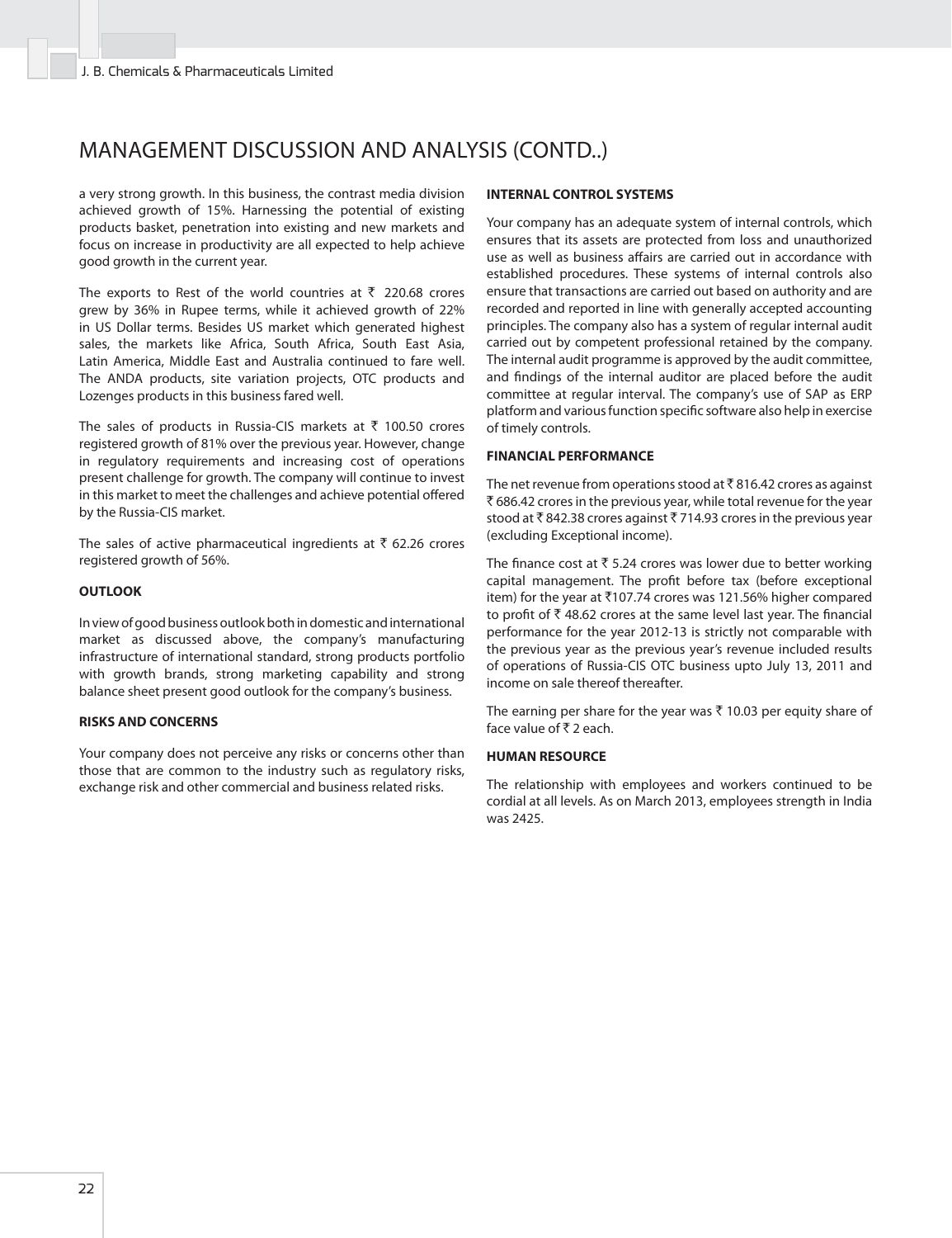# MANAGEMENT DISCUSSION AND ANALYSIS (CONTD..)

a very strong growth. In this business, the contrast media division achieved growth of 15%. Harnessing the potential of existing products basket, penetration into existing and new markets and focus on increase in productivity are all expected to help achieve good growth in the current year.

The exports to Rest of the world countries at ₹ 220.68 crores grew by 36% in Rupee terms, while it achieved growth of 22% in US Dollar terms. Besides US market which generated highest sales, the markets like Africa, South Africa, South East Asia, Latin America, Middle East and Australia continued to fare well. The ANDA products, site variation projects, OTC products and Lozenges products in this business fared well.

The sales of products in Russia-CIS markets at ₹ 100.50 crores registered growth of 81% over the previous year. However, change in regulatory requirements and increasing cost of operations present challenge for growth. The company will continue to invest in this market to meet the challenges and achieve potential offered by the Russia-CIS market.

The sales of active pharmaceutical ingredients at ₹ 62.26 crores registered growth of 56%.

**OUTLOOK**

In view of good business outlook both in domestic and international market as discussed above, the company's manufacturing infrastructure of international standard, strong products portfolio with growth brands, strong marketing capability and strong balance sheet present good outlook for the company's business.

**RISKS AND CONCERNS**

Your company does not perceive any risks or concerns other than those that are common to the industry such as regulatory risks, exchange risk and other commercial and business related risks.

**INTERNAL CONTROL SYSTEMS**

Your company has an adequate system of internal controls, which ensures that its assets are protected from loss and unauthorized use as well as business affairs are carried out in accordance with established procedures. These systems of internal controls also ensure that transactions are carried out based on authority and are recorded and reported in line with generally accepted accounting principles. The company also has a system of regular internal audit carried out by competent professional retained by the company. The internal audit programme is approved by the audit committee, and findings of the internal auditor are placed before the audit committee at regular interval. The company's use of SAP as ERP platform and various function specific software also help in exercise of timely controls.

**FINANCIAL PERFORMANCE**

The net revenue from operations stood at ₹ 816.42 crores as against ₹ 686.42 crores in the previous year, while total revenue for the year stood at ₹ 842.38 crores against ₹ 714.93 crores in the previous year (excluding Exceptional income).

The finance cost at ₹ 5.24 crores was lower due to better working capital management. The profit before tax (before exceptional item) for the year at ₹107.74 crores was 121.56% higher compared to profit of ₹ 48.62 crores at the same level last year. The financial performance for the year 2012-13 is strictly not comparable with the previous year as the previous year's revenue included results of operations of Russia-CIS OTC business upto July 13, 2011 and income on sale thereof thereafter.

The earning per share for the year was ₹ 10.03 per equity share of face value of ₹ 2 each.

**HUMAN RESOURCE**

The relationship with employees and workers continued to be cordial at all levels. As on March 2013, employees strength in India was 2425.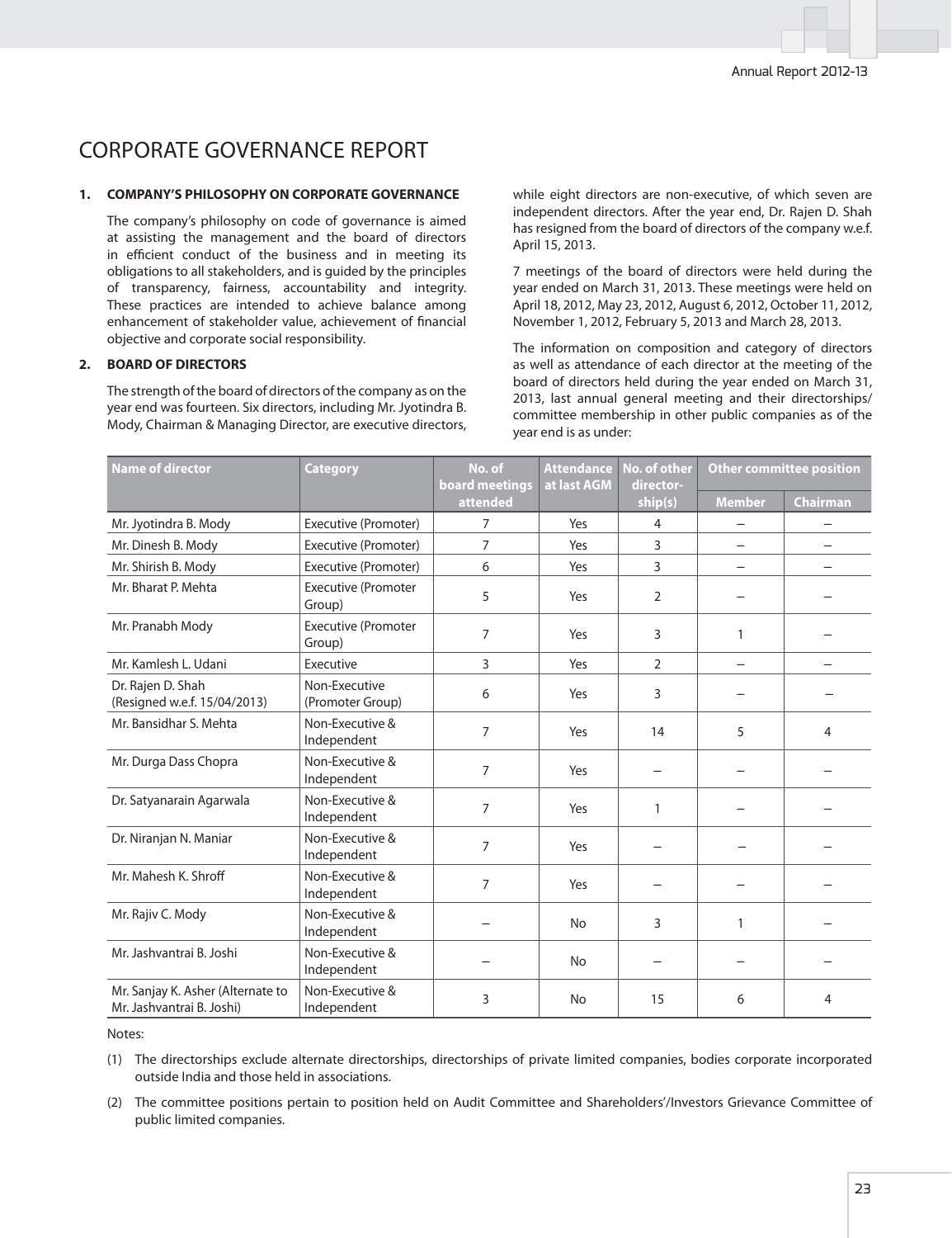# CORPORATE GOVERNANCE REPORT

## 1. COMPANY'S PHILOSOPHY ON CORPORATE GOVERNANCE

The company's philosophy on code of governance is aimed at assisting the management and the board of directors in efficient conduct of the business and in meeting its obligations to all stakeholders, and is guided by the principles of transparency, fairness, accountability and integrity. These practices are intended to achieve balance among enhancement of stakeholder value, achievement of financial objective and corporate social responsibility.

## 2. BOARD OF DIRECTORS

The strength of the board of directors of the company as on the year end was fourteen. Six directors, including Mr. Jyotindra B. Mody, Chairman & Managing Director, are executive directors, while eight directors are non-executive, of which seven are independent directors. After the year end, Dr. Rajen D. Shah has resigned from the board of directors of the company w.e.f. April 15, 2013.

7 meetings of the board of directors were held during the year ended on March 31, 2013. These meetings were held on April 18, 2012, May 23, 2012, August 6, 2012, October 11, 2012, November 1, 2012, February 5, 2013 and March 28, 2013.

The information on composition and category of directors as well as attendance of each director at the meeting of the board of directors held during the year ended on March 31, 2013, last annual general meeting and their directorships/ committee membership in other public companies as of the year end is as under:

| Name of director | Category | No. of board meetings attended | Attendance at last AGM | No. of other director-ship(s) | Other committee position | |
|---|---|---|---|---|---|---|
| | | | | | Member | Chairman |
| Mr. Jyotindra B. Mody | Executive (Promoter) | 7 | Yes | 4 | – | – |
| Mr. Dinesh B. Mody | Executive (Promoter) | 7 | Yes | 3 | – | – |
| Mr. Shirish B. Mody | Executive (Promoter) | 6 | Yes | 3 | – | – |
| Mr. Bharat P. Mehta | Executive (Promoter Group) | 5 | Yes | 2 | – | – |
| Mr. Pranabh Mody | Executive (Promoter Group) | 7 | Yes | 3 | 1 | – |
| Mr. Kamlesh L. Udani | Executive | 3 | Yes | 2 | – | – |
| Dr. Rajen D. Shah (Resigned w.e.f. 15/04/2013) | Non-Executive (Promoter Group) | 6 | Yes | 3 | – | – |
| Mr. Bansidhar S. Mehta | Non-Executive & Independent | 7 | Yes | 14 | 5 | 4 |
| Mr. Durga Dass Chopra | Non-Executive & Independent | 7 | Yes | – | – | – |
| Dr. Satyanarain Agarwala | Non-Executive & Independent | 7 | Yes | 1 | – | – |
| Dr. Niranjan N. Maniar | Non-Executive & Independent | 7 | Yes | – | – | – |
| Mr. Mahesh K. Shroff | Non-Executive & Independent | 7 | Yes | – | – | – |
| Mr. Rajiv C. Mody | Non-Executive & Independent | – | No | 3 | 1 | – |
| Mr. Jashvantrai B. Joshi | Non-Executive & Independent | – | No | – | – | – |
| Mr. Sanjay K. Asher (Alternate to Mr. Jashvantrai B. Joshi) | Non-Executive & Independent | 3 | No | 15 | 6 | 4 |

Notes:

(1) The directorships exclude alternate directorships, directorships of private limited companies, bodies corporate incorporated outside India and those held in associations.

(2) The committee positions pertain to position held on Audit Committee and Shareholders'/Investors Grievance Committee of public limited companies.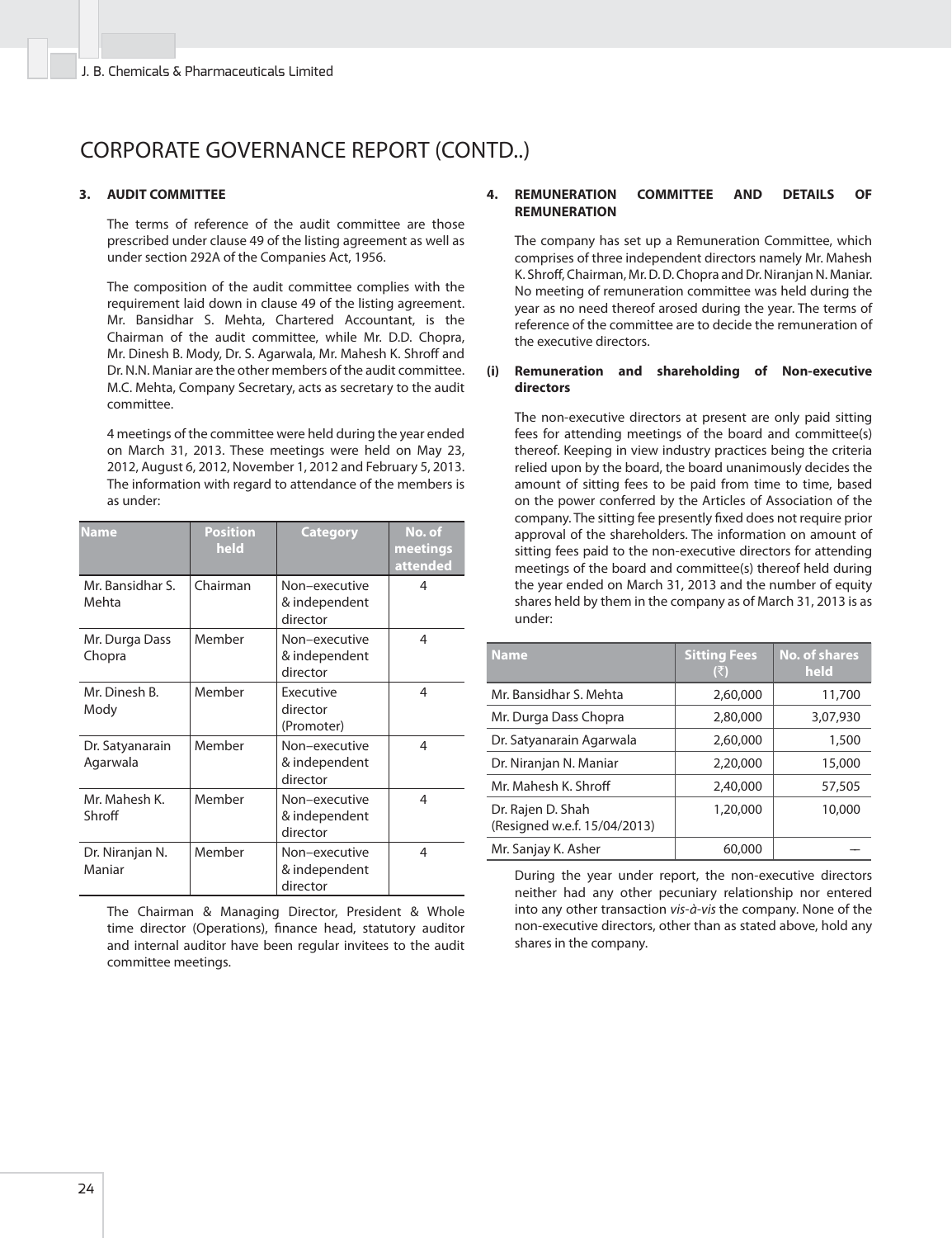# CORPORATE GOVERNANCE REPORT (CONTD..)

## 3. AUDIT COMMITTEE

The terms of reference of the audit committee are those prescribed under clause 49 of the listing agreement as well as under section 292A of the Companies Act, 1956.

The composition of the audit committee complies with the requirement laid down in clause 49 of the listing agreement. Mr. Bansidhar S. Mehta, Chartered Accountant, is the Chairman of the audit committee, while Mr. D.D. Chopra, Mr. Dinesh B. Mody, Dr. S. Agarwala, Mr. Mahesh K. Shroff and Dr. N.N. Maniar are the other members of the audit committee. M.C. Mehta, Company Secretary, acts as secretary to the audit committee.

4 meetings of the committee were held during the year ended on March 31, 2013. These meetings were held on May 23, 2012, August 6, 2012, November 1, 2012 and February 5, 2013. The information with regard to attendance of the members is as under:

| Name | Position held | Category | No. of meetings attended |
|---|---|---|---|
| Mr. Bansidhar S. Mehta | Chairman | Non–executive & independent director | 4 |
| Mr. Durga Dass Chopra | Member | Non–executive & independent director | 4 |
| Mr. Dinesh B. Mody | Member | Executive director (Promoter) | 4 |
| Dr. Satyanarain Agarwala | Member | Non–executive & independent director | 4 |
| Mr. Mahesh K. Shroff | Member | Non–executive & independent director | 4 |
| Dr. Niranjan N. Maniar | Member | Non–executive & independent director | 4 |

The Chairman & Managing Director, President & Whole time director (Operations), finance head, statutory auditor and internal auditor have been regular invitees to the audit committee meetings.

## 4. REMUNERATION COMMITTEE AND DETAILS OF REMUNERATION

The company has set up a Remuneration Committee, which comprises of three independent directors namely Mr. Mahesh K. Shroff, Chairman, Mr. D. D. Chopra and Dr. Niranjan N. Maniar. No meeting of remuneration committee was held during the year as no need thereof arosed during the year. The terms of reference of the committee are to decide the remuneration of the executive directors.

### (i) Remuneration and shareholding of Non-executive directors

The non-executive directors at present are only paid sitting fees for attending meetings of the board and committee(s) thereof. Keeping in view industry practices being the criteria relied upon by the board, the board unanimously decides the amount of sitting fees to be paid from time to time, based on the power conferred by the Articles of Association of the company. The sitting fee presently fixed does not require prior approval of the shareholders. The information on amount of sitting fees paid to the non-executive directors for attending meetings of the board and committee(s) thereof held during the year ended on March 31, 2013 and the number of equity shares held by them in the company as of March 31, 2013 is as under:

| Name | Sitting Fees (₹) | No. of shares held |
|---|---|---|
| Mr. Bansidhar S. Mehta | 2,60,000 | 11,700 |
| Mr. Durga Dass Chopra | 2,80,000 | 3,07,930 |
| Dr. Satyanarain Agarwala | 2,60,000 | 1,500 |
| Dr. Niranjan N. Maniar | 2,20,000 | 15,000 |
| Mr. Mahesh K. Shroff | 2,40,000 | 57,505 |
| Dr. Rajen D. Shah (Resigned w.e.f. 15/04/2013) | 1,20,000 | 10,000 |
| Mr. Sanjay K. Asher | 60,000 | — |

During the year under report, the non-executive directors neither had any other pecuniary relationship nor entered into any other transaction *vis-à-vis* the company. None of the non-executive directors, other than as stated above, hold any shares in the company.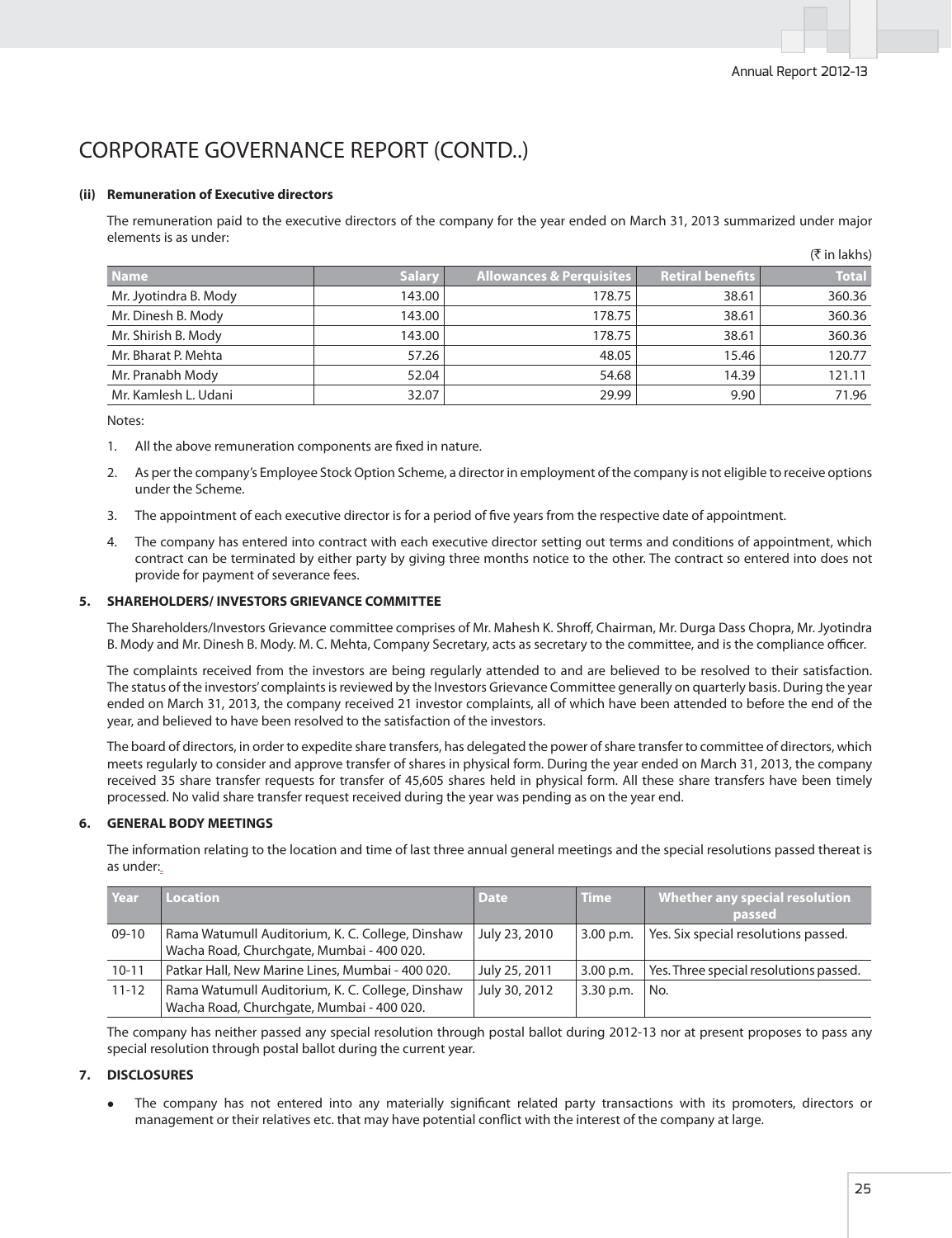# CORPORATE GOVERNANCE REPORT (CONTD..)

**(ii) Remuneration of Executive directors**

The remuneration paid to the executive directors of the company for the year ended on March 31, 2013 summarized under major elements is as under:

(₹ in lakhs)

| Name | Salary | Allowances & Perquisites | Retiral benefits | Total |
|---|---|---|---|---|
| Mr. Jyotindra B. Mody | 143.00 | 178.75 | 38.61 | 360.36 |
| Mr. Dinesh B. Mody | 143.00 | 178.75 | 38.61 | 360.36 |
| Mr. Shirish B. Mody | 143.00 | 178.75 | 38.61 | 360.36 |
| Mr. Bharat P. Mehta | 57.26 | 48.05 | 15.46 | 120.77 |
| Mr. Pranabh Mody | 52.04 | 54.68 | 14.39 | 121.11 |
| Mr. Kamlesh L. Udani | 32.07 | 29.99 | 9.90 | 71.96 |

Notes:

1. All the above remuneration components are fixed in nature.
2. As per the company's Employee Stock Option Scheme, a director in employment of the company is not eligible to receive options under the Scheme.
3. The appointment of each executive director is for a period of five years from the respective date of appointment.
4. The company has entered into contract with each executive director setting out terms and conditions of appointment, which contract can be terminated by either party by giving three months notice to the other. The contract so entered into does not provide for payment of severance fees.

## 5. SHAREHOLDERS/ INVESTORS GRIEVANCE COMMITTEE

The Shareholders/Investors Grievance committee comprises of Mr. Mahesh K. Shroff, Chairman, Mr. Durga Dass Chopra, Mr. Jyotindra B. Mody and Mr. Dinesh B. Mody. M. C. Mehta, Company Secretary, acts as secretary to the committee, and is the compliance officer.

The complaints received from the investors are being regularly attended to and are believed to be resolved to their satisfaction. The status of the investors' complaints is reviewed by the Investors Grievance Committee generally on quarterly basis. During the year ended on March 31, 2013, the company received 21 investor complaints, all of which have been attended to before the end of the year, and believed to have been resolved to the satisfaction of the investors.

The board of directors, in order to expedite share transfers, has delegated the power of share transfer to committee of directors, which meets regularly to consider and approve transfer of shares in physical form. During the year ended on March 31, 2013, the company received 35 share transfer requests for transfer of 45,605 shares held in physical form. All these share transfers have been timely processed. No valid share transfer request received during the year was pending as on the year end.

## 6. GENERAL BODY MEETINGS

The information relating to the location and time of last three annual general meetings and the special resolutions passed thereat is as under:

| Year | Location | Date | Time | Whether any special resolution passed |
|---|---|---|---|---|
| 09-10 | Rama Watumull Auditorium, K. C. College, Dinshaw Wacha Road, Churchgate, Mumbai - 400 020. | July 23, 2010 | 3.00 p.m. | Yes. Six special resolutions passed. |
| 10-11 | Patkar Hall, New Marine Lines, Mumbai - 400 020. | July 25, 2011 | 3.00 p.m. | Yes. Three special resolutions passed. |
| 11-12 | Rama Watumull Auditorium, K. C. College, Dinshaw Wacha Road, Churchgate, Mumbai - 400 020. | July 30, 2012 | 3.30 p.m. | No. |

The company has neither passed any special resolution through postal ballot during 2012-13 nor at present proposes to pass any special resolution through postal ballot during the current year.

## 7. DISCLOSURES

- The company has not entered into any materially significant related party transactions with its promoters, directors or management or their relatives etc. that may have potential conflict with the interest of the company at large.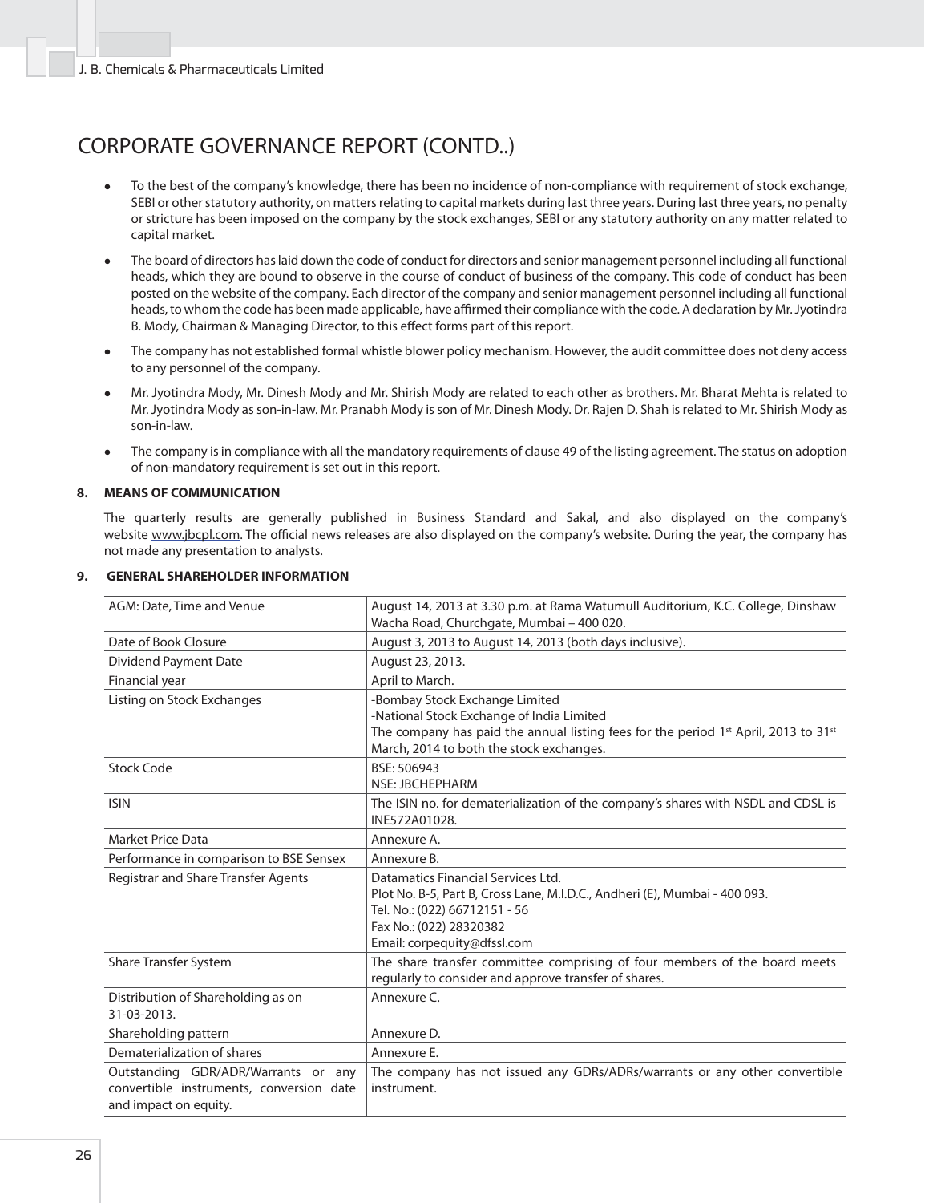# CORPORATE GOVERNANCE REPORT (CONTD..)

- To the best of the company's knowledge, there has been no incidence of non-compliance with requirement of stock exchange, SEBI or other statutory authority, on matters relating to capital markets during last three years. During last three years, no penalty or stricture has been imposed on the company by the stock exchanges, SEBI or any statutory authority on any matter related to capital market.
- The board of directors has laid down the code of conduct for directors and senior management personnel including all functional heads, which they are bound to observe in the course of conduct of business of the company. This code of conduct has been posted on the website of the company. Each director of the company and senior management personnel including all functional heads, to whom the code has been made applicable, have affirmed their compliance with the code. A declaration by Mr. Jyotindra B. Mody, Chairman & Managing Director, to this effect forms part of this report.
- The company has not established formal whistle blower policy mechanism. However, the audit committee does not deny access to any personnel of the company.
- Mr. Jyotindra Mody, Mr. Dinesh Mody and Mr. Shirish Mody are related to each other as brothers. Mr. Bharat Mehta is related to Mr. Jyotindra Mody as son-in-law. Mr. Pranabh Mody is son of Mr. Dinesh Mody. Dr. Rajen D. Shah is related to Mr. Shirish Mody as son-in-law.
- The company is in compliance with all the mandatory requirements of clause 49 of the listing agreement. The status on adoption of non-mandatory requirement is set out in this report.

## 8. MEANS OF COMMUNICATION

The quarterly results are generally published in Business Standard and Sakal, and also displayed on the company's website www.jbcpl.com. The official news releases are also displayed on the company's website. During the year, the company has not made any presentation to analysts.

## 9. GENERAL SHAREHOLDER INFORMATION

| | |
|---|---|
| AGM: Date, Time and Venue | August 14, 2013 at 3.30 p.m. at Rama Watumull Auditorium, K.C. College, Dinshaw Wacha Road, Churchgate, Mumbai – 400 020. |
| Date of Book Closure | August 3, 2013 to August 14, 2013 (both days inclusive). |
| Dividend Payment Date | August 23, 2013. |
| Financial year | April to March. |
| Listing on Stock Exchanges | -Bombay Stock Exchange Limited<br>-National Stock Exchange of India Limited<br>The company has paid the annual listing fees for the period 1st April, 2013 to 31st March, 2014 to both the stock exchanges. |
| Stock Code | BSE: 506943<br>NSE: JBCHEPHARM |
| ISIN | The ISIN no. for dematerialization of the company's shares with NSDL and CDSL is INE572A01028. |
| Market Price Data | Annexure A. |
| Performance in comparison to BSE Sensex | Annexure B. |
| Registrar and Share Transfer Agents | Datamatics Financial Services Ltd.<br>Plot No. B-5, Part B, Cross Lane, M.I.D.C., Andheri (E), Mumbai - 400 093.<br>Tel. No.: (022) 66712151 - 56<br>Fax No.: (022) 28320382<br>Email: corpequity@dfssl.com |
| Share Transfer System | The share transfer committee comprising of four members of the board meets regularly to consider and approve transfer of shares. |
| Distribution of Shareholding as on 31-03-2013. | Annexure C. |
| Shareholding pattern | Annexure D. |
| Dematerialization of shares | Annexure E. |
| Outstanding GDR/ADR/Warrants or any convertible instruments, conversion date and impact on equity. | The company has not issued any GDRs/ADRs/warrants or any other convertible instrument. |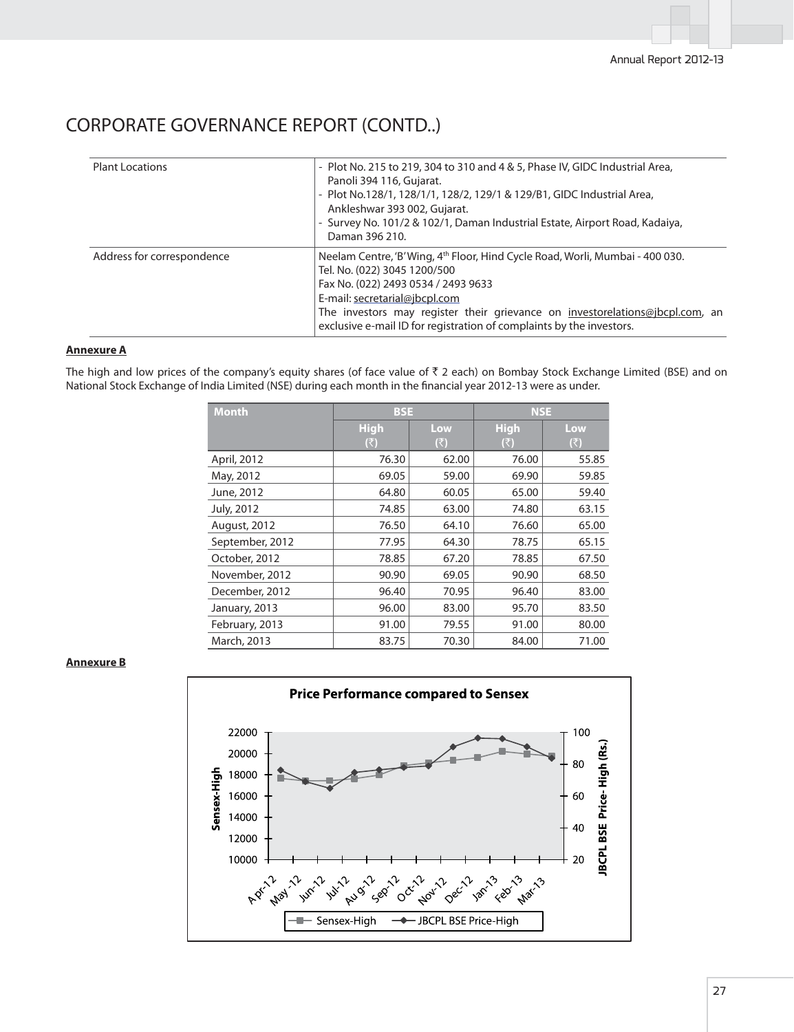# CORPORATE GOVERNANCE REPORT (CONTD..)

| | |
|---|---|
| Plant Locations | - Plot No. 215 to 219, 304 to 310 and 4 & 5, Phase IV, GIDC Industrial Area, Panoli 394 116, Gujarat.<br>- Plot No.128/1, 128/1/1, 128/2, 129/1 & 129/B1, GIDC Industrial Area, Ankleshwar 393 002, Gujarat.<br>- Survey No. 101/2 & 102/1, Daman Industrial Estate, Airport Road, Kadaiya, Daman 396 210. |
| Address for correspondence | Neelam Centre, 'B' Wing, 4th Floor, Hind Cycle Road, Worli, Mumbai - 400 030.<br>Tel. No. (022) 3045 1200/500<br>Fax No. (022) 2493 0534 / 2493 9633<br>E-mail: secretarial@jbcpl.com<br>The investors may register their grievance on investorelations@jbcpl.com, an exclusive e-mail ID for registration of complaints by the investors. |

**Annexure A**

The high and low prices of the company's equity shares (of face value of ₹ 2 each) on Bombay Stock Exchange Limited (BSE) and on National Stock Exchange of India Limited (NSE) during each month in the financial year 2012-13 were as under.

| Month | BSE | | NSE | |
|---|---|---|---|---|
| | High (₹) | Low (₹) | High (₹) | Low (₹) |
| April, 2012 | 76.30 | 62.00 | 76.00 | 55.85 |
| May, 2012 | 69.05 | 59.00 | 69.90 | 59.85 |
| June, 2012 | 64.80 | 60.05 | 65.00 | 59.40 |
| July, 2012 | 74.85 | 63.00 | 74.80 | 63.15 |
| August, 2012 | 76.50 | 64.10 | 76.60 | 65.00 |
| September, 2012 | 77.95 | 64.30 | 78.75 | 65.15 |
| October, 2012 | 78.85 | 67.20 | 78.85 | 67.50 |
| November, 2012 | 90.90 | 69.05 | 90.90 | 68.50 |
| December, 2012 | 96.40 | 70.95 | 96.40 | 83.00 |
| January, 2013 | 96.00 | 83.00 | 95.70 | 83.50 |
| February, 2013 | 91.00 | 79.55 | 91.00 | 80.00 |
| March, 2013 | 83.75 | 70.30 | 84.00 | 71.00 |

**Annexure B**

**Price Performance compared to Sensex**

(Chart: Sensex-High (left axis, 10000–22000) and JBCPL BSE Price-High (Rs.) (right axis, 20–100) for Apr-12 to Mar-13. Legend: Sensex-High, JBCPL BSE Price-High)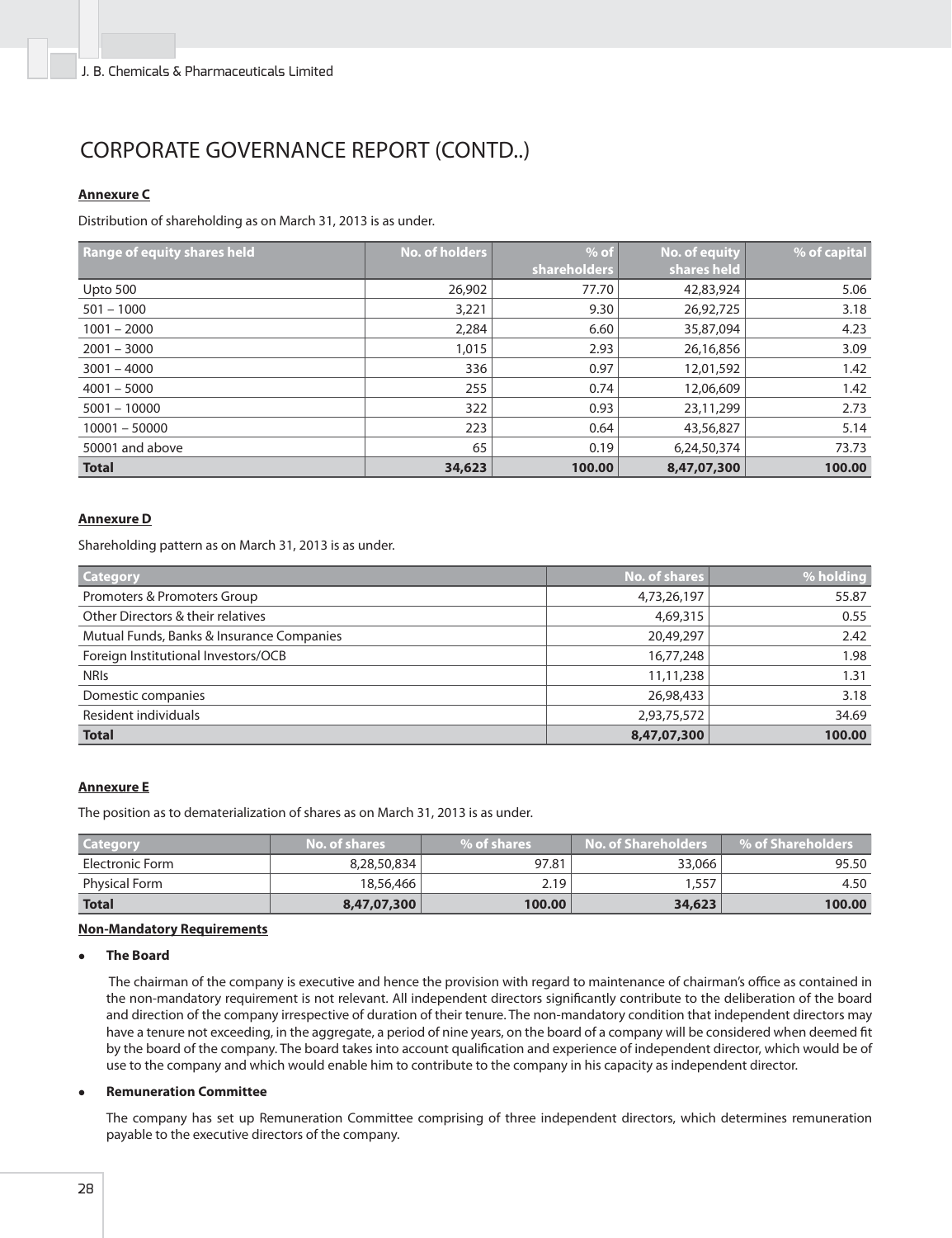# CORPORATE GOVERNANCE REPORT (CONTD..)

**Annexure C**

Distribution of shareholding as on March 31, 2013 is as under.

| Range of equity shares held | No. of holders | % of shareholders | No. of equity shares held | % of capital |
|---|---|---|---|---|
| Upto 500 | 26,902 | 77.70 | 42,83,924 | 5.06 |
| 501 – 1000 | 3,221 | 9.30 | 26,92,725 | 3.18 |
| 1001 – 2000 | 2,284 | 6.60 | 35,87,094 | 4.23 |
| 2001 – 3000 | 1,015 | 2.93 | 26,16,856 | 3.09 |
| 3001 – 4000 | 336 | 0.97 | 12,01,592 | 1.42 |
| 4001 – 5000 | 255 | 0.74 | 12,06,609 | 1.42 |
| 5001 – 10000 | 322 | 0.93 | 23,11,299 | 2.73 |
| 10001 – 50000 | 223 | 0.64 | 43,56,827 | 5.14 |
| 50001 and above | 65 | 0.19 | 6,24,50,374 | 73.73 |
| **Total** | **34,623** | **100.00** | **8,47,07,300** | **100.00** |

**Annexure D**

Shareholding pattern as on March 31, 2013 is as under.

| Category | No. of shares | % holding |
|---|---|---|
| Promoters & Promoters Group | 4,73,26,197 | 55.87 |
| Other Directors & their relatives | 4,69,315 | 0.55 |
| Mutual Funds, Banks & Insurance Companies | 20,49,297 | 2.42 |
| Foreign Institutional Investors/OCB | 16,77,248 | 1.98 |
| NRIs | 11,11,238 | 1.31 |
| Domestic companies | 26,98,433 | 3.18 |
| Resident individuals | 2,93,75,572 | 34.69 |
| **Total** | **8,47,07,300** | **100.00** |

**Annexure E**

The position as to dematerialization of shares as on March 31, 2013 is as under.

| Category | No. of shares | % of shares | No. of Shareholders | % of Shareholders |
|---|---|---|---|---|
| Electronic Form | 8,28,50,834 | 97.81 | 33,066 | 95.50 |
| Physical Form | 18,56,466 | 2.19 | 1,557 | 4.50 |
| **Total** | **8,47,07,300** | **100.00** | **34,623** | **100.00** |

**Non-Mandatory Requirements**

- **The Board**

  The chairman of the company is executive and hence the provision with regard to maintenance of chairman's office as contained in the non-mandatory requirement is not relevant. All independent directors significantly contribute to the deliberation of the board and direction of the company irrespective of duration of their tenure. The non-mandatory condition that independent directors may have a tenure not exceeding, in the aggregate, a period of nine years, on the board of a company will be considered when deemed fit by the board of the company. The board takes into account qualification and experience of independent director, which would be of use to the company and which would enable him to contribute to the company in his capacity as independent director.

- **Remuneration Committee**

  The company has set up Remuneration Committee comprising of three independent directors, which determines remuneration payable to the executive directors of the company.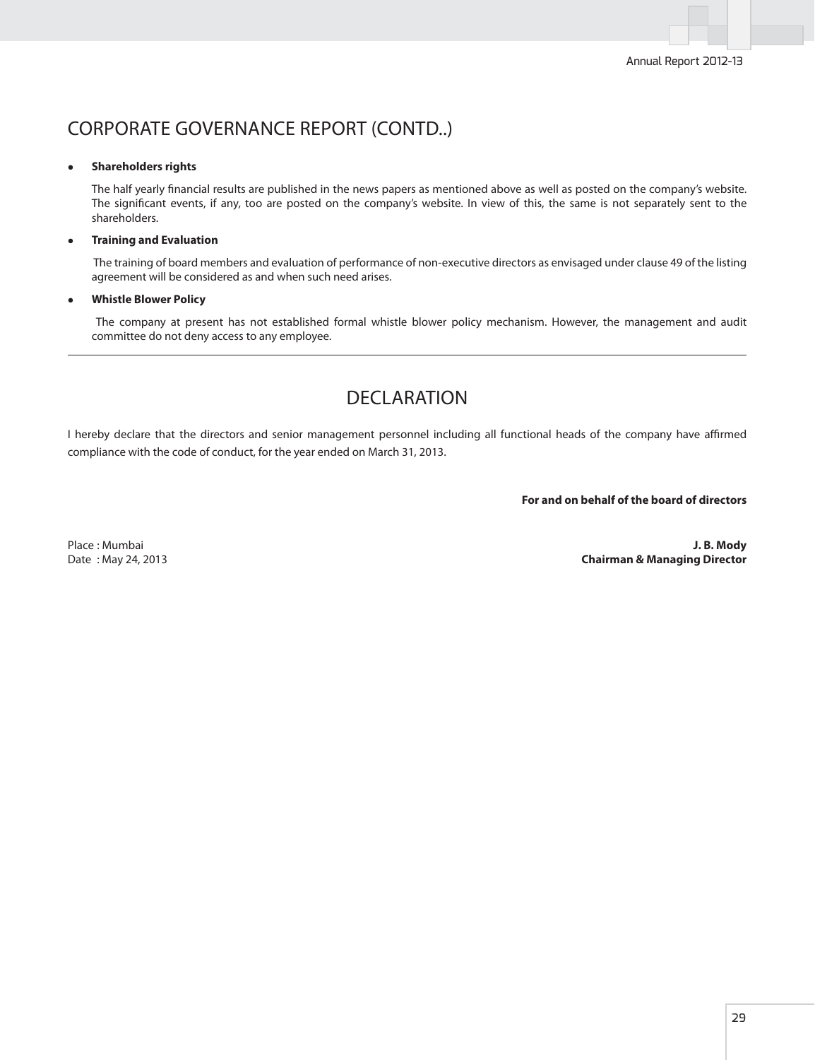# CORPORATE GOVERNANCE REPORT (CONTD..)

- **Shareholders rights**

  The half yearly financial results are published in the news papers as mentioned above as well as posted on the company's website. The significant events, if any, too are posted on the company's website. In view of this, the same is not separately sent to the shareholders.

- **Training and Evaluation**

  The training of board members and evaluation of performance of non-executive directors as envisaged under clause 49 of the listing agreement will be considered as and when such need arises.

- **Whistle Blower Policy**

  The company at present has not established formal whistle blower policy mechanism. However, the management and audit committee do not deny access to any employee.

---

# DECLARATION

I hereby declare that the directors and senior management personnel including all functional heads of the company have affirmed compliance with the code of conduct, for the year ended on March 31, 2013.

**For and on behalf of the board of directors**

Place : Mumbai
Date : May 24, 2013

**J. B. Mody**
**Chairman & Managing Director**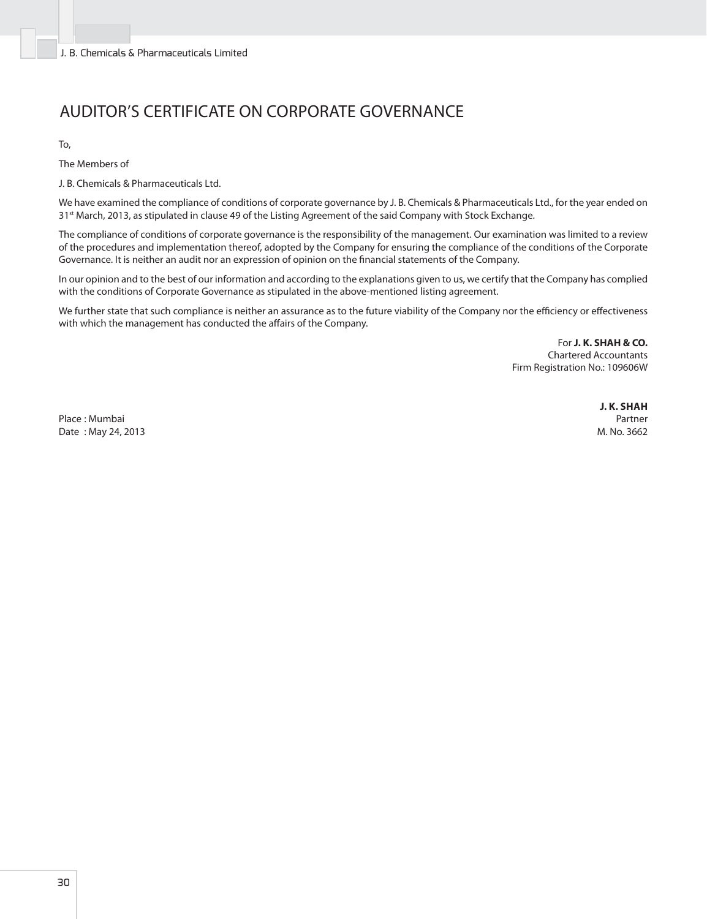# AUDITOR'S CERTIFICATE ON CORPORATE GOVERNANCE

To,

The Members of

J. B. Chemicals & Pharmaceuticals Ltd.

We have examined the compliance of conditions of corporate governance by J. B. Chemicals & Pharmaceuticals Ltd., for the year ended on 31st March, 2013, as stipulated in clause 49 of the Listing Agreement of the said Company with Stock Exchange.

The compliance of conditions of corporate governance is the responsibility of the management. Our examination was limited to a review of the procedures and implementation thereof, adopted by the Company for ensuring the compliance of the conditions of the Corporate Governance. It is neither an audit nor an expression of opinion on the financial statements of the Company.

In our opinion and to the best of our information and according to the explanations given to us, we certify that the Company has complied with the conditions of Corporate Governance as stipulated in the above-mentioned listing agreement.

We further state that such compliance is neither an assurance as to the future viability of the Company nor the efficiency or effectiveness with which the management has conducted the affairs of the Company.

For **J. K. SHAH & CO.**
Chartered Accountants
Firm Registration No.: 109606W

**J. K. SHAH**
Partner
M. No. 3662

Place : Mumbai
Date : May 24, 2013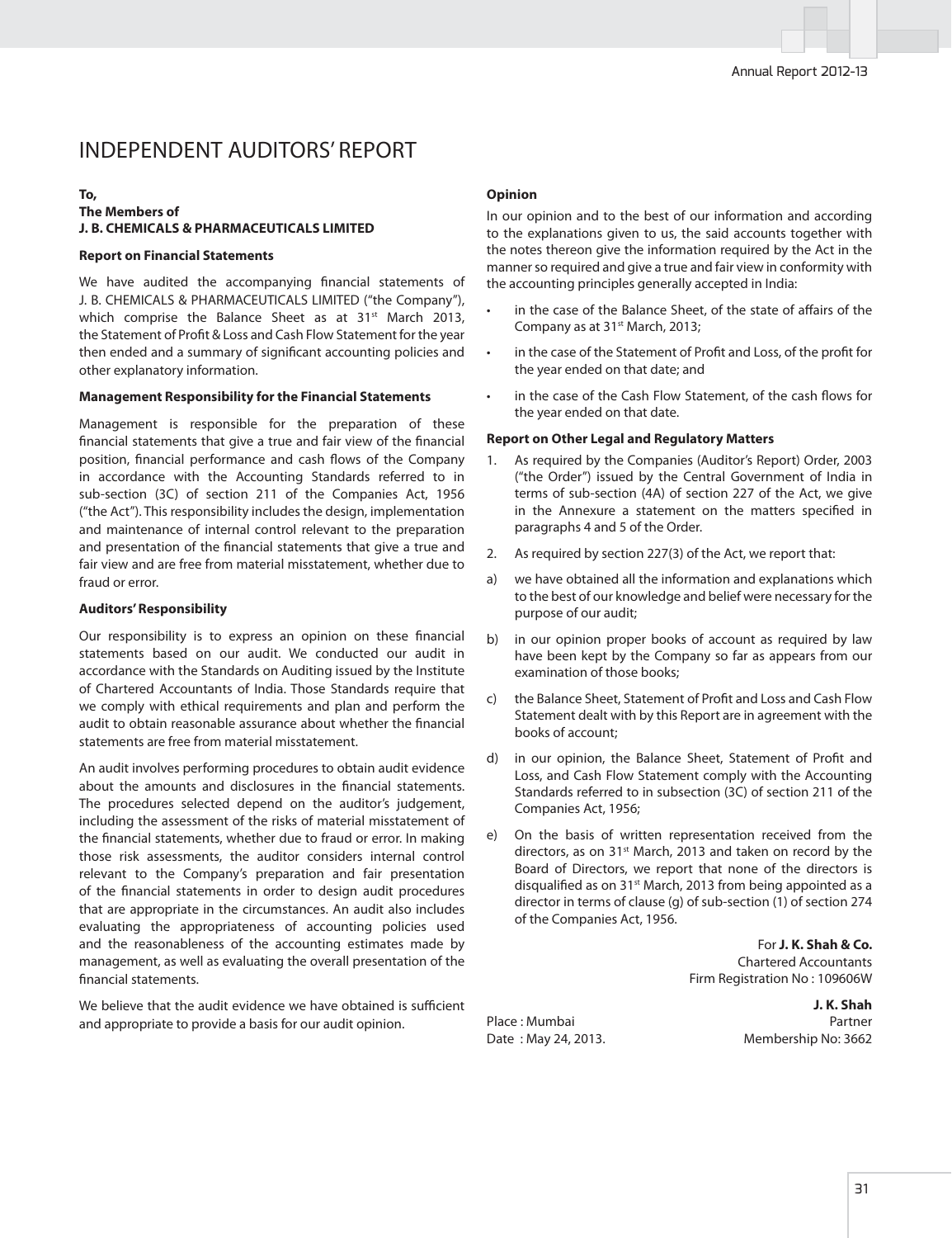# INDEPENDENT AUDITORS' REPORT

**To,**
**The Members of**
**J. B. CHEMICALS & PHARMACEUTICALS LIMITED**

**Report on Financial Statements**

We have audited the accompanying financial statements of J. B. CHEMICALS & PHARMACEUTICALS LIMITED ("the Company"), which comprise the Balance Sheet as at 31st March 2013, the Statement of Profit & Loss and Cash Flow Statement for the year then ended and a summary of significant accounting policies and other explanatory information.

**Management Responsibility for the Financial Statements**

Management is responsible for the preparation of these financial statements that give a true and fair view of the financial position, financial performance and cash flows of the Company in accordance with the Accounting Standards referred to in sub-section (3C) of section 211 of the Companies Act, 1956 ("the Act"). This responsibility includes the design, implementation and maintenance of internal control relevant to the preparation and presentation of the financial statements that give a true and fair view and are free from material misstatement, whether due to fraud or error.

**Auditors' Responsibility**

Our responsibility is to express an opinion on these financial statements based on our audit. We conducted our audit in accordance with the Standards on Auditing issued by the Institute of Chartered Accountants of India. Those Standards require that we comply with ethical requirements and plan and perform the audit to obtain reasonable assurance about whether the financial statements are free from material misstatement.

An audit involves performing procedures to obtain audit evidence about the amounts and disclosures in the financial statements. The procedures selected depend on the auditor's judgement, including the assessment of the risks of material misstatement of the financial statements, whether due to fraud or error. In making those risk assessments, the auditor considers internal control relevant to the Company's preparation and fair presentation of the financial statements in order to design audit procedures that are appropriate in the circumstances. An audit also includes evaluating the appropriateness of accounting policies used and the reasonableness of the accounting estimates made by management, as well as evaluating the overall presentation of the financial statements.

We believe that the audit evidence we have obtained is sufficient and appropriate to provide a basis for our audit opinion.

**Opinion**

In our opinion and to the best of our information and according to the explanations given to us, the said accounts together with the notes thereon give the information required by the Act in the manner so required and give a true and fair view in conformity with the accounting principles generally accepted in India:

- in the case of the Balance Sheet, of the state of affairs of the Company as at 31st March, 2013;
- in the case of the Statement of Profit and Loss, of the profit for the year ended on that date; and
- in the case of the Cash Flow Statement, of the cash flows for the year ended on that date.

**Report on Other Legal and Regulatory Matters**

1. As required by the Companies (Auditor's Report) Order, 2003 ("the Order") issued by the Central Government of India in terms of sub-section (4A) of section 227 of the Act, we give in the Annexure a statement on the matters specified in paragraphs 4 and 5 of the Order.
2. As required by section 227(3) of the Act, we report that:

a) we have obtained all the information and explanations which to the best of our knowledge and belief were necessary for the purpose of our audit;

b) in our opinion proper books of account as required by law have been kept by the Company so far as appears from our examination of those books;

c) the Balance Sheet, Statement of Profit and Loss and Cash Flow Statement dealt with by this Report are in agreement with the books of account;

d) in our opinion, the Balance Sheet, Statement of Profit and Loss, and Cash Flow Statement comply with the Accounting Standards referred to in subsection (3C) of section 211 of the Companies Act, 1956;

e) On the basis of written representation received from the directors, as on 31st March, 2013 and taken on record by the Board of Directors, we report that none of the directors is disqualified as on 31st March, 2013 from being appointed as a director in terms of clause (g) of sub-section (1) of section 274 of the Companies Act, 1956.

For **J. K. Shah & Co.**
Chartered Accountants
Firm Registration No : 109606W

**J. K. Shah**
Partner
Membership No: 3662

Place : Mumbai
Date : May 24, 2013.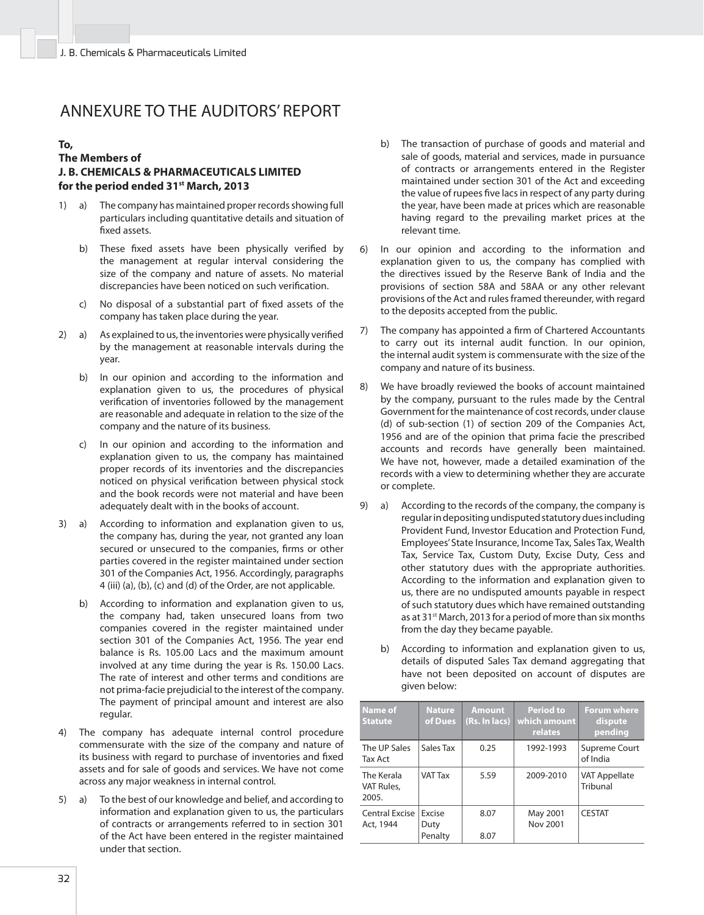# ANNEXURE TO THE AUDITORS' REPORT

**To,**
**The Members of**
**J. B. CHEMICALS & PHARMACEUTICALS LIMITED**
**for the period ended 31st March, 2013**

1) a) The company has maintained proper records showing full particulars including quantitative details and situation of fixed assets.

   b) These fixed assets have been physically verified by the management at regular interval considering the size of the company and nature of assets. No material discrepancies have been noticed on such verification.

   c) No disposal of a substantial part of fixed assets of the company has taken place during the year.

2) a) As explained to us, the inventories were physically verified by the management at reasonable intervals during the year.

   b) In our opinion and according to the information and explanation given to us, the procedures of physical verification of inventories followed by the management are reasonable and adequate in relation to the size of the company and the nature of its business.

   c) In our opinion and according to the information and explanation given to us, the company has maintained proper records of its inventories and the discrepancies noticed on physical verification between physical stock and the book records were not material and have been adequately dealt with in the books of account.

3) a) According to information and explanation given to us, the company has, during the year, not granted any loan secured or unsecured to the companies, firms or other parties covered in the register maintained under section 301 of the Companies Act, 1956. Accordingly, paragraphs 4 (iii) (a), (b), (c) and (d) of the Order, are not applicable.

   b) According to information and explanation given to us, the company had, taken unsecured loans from two companies covered in the register maintained under section 301 of the Companies Act, 1956. The year end balance is Rs. 105.00 Lacs and the maximum amount involved at any time during the year is Rs. 150.00 Lacs. The rate of interest and other terms and conditions are not prima-facie prejudicial to the interest of the company. The payment of principal amount and interest are also regular.

4) The company has adequate internal control procedure commensurate with the size of the company and nature of its business with regard to purchase of inventories and fixed assets and for sale of goods and services. We have not come across any major weakness in internal control.

5) a) To the best of our knowledge and belief, and according to information and explanation given to us, the particulars of contracts or arrangements referred to in section 301 of the Act have been entered in the register maintained under that section.

   b) The transaction of purchase of goods and material and sale of goods, material and services, made in pursuance of contracts or arrangements entered in the Register maintained under section 301 of the Act and exceeding the value of rupees five lacs in respect of any party during the year, have been made at prices which are reasonable having regard to the prevailing market prices at the relevant time.

6) In our opinion and according to the information and explanation given to us, the company has complied with the directives issued by the Reserve Bank of India and the provisions of section 58A and 58AA or any other relevant provisions of the Act and rules framed thereunder, with regard to the deposits accepted from the public.

7) The company has appointed a firm of Chartered Accountants to carry out its internal audit function. In our opinion, the internal audit system is commensurate with the size of the company and nature of its business.

8) We have broadly reviewed the books of account maintained by the company, pursuant to the rules made by the Central Government for the maintenance of cost records, under clause (d) of sub-section (1) of section 209 of the Companies Act, 1956 and are of the opinion that prima facie the prescribed accounts and records have generally been maintained. We have not, however, made a detailed examination of the records with a view to determining whether they are accurate or complete.

9) a) According to the records of the company, the company is regular in depositing undisputed statutory dues including Provident Fund, Investor Education and Protection Fund, Employees' State Insurance, Income Tax, Sales Tax, Wealth Tax, Service Tax, Custom Duty, Excise Duty, Cess and other statutory dues with the appropriate authorities. According to the information and explanation given to us, there are no undisputed amounts payable in respect of such statutory dues which have remained outstanding as at 31st March, 2013 for a period of more than six months from the day they became payable.

   b) According to information and explanation given to us, details of disputed Sales Tax demand aggregating that have not been deposited on account of disputes are given below:

| Name of Statute | Nature of Dues | Amount (Rs. In lacs) | Period to which amount relates | Forum where dispute pending |
|---|---|---|---|---|
| The UP Sales Tax Act | Sales Tax | 0.25 | 1992-1993 | Supreme Court of India |
| The Kerala VAT Rules, 2005. | VAT Tax | 5.59 | 2009-2010 | VAT Appellate Tribunal |
| Central Excise Act, 1944 | Excise Duty | 8.07 | May 2001 Nov 2001 | CESTAT |
| | Penalty | 8.07 | | |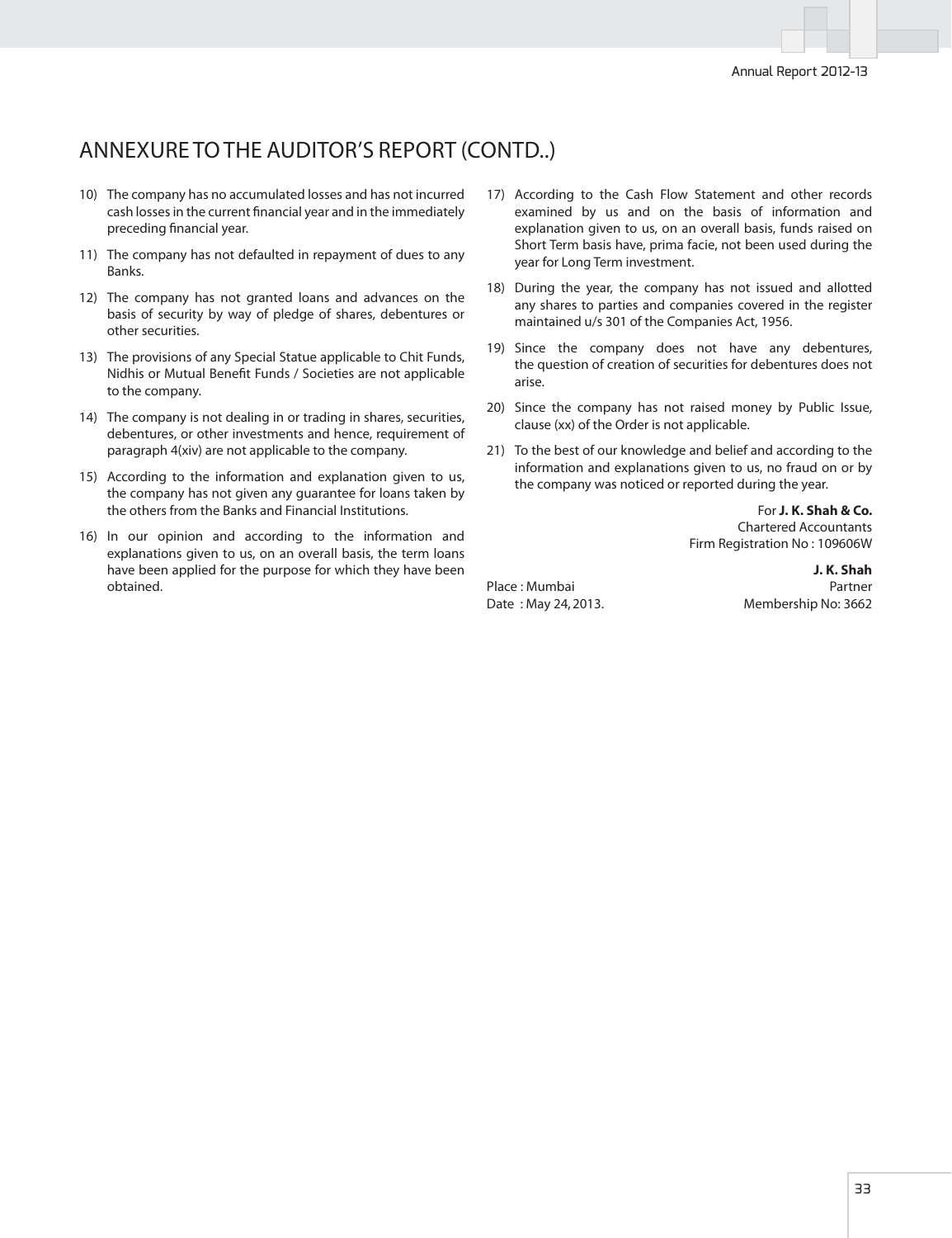# ANNEXURE TO THE AUDITOR'S REPORT (CONTD..)

10) The company has no accumulated losses and has not incurred cash losses in the current financial year and in the immediately preceding financial year.

11) The company has not defaulted in repayment of dues to any Banks.

12) The company has not granted loans and advances on the basis of security by way of pledge of shares, debentures or other securities.

13) The provisions of any Special Statue applicable to Chit Funds, Nidhis or Mutual Benefit Funds / Societies are not applicable to the company.

14) The company is not dealing in or trading in shares, securities, debentures, or other investments and hence, requirement of paragraph 4(xiv) are not applicable to the company.

15) According to the information and explanation given to us, the company has not given any guarantee for loans taken by the others from the Banks and Financial Institutions.

16) In our opinion and according to the information and explanations given to us, on an overall basis, the term loans have been applied for the purpose for which they have been obtained.

17) According to the Cash Flow Statement and other records examined by us and on the basis of information and explanation given to us, on an overall basis, funds raised on Short Term basis have, prima facie, not been used during the year for Long Term investment.

18) During the year, the company has not issued and allotted any shares to parties and companies covered in the register maintained u/s 301 of the Companies Act, 1956.

19) Since the company does not have any debentures, the question of creation of securities for debentures does not arise.

20) Since the company has not raised money by Public Issue, clause (xx) of the Order is not applicable.

21) To the best of our knowledge and belief and according to the information and explanations given to us, no fraud on or by the company was noticed or reported during the year.

For **J. K. Shah & Co.**
Chartered Accountants
Firm Registration No : 109606W

**J. K. Shah**
Partner
Membership No: 3662

Place : Mumbai
Date : May 24, 2013.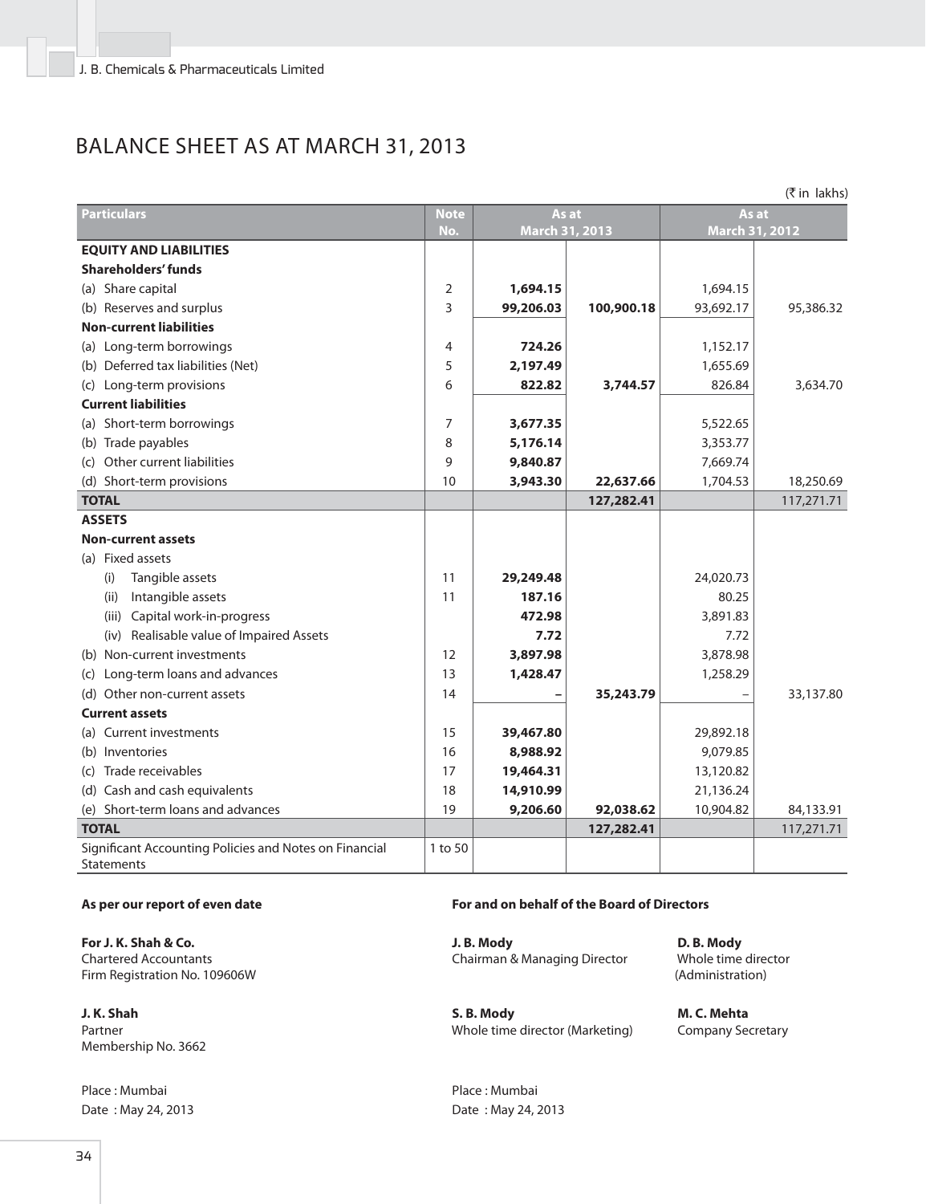# BALANCE SHEET AS AT MARCH 31, 2013

(₹ in lakhs)

| Particulars | Note No. | As at March 31, 2013 | | As at March 31, 2012 | |
|---|---|---|---|---|---|
| **EQUITY AND LIABILITIES** | | | | | |
| **Shareholders' funds** | | | | | |
| (a) Share capital | 2 | **1,694.15** | | 1,694.15 | |
| (b) Reserves and surplus | 3 | **99,206.03** | **100,900.18** | 93,692.17 | 95,386.32 |
| **Non-current liabilities** | | | | | |
| (a) Long-term borrowings | 4 | **724.26** | | 1,152.17 | |
| (b) Deferred tax liabilities (Net) | 5 | **2,197.49** | | 1,655.69 | |
| (c) Long-term provisions | 6 | **822.82** | **3,744.57** | 826.84 | 3,634.70 |
| **Current liabilities** | | | | | |
| (a) Short-term borrowings | 7 | **3,677.35** | | 5,522.65 | |
| (b) Trade payables | 8 | **5,176.14** | | 3,353.77 | |
| (c) Other current liabilities | 9 | **9,840.87** | | 7,669.74 | |
| (d) Short-term provisions | 10 | **3,943.30** | **22,637.66** | 1,704.53 | 18,250.69 |
| **TOTAL** | | | **127,282.41** | | 117,271.71 |
| **ASSETS** | | | | | |
| **Non-current assets** | | | | | |
| (a) Fixed assets | | | | | |
| (i) Tangible assets | 11 | **29,249.48** | | 24,020.73 | |
| (ii) Intangible assets | 11 | **187.16** | | 80.25 | |
| (iii) Capital work-in-progress | | **472.98** | | 3,891.83 | |
| (iv) Realisable value of Impaired Assets | | **7.72** | | 7.72 | |
| (b) Non-current investments | 12 | **3,897.98** | | 3,878.98 | |
| (c) Long-term loans and advances | 13 | **1,428.47** | | 1,258.29 | |
| (d) Other non-current assets | 14 | **–** | **35,243.79** | – | 33,137.80 |
| **Current assets** | | | | | |
| (a) Current investments | 15 | **39,467.80** | | 29,892.18 | |
| (b) Inventories | 16 | **8,988.92** | | 9,079.85 | |
| (c) Trade receivables | 17 | **19,464.31** | | 13,120.82 | |
| (d) Cash and cash equivalents | 18 | **14,910.99** | | 21,136.24 | |
| (e) Short-term loans and advances | 19 | **9,206.60** | **92,038.62** | 10,904.82 | 84,133.91 |
| **TOTAL** | | | **127,282.41** | | 117,271.71 |
| Significant Accounting Policies and Notes on Financial Statements | 1 to 50 | | | | |

**As per our report of even date**

**For J. K. Shah & Co.**
Chartered Accountants
Firm Registration No. 109606W

**J. K. Shah**
Partner
Membership No. 3662

Place : Mumbai
Date : May 24, 2013

**For and on behalf of the Board of Directors**

**J. B. Mody**
Chairman & Managing Director

**D. B. Mody**
Whole time director (Administration)

**S. B. Mody**
Whole time director (Marketing)

**M. C. Mehta**
Company Secretary

Place : Mumbai
Date : May 24, 2013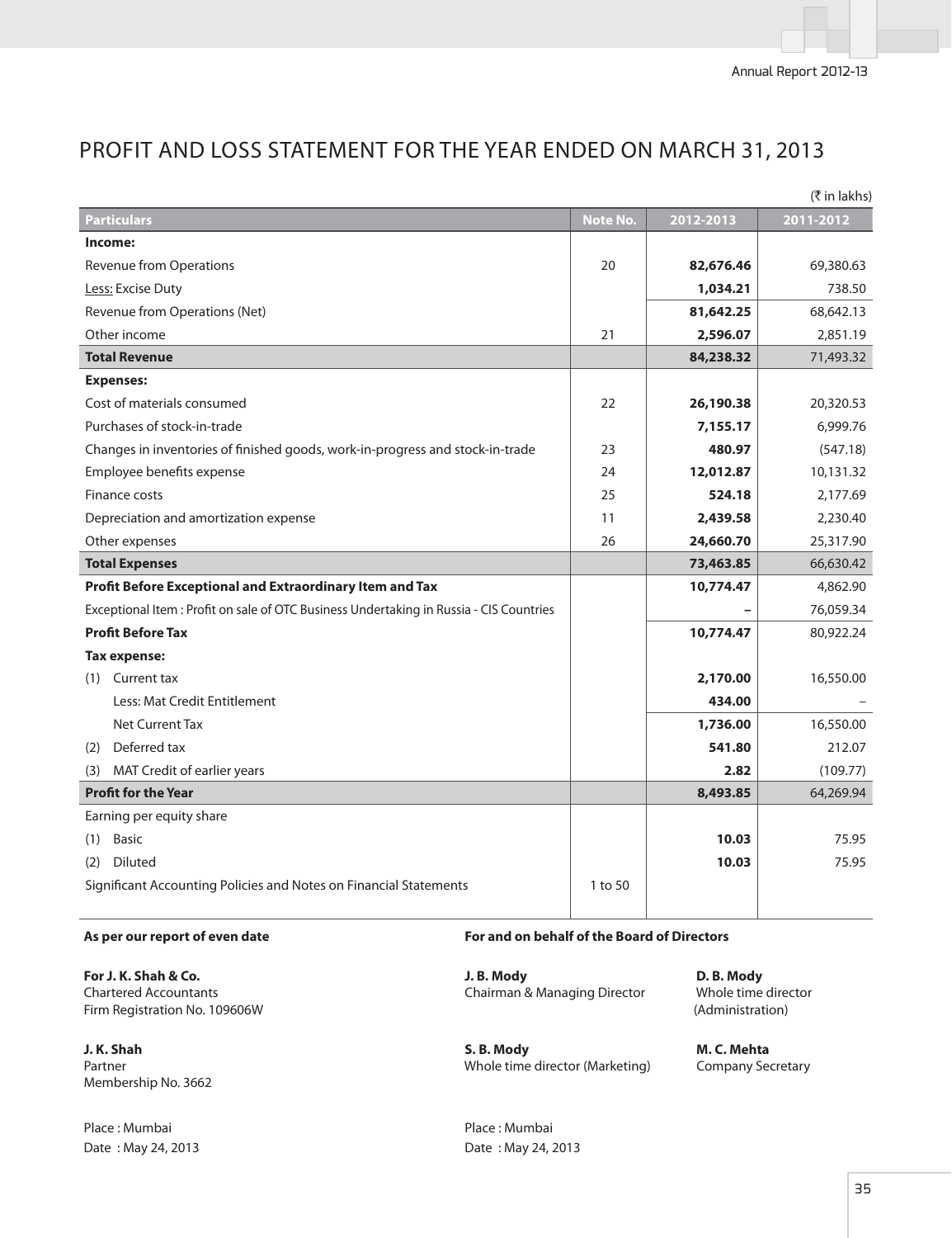# PROFIT AND LOSS STATEMENT FOR THE YEAR ENDED ON MARCH 31, 2013

(₹ in lakhs)

| Particulars | Note No. | 2012-2013 | 2011-2012 |
|---|---|---|---|
| **Income:** | | | |
| Revenue from Operations | 20 | **82,676.46** | 69,380.63 |
| Less: Excise Duty | | **1,034.21** | 738.50 |
| Revenue from Operations (Net) | | **81,642.25** | 68,642.13 |
| Other income | 21 | **2,596.07** | 2,851.19 |
| **Total Revenue** | | **84,238.32** | 71,493.32 |
| **Expenses:** | | | |
| Cost of materials consumed | 22 | **26,190.38** | 20,320.53 |
| Purchases of stock-in-trade | | **7,155.17** | 6,999.76 |
| Changes in inventories of finished goods, work-in-progress and stock-in-trade | 23 | **480.97** | (547.18) |
| Employee benefits expense | 24 | **12,012.87** | 10,131.32 |
| Finance costs | 25 | **524.18** | 2,177.69 |
| Depreciation and amortization expense | 11 | **2,439.58** | 2,230.40 |
| Other expenses | 26 | **24,660.70** | 25,317.90 |
| **Total Expenses** | | **73,463.85** | 66,630.42 |
| **Profit Before Exceptional and Extraordinary Item and Tax** | | **10,774.47** | 4,862.90 |
| Exceptional Item : Profit on sale of OTC Business Undertaking in Russia - CIS Countries | | **–** | 76,059.34 |
| **Profit Before Tax** | | **10,774.47** | 80,922.24 |
| **Tax expense:** | | | |
| (1) Current tax | | **2,170.00** | 16,550.00 |
| Less: Mat Credit Entitlement | | **434.00** | – |
| Net Current Tax | | **1,736.00** | 16,550.00 |
| (2) Deferred tax | | **541.80** | 212.07 |
| (3) MAT Credit of earlier years | | **2.82** | (109.77) |
| **Profit for the Year** | | **8,493.85** | 64,269.94 |
| Earning per equity share | | | |
| (1) Basic | | **10.03** | 75.95 |
| (2) Diluted | | **10.03** | 75.95 |
| Significant Accounting Policies and Notes on Financial Statements | 1 to 50 | | |

**As per our report of even date**

**For J. K. Shah & Co.**
Chartered Accountants
Firm Registration No. 109606W

**J. K. Shah**
Partner
Membership No. 3662

Place : Mumbai
Date : May 24, 2013

**For and on behalf of the Board of Directors**

**J. B. Mody**
Chairman & Managing Director

**D. B. Mody**
Whole time director
(Administration)

**S. B. Mody**
Whole time director (Marketing)

**M. C. Mehta**
Company Secretary

Place : Mumbai
Date : May 24, 2013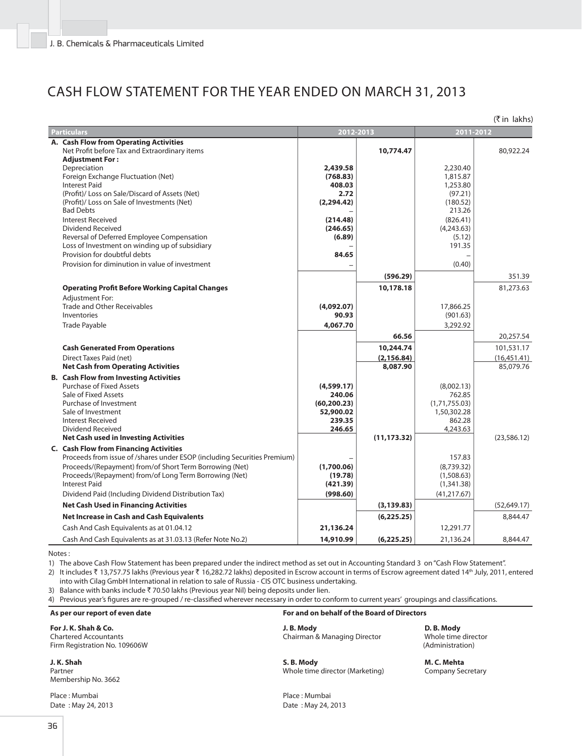# CASH FLOW STATEMENT FOR THE YEAR ENDED ON MARCH 31, 2013

(₹ in lakhs)

| Particulars | 2012-2013 | | 2011-2012 | |
|---|---|---|---|---|
| **A. Cash Flow from Operating Activities** | | | | |
| Net Profit before Tax and Extraordinary items | | **10,774.47** | | 80,922.24 |
| **Adjustment For :** | | | | |
| Depreciation | **2,439.58** | | 2,230.40 | |
| Foreign Exchange Fluctuation (Net) | **(768.83)** | | 1,815.87 | |
| Interest Paid | **408.03** | | 1,253.80 | |
| (Profit)/ Loss on Sale/Discard of Assets (Net) | **2.72** | | (97.21) | |
| (Profit)/ Loss on Sale of Investments (Net) | **(2,294.42)** | | (180.52) | |
| Bad Debts | **–** | | 213.26 | |
| Interest Received | **(214.48)** | | (826.41) | |
| Dividend Received | **(246.65)** | | (4,243.63) | |
| Reversal of Deferred Employee Compensation | **(6.89)** | | (5.12) | |
| Loss of Investment on winding up of subsidiary | **–** | | 191.35 | |
| Provision for doubtful debts | **84.65** | | – | |
| Provision for diminution in value of investment | **–** | | (0.40) | |
| | | **(596.29)** | | 351.39 |
| **Operating Profit Before Working Capital Changes** | | **10,178.18** | | 81,273.63 |
| Adjustment For: | | | | |
| Trade and Other Receivables | **(4,092.07)** | | 17,866.25 | |
| Inventories | **90.93** | | (901.63) | |
| Trade Payable | **4,067.70** | | 3,292.92 | |
| | | **66.56** | | 20,257.54 |
| **Cash Generated From Operations** | | **10,244.74** | | 101,531.17 |
| Direct Taxes Paid (net) | | **(2,156.84)** | | (16,451.41) |
| **Net Cash from Operating Activities** | | **8,087.90** | | 85,079.76 |
| **B. Cash Flow from Investing Activities** | | | | |
| Purchase of Fixed Assets | **(4,599.17)** | | (8,002.13) | |
| Sale of Fixed Assets | **240.06** | | 762.85 | |
| Purchase of Investment | **(60,200.23)** | | (1,71,755.03) | |
| Sale of Investment | **52,900.02** | | 1,50,302.28 | |
| Interest Received | **239.35** | | 862.28 | |
| Dividend Received | **246.65** | | 4,243.63 | |
| **Net Cash used in Investing Activities** | | **(11,173.32)** | | (23,586.12) |
| **C. Cash Flow from Financing Activities** | | | | |
| Proceeds from issue of /shares under ESOP (including Securities Premium) | **–** | | 157.83 | |
| Proceeds/(Repayment) from/of Short Term Borrowing (Net) | **(1,700.06)** | | (8,739.32) | |
| Proceeds/(Repayment) from/of Long Term Borrowing (Net) | **(19.78)** | | (1,508.63) | |
| Interest Paid | **(421.39)** | | (1,341.38) | |
| Dividend Paid (Including Dividend Distribution Tax) | **(998.60)** | | (41,217.67) | |
| **Net Cash Used in Financing Activities** | | **(3,139.83)** | | (52,649.17) |
| **Net Increase in Cash and Cash Equivalents** | | **(6,225.25)** | | 8,844.47 |
| Cash And Cash Equivalents as at 01.04.12 | **21,136.24** | | 12,291.77 | |
| Cash And Cash Equivalents as at 31.03.13 (Refer Note No.2) | **14,910.99** | **(6,225.25)** | 21,136.24 | 8,844.47 |

Notes :

1) The above Cash Flow Statement has been prepared under the indirect method as set out in Accounting Standard 3 on "Cash Flow Statement".
2) It includes ₹ 13,757.75 lakhs (Previous year ₹ 16,282.72 lakhs) deposited in Escrow account in terms of Escrow agreement dated 14th July, 2011, entered into with Cilag GmbH International in relation to sale of Russia - CIS OTC business undertaking.
3) Balance with banks include ₹ 70.50 lakhs (Previous year Nil) being deposits under lien.
4) Previous year's figures are re-grouped / re-classified wherever necessary in order to conform to current years' groupings and classifications.

**As per our report of even date**

**For J. K. Shah & Co.**
Chartered Accountants
Firm Registration No. 109606W

**J. K. Shah**
Partner
Membership No. 3662

Place : Mumbai
Date : May 24, 2013

**For and on behalf of the Board of Directors**

**J. B. Mody**
Chairman & Managing Director

**D. B. Mody**
Whole time director
(Administration)

**S. B. Mody**
Whole time director (Marketing)

**M. C. Mehta**
Company Secretary

Place : Mumbai
Date : May 24, 2013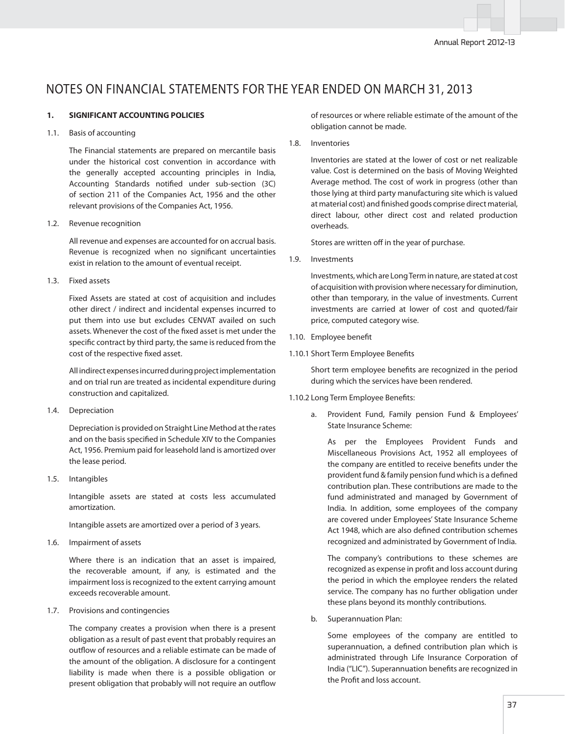# NOTES ON FINANCIAL STATEMENTS FOR THE YEAR ENDED ON MARCH 31, 2013

## 1. SIGNIFICANT ACCOUNTING POLICIES

### 1.1. Basis of accounting

The Financial statements are prepared on mercantile basis under the historical cost convention in accordance with the generally accepted accounting principles in India, Accounting Standards notified under sub-section (3C) of section 211 of the Companies Act, 1956 and the other relevant provisions of the Companies Act, 1956.

### 1.2. Revenue recognition

All revenue and expenses are accounted for on accrual basis. Revenue is recognized when no significant uncertainties exist in relation to the amount of eventual receipt.

### 1.3. Fixed assets

Fixed Assets are stated at cost of acquisition and includes other direct / indirect and incidental expenses incurred to put them into use but excludes CENVAT availed on such assets. Whenever the cost of the fixed asset is met under the specific contract by third party, the same is reduced from the cost of the respective fixed asset.

All indirect expenses incurred during project implementation and on trial run are treated as incidental expenditure during construction and capitalized.

### 1.4. Depreciation

Depreciation is provided on Straight Line Method at the rates and on the basis specified in Schedule XIV to the Companies Act, 1956. Premium paid for leasehold land is amortized over the lease period.

### 1.5. Intangibles

Intangible assets are stated at costs less accumulated amortization.

Intangible assets are amortized over a period of 3 years.

### 1.6. Impairment of assets

Where there is an indication that an asset is impaired, the recoverable amount, if any, is estimated and the impairment loss is recognized to the extent carrying amount exceeds recoverable amount.

### 1.7. Provisions and contingencies

The company creates a provision when there is a present obligation as a result of past event that probably requires an outflow of resources and a reliable estimate can be made of the amount of the obligation. A disclosure for a contingent liability is made when there is a possible obligation or present obligation that probably will not require an outflow of resources or where reliable estimate of the amount of the obligation cannot be made.

### 1.8. Inventories

Inventories are stated at the lower of cost or net realizable value. Cost is determined on the basis of Moving Weighted Average method. The cost of work in progress (other than those lying at third party manufacturing site which is valued at material cost) and finished goods comprise direct material, direct labour, other direct cost and related production overheads.

Stores are written off in the year of purchase.

### 1.9. Investments

Investments, which are Long Term in nature, are stated at cost of acquisition with provision where necessary for diminution, other than temporary, in the value of investments. Current investments are carried at lower of cost and quoted/fair price, computed category wise.

### 1.10. Employee benefit

#### 1.10.1 Short Term Employee Benefits

Short term employee benefits are recognized in the period during which the services have been rendered.

#### 1.10.2 Long Term Employee Benefits:

a. Provident Fund, Family pension Fund & Employees' State Insurance Scheme:

As per the Employees Provident Funds and Miscellaneous Provisions Act, 1952 all employees of the company are entitled to receive benefits under the provident fund & family pension fund which is a defined contribution plan. These contributions are made to the fund administrated and managed by Government of India. In addition, some employees of the company are covered under Employees' State Insurance Scheme Act 1948, which are also defined contribution schemes recognized and administrated by Government of India.

The company's contributions to these schemes are recognized as expense in profit and loss account during the period in which the employee renders the related service. The company has no further obligation under these plans beyond its monthly contributions.

b. Superannuation Plan:

Some employees of the company are entitled to superannuation, a defined contribution plan which is administrated through Life Insurance Corporation of India ("LIC"). Superannuation benefits are recognized in the Profit and loss account.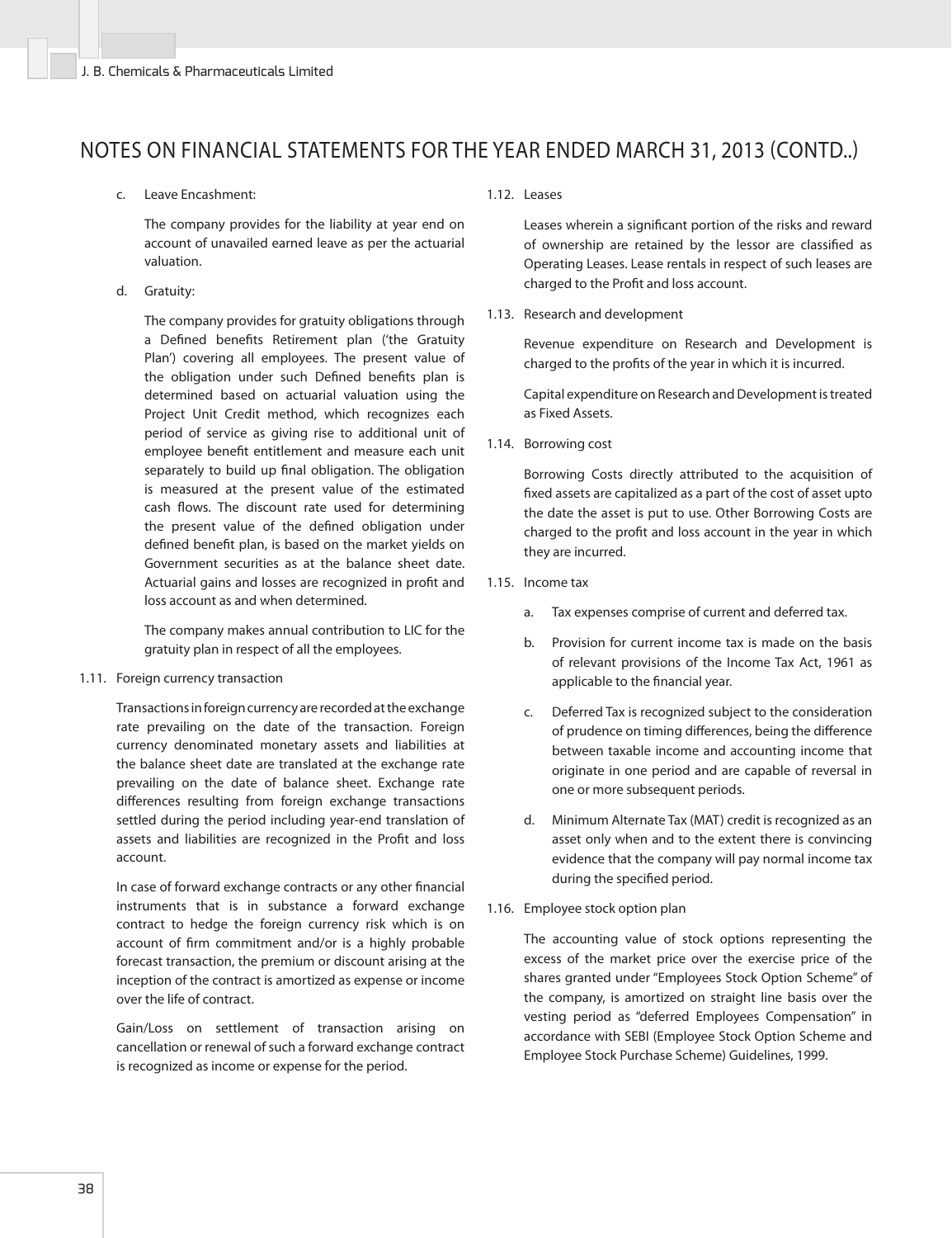# NOTES ON FINANCIAL STATEMENTS FOR THE YEAR ENDED MARCH 31, 2013 (CONTD..)

c. Leave Encashment:

The company provides for the liability at year end on account of unavailed earned leave as per the actuarial valuation.

d. Gratuity:

The company provides for gratuity obligations through a Defined benefits Retirement plan ('the Gratuity Plan') covering all employees. The present value of the obligation under such Defined benefits plan is determined based on actuarial valuation using the Project Unit Credit method, which recognizes each period of service as giving rise to additional unit of employee benefit entitlement and measure each unit separately to build up final obligation. The obligation is measured at the present value of the estimated cash flows. The discount rate used for determining the present value of the defined obligation under defined benefit plan, is based on the market yields on Government securities as at the balance sheet date. Actuarial gains and losses are recognized in profit and loss account as and when determined.

The company makes annual contribution to LIC for the gratuity plan in respect of all the employees.

1.11. Foreign currency transaction

Transactions in foreign currency are recorded at the exchange rate prevailing on the date of the transaction. Foreign currency denominated monetary assets and liabilities at the balance sheet date are translated at the exchange rate prevailing on the date of balance sheet. Exchange rate differences resulting from foreign exchange transactions settled during the period including year-end translation of assets and liabilities are recognized in the Profit and loss account.

In case of forward exchange contracts or any other financial instruments that is in substance a forward exchange contract to hedge the foreign currency risk which is on account of firm commitment and/or is a highly probable forecast transaction, the premium or discount arising at the inception of the contract is amortized as expense or income over the life of contract.

Gain/Loss on settlement of transaction arising on cancellation or renewal of such a forward exchange contract is recognized as income or expense for the period.

1.12. Leases

Leases wherein a significant portion of the risks and reward of ownership are retained by the lessor are classified as Operating Leases. Lease rentals in respect of such leases are charged to the Profit and loss account.

1.13. Research and development

Revenue expenditure on Research and Development is charged to the profits of the year in which it is incurred.

Capital expenditure on Research and Development is treated as Fixed Assets.

1.14. Borrowing cost

Borrowing Costs directly attributed to the acquisition of fixed assets are capitalized as a part of the cost of asset upto the date the asset is put to use. Other Borrowing Costs are charged to the profit and loss account in the year in which they are incurred.

1.15. Income tax

a. Tax expenses comprise of current and deferred tax.

b. Provision for current income tax is made on the basis of relevant provisions of the Income Tax Act, 1961 as applicable to the financial year.

c. Deferred Tax is recognized subject to the consideration of prudence on timing differences, being the difference between taxable income and accounting income that originate in one period and are capable of reversal in one or more subsequent periods.

d. Minimum Alternate Tax (MAT) credit is recognized as an asset only when and to the extent there is convincing evidence that the company will pay normal income tax during the specified period.

1.16. Employee stock option plan

The accounting value of stock options representing the excess of the market price over the exercise price of the shares granted under "Employees Stock Option Scheme" of the company, is amortized on straight line basis over the vesting period as "deferred Employees Compensation" in accordance with SEBI (Employee Stock Option Scheme and Employee Stock Purchase Scheme) Guidelines, 1999.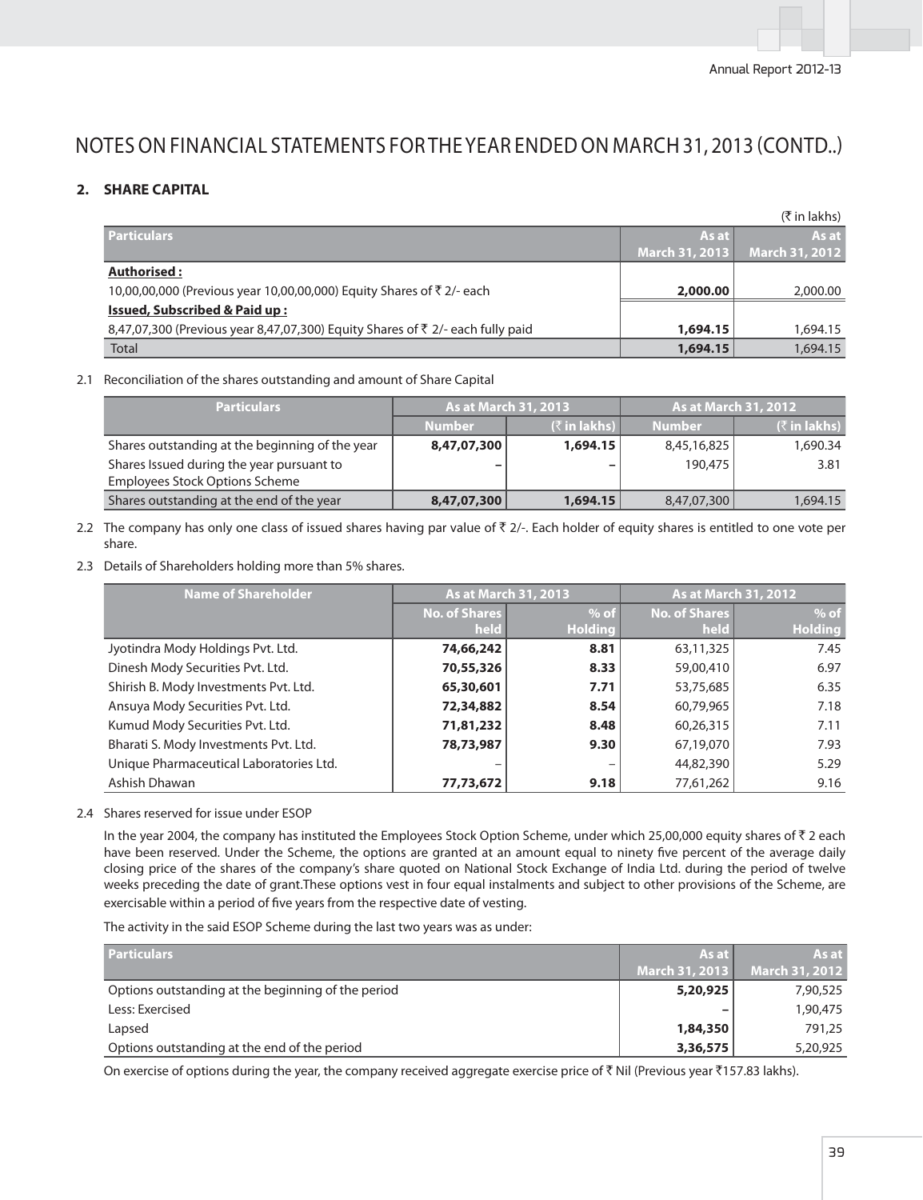# NOTES ON FINANCIAL STATEMENTS FOR THE YEAR ENDED ON MARCH 31, 2013 (CONTD..)

## 2. SHARE CAPITAL

(₹ in lakhs)

| Particulars | As at March 31, 2013 | As at March 31, 2012 |
|---|---|---|
| **Authorised :** | | |
| 10,00,00,000 (Previous year 10,00,00,000) Equity Shares of ₹ 2/- each | **2,000.00** | 2,000.00 |
| **Issued, Subscribed & Paid up :** | | |
| 8,47,07,300 (Previous year 8,47,07,300) Equity Shares of ₹ 2/- each fully paid | **1,694.15** | 1,694.15 |
| Total | **1,694.15** | 1,694.15 |

2.1 Reconciliation of the shares outstanding and amount of Share Capital

| Particulars | As at March 31, 2013 | | As at March 31, 2012 | |
|---|---|---|---|---|
| | Number | (₹ in lakhs) | Number | (₹ in lakhs) |
| Shares outstanding at the beginning of the year | **8,47,07,300** | **1,694.15** | 8,45,16,825 | 1,690.34 |
| Shares Issued during the year pursuant to Employees Stock Options Scheme | **–** | **–** | 190,475 | 3.81 |
| Shares outstanding at the end of the year | **8,47,07,300** | **1,694.15** | 8,47,07,300 | 1,694.15 |

2.2 The company has only one class of issued shares having par value of ₹ 2/-. Each holder of equity shares is entitled to one vote per share.

2.3 Details of Shareholders holding more than 5% shares.

| Name of Shareholder | As at March 31, 2013 | | As at March 31, 2012 | |
|---|---|---|---|---|
| | No. of Shares held | % of Holding | No. of Shares held | % of Holding |
| Jyotindra Mody Holdings Pvt. Ltd. | **74,66,242** | **8.81** | 63,11,325 | 7.45 |
| Dinesh Mody Securities Pvt. Ltd. | **70,55,326** | **8.33** | 59,00,410 | 6.97 |
| Shirish B. Mody Investments Pvt. Ltd. | **65,30,601** | **7.71** | 53,75,685 | 6.35 |
| Ansuya Mody Securities Pvt. Ltd. | **72,34,882** | **8.54** | 60,79,965 | 7.18 |
| Kumud Mody Securities Pvt. Ltd. | **71,81,232** | **8.48** | 60,26,315 | 7.11 |
| Bharati S. Mody Investments Pvt. Ltd. | **78,73,987** | **9.30** | 67,19,070 | 7.93 |
| Unique Pharmaceutical Laboratories Ltd. | – | – | 44,82,390 | 5.29 |
| Ashish Dhawan | **77,73,672** | **9.18** | 77,61,262 | 9.16 |

2.4 Shares reserved for issue under ESOP

In the year 2004, the company has instituted the Employees Stock Option Scheme, under which 25,00,000 equity shares of ₹ 2 each have been reserved. Under the Scheme, the options are granted at an amount equal to ninety five percent of the average daily closing price of the shares of the company's share quoted on National Stock Exchange of India Ltd. during the period of twelve weeks preceding the date of grant.These options vest in four equal instalments and subject to other provisions of the Scheme, are exercisable within a period of five years from the respective date of vesting.

The activity in the said ESOP Scheme during the last two years was as under:

| Particulars | As at March 31, 2013 | As at March 31, 2012 |
|---|---|---|
| Options outstanding at the beginning of the period | **5,20,925** | 7,90,525 |
| Less: Exercised | **–** | 1,90,475 |
| Lapsed | **1,84,350** | 791,25 |
| Options outstanding at the end of the period | **3,36,575** | 5,20,925 |

On exercise of options during the year, the company received aggregate exercise price of ₹ Nil (Previous year ₹157.83 lakhs).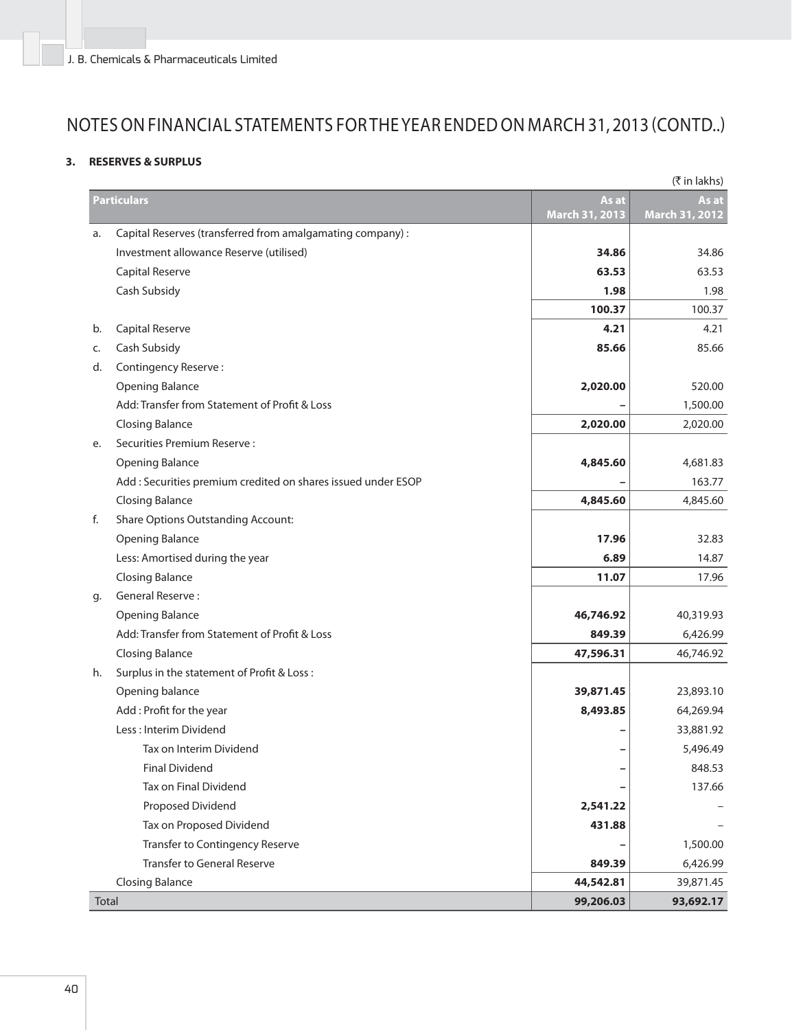# NOTES ON FINANCIAL STATEMENTS FOR THE YEAR ENDED ON MARCH 31, 2013 (CONTD..)

### 3. RESERVES & SURPLUS

(₹ in lakhs)

| | Particulars | As at March 31, 2013 | As at March 31, 2012 |
|---|---|---|---|
| a. | Capital Reserves (transferred from amalgamating company) : | | |
| | Investment allowance Reserve (utilised) | **34.86** | 34.86 |
| | Capital Reserve | **63.53** | 63.53 |
| | Cash Subsidy | **1.98** | 1.98 |
| | | **100.37** | 100.37 |
| b. | Capital Reserve | **4.21** | 4.21 |
| c. | Cash Subsidy | **85.66** | 85.66 |
| d. | Contingency Reserve : | | |
| | Opening Balance | **2,020.00** | 520.00 |
| | Add: Transfer from Statement of Profit & Loss | **–** | 1,500.00 |
| | Closing Balance | **2,020.00** | 2,020.00 |
| e. | Securities Premium Reserve : | | |
| | Opening Balance | **4,845.60** | 4,681.83 |
| | Add : Securities premium credited on shares issued under ESOP | **–** | 163.77 |
| | Closing Balance | **4,845.60** | 4,845.60 |
| f. | Share Options Outstanding Account: | | |
| | Opening Balance | **17.96** | 32.83 |
| | Less: Amortised during the year | **6.89** | 14.87 |
| | Closing Balance | **11.07** | 17.96 |
| g. | General Reserve : | | |
| | Opening Balance | **46,746.92** | 40,319.93 |
| | Add: Transfer from Statement of Profit & Loss | **849.39** | 6,426.99 |
| | Closing Balance | **47,596.31** | 46,746.92 |
| h. | Surplus in the statement of Profit & Loss : | | |
| | Opening balance | **39,871.45** | 23,893.10 |
| | Add : Profit for the year | **8,493.85** | 64,269.94 |
| | Less : Interim Dividend | **–** | 33,881.92 |
| | Tax on Interim Dividend | **–** | 5,496.49 |
| | Final Dividend | **–** | 848.53 |
| | Tax on Final Dividend | **–** | 137.66 |
| | Proposed Dividend | **2,541.22** | – |
| | Tax on Proposed Dividend | **431.88** | – |
| | Transfer to Contingency Reserve | **–** | 1,500.00 |
| | Transfer to General Reserve | **849.39** | 6,426.99 |
| | Closing Balance | **44,542.81** | 39,871.45 |
| Total | | **99,206.03** | **93,692.17** |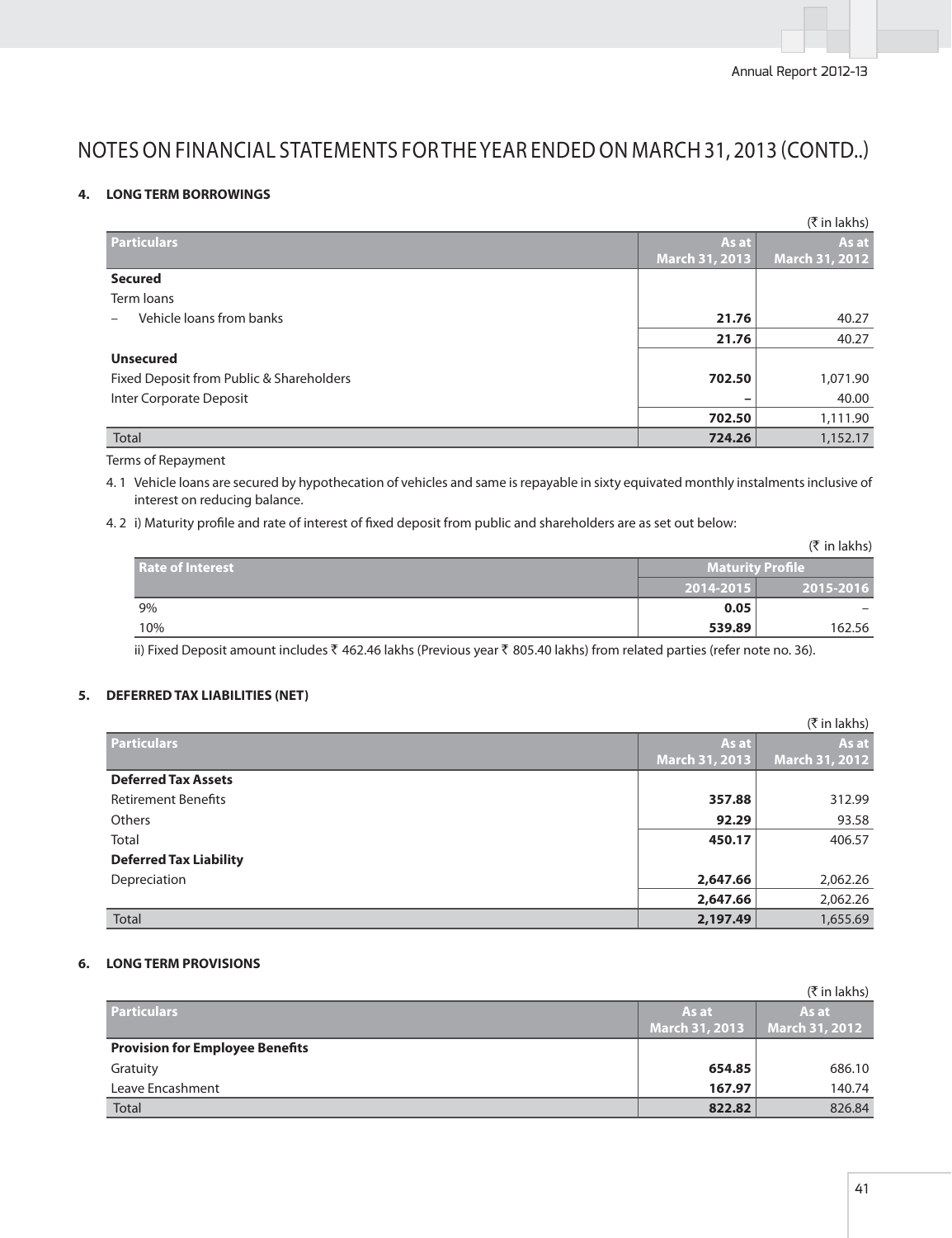# NOTES ON FINANCIAL STATEMENTS FOR THE YEAR ENDED ON MARCH 31, 2013 (CONTD..)

## 4. LONG TERM BORROWINGS

(₹ in lakhs)

| Particulars | As at March 31, 2013 | As at March 31, 2012 |
|---|---|---|
| **Secured** | | |
| Term loans | | |
| – Vehicle loans from banks | **21.76** | 40.27 |
| | **21.76** | 40.27 |
| **Unsecured** | | |
| Fixed Deposit from Public & Shareholders | **702.50** | 1,071.90 |
| Inter Corporate Deposit | **–** | 40.00 |
| | **702.50** | 1,111.90 |
| Total | **724.26** | 1,152.17 |

Terms of Repayment

4. 1 Vehicle loans are secured by hypothecation of vehicles and same is repayable in sixty equivated monthly instalments inclusive of interest on reducing balance.

4. 2 i) Maturity profile and rate of interest of fixed deposit from public and shareholders are as set out below:

(₹ in lakhs)

| Rate of Interest | Maturity Profile | |
|---|---|---|
| | 2014-2015 | 2015-2016 |
| 9% | **0.05** | – |
| 10% | **539.89** | 162.56 |

ii) Fixed Deposit amount includes ₹ 462.46 lakhs (Previous year ₹ 805.40 lakhs) from related parties (refer note no. 36).

## 5. DEFERRED TAX LIABILITIES (NET)

(₹ in lakhs)

| Particulars | As at March 31, 2013 | As at March 31, 2012 |
|---|---|---|
| **Deferred Tax Assets** | | |
| Retirement Benefits | **357.88** | 312.99 |
| Others | **92.29** | 93.58 |
| Total | **450.17** | 406.57 |
| **Deferred Tax Liability** | | |
| Depreciation | **2,647.66** | 2,062.26 |
| | **2,647.66** | 2,062.26 |
| Total | **2,197.49** | 1,655.69 |

## 6. LONG TERM PROVISIONS

(₹ in lakhs)

| Particulars | As at March 31, 2013 | As at March 31, 2012 |
|---|---|---|
| **Provision for Employee Benefits** | | |
| Gratuity | **654.85** | 686.10 |
| Leave Encashment | **167.97** | 140.74 |
| Total | **822.82** | 826.84 |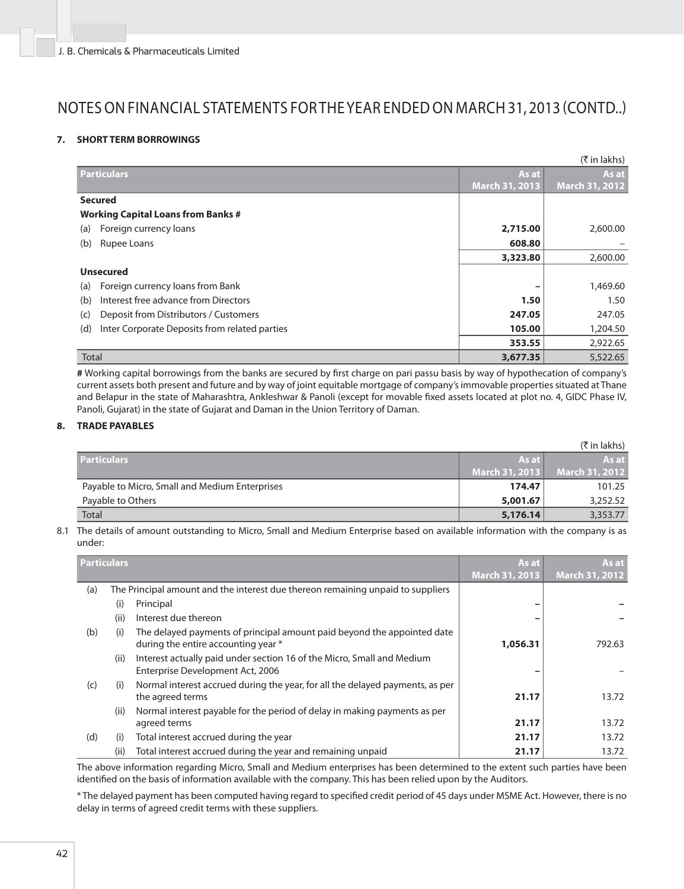# NOTES ON FINANCIAL STATEMENTS FOR THE YEAR ENDED ON MARCH 31, 2013 (CONTD..)

## 7. SHORT TERM BORROWINGS

(₹ in lakhs)

| Particulars | As at March 31, 2013 | As at March 31, 2012 |
|---|---|---|
| **Secured** | | |
| **Working Capital Loans from Banks #** | | |
| (a) Foreign currency loans | **2,715.00** | 2,600.00 |
| (b) Rupee Loans | **608.80** | – |
| | **3,323.80** | 2,600.00 |
| **Unsecured** | | |
| (a) Foreign currency loans from Bank | **–** | 1,469.60 |
| (b) Interest free advance from Directors | **1.50** | 1.50 |
| (c) Deposit from Distributors / Customers | **247.05** | 247.05 |
| (d) Inter Corporate Deposits from related parties | **105.00** | 1,204.50 |
| | **353.55** | 2,922.65 |
| Total | **3,677.35** | 5,522.65 |

**#** Working capital borrowings from the banks are secured by first charge on pari passu basis by way of hypothecation of company's current assets both present and future and by way of joint equitable mortgage of company's immovable properties situated at Thane and Belapur in the state of Maharashtra, Ankleshwar & Panoli (except for movable fixed assets located at plot no. 4, GIDC Phase IV, Panoli, Gujarat) in the state of Gujarat and Daman in the Union Territory of Daman.

## 8. TRADE PAYABLES

(₹ in lakhs)

| Particulars | As at March 31, 2013 | As at March 31, 2012 |
|---|---|---|
| Payable to Micro, Small and Medium Enterprises | **174.47** | 101.25 |
| Payable to Others | **5,001.67** | 3,252.52 |
| Total | **5,176.14** | 3,353.77 |

8.1 The details of amount outstanding to Micro, Small and Medium Enterprise based on available information with the company is as under:

| Particulars | | | As at March 31, 2013 | As at March 31, 2012 |
|---|---|---|---|---|
| (a) | | The Principal amount and the interest due thereon remaining unpaid to suppliers | | |
| | (i) | Principal | **–** | **–** |
| | (ii) | Interest due thereon | **–** | **–** |
| (b) | (i) | The delayed payments of principal amount paid beyond the appointed date during the entire accounting year * | **1,056.31** | 792.63 |
| | (ii) | Interest actually paid under section 16 of the Micro, Small and Medium Enterprise Development Act, 2006 | **–** | – |
| (c) | (i) | Normal interest accrued during the year, for all the delayed payments, as per the agreed terms | **21.17** | 13.72 |
| | (ii) | Normal interest payable for the period of delay in making payments as per agreed terms | **21.17** | 13.72 |
| (d) | (i) | Total interest accrued during the year | **21.17** | 13.72 |
| | (ii) | Total interest accrued during the year and remaining unpaid | **21.17** | 13.72 |

The above information regarding Micro, Small and Medium enterprises has been determined to the extent such parties have been identified on the basis of information available with the company. This has been relied upon by the Auditors.

* The delayed payment has been computed having regard to specified credit period of 45 days under MSME Act. However, there is no delay in terms of agreed credit terms with these suppliers.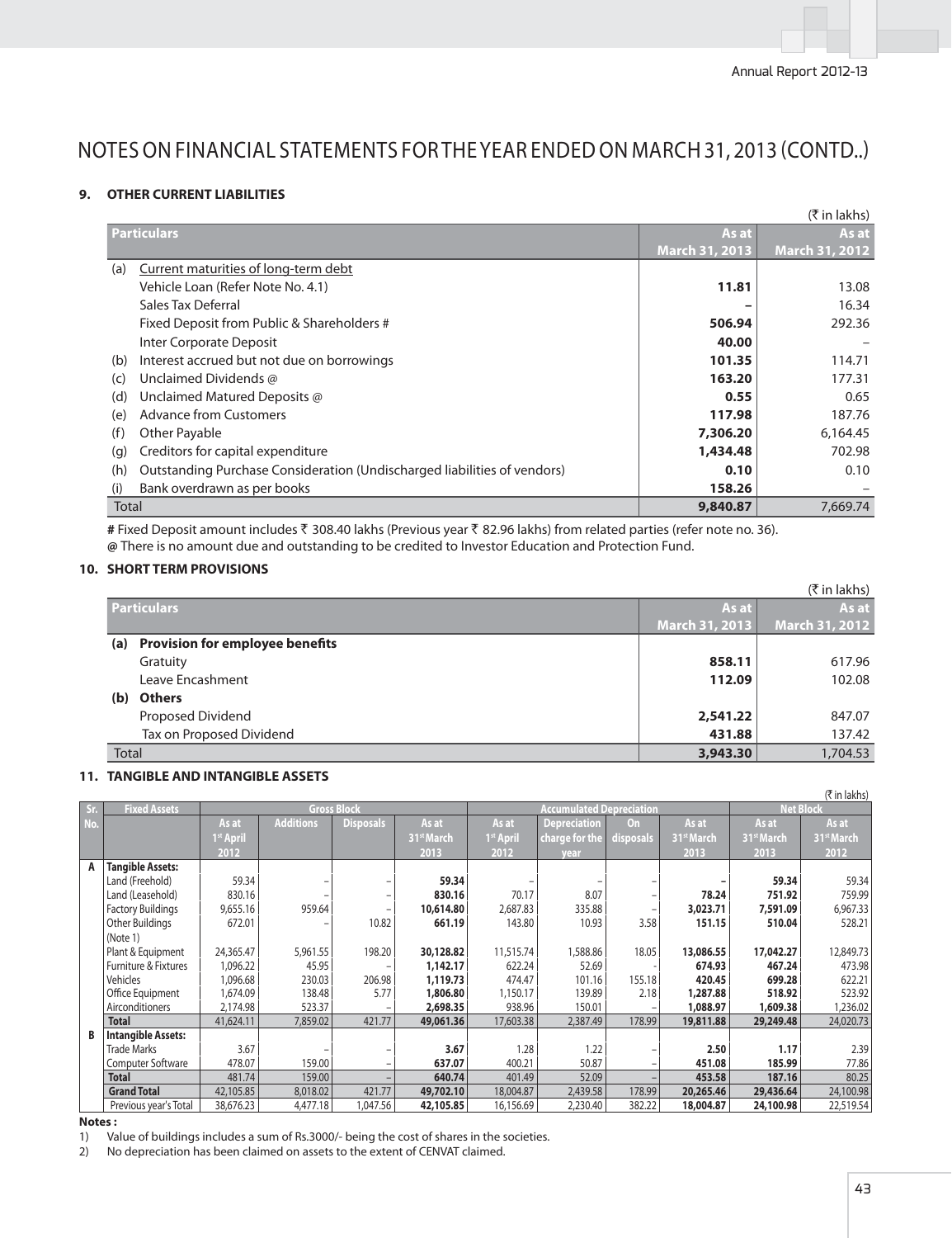# NOTES ON FINANCIAL STATEMENTS FOR THE YEAR ENDED ON MARCH 31, 2013 (CONTD..)

## 9. OTHER CURRENT LIABILITIES

(₹ in lakhs)

| | Particulars | As at March 31, 2013 | As at March 31, 2012 |
|---|---|---|---|
| (a) | Current maturities of long-term debt | | |
| | Vehicle Loan (Refer Note No. 4.1) | **11.81** | 13.08 |
| | Sales Tax Deferral | **–** | 16.34 |
| | Fixed Deposit from Public & Shareholders # | **506.94** | 292.36 |
| | Inter Corporate Deposit | **40.00** | – |
| (b) | Interest accrued but not due on borrowings | **101.35** | 114.71 |
| (c) | Unclaimed Dividends @ | **163.20** | 177.31 |
| (d) | Unclaimed Matured Deposits @ | **0.55** | 0.65 |
| (e) | Advance from Customers | **117.98** | 187.76 |
| (f) | Other Payable | **7,306.20** | 6,164.45 |
| (g) | Creditors for capital expenditure | **1,434.48** | 702.98 |
| (h) | Outstanding Purchase Consideration (Undischarged liabilities of vendors) | **0.10** | 0.10 |
| (i) | Bank overdrawn as per books | **158.26** | – |
| Total | | **9,840.87** | 7,669.74 |

**#** Fixed Deposit amount includes ₹ 308.40 lakhs (Previous year ₹ 82.96 lakhs) from related parties (refer note no. 36).

**@** There is no amount due and outstanding to be credited to Investor Education and Protection Fund.

## 10. SHORT TERM PROVISIONS

(₹ in lakhs)

| | Particulars | As at March 31, 2013 | As at March 31, 2012 |
|---|---|---|---|
| **(a)** | **Provision for employee benefits** | | |
| | Gratuity | **858.11** | 617.96 |
| | Leave Encashment | **112.09** | 102.08 |
| **(b)** | **Others** | | |
| | Proposed Dividend | **2,541.22** | 847.07 |
| | Tax on Proposed Dividend | **431.88** | 137.42 |
| Total | | **3,943.30** | 1,704.53 |

## 11. TANGIBLE AND INTANGIBLE ASSETS

(₹ in lakhs)

| Sr. No. | Fixed Assets | Gross Block | | | | Accumulated Depreciation | | | | Net Block | |
|---|---|---|---|---|---|---|---|---|---|---|---|
| | | As at 1st April 2012 | Additions | Disposals | As at 31st March 2013 | As at 1st April 2012 | Depreciation charge for the year | On disposals | As at 31st March 2013 | As at 31st March 2013 | As at 31st March 2012 |
| A | **Tangible Assets:** | | | | | | | | | | |
| | Land (Freehold) | 59.34 | – | – | **59.34** | – | – | – | **–** | **59.34** | 59.34 |
| | Land (Leasehold) | 830.16 | – | – | **830.16** | 70.17 | 8.07 | – | **78.24** | **751.92** | 759.99 |
| | Factory Buildings | 9,655.16 | 959.64 | – | **10,614.80** | 2,687.83 | 335.88 | – | **3,023.71** | **7,591.09** | 6,967.33 |
| | Other Buildings (Note 1) | 672.01 | – | 10.82 | **661.19** | 143.80 | 10.93 | 3.58 | **151.15** | **510.04** | 528.21 |
| | Plant & Equipment | 24,365.47 | 5,961.55 | 198.20 | **30,128.82** | 11,515.74 | 1,588.86 | 18.05 | **13,086.55** | **17,042.27** | 12,849.73 |
| | Furniture & Fixtures | 1,096.22 | 45.95 | – | **1,142.17** | 622.24 | 52.69 | - | **674.93** | **467.24** | 473.98 |
| | Vehicles | 1,096.68 | 230.03 | 206.98 | **1,119.73** | 474.47 | 101.16 | 155.18 | **420.45** | **699.28** | 622.21 |
| | Office Equipment | 1,674.09 | 138.48 | 5.77 | **1,806.80** | 1,150.17 | 139.89 | 2.18 | **1,287.88** | **518.92** | 523.92 |
| | Airconditioners | 2,174.98 | 523.37 | – | **2,698.35** | 938.96 | 150.01 | – | **1,088.97** | **1,609.38** | 1,236.02 |
| | **Total** | 41,624.11 | 7,859.02 | 421.77 | **49,061.36** | 17,603.38 | 2,387.49 | 178.99 | **19,811.88** | **29,249.48** | 24,020.73 |
| B | **Intangible Assets:** | | | | | | | | | | |
| | Trade Marks | 3.67 | – | – | **3.67** | 1.28 | 1.22 | – | **2.50** | **1.17** | 2.39 |
| | Computer Software | 478.07 | 159.00 | – | **637.07** | 400.21 | 50.87 | – | **451.08** | **185.99** | 77.86 |
| | **Total** | 481.74 | 159.00 | – | **640.74** | 401.49 | 52.09 | – | **453.58** | **187.16** | 80.25 |
| | **Grand Total** | 42,105.85 | 8,018.02 | 421.77 | **49,702.10** | 18,004.87 | 2,439.58 | 178.99 | **20,265.46** | **29,436.64** | 24,100.98 |
| | Previous year's Total | 38,676.23 | 4,477.18 | 1,047.56 | **42,105.85** | 16,156.69 | 2,230.40 | 382.22 | **18,004.87** | **24,100.98** | 22,519.54 |

**Notes :**

1) Value of buildings includes a sum of Rs.3000/- being the cost of shares in the societies.

2) No depreciation has been claimed on assets to the extent of CENVAT claimed.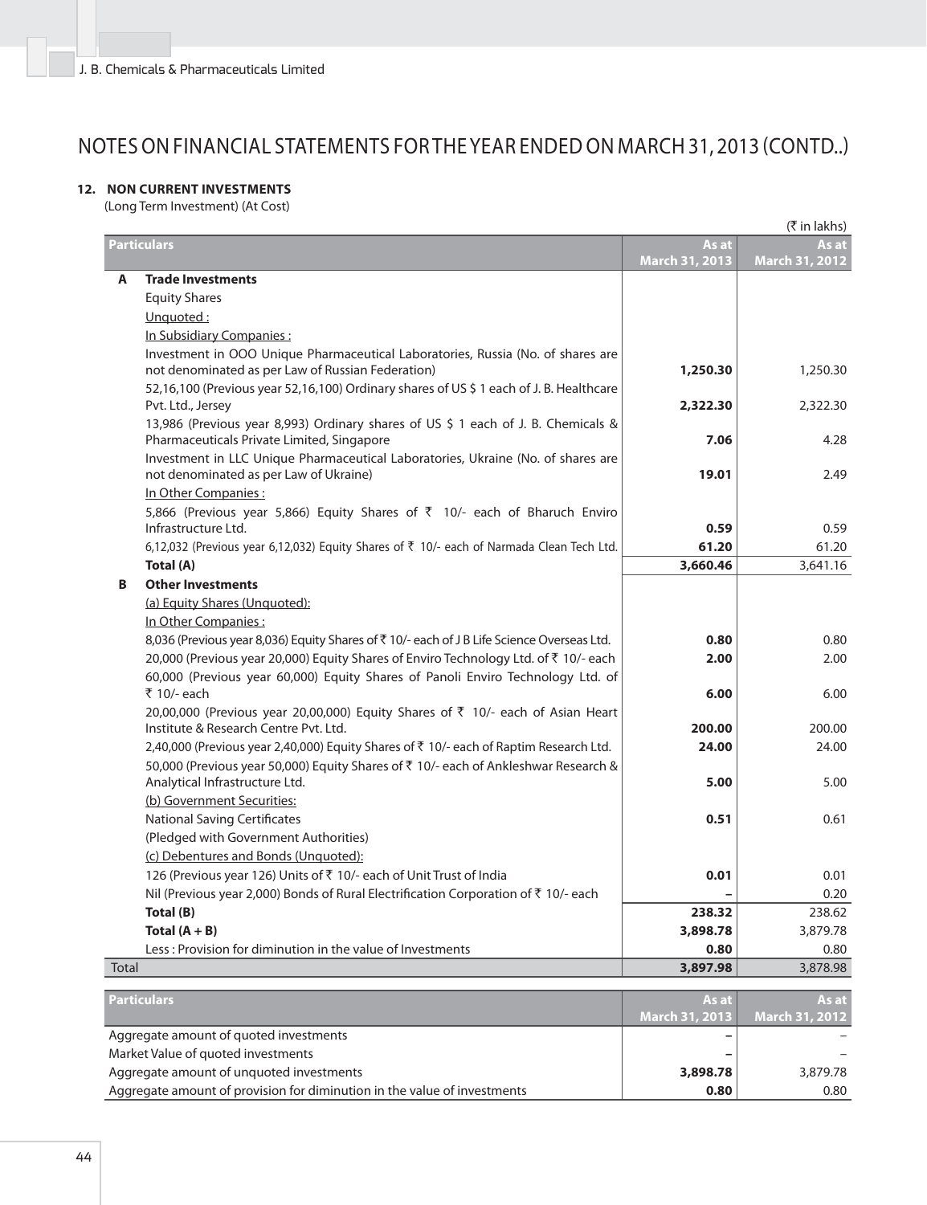# NOTES ON FINANCIAL STATEMENTS FOR THE YEAR ENDED ON MARCH 31, 2013 (CONTD..)

## 12. NON CURRENT INVESTMENTS

(Long Term Investment) (At Cost)

(₹ in lakhs)

| | Particulars | As at March 31, 2013 | As at March 31, 2012 |
|---|---|---|---|
| **A** | **Trade Investments** | | |
| | Equity Shares | | |
| | Unquoted : | | |
| | In Subsidiary Companies : | | |
| | Investment in OOO Unique Pharmaceutical Laboratories, Russia (No. of shares are not denominated as per Law of Russian Federation) | **1,250.30** | 1,250.30 |
| | 52,16,100 (Previous year 52,16,100) Ordinary shares of US $ 1 each of J. B. Healthcare Pvt. Ltd., Jersey | **2,322.30** | 2,322.30 |
| | 13,986 (Previous year 8,993) Ordinary shares of US $ 1 each of J. B. Chemicals & Pharmaceuticals Private Limited, Singapore | **7.06** | 4.28 |
| | Investment in LLC Unique Pharmaceutical Laboratories, Ukraine (No. of shares are not denominated as per Law of Ukraine) | **19.01** | 2.49 |
| | In Other Companies : | | |
| | 5,866 (Previous year 5,866) Equity Shares of ₹ 10/- each of Bharuch Enviro Infrastructure Ltd. | **0.59** | 0.59 |
| | 6,12,032 (Previous year 6,12,032) Equity Shares of ₹ 10/- each of Narmada Clean Tech Ltd. | **61.20** | 61.20 |
| | **Total (A)** | **3,660.46** | 3,641.16 |
| **B** | **Other Investments** | | |
| | (a) Equity Shares (Unquoted): | | |
| | In Other Companies : | | |
| | 8,036 (Previous year 8,036) Equity Shares of ₹ 10/- each of J B Life Science Overseas Ltd. | **0.80** | 0.80 |
| | 20,000 (Previous year 20,000) Equity Shares of Enviro Technology Ltd. of ₹ 10/- each | **2.00** | 2.00 |
| | 60,000 (Previous year 60,000) Equity Shares of Panoli Enviro Technology Ltd. of ₹ 10/- each | **6.00** | 6.00 |
| | 20,00,000 (Previous year 20,00,000) Equity Shares of ₹ 10/- each of Asian Heart Institute & Research Centre Pvt. Ltd. | **200.00** | 200.00 |
| | 2,40,000 (Previous year 2,40,000) Equity Shares of ₹ 10/- each of Raptim Research Ltd. | **24.00** | 24.00 |
| | 50,000 (Previous year 50,000) Equity Shares of ₹ 10/- each of Ankleshwar Research & Analytical Infrastructure Ltd. | **5.00** | 5.00 |
| | (b) Government Securities: | | |
| | National Saving Certificates | **0.51** | 0.61 |
| | (Pledged with Government Authorities) | | |
| | (c) Debentures and Bonds (Unquoted): | | |
| | 126 (Previous year 126) Units of ₹ 10/- each of Unit Trust of India | **0.01** | 0.01 |
| | Nil (Previous year 2,000) Bonds of Rural Electrification Corporation of ₹ 10/- each | **–** | 0.20 |
| | **Total (B)** | **238.32** | 238.62 |
| | **Total (A + B)** | **3,898.78** | 3,879.78 |
| | Less : Provision for diminution in the value of Investments | **0.80** | 0.80 |
| Total | | **3,897.98** | 3,878.98 |

| Particulars | As at March 31, 2013 | As at March 31, 2012 |
|---|---|---|
| Aggregate amount of quoted investments | **–** | – |
| Market Value of quoted investments | **–** | – |
| Aggregate amount of unquoted investments | **3,898.78** | 3,879.78 |
| Aggregate amount of provision for diminution in the value of investments | **0.80** | 0.80 |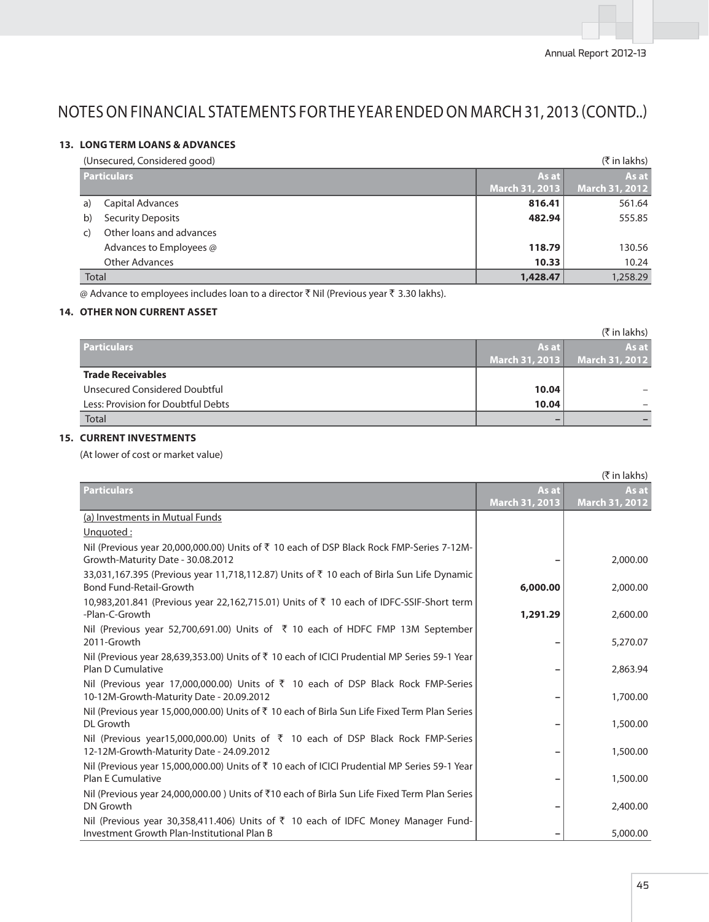# NOTES ON FINANCIAL STATEMENTS FOR THE YEAR ENDED ON MARCH 31, 2013 (CONTD..)

## 13. LONG TERM LOANS & ADVANCES

(Unsecured, Considered good) (₹ in lakhs)

| Particulars | As at March 31, 2013 | As at March 31, 2012 |
|---|---|---|
| a) Capital Advances | **816.41** | 561.64 |
| b) Security Deposits | **482.94** | 555.85 |
| c) Other loans and advances | | |
| Advances to Employees @ | **118.79** | 130.56 |
| Other Advances | **10.33** | 10.24 |
| Total | **1,428.47** | 1,258.29 |

@ Advance to employees includes loan to a director ₹ Nil (Previous year ₹ 3.30 lakhs).

## 14. OTHER NON CURRENT ASSET

(₹ in lakhs)

| Particulars | As at March 31, 2013 | As at March 31, 2012 |
|---|---|---|
| **Trade Receivables** | | |
| Unsecured Considered Doubtful | **10.04** | – |
| Less: Provision for Doubtful Debts | **10.04** | – |
| Total | **–** | **–** |

## 15. CURRENT INVESTMENTS

(At lower of cost or market value)

(₹ in lakhs)

| Particulars | As at March 31, 2013 | As at March 31, 2012 |
|---|---|---|
| (a) Investments in Mutual Funds | | |
| Unquoted : | | |
| Nil (Previous year 20,000,000.00) Units of ₹ 10 each of DSP Black Rock FMP-Series 7-12M-Growth-Maturity Date - 30.08.2012 | – | 2,000.00 |
| 33,031,167.395 (Previous year 11,718,112.87) Units of ₹ 10 each of Birla Sun Life Dynamic Bond Fund-Retail-Growth | **6,000.00** | 2,000.00 |
| 10,983,201.841 (Previous year 22,162,715.01) Units of ₹ 10 each of IDFC-SSIF-Short term -Plan-C-Growth | **1,291.29** | 2,600.00 |
| Nil (Previous year 52,700,691.00) Units of ₹ 10 each of HDFC FMP 13M September 2011-Growth | – | 5,270.07 |
| Nil (Previous year 28,639,353.00) Units of ₹ 10 each of ICICI Prudential MP Series 59-1 Year Plan D Cumulative | – | 2,863.94 |
| Nil (Previous year 17,000,000.00) Units of ₹ 10 each of DSP Black Rock FMP-Series 10-12M-Growth-Maturity Date - 20.09.2012 | – | 1,700.00 |
| Nil (Previous year 15,000,000.00) Units of ₹ 10 each of Birla Sun Life Fixed Term Plan Series DL Growth | – | 1,500.00 |
| Nil (Previous year15,000,000.00) Units of ₹ 10 each of DSP Black Rock FMP-Series 12-12M-Growth-Maturity Date - 24.09.2012 | – | 1,500.00 |
| Nil (Previous year 15,000,000.00) Units of ₹ 10 each of ICICI Prudential MP Series 59-1 Year Plan E Cumulative | – | 1,500.00 |
| Nil (Previous year 24,000,000.00 ) Units of ₹10 each of Birla Sun Life Fixed Term Plan Series DN Growth | – | 2,400.00 |
| Nil (Previous year 30,358,411.406) Units of ₹ 10 each of IDFC Money Manager Fund-Investment Growth Plan-Institutional Plan B | – | 5,000.00 |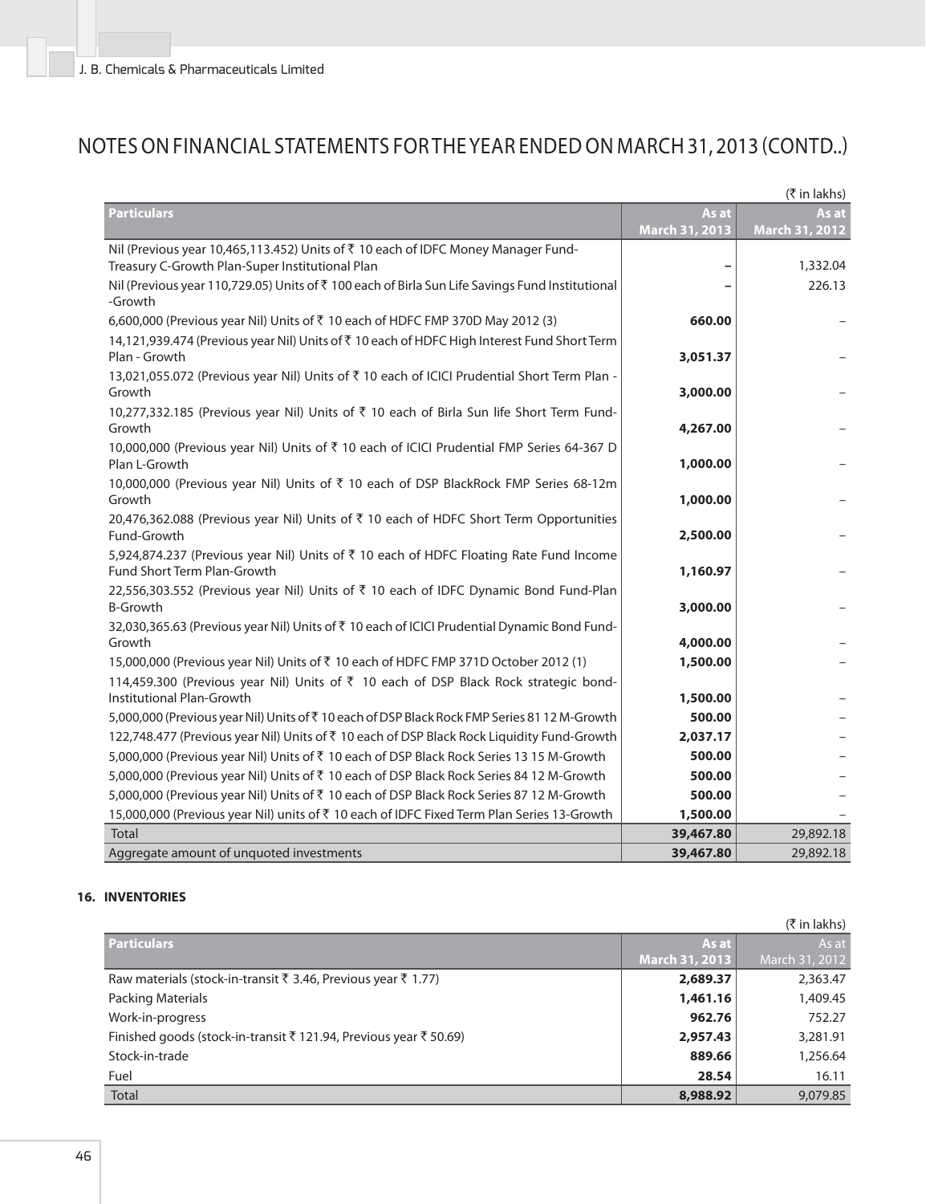# NOTES ON FINANCIAL STATEMENTS FOR THE YEAR ENDED ON MARCH 31, 2013 (CONTD..)

(₹ in lakhs)

| Particulars | As at March 31, 2013 | As at March 31, 2012 |
|---|---|---|
| Nil (Previous year 10,465,113.452) Units of ₹ 10 each of IDFC Money Manager Fund-Treasury C-Growth Plan-Super Institutional Plan | – | 1,332.04 |
| Nil (Previous year 110,729.05) Units of ₹ 100 each of Birla Sun Life Savings Fund Institutional -Growth | – | 226.13 |
| 6,600,000 (Previous year Nil) Units of ₹ 10 each of HDFC FMP 370D May 2012 (3) | **660.00** | – |
| 14,121,939.474 (Previous year Nil) Units of ₹ 10 each of HDFC High Interest Fund Short Term Plan - Growth | **3,051.37** | – |
| 13,021,055.072 (Previous year Nil) Units of ₹ 10 each of ICICI Prudential Short Term Plan - Growth | **3,000.00** | – |
| 10,277,332.185 (Previous year Nil) Units of ₹ 10 each of Birla Sun life Short Term Fund-Growth | **4,267.00** | – |
| 10,000,000 (Previous year Nil) Units of ₹ 10 each of ICICI Prudential FMP Series 64-367 D Plan L-Growth | **1,000.00** | – |
| 10,000,000 (Previous year Nil) Units of ₹ 10 each of DSP BlackRock FMP Series 68-12m Growth | **1,000.00** | – |
| 20,476,362.088 (Previous year Nil) Units of ₹ 10 each of HDFC Short Term Opportunities Fund-Growth | **2,500.00** | – |
| 5,924,874.237 (Previous year Nil) Units of ₹ 10 each of HDFC Floating Rate Fund Income Fund Short Term Plan-Growth | **1,160.97** | – |
| 22,556,303.552 (Previous year Nil) Units of ₹ 10 each of IDFC Dynamic Bond Fund-Plan B-Growth | **3,000.00** | – |
| 32,030,365.63 (Previous year Nil) Units of ₹ 10 each of ICICI Prudential Dynamic Bond Fund-Growth | **4,000.00** | – |
| 15,000,000 (Previous year Nil) Units of ₹ 10 each of HDFC FMP 371D October 2012 (1) | **1,500.00** | – |
| 114,459.300 (Previous year Nil) Units of ₹ 10 each of DSP Black Rock strategic bond-Institutional Plan-Growth | **1,500.00** | – |
| 5,000,000 (Previous year Nil) Units of ₹ 10 each of DSP Black Rock FMP Series 81 12 M-Growth | **500.00** | – |
| 122,748.477 (Previous year Nil) Units of ₹ 10 each of DSP Black Rock Liquidity Fund-Growth | **2,037.17** | – |
| 5,000,000 (Previous year Nil) Units of ₹ 10 each of DSP Black Rock Series 13 15 M-Growth | **500.00** | – |
| 5,000,000 (Previous year Nil) Units of ₹ 10 each of DSP Black Rock Series 84 12 M-Growth | **500.00** | – |
| 5,000,000 (Previous year Nil) Units of ₹ 10 each of DSP Black Rock Series 87 12 M-Growth | **500.00** | – |
| 15,000,000 (Previous year Nil) units of ₹ 10 each of IDFC Fixed Term Plan Series 13-Growth | **1,500.00** | – |
| Total | **39,467.80** | 29,892.18 |
| Aggregate amount of unquoted investments | **39,467.80** | 29,892.18 |

**16. INVENTORIES**

(₹ in lakhs)

| Particulars | As at March 31, 2013 | As at March 31, 2012 |
|---|---|---|
| Raw materials (stock-in-transit ₹ 3.46, Previous year ₹ 1.77) | **2,689.37** | 2,363.47 |
| Packing Materials | **1,461.16** | 1,409.45 |
| Work-in-progress | **962.76** | 752.27 |
| Finished goods (stock-in-transit ₹ 121.94, Previous year ₹ 50.69) | **2,957.43** | 3,281.91 |
| Stock-in-trade | **889.66** | 1,256.64 |
| Fuel | **28.54** | 16.11 |
| Total | **8,988.92** | 9,079.85 |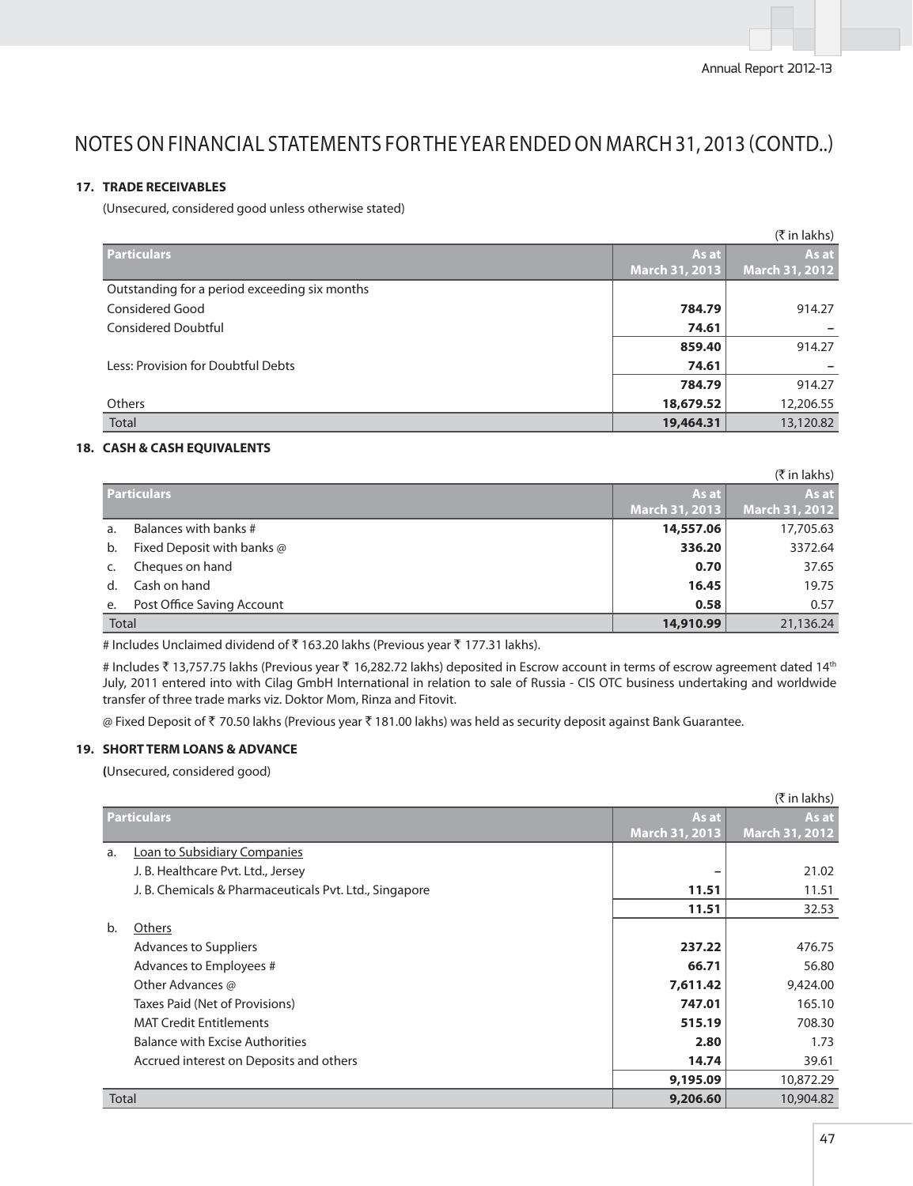# NOTES ON FINANCIAL STATEMENTS FOR THE YEAR ENDED ON MARCH 31, 2013 (CONTD..)

## 17. TRADE RECEIVABLES

(Unsecured, considered good unless otherwise stated)

(₹ in lakhs)

| Particulars | As at March 31, 2013 | As at March 31, 2012 |
|---|---|---|
| Outstanding for a period exceeding six months | | |
| Considered Good | **784.79** | 914.27 |
| Considered Doubtful | **74.61** | – |
| | **859.40** | 914.27 |
| Less: Provision for Doubtful Debts | **74.61** | – |
| | **784.79** | 914.27 |
| Others | **18,679.52** | 12,206.55 |
| Total | **19,464.31** | 13,120.82 |

## 18. CASH & CASH EQUIVALENTS

(₹ in lakhs)

| Particulars | As at March 31, 2013 | As at March 31, 2012 |
|---|---|---|
| a. Balances with banks # | **14,557.06** | 17,705.63 |
| b. Fixed Deposit with banks @ | **336.20** | 3372.64 |
| c. Cheques on hand | **0.70** | 37.65 |
| d. Cash on hand | **16.45** | 19.75 |
| e. Post Office Saving Account | **0.58** | 0.57 |
| Total | **14,910.99** | 21,136.24 |

# Includes Unclaimed dividend of ₹ 163.20 lakhs (Previous year ₹ 177.31 lakhs).

# Includes ₹ 13,757.75 lakhs (Previous year ₹ 16,282.72 lakhs) deposited in Escrow account in terms of escrow agreement dated 14th July, 2011 entered into with Cilag GmbH International in relation to sale of Russia - CIS OTC business undertaking and worldwide transfer of three trade marks viz. Doktor Mom, Rinza and Fitovit.

@ Fixed Deposit of ₹ 70.50 lakhs (Previous year ₹ 181.00 lakhs) was held as security deposit against Bank Guarantee.

## 19. SHORT TERM LOANS & ADVANCE

(Unsecured, considered good)

(₹ in lakhs)

| Particulars | As at March 31, 2013 | As at March 31, 2012 |
|---|---|---|
| a. Loan to Subsidiary Companies | | |
| J. B. Healthcare Pvt. Ltd., Jersey | – | 21.02 |
| J. B. Chemicals & Pharmaceuticals Pvt. Ltd., Singapore | **11.51** | 11.51 |
| | **11.51** | 32.53 |
| b. Others | | |
| Advances to Suppliers | **237.22** | 476.75 |
| Advances to Employees # | **66.71** | 56.80 |
| Other Advances @ | **7,611.42** | 9,424.00 |
| Taxes Paid (Net of Provisions) | **747.01** | 165.10 |
| MAT Credit Entitlements | **515.19** | 708.30 |
| Balance with Excise Authorities | **2.80** | 1.73 |
| Accrued interest on Deposits and others | **14.74** | 39.61 |
| | **9,195.09** | 10,872.29 |
| Total | **9,206.60** | 10,904.82 |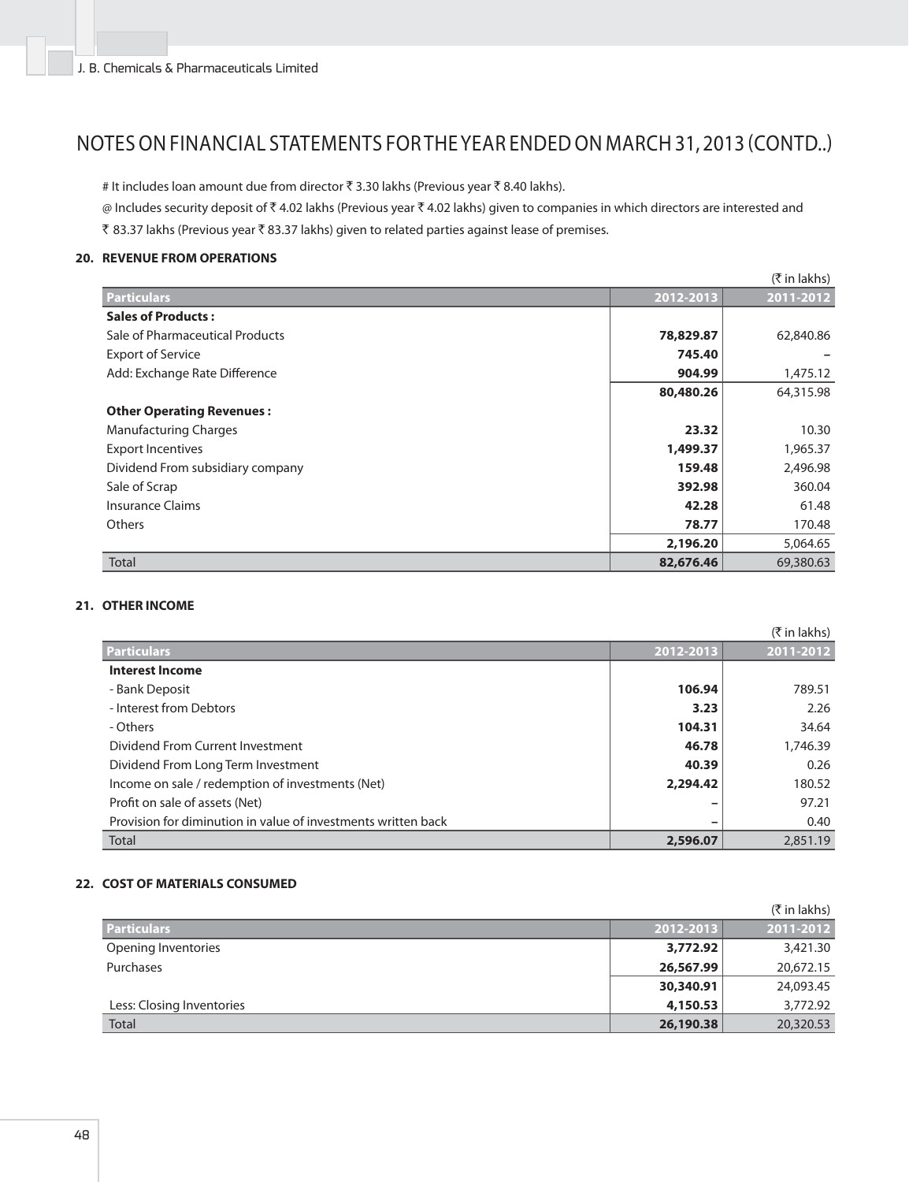# NOTES ON FINANCIAL STATEMENTS FOR THE YEAR ENDED ON MARCH 31, 2013 (CONTD..)

# It includes loan amount due from director ₹ 3.30 lakhs (Previous year ₹ 8.40 lakhs).

@ Includes security deposit of ₹ 4.02 lakhs (Previous year ₹ 4.02 lakhs) given to companies in which directors are interested and ₹ 83.37 lakhs (Previous year ₹ 83.37 lakhs) given to related parties against lease of premises.

### 20. REVENUE FROM OPERATIONS

(₹ in lakhs)

| Particulars | 2012-2013 | 2011-2012 |
|---|---|---|
| **Sales of Products :** | | |
| Sale of Pharmaceutical Products | **78,829.87** | 62,840.86 |
| Export of Service | **745.40** | – |
| Add: Exchange Rate Difference | **904.99** | 1,475.12 |
| | **80,480.26** | 64,315.98 |
| **Other Operating Revenues :** | | |
| Manufacturing Charges | **23.32** | 10.30 |
| Export Incentives | **1,499.37** | 1,965.37 |
| Dividend From subsidiary company | **159.48** | 2,496.98 |
| Sale of Scrap | **392.98** | 360.04 |
| Insurance Claims | **42.28** | 61.48 |
| Others | **78.77** | 170.48 |
| | **2,196.20** | 5,064.65 |
| Total | **82,676.46** | 69,380.63 |

### 21. OTHER INCOME

(₹ in lakhs)

| Particulars | 2012-2013 | 2011-2012 |
|---|---|---|
| **Interest Income** | | |
| - Bank Deposit | **106.94** | 789.51 |
| - Interest from Debtors | **3.23** | 2.26 |
| - Others | **104.31** | 34.64 |
| Dividend From Current Investment | **46.78** | 1,746.39 |
| Dividend From Long Term Investment | **40.39** | 0.26 |
| Income on sale / redemption of investments (Net) | **2,294.42** | 180.52 |
| Profit on sale of assets (Net) | **–** | 97.21 |
| Provision for diminution in value of investments written back | **–** | 0.40 |
| Total | **2,596.07** | 2,851.19 |

### 22. COST OF MATERIALS CONSUMED

(₹ in lakhs)

| Particulars | 2012-2013 | 2011-2012 |
|---|---|---|
| Opening Inventories | **3,772.92** | 3,421.30 |
| Purchases | **26,567.99** | 20,672.15 |
| | **30,340.91** | 24,093.45 |
| Less: Closing Inventories | **4,150.53** | 3,772.92 |
| Total | **26,190.38** | 20,320.53 |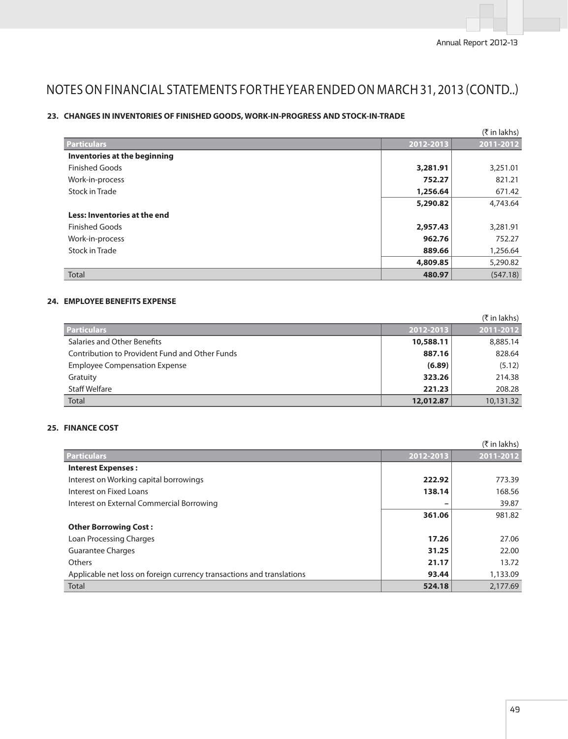# NOTES ON FINANCIAL STATEMENTS FOR THE YEAR ENDED ON MARCH 31, 2013 (CONTD..)

### 23. CHANGES IN INVENTORIES OF FINISHED GOODS, WORK-IN-PROGRESS AND STOCK-IN-TRADE

(₹ in lakhs)

| Particulars | 2012-2013 | 2011-2012 |
|---|---|---|
| **Inventories at the beginning** | | |
| Finished Goods | **3,281.91** | 3,251.01 |
| Work-in-process | **752.27** | 821.21 |
| Stock in Trade | **1,256.64** | 671.42 |
| | **5,290.82** | 4,743.64 |
| **Less: Inventories at the end** | | |
| Finished Goods | **2,957.43** | 3,281.91 |
| Work-in-process | **962.76** | 752.27 |
| Stock in Trade | **889.66** | 1,256.64 |
| | **4,809.85** | 5,290.82 |
| Total | **480.97** | (547.18) |

### 24. EMPLOYEE BENEFITS EXPENSE

(₹ in lakhs)

| Particulars | 2012-2013 | 2011-2012 |
|---|---|---|
| Salaries and Other Benefits | **10,588.11** | 8,885.14 |
| Contribution to Provident Fund and Other Funds | **887.16** | 828.64 |
| Employee Compensation Expense | **(6.89)** | (5.12) |
| Gratuity | **323.26** | 214.38 |
| Staff Welfare | **221.23** | 208.28 |
| Total | **12,012.87** | 10,131.32 |

### 25. FINANCE COST

(₹ in lakhs)

| Particulars | 2012-2013 | 2011-2012 |
|---|---|---|
| **Interest Expenses :** | | |
| Interest on Working capital borrowings | **222.92** | 773.39 |
| Interest on Fixed Loans | **138.14** | 168.56 |
| Interest on External Commercial Borrowing | – | 39.87 |
| | **361.06** | 981.82 |
| **Other Borrowing Cost :** | | |
| Loan Processing Charges | **17.26** | 27.06 |
| Guarantee Charges | **31.25** | 22.00 |
| Others | **21.17** | 13.72 |
| Applicable net loss on foreign currency transactions and translations | **93.44** | 1,133.09 |
| Total | **524.18** | 2,177.69 |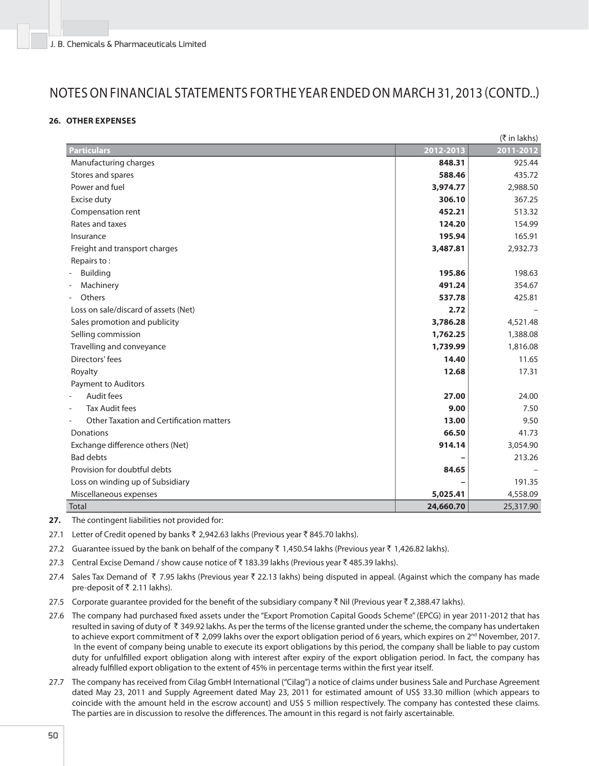# NOTES ON FINANCIAL STATEMENTS FOR THE YEAR ENDED ON MARCH 31, 2013 (CONTD..)

**26. OTHER EXPENSES**

(₹ in lakhs)

| Particulars | 2012-2013 | 2011-2012 |
|---|---|---|
| Manufacturing charges | **848.31** | 925.44 |
| Stores and spares | **588.46** | 435.72 |
| Power and fuel | **3,974.77** | 2,988.50 |
| Excise duty | **306.10** | 367.25 |
| Compensation rent | **452.21** | 513.32 |
| Rates and taxes | **124.20** | 154.99 |
| Insurance | **195.94** | 165.91 |
| Freight and transport charges | **3,487.81** | 2,932.73 |
| Repairs to : | | |
| - Building | **195.86** | 198.63 |
| - Machinery | **491.24** | 354.67 |
| - Others | **537.78** | 425.81 |
| Loss on sale/discard of assets (Net) | **2.72** | – |
| Sales promotion and publicity | **3,786.28** | 4,521.48 |
| Selling commission | **1,762.25** | 1,388.08 |
| Travelling and conveyance | **1,739.99** | 1,816.08 |
| Directors' fees | **14.40** | 11.65 |
| Royalty | **12.68** | 17.31 |
| Payment to Auditors | | |
| - Audit fees | **27.00** | 24.00 |
| - Tax Audit fees | **9.00** | 7.50 |
| - Other Taxation and Certification matters | **13.00** | 9.50 |
| Donations | **66.50** | 41.73 |
| Exchange difference others (Net) | **914.14** | 3,054.90 |
| Bad debts | **–** | 213.26 |
| Provision for doubtful debts | **84.65** | – |
| Loss on winding up of Subsidiary | **–** | 191.35 |
| Miscellaneous expenses | **5,025.41** | 4,558.09 |
| Total | **24,660.70** | 25,317.90 |

**27.** The contingent liabilities not provided for:

27.1 Letter of Credit opened by banks ₹ 2,942.63 lakhs (Previous year ₹ 845.70 lakhs).

27.2 Guarantee issued by the bank on behalf of the company ₹ 1,450.54 lakhs (Previous year ₹ 1,426.82 lakhs).

27.3 Central Excise Demand / show cause notice of ₹ 183.39 lakhs (Previous year ₹ 485.39 lakhs).

27.4 Sales Tax Demand of ₹ 7.95 lakhs (Previous year ₹ 22.13 lakhs) being disputed in appeal. (Against which the company has made pre-deposit of ₹ 2.11 lakhs).

27.5 Corporate guarantee provided for the benefit of the subsidiary company ₹ Nil (Previous year ₹ 2,388.47 lakhs).

27.6 The company had purchased fixed assets under the "Export Promotion Capital Goods Scheme" (EPCG) in year 2011-2012 that has resulted in saving of duty of ₹ 349.92 lakhs. As per the terms of the license granted under the scheme, the company has undertaken to achieve export commitment of ₹ 2,099 lakhs over the export obligation period of 6 years, which expires on 2nd November, 2017. In the event of company being unable to execute its export obligations by this period, the company shall be liable to pay custom duty for unfulfilled export obligation along with interest after expiry of the export obligation period. In fact, the company has already fulfilled export obligation to the extent of 45% in percentage terms within the first year itself.

27.7 The company has received from Cilag GmbH International ("Cilag") a notice of claims under business Sale and Purchase Agreement dated May 23, 2011 and Supply Agreement dated May 23, 2011 for estimated amount of US$ 33.30 million (which appears to coincide with the amount held in the escrow account) and US$ 5 million respectively. The company has contested these claims. The parties are in discussion to resolve the differences. The amount in this regard is not fairly ascertainable.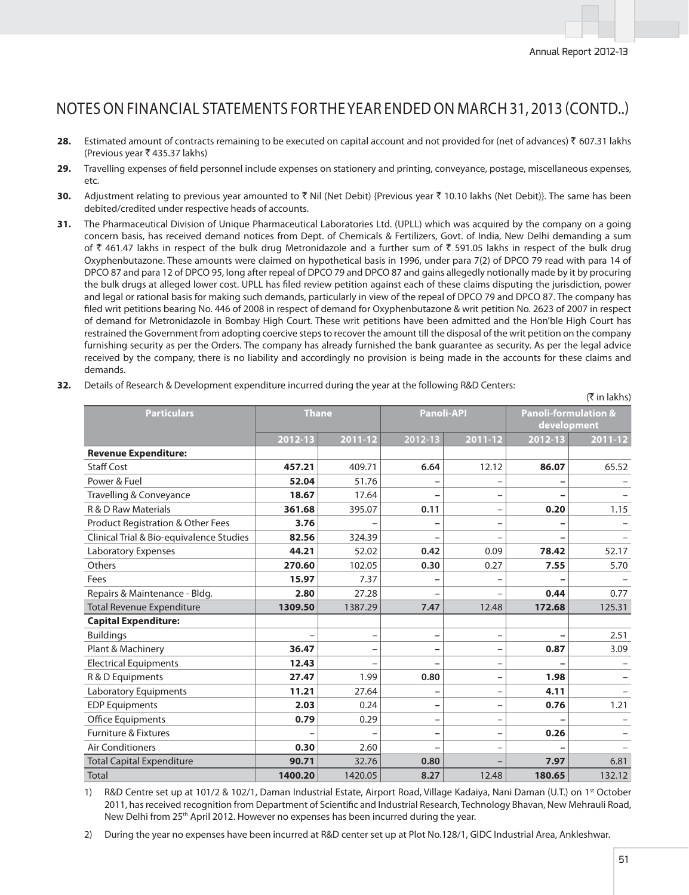# NOTES ON FINANCIAL STATEMENTS FOR THE YEAR ENDED ON MARCH 31, 2013 (CONTD..)

**28.** Estimated amount of contracts remaining to be executed on capital account and not provided for (net of advances) ₹ 607.31 lakhs (Previous year ₹ 435.37 lakhs)

**29.** Travelling expenses of field personnel include expenses on stationery and printing, conveyance, postage, miscellaneous expenses, etc.

**30.** Adjustment relating to previous year amounted to ₹ Nil (Net Debit) {Previous year ₹ 10.10 lakhs (Net Debit)}. The same has been debited/credited under respective heads of accounts.

**31.** The Pharmaceutical Division of Unique Pharmaceutical Laboratories Ltd. (UPLL) which was acquired by the company on a going concern basis, has received demand notices from Dept. of Chemicals & Fertilizers, Govt. of India, New Delhi demanding a sum of ₹ 461.47 lakhs in respect of the bulk drug Metronidazole and a further sum of ₹ 591.05 lakhs in respect of the bulk drug Oxyphenbutazone. These amounts were claimed on hypothetical basis in 1996, under para 7(2) of DPCO 79 read with para 14 of DPCO 87 and para 12 of DPCO 95, long after repeal of DPCO 79 and DPCO 87 and gains allegedly notionally made by it by procuring the bulk drugs at alleged lower cost. UPLL has filed review petition against each of these claims disputing the jurisdiction, power and legal or rational basis for making such demands, particularly in view of the repeal of DPCO 79 and DPCO 87. The company has filed writ petitions bearing No. 446 of 2008 in respect of demand for Oxyphenbutazone & writ petition No. 2623 of 2007 in respect of demand for Metronidazole in Bombay High Court. These writ petitions have been admitted and the Hon'ble High Court has restrained the Government from adopting coercive steps to recover the amount till the disposal of the writ petition on the company furnishing security as per the Orders. The company has already furnished the bank guarantee as security. As per the legal advice received by the company, there is no liability and accordingly no provision is being made in the accounts for these claims and demands.

**32.** Details of Research & Development expenditure incurred during the year at the following R&D Centers:

(₹ in lakhs)

| Particulars | Thane | | Panoli-API | | Panoli-formulation & development | |
|---|---|---|---|---|---|---|
| | 2012-13 | 2011-12 | 2012-13 | 2011-12 | 2012-13 | 2011-12 |
| **Revenue Expenditure:** | | | | | | |
| Staff Cost | **457.21** | 409.71 | **6.64** | 12.12 | **86.07** | 65.52 |
| Power & Fuel | **52.04** | 51.76 | **–** | – | **–** | – |
| Travelling & Conveyance | **18.67** | 17.64 | **–** | – | **–** | – |
| R & D Raw Materials | **361.68** | 395.07 | **0.11** | – | **0.20** | 1.15 |
| Product Registration & Other Fees | **3.76** | – | **–** | – | **–** | – |
| Clinical Trial & Bio-equivalence Studies | **82.56** | 324.39 | **–** | – | **–** | – |
| Laboratory Expenses | **44.21** | 52.02 | **0.42** | 0.09 | **78.42** | 52.17 |
| Others | **270.60** | 102.05 | **0.30** | 0.27 | **7.55** | 5.70 |
| Fees | **15.97** | 7.37 | **–** | – | **–** | – |
| Repairs & Maintenance - Bldg. | **2.80** | 27.28 | **–** | – | **0.44** | 0.77 |
| Total Revenue Expenditure | **1309.50** | 1387.29 | **7.47** | 12.48 | **172.68** | 125.31 |
| **Capital Expenditure:** | | | | | | |
| Buildings | – | – | **–** | – | **–** | 2.51 |
| Plant & Machinery | **36.47** | – | **–** | – | **0.87** | 3.09 |
| Electrical Equipments | **12.43** | – | **–** | – | **–** | – |
| R & D Equipments | **27.47** | 1.99 | **0.80** | – | **1.98** | – |
| Laboratory Equipments | **11.21** | 27.64 | **–** | – | **4.11** | – |
| EDP Equipments | **2.03** | 0.24 | **–** | – | **0.76** | 1.21 |
| Office Equipments | **0.79** | 0.29 | **–** | – | **–** | – |
| Furniture & Fixtures | – | – | **–** | – | **0.26** | – |
| Air Conditioners | **0.30** | 2.60 | **–** | – | **–** | – |
| Total Capital Expenditure | **90.71** | 32.76 | **0.80** | – | **7.97** | 6.81 |
| Total | **1400.20** | 1420.05 | **8.27** | 12.48 | **180.65** | 132.12 |

1) R&D Centre set up at 101/2 & 102/1, Daman Industrial Estate, Airport Road, Village Kadaiya, Nani Daman (U.T.) on 1st October 2011, has received recognition from Department of Scientific and Industrial Research, Technology Bhavan, New Mehrauli Road, New Delhi from 25th April 2012. However no expenses has been incurred during the year.

2) During the year no expenses have been incurred at R&D center set up at Plot No.128/1, GIDC Industrial Area, Ankleshwar.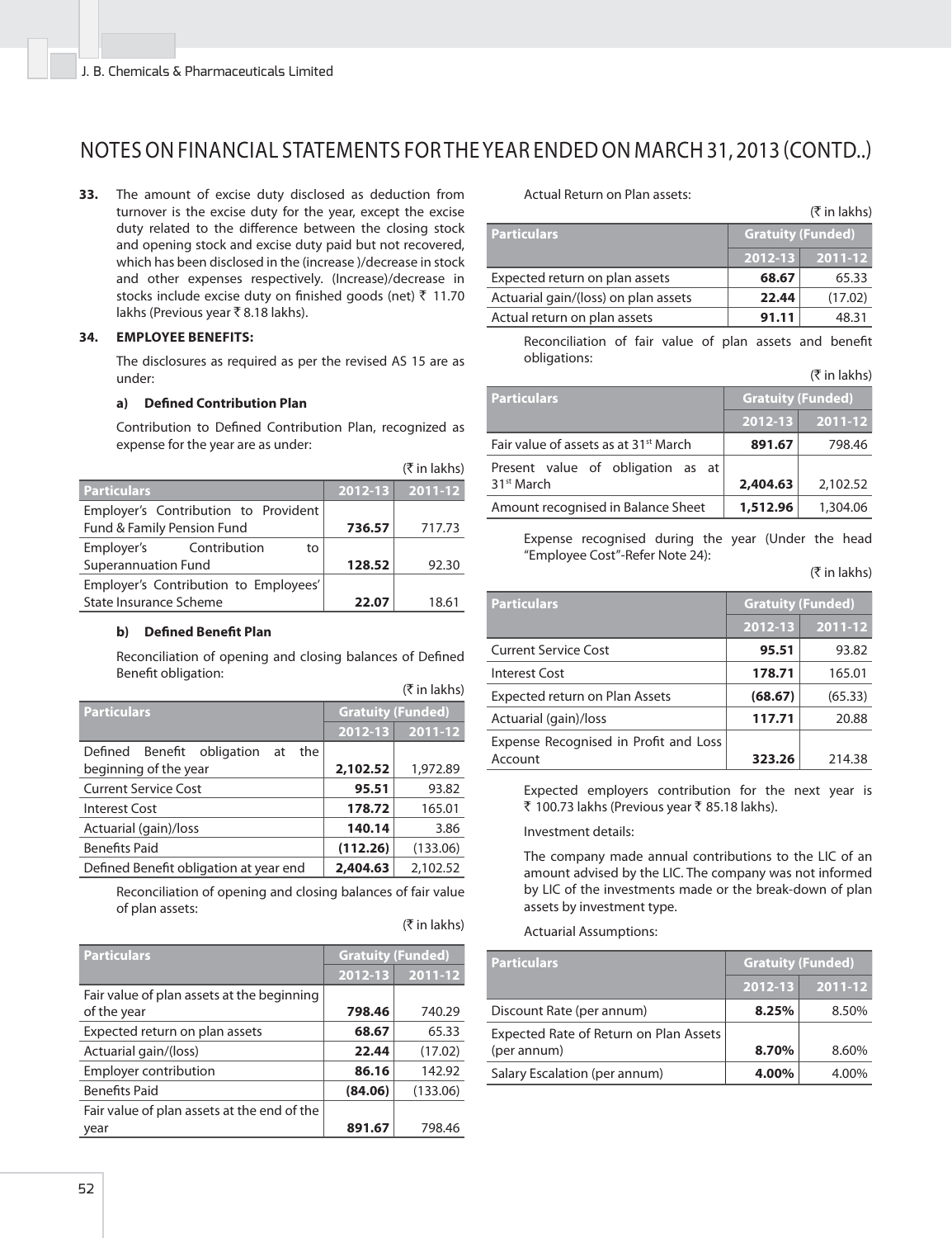# NOTES ON FINANCIAL STATEMENTS FOR THE YEAR ENDED ON MARCH 31, 2013 (CONTD..)

**33.** The amount of excise duty disclosed as deduction from turnover is the excise duty for the year, except the excise duty related to the difference between the closing stock and opening stock and excise duty paid but not recovered, which has been disclosed in the (increase )/decrease in stock and other expenses respectively. (Increase)/decrease in stocks include excise duty on finished goods (net) ₹ 11.70 lakhs (Previous year ₹ 8.18 lakhs).

**34. EMPLOYEE BENEFITS:**

The disclosures as required as per the revised AS 15 are as under:

**a) Defined Contribution Plan**

Contribution to Defined Contribution Plan, recognized as expense for the year are as under:

(₹ in lakhs)

| Particulars | 2012-13 | 2011-12 |
|---|---|---|
| Employer's Contribution to Provident Fund & Family Pension Fund | **736.57** | 717.73 |
| Employer's Contribution to Superannuation Fund | **128.52** | 92.30 |
| Employer's Contribution to Employees' State Insurance Scheme | **22.07** | 18.61 |

**b) Defined Benefit Plan**

Reconciliation of opening and closing balances of Defined Benefit obligation:

(₹ in lakhs)

| Particulars | Gratuity (Funded) | |
|---|---|---|
| | 2012-13 | 2011-12 |
| Defined Benefit obligation at the beginning of the year | **2,102.52** | 1,972.89 |
| Current Service Cost | **95.51** | 93.82 |
| Interest Cost | **178.72** | 165.01 |
| Actuarial (gain)/loss | **140.14** | 3.86 |
| Benefits Paid | **(112.26)** | (133.06) |
| Defined Benefit obligation at year end | **2,404.63** | 2,102.52 |

Reconciliation of opening and closing balances of fair value of plan assets:

(₹ in lakhs)

| Particulars | Gratuity (Funded) | |
|---|---|---|
| | 2012-13 | 2011-12 |
| Fair value of plan assets at the beginning of the year | **798.46** | 740.29 |
| Expected return on plan assets | **68.67** | 65.33 |
| Actuarial gain/(loss) | **22.44** | (17.02) |
| Employer contribution | **86.16** | 142.92 |
| Benefits Paid | **(84.06)** | (133.06) |
| Fair value of plan assets at the end of the year | **891.67** | 798.46 |

Actual Return on Plan assets:

(₹ in lakhs)

| Particulars | Gratuity (Funded) | |
|---|---|---|
| | 2012-13 | 2011-12 |
| Expected return on plan assets | **68.67** | 65.33 |
| Actuarial gain/(loss) on plan assets | **22.44** | (17.02) |
| Actual return on plan assets | **91.11** | 48.31 |

Reconciliation of fair value of plan assets and benefit obligations:

(₹ in lakhs)

| Particulars | Gratuity (Funded) | |
|---|---|---|
| | 2012-13 | 2011-12 |
| Fair value of assets as at 31st March | **891.67** | 798.46 |
| Present value of obligation as at 31st March | **2,404.63** | 2,102.52 |
| Amount recognised in Balance Sheet | **1,512.96** | 1,304.06 |

Expense recognised during the year (Under the head "Employee Cost"-Refer Note 24):

(₹ in lakhs)

| Particulars | Gratuity (Funded) | |
|---|---|---|
| | 2012-13 | 2011-12 |
| Current Service Cost | **95.51** | 93.82 |
| Interest Cost | **178.71** | 165.01 |
| Expected return on Plan Assets | **(68.67)** | (65.33) |
| Actuarial (gain)/loss | **117.71** | 20.88 |
| Expense Recognised in Profit and Loss Account | **323.26** | 214.38 |

Expected employers contribution for the next year is ₹ 100.73 lakhs (Previous year ₹ 85.18 lakhs).

Investment details:

The company made annual contributions to the LIC of an amount advised by the LIC. The company was not informed by LIC of the investments made or the break-down of plan assets by investment type.

Actuarial Assumptions:

| Particulars | Gratuity (Funded) | |
|---|---|---|
| | 2012-13 | 2011-12 |
| Discount Rate (per annum) | **8.25%** | 8.50% |
| Expected Rate of Return on Plan Assets (per annum) | **8.70%** | 8.60% |
| Salary Escalation (per annum) | **4.00%** | 4.00% |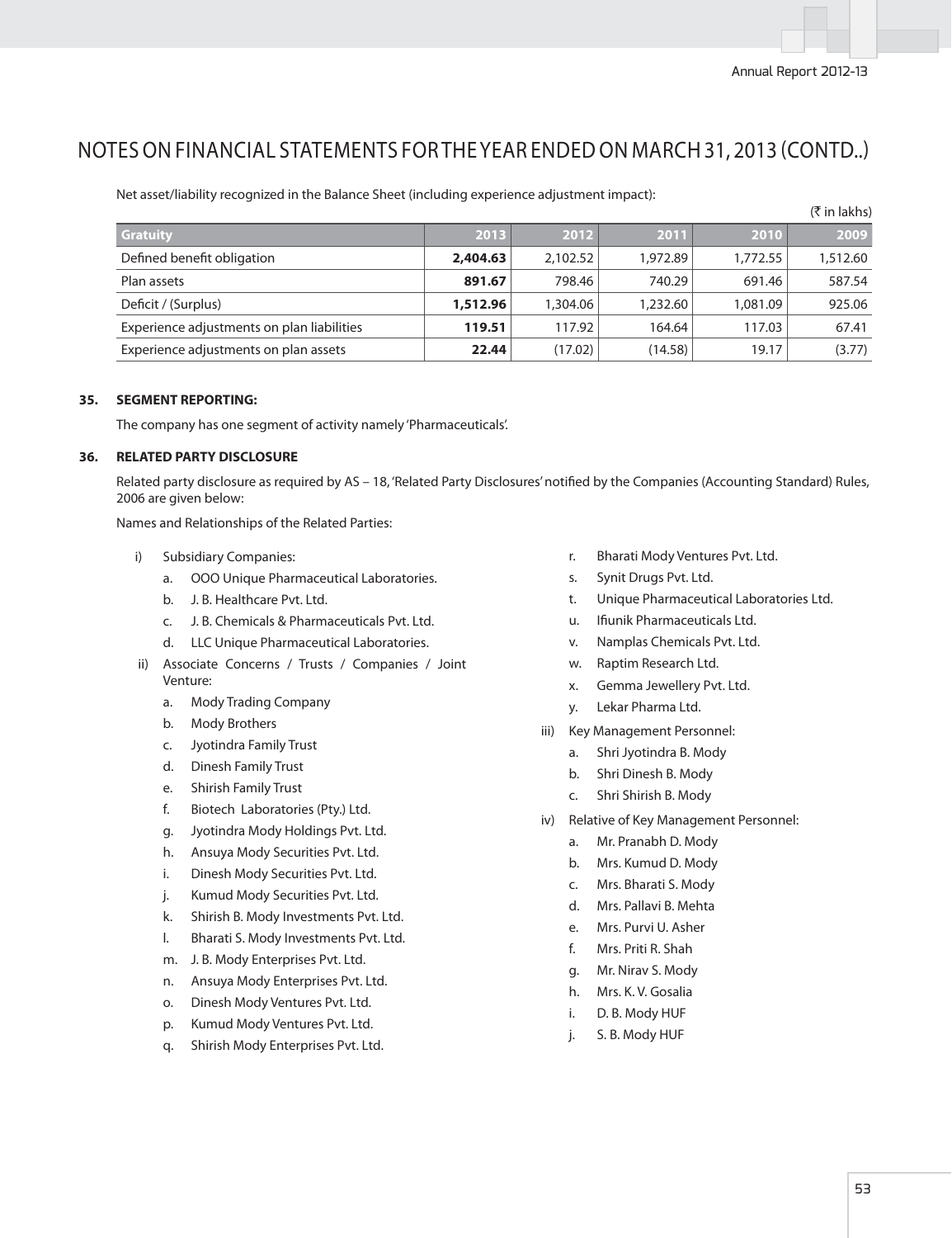# NOTES ON FINANCIAL STATEMENTS FOR THE YEAR ENDED ON MARCH 31, 2013 (CONTD..)

Net asset/liability recognized in the Balance Sheet (including experience adjustment impact):

(₹ in lakhs)

| Gratuity | 2013 | 2012 | 2011 | 2010 | 2009 |
|---|---|---|---|---|---|
| Defined benefit obligation | **2,404.63** | 2,102.52 | 1,972.89 | 1,772.55 | 1,512.60 |
| Plan assets | **891.67** | 798.46 | 740.29 | 691.46 | 587.54 |
| Deficit / (Surplus) | **1,512.96** | 1,304.06 | 1,232.60 | 1,081.09 | 925.06 |
| Experience adjustments on plan liabilities | **119.51** | 117.92 | 164.64 | 117.03 | 67.41 |
| Experience adjustments on plan assets | **22.44** | (17.02) | (14.58) | 19.17 | (3.77) |

**35. SEGMENT REPORTING:**

The company has one segment of activity namely 'Pharmaceuticals'.

**36. RELATED PARTY DISCLOSURE**

Related party disclosure as required by AS – 18, 'Related Party Disclosures' notified by the Companies (Accounting Standard) Rules, 2006 are given below:

Names and Relationships of the Related Parties:

i) Subsidiary Companies:
   - a. OOO Unique Pharmaceutical Laboratories.
   - b. J. B. Healthcare Pvt. Ltd.
   - c. J. B. Chemicals & Pharmaceuticals Pvt. Ltd.
   - d. LLC Unique Pharmaceutical Laboratories.

ii) Associate Concerns / Trusts / Companies / Joint Venture:
   - a. Mody Trading Company
   - b. Mody Brothers
   - c. Jyotindra Family Trust
   - d. Dinesh Family Trust
   - e. Shirish Family Trust
   - f. Biotech Laboratories (Pty.) Ltd.
   - g. Jyotindra Mody Holdings Pvt. Ltd.
   - h. Ansuya Mody Securities Pvt. Ltd.
   - i. Dinesh Mody Securities Pvt. Ltd.
   - j. Kumud Mody Securities Pvt. Ltd.
   - k. Shirish B. Mody Investments Pvt. Ltd.
   - l. Bharati S. Mody Investments Pvt. Ltd.
   - m. J. B. Mody Enterprises Pvt. Ltd.
   - n. Ansuya Mody Enterprises Pvt. Ltd.
   - o. Dinesh Mody Ventures Pvt. Ltd.
   - p. Kumud Mody Ventures Pvt. Ltd.
   - q. Shirish Mody Enterprises Pvt. Ltd.
   - r. Bharati Mody Ventures Pvt. Ltd.
   - s. Synit Drugs Pvt. Ltd.
   - t. Unique Pharmaceutical Laboratories Ltd.
   - u. Ifiunik Pharmaceuticals Ltd.
   - v. Namplas Chemicals Pvt. Ltd.
   - w. Raptim Research Ltd.
   - x. Gemma Jewellery Pvt. Ltd.
   - y. Lekar Pharma Ltd.

iii) Key Management Personnel:
   - a. Shri Jyotindra B. Mody
   - b. Shri Dinesh B. Mody
   - c. Shri Shirish B. Mody

iv) Relative of Key Management Personnel:
   - a. Mr. Pranabh D. Mody
   - b. Mrs. Kumud D. Mody
   - c. Mrs. Bharati S. Mody
   - d. Mrs. Pallavi B. Mehta
   - e. Mrs. Purvi U. Asher
   - f. Mrs. Priti R. Shah
   - g. Mr. Nirav S. Mody
   - h. Mrs. K. V. Gosalia
   - i. D. B. Mody HUF
   - j. S. B. Mody HUF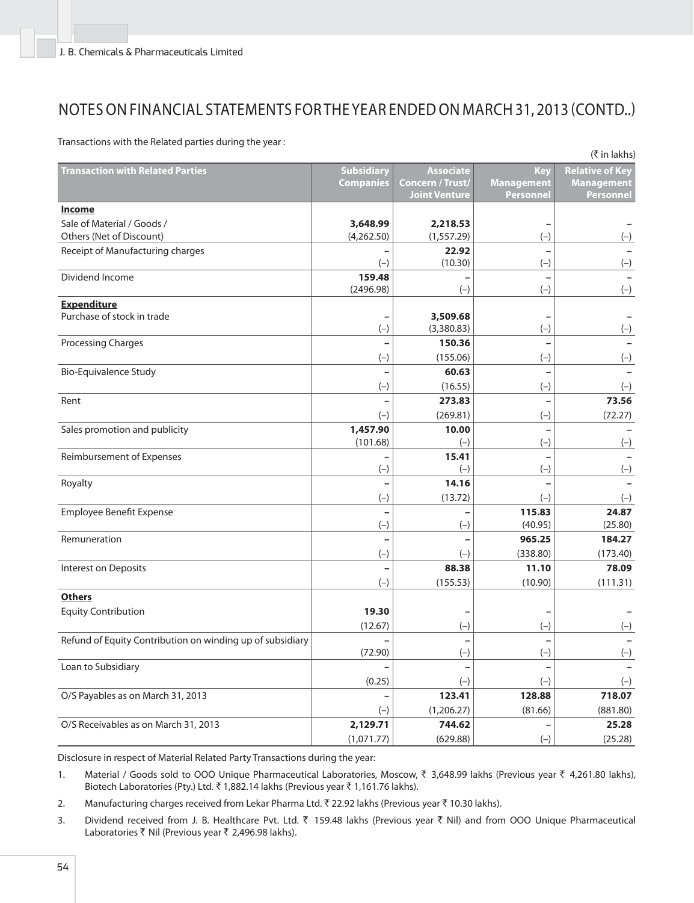# NOTES ON FINANCIAL STATEMENTS FOR THE YEAR ENDED ON MARCH 31, 2013 (CONTD..)

Transactions with the Related parties during the year :

(₹ in lakhs)

| Transaction with Related Parties | Subsidiary Companies | Associate Concern / Trust/ Joint Venture | Key Management Personnel | Relative of Key Management Personnel |
|---|---|---|---|---|
| **Income** | | | | |
| Sale of Material / Goods / Others (Net of Discount) | **3,648.99** (4,262.50) | **2,218.53** (1,557.29) | – (–) | – (–) |
| Receipt of Manufacturing charges | – (–) | **22.92** (10.30) | – (–) | – (–) |
| Dividend Income | **159.48** (2496.98) | – (–) | – (–) | – (–) |
| **Expenditure** | | | | |
| Purchase of stock in trade | – (–) | **3,509.68** (3,380.83) | – (–) | – (–) |
| Processing Charges | – (–) | **150.36** (155.06) | – (–) | – (–) |
| Bio-Equivalence Study | – (–) | **60.63** (16.55) | – (–) | – (–) |
| Rent | – (–) | **273.83** (269.81) | – (–) | **73.56** (72.27) |
| Sales promotion and publicity | **1,457.90** (101.68) | **10.00** (–) | – (–) | – (–) |
| Reimbursement of Expenses | – (–) | **15.41** (–) | – (–) | – (–) |
| Royalty | – (–) | **14.16** (13.72) | – (–) | – (–) |
| Employee Benefit Expense | – (–) | – (–) | **115.83** (40.95) | **24.87** (25.80) |
| Remuneration | – (–) | – (–) | **965.25** (338.80) | **184.27** (173.40) |
| Interest on Deposits | – (–) | **88.38** (155.53) | **11.10** (10.90) | **78.09** (111.31) |
| **Others** | | | | |
| Equity Contribution | **19.30** (12.67) | – (–) | – (–) | – (–) |
| Refund of Equity Contribution on winding up of subsidiary | – (72.90) | – (–) | – (–) | – (–) |
| Loan to Subsidiary | – (0.25) | – (–) | – (–) | – (–) |
| O/S Payables as on March 31, 2013 | – (–) | **123.41** (1,206.27) | **128.88** (81.66) | **718.07** (881.80) |
| O/S Receivables as on March 31, 2013 | **2,129.71** (1,071.77) | **744.62** (629.88) | – (–) | **25.28** (25.28) |

Disclosure in respect of Material Related Party Transactions during the year:

1. Material / Goods sold to OOO Unique Pharmaceutical Laboratories, Moscow, ₹ 3,648.99 lakhs (Previous year ₹ 4,261.80 lakhs), Biotech Laboratories (Pty.) Ltd. ₹ 1,882.14 lakhs (Previous year ₹ 1,161.76 lakhs).
2. Manufacturing charges received from Lekar Pharma Ltd. ₹ 22.92 lakhs (Previous year ₹ 10.30 lakhs).
3. Dividend received from J. B. Healthcare Pvt. Ltd. ₹ 159.48 lakhs (Previous year ₹ Nil) and from OOO Unique Pharmaceutical Laboratories ₹ Nil (Previous year ₹ 2,496.98 lakhs).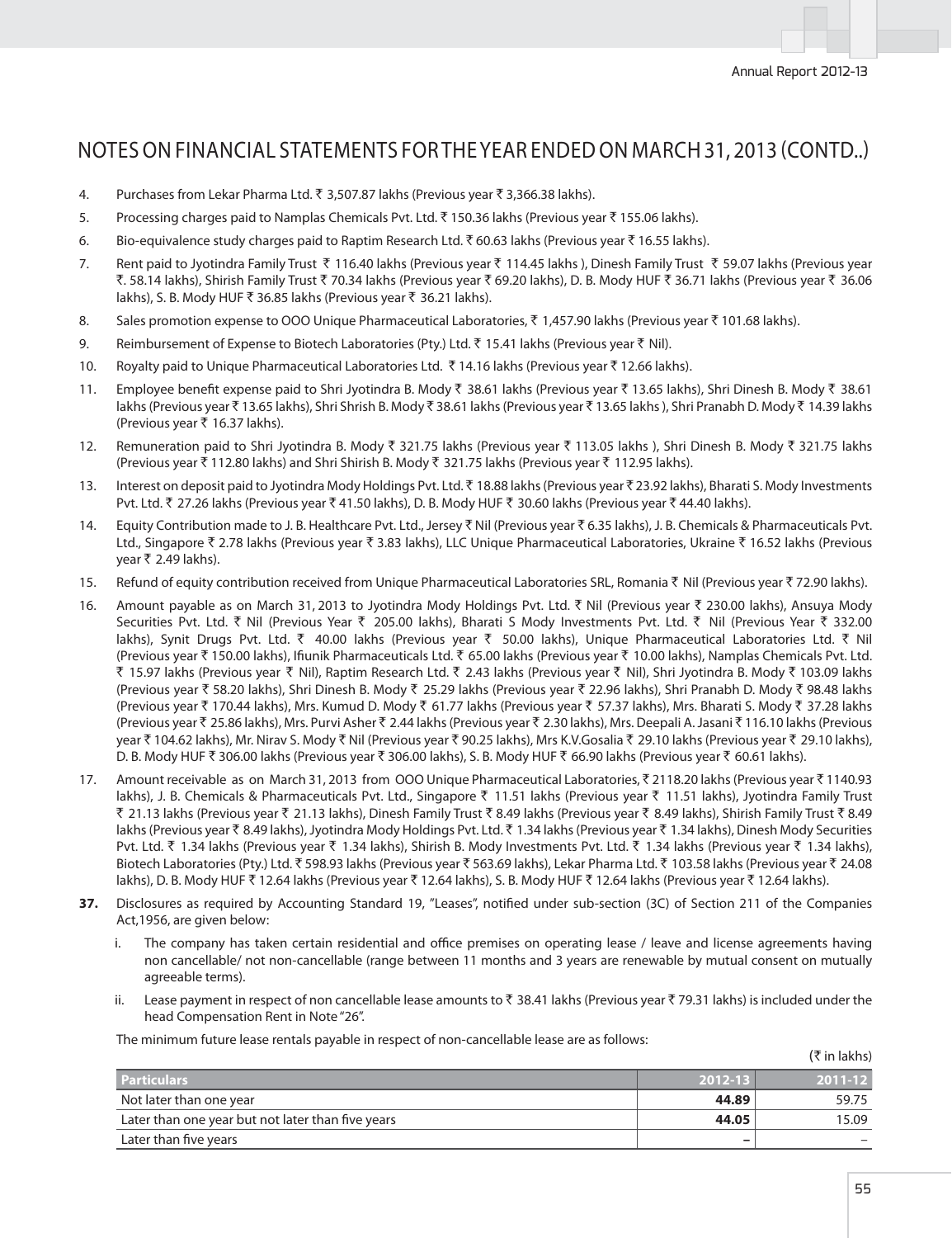# NOTES ON FINANCIAL STATEMENTS FOR THE YEAR ENDED ON MARCH 31, 2013 (CONTD..)

4. Purchases from Lekar Pharma Ltd. ₹ 3,507.87 lakhs (Previous year ₹ 3,366.38 lakhs).

5. Processing charges paid to Namplas Chemicals Pvt. Ltd. ₹ 150.36 lakhs (Previous year ₹ 155.06 lakhs).

6. Bio-equivalence study charges paid to Raptim Research Ltd. ₹ 60.63 lakhs (Previous year ₹ 16.55 lakhs).

7. Rent paid to Jyotindra Family Trust ₹ 116.40 lakhs (Previous year ₹ 114.45 lakhs ), Dinesh Family Trust ₹ 59.07 lakhs (Previous year ₹. 58.14 lakhs), Shirish Family Trust ₹ 70.34 lakhs (Previous year ₹ 69.20 lakhs), D. B. Mody HUF ₹ 36.71 lakhs (Previous year ₹ 36.06 lakhs), S. B. Mody HUF ₹ 36.85 lakhs (Previous year ₹ 36.21 lakhs).

8. Sales promotion expense to OOO Unique Pharmaceutical Laboratories, ₹ 1,457.90 lakhs (Previous year ₹ 101.68 lakhs).

9. Reimbursement of Expense to Biotech Laboratories (Pty.) Ltd. ₹ 15.41 lakhs (Previous year ₹ Nil).

10. Royalty paid to Unique Pharmaceutical Laboratories Ltd. ₹ 14.16 lakhs (Previous year ₹ 12.66 lakhs).

11. Employee benefit expense paid to Shri Jyotindra B. Mody ₹ 38.61 lakhs (Previous year ₹ 13.65 lakhs), Shri Dinesh B. Mody ₹ 38.61 lakhs (Previous year ₹ 13.65 lakhs), Shri Shrish B. Mody ₹ 38.61 lakhs (Previous year ₹ 13.65 lakhs ), Shri Pranabh D. Mody ₹ 14.39 lakhs (Previous year ₹ 16.37 lakhs).

12. Remuneration paid to Shri Jyotindra B. Mody ₹ 321.75 lakhs (Previous year ₹ 113.05 lakhs ), Shri Dinesh B. Mody ₹ 321.75 lakhs (Previous year ₹ 112.80 lakhs) and Shri Shirish B. Mody ₹ 321.75 lakhs (Previous year ₹ 112.95 lakhs).

13. Interest on deposit paid to Jyotindra Mody Holdings Pvt. Ltd. ₹ 18.88 lakhs (Previous year ₹ 23.92 lakhs), Bharati S. Mody Investments Pvt. Ltd. ₹ 27.26 lakhs (Previous year ₹ 41.50 lakhs), D. B. Mody HUF ₹ 30.60 lakhs (Previous year ₹ 44.40 lakhs).

14. Equity Contribution made to J. B. Healthcare Pvt. Ltd., Jersey ₹ Nil (Previous year ₹ 6.35 lakhs), J. B. Chemicals & Pharmaceuticals Pvt. Ltd., Singapore ₹ 2.78 lakhs (Previous year ₹ 3.83 lakhs), LLC Unique Pharmaceutical Laboratories, Ukraine ₹ 16.52 lakhs (Previous year ₹ 2.49 lakhs).

15. Refund of equity contribution received from Unique Pharmaceutical Laboratories SRL, Romania ₹ Nil (Previous year ₹ 72.90 lakhs).

16. Amount payable as on March 31, 2013 to Jyotindra Mody Holdings Pvt. Ltd. ₹ Nil (Previous year ₹ 230.00 lakhs), Ansuya Mody Securities Pvt. Ltd. ₹ Nil (Previous Year ₹ 205.00 lakhs), Bharati S Mody Investments Pvt. Ltd. ₹ Nil (Previous Year ₹ 332.00 lakhs), Synit Drugs Pvt. Ltd. ₹ 40.00 lakhs (Previous year ₹ 50.00 lakhs), Unique Pharmaceutical Laboratories Ltd. ₹ Nil (Previous year ₹ 150.00 lakhs), Ifiunik Pharmaceuticals Ltd. ₹ 65.00 lakhs (Previous year ₹ 10.00 lakhs), Namplas Chemicals Pvt. Ltd. ₹ 15.97 lakhs (Previous year ₹ Nil), Raptim Research Ltd. ₹ 2.43 lakhs (Previous year ₹ Nil), Shri Jyotindra B. Mody ₹ 103.09 lakhs (Previous year ₹ 58.20 lakhs), Shri Dinesh B. Mody ₹ 25.29 lakhs (Previous year ₹ 22.96 lakhs), Shri Pranabh D. Mody ₹ 98.48 lakhs (Previous year ₹ 170.44 lakhs), Mrs. Kumud D. Mody ₹ 61.77 lakhs (Previous year ₹ 57.37 lakhs), Mrs. Bharati S. Mody ₹ 37.28 lakhs (Previous year ₹ 25.86 lakhs), Mrs. Purvi Asher ₹ 2.44 lakhs (Previous year ₹ 2.30 lakhs), Mrs. Deepali A. Jasani ₹ 116.10 lakhs (Previous year ₹ 104.62 lakhs), Mr. Nirav S. Mody ₹ Nil (Previous year ₹ 90.25 lakhs), Mrs K.V.Gosalia ₹ 29.10 lakhs (Previous year ₹ 29.10 lakhs), D. B. Mody HUF ₹ 306.00 lakhs (Previous year ₹ 306.00 lakhs), S. B. Mody HUF ₹ 66.90 lakhs (Previous year ₹ 60.61 lakhs).

17. Amount receivable as on March 31, 2013 from OOO Unique Pharmaceutical Laboratories, ₹ 2118.20 lakhs (Previous year ₹ 1140.93 lakhs), J. B. Chemicals & Pharmaceuticals Pvt. Ltd., Singapore ₹ 11.51 lakhs (Previous year ₹ 11.51 lakhs), Jyotindra Family Trust ₹ 21.13 lakhs (Previous year ₹ 21.13 lakhs), Dinesh Family Trust ₹ 8.49 lakhs (Previous year ₹ 8.49 lakhs), Shirish Family Trust ₹ 8.49 lakhs (Previous year ₹ 8.49 lakhs), Jyotindra Mody Holdings Pvt. Ltd. ₹ 1.34 lakhs (Previous year ₹ 1.34 lakhs), Dinesh Mody Securities Pvt. Ltd. ₹ 1.34 lakhs (Previous year ₹ 1.34 lakhs), Shirish B. Mody Investments Pvt. Ltd. ₹ 1.34 lakhs (Previous year ₹ 1.34 lakhs), Biotech Laboratories (Pty.) Ltd. ₹ 598.93 lakhs (Previous year ₹ 563.69 lakhs), Lekar Pharma Ltd. ₹ 103.58 lakhs (Previous year ₹ 24.08 lakhs), D. B. Mody HUF ₹ 12.64 lakhs (Previous year ₹ 12.64 lakhs), S. B. Mody HUF ₹ 12.64 lakhs (Previous year ₹ 12.64 lakhs).

**37.** Disclosures as required by Accounting Standard 19, "Leases", notified under sub-section (3C) of Section 211 of the Companies Act,1956, are given below:

i. The company has taken certain residential and office premises on operating lease / leave and license agreements having non cancellable/ not non-cancellable (range between 11 months and 3 years are renewable by mutual consent on mutually agreeable terms).

ii. Lease payment in respect of non cancellable lease amounts to ₹ 38.41 lakhs (Previous year ₹ 79.31 lakhs) is included under the head Compensation Rent in Note "26".

The minimum future lease rentals payable in respect of non-cancellable lease are as follows:

(₹ in lakhs)

| Particulars | 2012-13 | 2011-12 |
|---|---|---|
| Not later than one year | **44.89** | 59.75 |
| Later than one year but not later than five years | **44.05** | 15.09 |
| Later than five years | **–** | – |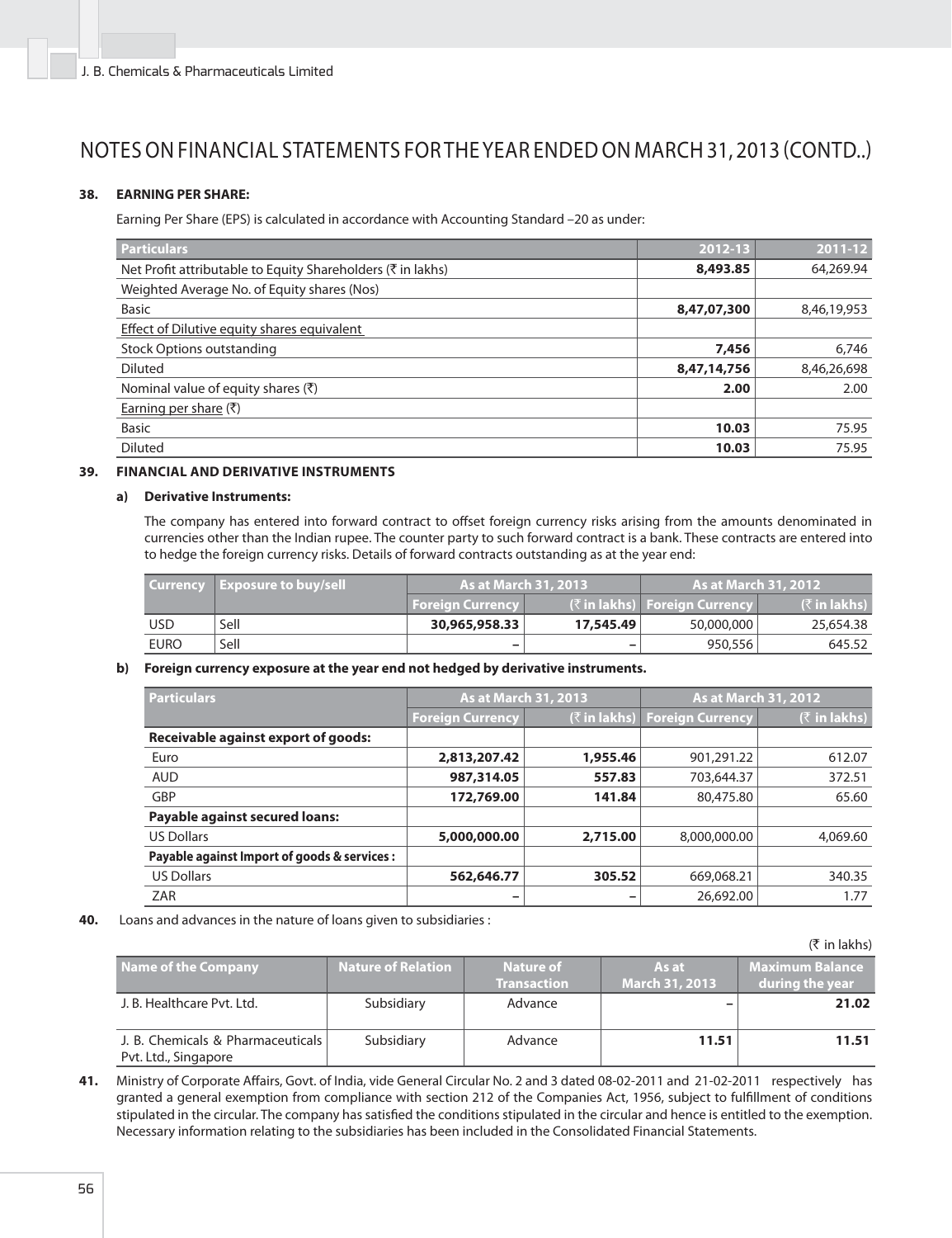# NOTES ON FINANCIAL STATEMENTS FOR THE YEAR ENDED ON MARCH 31, 2013 (CONTD..)

## 38. EARNING PER SHARE:

Earning Per Share (EPS) is calculated in accordance with Accounting Standard –20 as under:

| Particulars | 2012-13 | 2011-12 |
|---|---|---|
| Net Profit attributable to Equity Shareholders (₹ in lakhs) | **8,493.85** | 64,269.94 |
| Weighted Average No. of Equity shares (Nos) | | |
| Basic | **8,47,07,300** | 8,46,19,953 |
| Effect of Dilutive equity shares equivalent | | |
| Stock Options outstanding | **7,456** | 6,746 |
| Diluted | **8,47,14,756** | 8,46,26,698 |
| Nominal value of equity shares (₹) | **2.00** | 2.00 |
| Earning per share (₹) | | |
| Basic | **10.03** | 75.95 |
| Diluted | **10.03** | 75.95 |

## 39. FINANCIAL AND DERIVATIVE INSTRUMENTS

### a) Derivative Instruments:

The company has entered into forward contract to offset foreign currency risks arising from the amounts denominated in currencies other than the Indian rupee. The counter party to such forward contract is a bank. These contracts are entered into to hedge the foreign currency risks. Details of forward contracts outstanding as at the year end:

| Currency | Exposure to buy/sell | As at March 31, 2013 | | As at March 31, 2012 | |
|---|---|---|---|---|---|
| | | Foreign Currency | (₹ in lakhs) | Foreign Currency | (₹ in lakhs) |
| USD | Sell | **30,965,958.33** | **17,545.49** | 50,000,000 | 25,654.38 |
| EURO | Sell | – | – | 950,556 | 645.52 |

### b) Foreign currency exposure at the year end not hedged by derivative instruments.

| Particulars | As at March 31, 2013 | | As at March 31, 2012 | |
|---|---|---|---|---|
| | Foreign Currency | (₹ in lakhs) | Foreign Currency | (₹ in lakhs) |
| **Receivable against export of goods:** | | | | |
| Euro | **2,813,207.42** | **1,955.46** | 901,291.22 | 612.07 |
| AUD | **987,314.05** | **557.83** | 703,644.37 | 372.51 |
| GBP | **172,769.00** | **141.84** | 80,475.80 | 65.60 |
| **Payable against secured loans:** | | | | |
| US Dollars | **5,000,000.00** | **2,715.00** | 8,000,000.00 | 4,069.60 |
| **Payable against Import of goods & services :** | | | | |
| US Dollars | **562,646.77** | **305.52** | 669,068.21 | 340.35 |
| ZAR | – | – | 26,692.00 | 1.77 |

## 40. Loans and advances in the nature of loans given to subsidiaries :

(₹ in lakhs)

| Name of the Company | Nature of Relation | Nature of Transaction | As at March 31, 2013 | Maximum Balance during the year |
|---|---|---|---|---|
| J. B. Healthcare Pvt. Ltd. | Subsidiary | Advance | – | **21.02** |
| J. B. Chemicals & Pharmaceuticals Pvt. Ltd., Singapore | Subsidiary | Advance | **11.51** | **11.51** |

## 41.

Ministry of Corporate Affairs, Govt. of India, vide General Circular No. 2 and 3 dated 08-02-2011 and 21-02-2011 respectively has granted a general exemption from compliance with section 212 of the Companies Act, 1956, subject to fulfillment of conditions stipulated in the circular. The company has satisfied the conditions stipulated in the circular and hence is entitled to the exemption. Necessary information relating to the subsidiaries has been included in the Consolidated Financial Statements.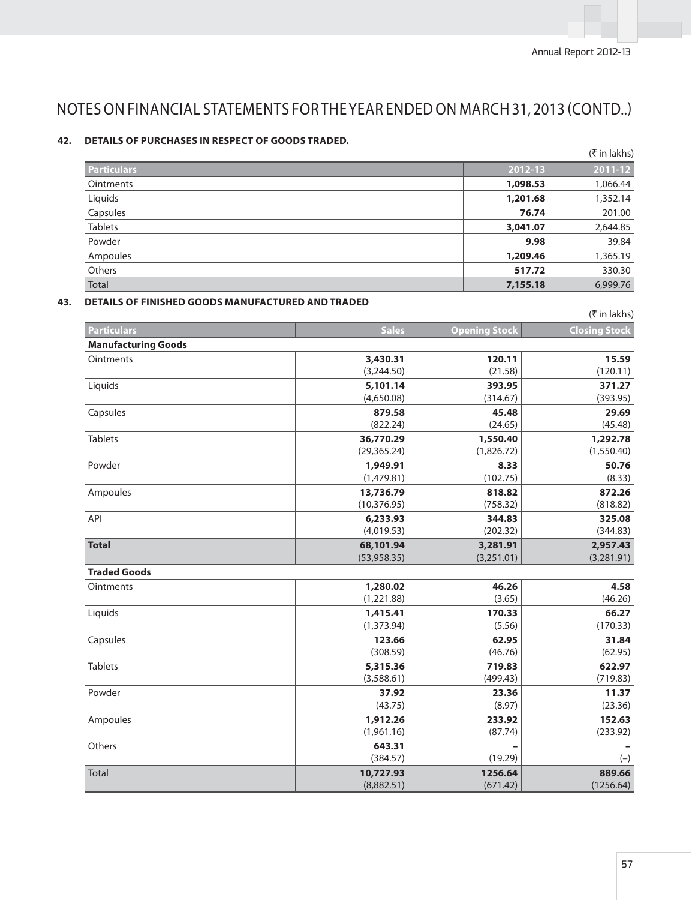# NOTES ON FINANCIAL STATEMENTS FOR THE YEAR ENDED ON MARCH 31, 2013 (CONTD..)

### 42. DETAILS OF PURCHASES IN RESPECT OF GOODS TRADED.

(₹ in lakhs)

| Particulars | 2012-13 | 2011-12 |
|---|---|---|
| Ointments | **1,098.53** | 1,066.44 |
| Liquids | **1,201.68** | 1,352.14 |
| Capsules | **76.74** | 201.00 |
| Tablets | **3,041.07** | 2,644.85 |
| Powder | **9.98** | 39.84 |
| Ampoules | **1,209.46** | 1,365.19 |
| Others | **517.72** | 330.30 |
| Total | **7,155.18** | 6,999.76 |

### 43. DETAILS OF FINISHED GOODS MANUFACTURED AND TRADED

(₹ in lakhs)

| Particulars | Sales | Opening Stock | Closing Stock |
|---|---|---|---|
| **Manufacturing Goods** | | | |
| Ointments | **3,430.31**<br>(3,244.50) | **120.11**<br>(21.58) | **15.59**<br>(120.11) |
| Liquids | **5,101.14**<br>(4,650.08) | **393.95**<br>(314.67) | **371.27**<br>(393.95) |
| Capsules | **879.58**<br>(822.24) | **45.48**<br>(24.65) | **29.69**<br>(45.48) |
| Tablets | **36,770.29**<br>(29,365.24) | **1,550.40**<br>(1,826.72) | **1,292.78**<br>(1,550.40) |
| Powder | **1,949.91**<br>(1,479.81) | **8.33**<br>(102.75) | **50.76**<br>(8.33) |
| Ampoules | **13,736.79**<br>(10,376.95) | **818.82**<br>(758.32) | **872.26**<br>(818.82) |
| API | **6,233.93**<br>(4,019.53) | **344.83**<br>(202.32) | **325.08**<br>(344.83) |
| **Total** | **68,101.94**<br>(53,958.35) | **3,281.91**<br>(3,251.01) | **2,957.43**<br>(3,281.91) |
| **Traded Goods** | | | |
| Ointments | **1,280.02**<br>(1,221.88) | **46.26**<br>(3.65) | **4.58**<br>(46.26) |
| Liquids | **1,415.41**<br>(1,373.94) | **170.33**<br>(5.56) | **66.27**<br>(170.33) |
| Capsules | **123.66**<br>(308.59) | **62.95**<br>(46.76) | **31.84**<br>(62.95) |
| Tablets | **5,315.36**<br>(3,588.61) | **719.83**<br>(499.43) | **622.97**<br>(719.83) |
| Powder | **37.92**<br>(43.75) | **23.36**<br>(8.97) | **11.37**<br>(23.36) |
| Ampoules | **1,912.26**<br>(1,961.16) | **233.92**<br>(87.74) | **152.63**<br>(233.92) |
| Others | **643.31**<br>(384.57) | **–**<br>(19.29) | **–**<br>(–) |
| Total | **10,727.93**<br>(8,882.51) | **1256.64**<br>(671.42) | **889.66**<br>(1256.64) |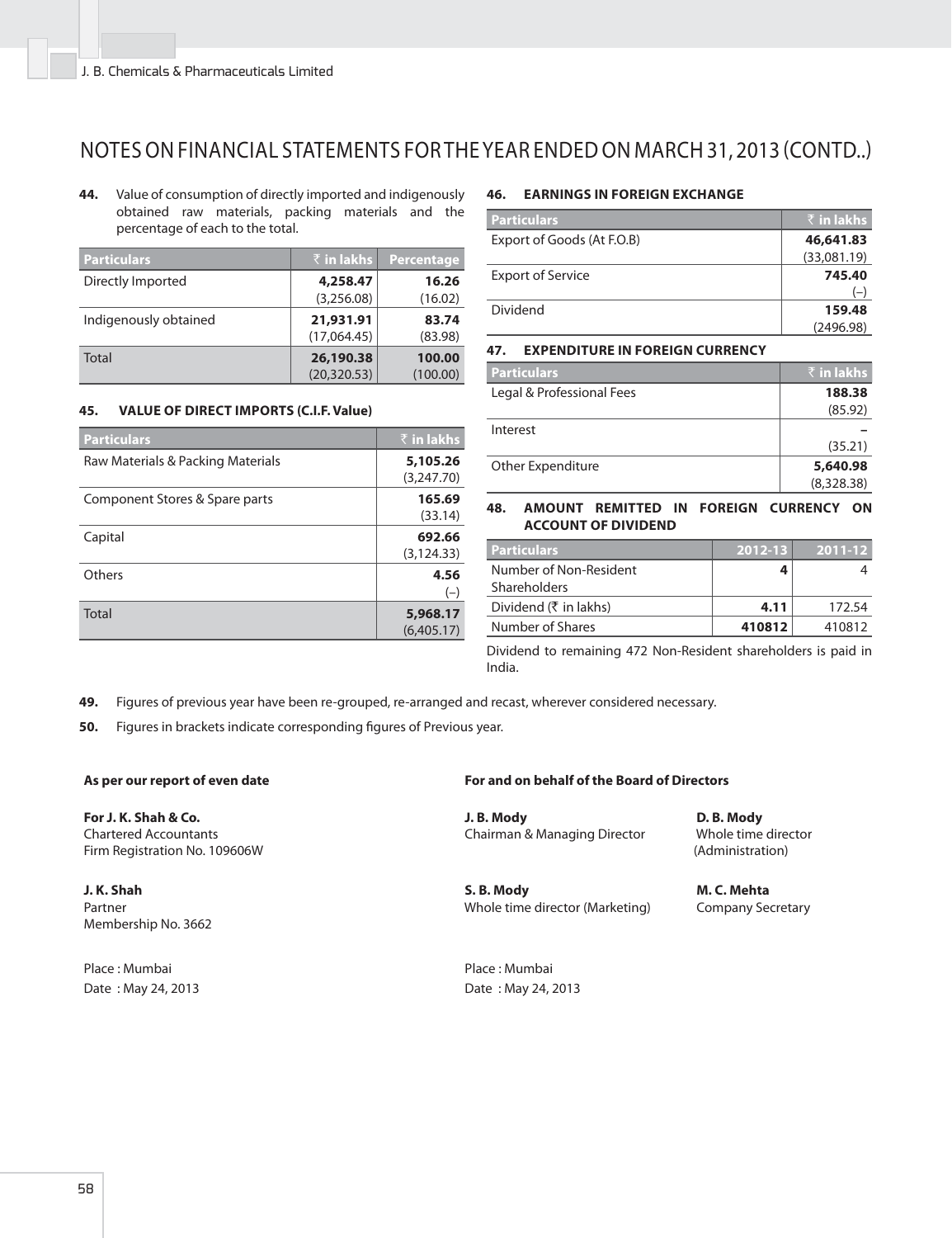# NOTES ON FINANCIAL STATEMENTS FOR THE YEAR ENDED ON MARCH 31, 2013 (CONTD..)

**44.** Value of consumption of directly imported and indigenously obtained raw materials, packing materials and the percentage of each to the total.

| Particulars | ₹ in lakhs | Percentage |
|---|---|---|
| Directly Imported | **4,258.47** (3,256.08) | **16.26** (16.02) |
| Indigenously obtained | **21,931.91** (17,064.45) | **83.74** (83.98) |
| Total | **26,190.38** (20,320.53) | **100.00** (100.00) |

**45. VALUE OF DIRECT IMPORTS (C.I.F. Value)**

| Particulars | ₹ in lakhs |
|---|---|
| Raw Materials & Packing Materials | **5,105.26** (3,247.70) |
| Component Stores & Spare parts | **165.69** (33.14) |
| Capital | **692.66** (3,124.33) |
| Others | **4.56** (–) |
| Total | **5,968.17** (6,405.17) |

**46. EARNINGS IN FOREIGN EXCHANGE**

| Particulars | ₹ in lakhs |
|---|---|
| Export of Goods (At F.O.B) | **46,641.83** (33,081.19) |
| Export of Service | **745.40** (–) |
| Dividend | **159.48** (2496.98) |

**47. EXPENDITURE IN FOREIGN CURRENCY**

| Particulars | ₹ in lakhs |
|---|---|
| Legal & Professional Fees | **188.38** (85.92) |
| Interest | **–** (35.21) |
| Other Expenditure | **5,640.98** (8,328.38) |

**48. AMOUNT REMITTED IN FOREIGN CURRENCY ON ACCOUNT OF DIVIDEND**

| Particulars | 2012-13 | 2011-12 |
|---|---|---|
| Number of Non-Resident Shareholders | **4** | 4 |
| Dividend (₹ in lakhs) | **4.11** | 172.54 |
| Number of Shares | **410812** | 410812 |

Dividend to remaining 472 Non-Resident shareholders is paid in India.

**49.** Figures of previous year have been re-grouped, re-arranged and recast, wherever considered necessary.

**50.** Figures in brackets indicate corresponding figures of Previous year.

**As per our report of even date**

**For J. K. Shah & Co.**
Chartered Accountants
Firm Registration No. 109606W

**J. K. Shah**
Partner
Membership No. 3662

Place : Mumbai
Date : May 24, 2013

**For and on behalf of the Board of Directors**

**J. B. Mody**
Chairman & Managing Director

**D. B. Mody**
Whole time director (Administration)

**S. B. Mody**
Whole time director (Marketing)

**M. C. Mehta**
Company Secretary

Place : Mumbai
Date : May 24, 2013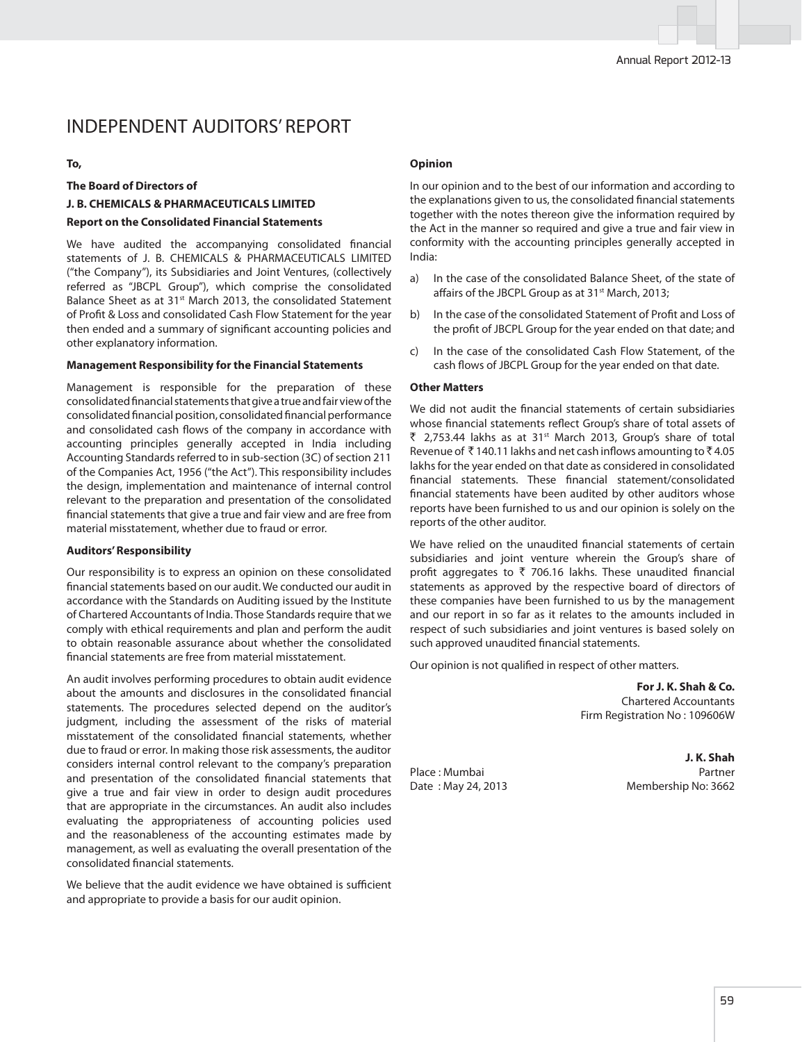# INDEPENDENT AUDITORS' REPORT

**To,**

**The Board of Directors of**

**J. B. CHEMICALS & PHARMACEUTICALS LIMITED**

**Report on the Consolidated Financial Statements**

We have audited the accompanying consolidated financial statements of J. B. CHEMICALS & PHARMACEUTICALS LIMITED ("the Company"), its Subsidiaries and Joint Ventures, (collectively referred as "JBCPL Group"), which comprise the consolidated Balance Sheet as at 31st March 2013, the consolidated Statement of Profit & Loss and consolidated Cash Flow Statement for the year then ended and a summary of significant accounting policies and other explanatory information.

**Management Responsibility for the Financial Statements**

Management is responsible for the preparation of these consolidated financial statements that give a true and fair view of the consolidated financial position, consolidated financial performance and consolidated cash flows of the company in accordance with accounting principles generally accepted in India including Accounting Standards referred to in sub-section (3C) of section 211 of the Companies Act, 1956 ("the Act"). This responsibility includes the design, implementation and maintenance of internal control relevant to the preparation and presentation of the consolidated financial statements that give a true and fair view and are free from material misstatement, whether due to fraud or error.

**Auditors' Responsibility**

Our responsibility is to express an opinion on these consolidated financial statements based on our audit. We conducted our audit in accordance with the Standards on Auditing issued by the Institute of Chartered Accountants of India. Those Standards require that we comply with ethical requirements and plan and perform the audit to obtain reasonable assurance about whether the consolidated financial statements are free from material misstatement.

An audit involves performing procedures to obtain audit evidence about the amounts and disclosures in the consolidated financial statements. The procedures selected depend on the auditor's judgment, including the assessment of the risks of material misstatement of the consolidated financial statements, whether due to fraud or error. In making those risk assessments, the auditor considers internal control relevant to the company's preparation and presentation of the consolidated financial statements that give a true and fair view in order to design audit procedures that are appropriate in the circumstances. An audit also includes evaluating the appropriateness of accounting policies used and the reasonableness of the accounting estimates made by management, as well as evaluating the overall presentation of the consolidated financial statements.

We believe that the audit evidence we have obtained is sufficient and appropriate to provide a basis for our audit opinion.

**Opinion**

In our opinion and to the best of our information and according to the explanations given to us, the consolidated financial statements together with the notes thereon give the information required by the Act in the manner so required and give a true and fair view in conformity with the accounting principles generally accepted in India:

a) In the case of the consolidated Balance Sheet, of the state of affairs of the JBCPL Group as at 31st March, 2013;

b) In the case of the consolidated Statement of Profit and Loss of the profit of JBCPL Group for the year ended on that date; and

c) In the case of the consolidated Cash Flow Statement, of the cash flows of JBCPL Group for the year ended on that date.

**Other Matters**

We did not audit the financial statements of certain subsidiaries whose financial statements reflect Group's share of total assets of ₹ 2,753.44 lakhs as at 31st March 2013, Group's share of total Revenue of ₹ 140.11 lakhs and net cash inflows amounting to ₹ 4.05 lakhs for the year ended on that date as considered in consolidated financial statements. These financial statement/consolidated financial statements have been audited by other auditors whose reports have been furnished to us and our opinion is solely on the reports of the other auditor.

We have relied on the unaudited financial statements of certain subsidiaries and joint venture wherein the Group's share of profit aggregates to ₹ 706.16 lakhs. These unaudited financial statements as approved by the respective board of directors of these companies have been furnished to us by the management and our report in so far as it relates to the amounts included in respect of such subsidiaries and joint ventures is based solely on such approved unaudited financial statements.

Our opinion is not qualified in respect of other matters.

**For J. K. Shah & Co.**
Chartered Accountants
Firm Registration No : 109606W

**J. K. Shah**
Partner
Membership No: 3662

Place : Mumbai
Date : May 24, 2013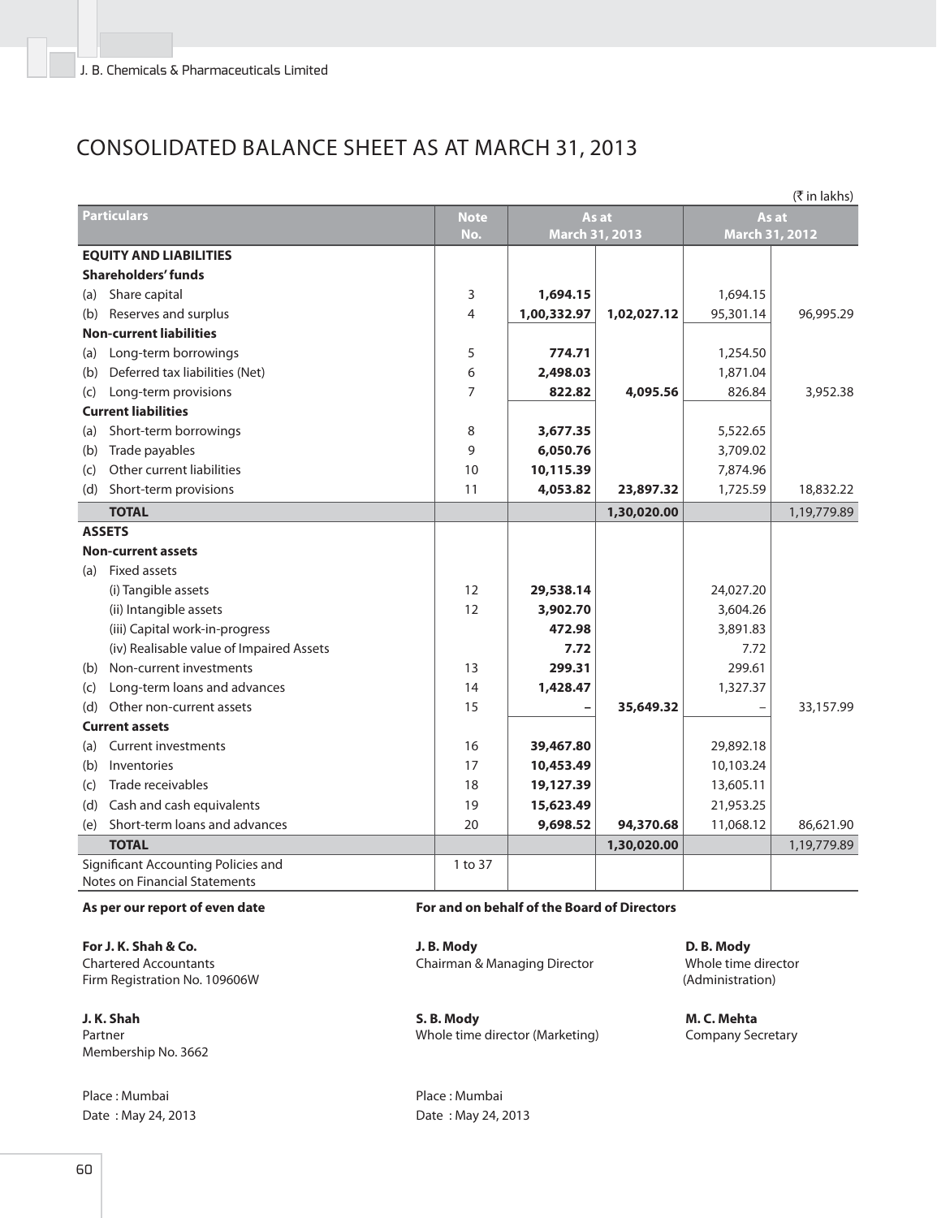# CONSOLIDATED BALANCE SHEET AS AT MARCH 31, 2013

(₹ in lakhs)

| Particulars | Note No. | As at March 31, 2013 | | As at March 31, 2012 | |
|---|---|---|---|---|---|
| **EQUITY AND LIABILITIES** | | | | | |
| **Shareholders' funds** | | | | | |
| (a) Share capital | 3 | **1,694.15** | | 1,694.15 | |
| (b) Reserves and surplus | 4 | **1,00,332.97** | **1,02,027.12** | 95,301.14 | 96,995.29 |
| **Non-current liabilities** | | | | | |
| (a) Long-term borrowings | 5 | **774.71** | | 1,254.50 | |
| (b) Deferred tax liabilities (Net) | 6 | **2,498.03** | | 1,871.04 | |
| (c) Long-term provisions | 7 | **822.82** | **4,095.56** | 826.84 | 3,952.38 |
| **Current liabilities** | | | | | |
| (a) Short-term borrowings | 8 | **3,677.35** | | 5,522.65 | |
| (b) Trade payables | 9 | **6,050.76** | | 3,709.02 | |
| (c) Other current liabilities | 10 | **10,115.39** | | 7,874.96 | |
| (d) Short-term provisions | 11 | **4,053.82** | **23,897.32** | 1,725.59 | 18,832.22 |
| **TOTAL** | | | **1,30,020.00** | | 1,19,779.89 |
| **ASSETS** | | | | | |
| **Non-current assets** | | | | | |
| (a) Fixed assets | | | | | |
| (i) Tangible assets | 12 | **29,538.14** | | 24,027.20 | |
| (ii) Intangible assets | 12 | **3,902.70** | | 3,604.26 | |
| (iii) Capital work-in-progress | | **472.98** | | 3,891.83 | |
| (iv) Realisable value of Impaired Assets | | **7.72** | | 7.72 | |
| (b) Non-current investments | 13 | **299.31** | | 299.61 | |
| (c) Long-term loans and advances | 14 | **1,428.47** | | 1,327.37 | |
| (d) Other non-current assets | 15 | **–** | **35,649.32** | – | 33,157.99 |
| **Current assets** | | | | | |
| (a) Current investments | 16 | **39,467.80** | | 29,892.18 | |
| (b) Inventories | 17 | **10,453.49** | | 10,103.24 | |
| (c) Trade receivables | 18 | **19,127.39** | | 13,605.11 | |
| (d) Cash and cash equivalents | 19 | **15,623.49** | | 21,953.25 | |
| (e) Short-term loans and advances | 20 | **9,698.52** | **94,370.68** | 11,068.12 | 86,621.90 |
| **TOTAL** | | | **1,30,020.00** | | 1,19,779.89 |
| Significant Accounting Policies and Notes on Financial Statements | 1 to 37 | | | | |

**As per our report of even date**

**For J. K. Shah & Co.**
Chartered Accountants
Firm Registration No. 109606W

**J. K. Shah**
Partner
Membership No. 3662

Place : Mumbai
Date : May 24, 2013

**For and on behalf of the Board of Directors**

**J. B. Mody**
Chairman & Managing Director

**D. B. Mody**
Whole time director (Administration)

**S. B. Mody**
Whole time director (Marketing)

**M. C. Mehta**
Company Secretary

Place : Mumbai
Date : May 24, 2013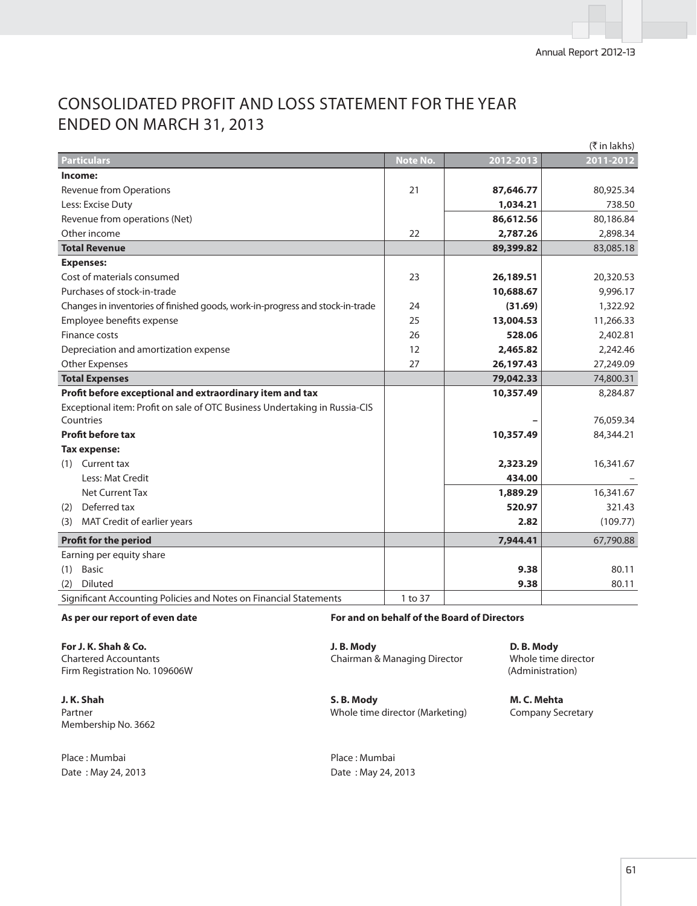# CONSOLIDATED PROFIT AND LOSS STATEMENT FOR THE YEAR ENDED ON MARCH 31, 2013

(₹ in lakhs)

| Particulars | Note No. | 2012-2013 | 2011-2012 |
|---|---|---|---|
| **Income:** | | | |
| Revenue from Operations | 21 | **87,646.77** | 80,925.34 |
| Less: Excise Duty | | **1,034.21** | 738.50 |
| Revenue from operations (Net) | | **86,612.56** | 80,186.84 |
| Other income | 22 | **2,787.26** | 2,898.34 |
| **Total Revenue** | | **89,399.82** | 83,085.18 |
| **Expenses:** | | | |
| Cost of materials consumed | 23 | **26,189.51** | 20,320.53 |
| Purchases of stock-in-trade | | **10,688.67** | 9,996.17 |
| Changes in inventories of finished goods, work-in-progress and stock-in-trade | 24 | **(31.69)** | 1,322.92 |
| Employee benefits expense | 25 | **13,004.53** | 11,266.33 |
| Finance costs | 26 | **528.06** | 2,402.81 |
| Depreciation and amortization expense | 12 | **2,465.82** | 2,242.46 |
| Other Expenses | 27 | **26,197.43** | 27,249.09 |
| **Total Expenses** | | **79,042.33** | 74,800.31 |
| **Profit before exceptional and extraordinary item and tax** | | **10,357.49** | 8,284.87 |
| Exceptional item: Profit on sale of OTC Business Undertaking in Russia-CIS Countries | | **–** | 76,059.34 |
| **Profit before tax** | | **10,357.49** | 84,344.21 |
| **Tax expense:** | | | |
| (1) Current tax | | **2,323.29** | 16,341.67 |
| Less: Mat Credit | | **434.00** | – |
| Net Current Tax | | **1,889.29** | 16,341.67 |
| (2) Deferred tax | | **520.97** | 321.43 |
| (3) MAT Credit of earlier years | | **2.82** | (109.77) |
| **Profit for the period** | | **7,944.41** | 67,790.88 |
| Earning per equity share | | | |
| (1) Basic | | **9.38** | 80.11 |
| (2) Diluted | | **9.38** | 80.11 |
| Significant Accounting Policies and Notes on Financial Statements | 1 to 37 | | |

**As per our report of even date**

**For J. K. Shah & Co.**
Chartered Accountants
Firm Registration No. 109606W

**J. K. Shah**
Partner
Membership No. 3662

Place : Mumbai
Date : May 24, 2013

**For and on behalf of the Board of Directors**

**J. B. Mody**
Chairman & Managing Director

**D. B. Mody**
Whole time director (Administration)

**S. B. Mody**
Whole time director (Marketing)

**M. C. Mehta**
Company Secretary

Place : Mumbai
Date : May 24, 2013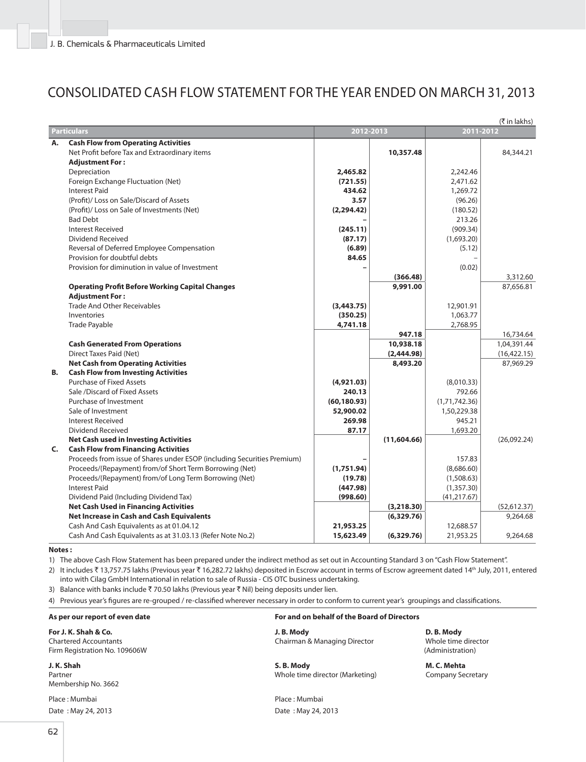# CONSOLIDATED CASH FLOW STATEMENT FOR THE YEAR ENDED ON MARCH 31, 2013

(₹ in lakhs)

| | Particulars | 2012-2013 | | 2011-2012 | |
|---|---|---|---|---|---|
| **A.** | **Cash Flow from Operating Activities** | | | | |
| | Net Profit before Tax and Extraordinary items | | **10,357.48** | | 84,344.21 |
| | **Adjustment For :** | | | | |
| | Depreciation | **2,465.82** | | 2,242.46 | |
| | Foreign Exchange Fluctuation (Net) | **(721.55)** | | 2,471.62 | |
| | Interest Paid | **434.62** | | 1,269.72 | |
| | (Profit)/ Loss on Sale/Discard of Assets | **3.57** | | (96.26) | |
| | (Profit)/ Loss on Sale of Investments (Net) | **(2,294.42)** | | (180.52) | |
| | Bad Debt | **–** | | 213.26 | |
| | Interest Received | **(245.11)** | | (909.34) | |
| | Dividend Received | **(87.17)** | | (1,693.20) | |
| | Reversal of Deferred Employee Compensation | **(6.89)** | | (5.12) | |
| | Provision for doubtful debts | **84.65** | | – | |
| | Provision for diminution in value of Investment | **–** | | (0.02) | |
| | | | **(366.48)** | | 3,312.60 |
| | **Operating Profit Before Working Capital Changes** | | **9,991.00** | | 87,656.81 |
| | **Adjustment For :** | | | | |
| | Trade And Other Receivables | **(3,443.75)** | | 12,901.91 | |
| | Inventories | **(350.25)** | | 1,063.77 | |
| | Trade Payable | **4,741.18** | | 2,768.95 | |
| | | | **947.18** | | 16,734.64 |
| | **Cash Generated From Operations** | | **10,938.18** | | 1,04,391.44 |
| | Direct Taxes Paid (Net) | | **(2,444.98)** | | (16,422.15) |
| | **Net Cash from Operating Activities** | | **8,493.20** | | 87,969.29 |
| **B.** | **Cash Flow from Investing Activities** | | | | |
| | Purchase of Fixed Assets | **(4,921.03)** | | (8,010.33) | |
| | Sale /Discard of Fixed Assets | **240.13** | | 792.66 | |
| | Purchase of Investment | **(60,180.93)** | | (1,71,742.36) | |
| | Sale of Investment | **52,900.02** | | 1,50,229.38 | |
| | Interest Received | **269.98** | | 945.21 | |
| | Dividend Received | **87.17** | | 1,693.20 | |
| | **Net Cash used in Investing Activities** | | **(11,604.66)** | | (26,092.24) |
| **C.** | **Cash Flow from Financing Activities** | | | | |
| | Proceeds from issue of Shares under ESOP (including Securities Premium) | **–** | | 157.83 | |
| | Proceeds/(Repayment) from/of Short Term Borrowing (Net) | **(1,751.94)** | | (8,686.60) | |
| | Proceeds/(Repayment) from/of Long Term Borrowing (Net) | **(19.78)** | | (1,508.63) | |
| | Interest Paid | **(447.98)** | | (1,357.30) | |
| | Dividend Paid (Including Dividend Tax) | **(998.60)** | | (41,217.67) | |
| | **Net Cash Used in Financing Activities** | | **(3,218.30)** | | (52,612.37) |
| | **Net Increase in Cash and Cash Equivalents** | | **(6,329.76)** | | 9,264.68 |
| | Cash And Cash Equivalents as at 01.04.12 | **21,953.25** | | 12,688.57 | |
| | Cash And Cash Equivalents as at 31.03.13 (Refer Note No.2) | **15,623.49** | **(6,329.76)** | 21,953.25 | 9,264.68 |

**Notes :**

1) The above Cash Flow Statement has been prepared under the indirect method as set out in Accounting Standard 3 on "Cash Flow Statement".

2) It includes ₹ 13,757.75 lakhs (Previous year ₹ 16,282.72 lakhs) deposited in Escrow account in terms of Escrow agreement dated 14th July, 2011, entered into with Cilag GmbH International in relation to sale of Russia - CIS OTC business undertaking.

3) Balance with banks include ₹ 70.50 lakhs (Previous year ₹ Nil) being deposits under lien.

4) Previous year's figures are re-grouped / re-classified wherever necessary in order to conform to current year's groupings and classifications.

**As per our report of even date**

**For J. K. Shah & Co.**
Chartered Accountants
Firm Registration No. 109606W

**J. K. Shah**
Partner
Membership No. 3662

Place : Mumbai
Date : May 24, 2013

**For and on behalf of the Board of Directors**

**J. B. Mody**
Chairman & Managing Director

**D. B. Mody**
Whole time director
(Administration)

**S. B. Mody**
Whole time director (Marketing)

**M. C. Mehta**
Company Secretary

Place : Mumbai
Date : May 24, 2013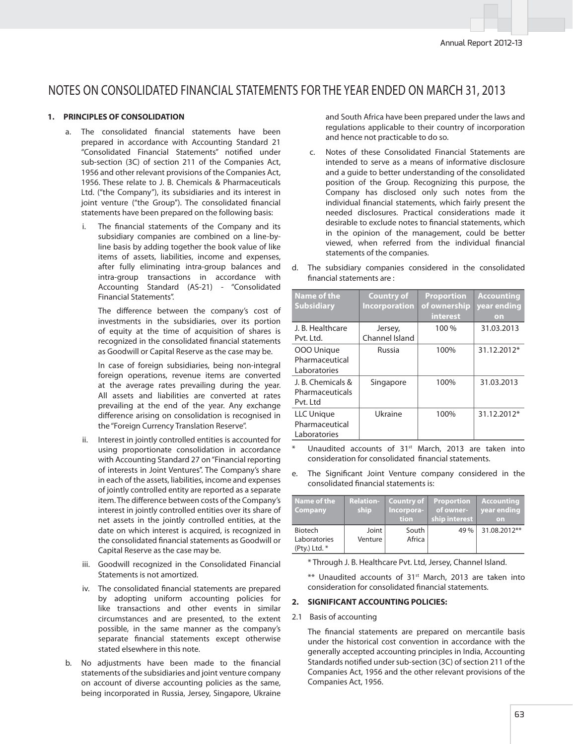# NOTES ON CONSOLIDATED FINANCIAL STATEMENTS FOR THE YEAR ENDED ON MARCH 31, 2013

## 1. PRINCIPLES OF CONSOLIDATION

a. The consolidated financial statements have been prepared in accordance with Accounting Standard 21 "Consolidated Financial Statements" notified under sub-section (3C) of section 211 of the Companies Act, 1956 and other relevant provisions of the Companies Act, 1956. These relate to J. B. Chemicals & Pharmaceuticals Ltd. ("the Company"), its subsidiaries and its interest in joint venture ("the Group"). The consolidated financial statements have been prepared on the following basis:

   i. The financial statements of the Company and its subsidiary companies are combined on a line-by-line basis by adding together the book value of like items of assets, liabilities, income and expenses, after fully eliminating intra-group balances and intra-group transactions in accordance with Accounting Standard (AS-21) - "Consolidated Financial Statements".

   The difference between the company's cost of investments in the subsidiaries, over its portion of equity at the time of acquisition of shares is recognized in the consolidated financial statements as Goodwill or Capital Reserve as the case may be.

   In case of foreign subsidiaries, being non-integral foreign operations, revenue items are converted at the average rates prevailing during the year. All assets and liabilities are converted at rates prevailing at the end of the year. Any exchange difference arising on consolidation is recognised in the "Foreign Currency Translation Reserve".

   ii. Interest in jointly controlled entities is accounted for using proportionate consolidation in accordance with Accounting Standard 27 on "Financial reporting of interests in Joint Ventures". The Company's share in each of the assets, liabilities, income and expenses of jointly controlled entity are reported as a separate item. The difference between costs of the Company's interest in jointly controlled entities over its share of net assets in the jointly controlled entities, at the date on which interest is acquired, is recognized in the consolidated financial statements as Goodwill or Capital Reserve as the case may be.

   iii. Goodwill recognized in the Consolidated Financial Statements is not amortized.

   iv. The consolidated financial statements are prepared by adopting uniform accounting policies for like transactions and other events in similar circumstances and are presented, to the extent possible, in the same manner as the company's separate financial statements except otherwise stated elsewhere in this note.

b. No adjustments have been made to the financial statements of the subsidiaries and joint venture company on account of diverse accounting policies as the same, being incorporated in Russia, Jersey, Singapore, Ukraine and South Africa have been prepared under the laws and regulations applicable to their country of incorporation and hence not practicable to do so.

c. Notes of these Consolidated Financial Statements are intended to serve as a means of informative disclosure and a guide to better understanding of the consolidated position of the Group. Recognizing this purpose, the Company has disclosed only such notes from the individual financial statements, which fairly present the needed disclosures. Practical considerations made it desirable to exclude notes to financial statements, which in the opinion of the management, could be better viewed, when referred from the individual financial statements of the companies.

d. The subsidiary companies considered in the consolidated financial statements are :

| Name of the Subsidiary | Country of Incorporation | Proportion of ownership interest | Accounting year ending on |
|---|---|---|---|
| J. B. Healthcare Pvt. Ltd. | Jersey, Channel Island | 100 % | 31.03.2013 |
| OOO Unique Pharmaceutical Laboratories | Russia | 100% | 31.12.2012* |
| J. B. Chemicals & Pharmaceuticals Pvt. Ltd | Singapore | 100% | 31.03.2013 |
| LLC Unique Pharmaceutical Laboratories | Ukraine | 100% | 31.12.2012* |

\* Unaudited accounts of 31st March, 2013 are taken into consideration for consolidated financial statements.

e. The Significant Joint Venture company considered in the consolidated financial statements is:

| Name of the Company | Relation-ship | Country of Incorpora-tion | Proportion of owner-ship interest | Accounting year ending on |
|---|---|---|---|---|
| Biotech Laboratories (Pty.) Ltd. * | Joint Venture | South Africa | 49 % | 31.08.2012** |

\* Through J. B. Healthcare Pvt. Ltd, Jersey, Channel Island.

\*\* Unaudited accounts of 31st March, 2013 are taken into consideration for consolidated financial statements.

## 2. SIGNIFICANT ACCOUNTING POLICIES:

2.1 Basis of accounting

The financial statements are prepared on mercantile basis under the historical cost convention in accordance with the generally accepted accounting principles in India, Accounting Standards notified under sub-section (3C) of section 211 of the Companies Act, 1956 and the other relevant provisions of the Companies Act, 1956.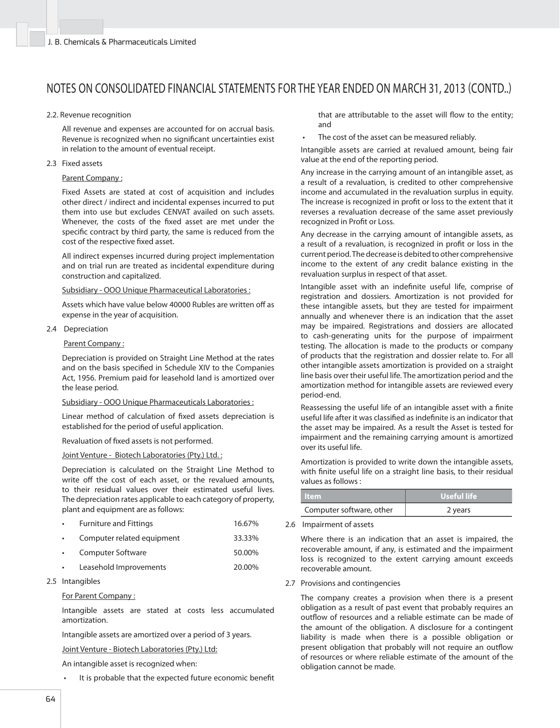# NOTES ON CONSOLIDATED FINANCIAL STATEMENTS FOR THE YEAR ENDED ON MARCH 31, 2013 (CONTD..)

2.2. Revenue recognition

All revenue and expenses are accounted for on accrual basis. Revenue is recognized when no significant uncertainties exist in relation to the amount of eventual receipt.

2.3 Fixed assets

Parent Company :

Fixed Assets are stated at cost of acquisition and includes other direct / indirect and incidental expenses incurred to put them into use but excludes CENVAT availed on such assets. Whenever, the costs of the fixed asset are met under the specific contract by third party, the same is reduced from the cost of the respective fixed asset.

All indirect expenses incurred during project implementation and on trial run are treated as incidental expenditure during construction and capitalized.

Subsidiary - OOO Unique Pharmaceutical Laboratories :

Assets which have value below 40000 Rubles are written off as expense in the year of acquisition.

2.4 Depreciation

Parent Company :

Depreciation is provided on Straight Line Method at the rates and on the basis specified in Schedule XIV to the Companies Act, 1956. Premium paid for leasehold land is amortized over the lease period.

Subsidiary - OOO Unique Pharmaceuticals Laboratories :

Linear method of calculation of fixed assets depreciation is established for the period of useful application.

Revaluation of fixed assets is not performed.

Joint Venture - Biotech Laboratories (Pty.) Ltd. :

Depreciation is calculated on the Straight Line Method to write off the cost of each asset, or the revalued amounts, to their residual values over their estimated useful lives. The depreciation rates applicable to each category of property, plant and equipment are as follows:

- Furniture and Fittings 16.67%
- Computer related equipment 33.33%
- Computer Software 50.00%
- Leasehold Improvements 20.00%

2.5 Intangibles

For Parent Company :

Intangible assets are stated at costs less accumulated amortization.

Intangible assets are amortized over a period of 3 years.

Joint Venture - Biotech Laboratories (Pty.) Ltd:

An intangible asset is recognized when:

- It is probable that the expected future economic benefit that are attributable to the asset will flow to the entity; and
- The cost of the asset can be measured reliably.

Intangible assets are carried at revalued amount, being fair value at the end of the reporting period.

Any increase in the carrying amount of an intangible asset, as a result of a revaluation, is credited to other comprehensive income and accumulated in the revaluation surplus in equity. The increase is recognized in profit or loss to the extent that it reverses a revaluation decrease of the same asset previously recognized in Profit or Loss.

Any decrease in the carrying amount of intangible assets, as a result of a revaluation, is recognized in profit or loss in the current period. The decrease is debited to other comprehensive income to the extent of any credit balance existing in the revaluation surplus in respect of that asset.

Intangible asset with an indefinite useful life, comprise of registration and dossiers. Amortization is not provided for these intangible assets, but they are tested for impairment annually and whenever there is an indication that the asset may be impaired. Registrations and dossiers are allocated to cash-generating units for the purpose of impairment testing. The allocation is made to the products or company of products that the registration and dossier relate to. For all other intangible assets amortization is provided on a straight line basis over their useful life. The amortization period and the amortization method for intangible assets are reviewed every period-end.

Reassessing the useful life of an intangible asset with a finite useful life after it was classified as indefinite is an indicator that the asset may be impaired. As a result the Asset is tested for impairment and the remaining carrying amount is amortized over its useful life.

Amortization is provided to write down the intangible assets, with finite useful life on a straight line basis, to their residual values as follows :

| Item | Useful life |
|---|---|
| Computer software, other | 2 years |

2.6 Impairment of assets

Where there is an indication that an asset is impaired, the recoverable amount, if any, is estimated and the impairment loss is recognized to the extent carrying amount exceeds recoverable amount.

2.7 Provisions and contingencies

The company creates a provision when there is a present obligation as a result of past event that probably requires an outflow of resources and a reliable estimate can be made of the amount of the obligation. A disclosure for a contingent liability is made when there is a possible obligation or present obligation that probably will not require an outflow of resources or where reliable estimate of the amount of the obligation cannot be made.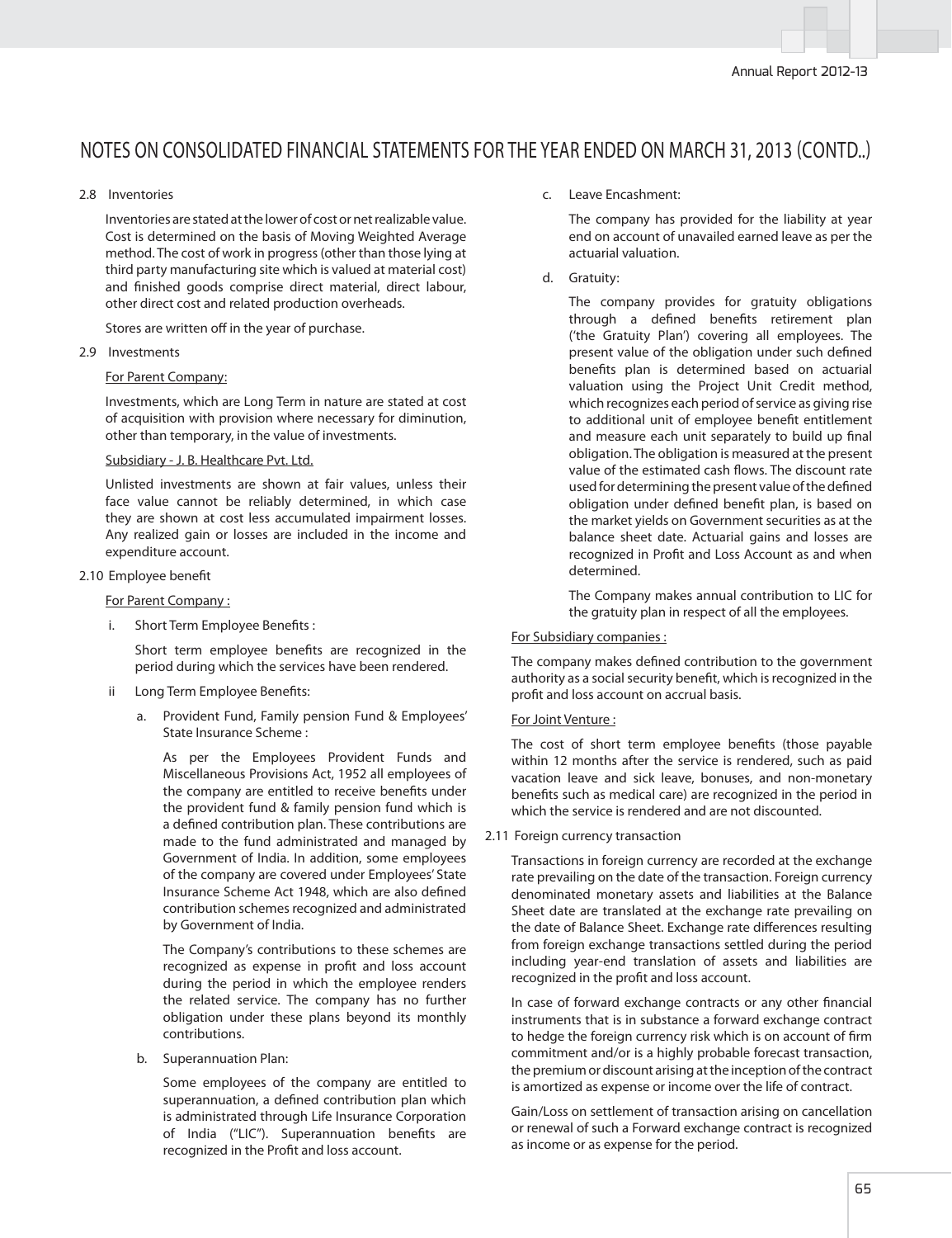# NOTES ON CONSOLIDATED FINANCIAL STATEMENTS FOR THE YEAR ENDED ON MARCH 31, 2013 (CONTD..)

2.8 Inventories

Inventories are stated at the lower of cost or net realizable value. Cost is determined on the basis of Moving Weighted Average method. The cost of work in progress (other than those lying at third party manufacturing site which is valued at material cost) and finished goods comprise direct material, direct labour, other direct cost and related production overheads.

Stores are written off in the year of purchase.

2.9 Investments

For Parent Company:

Investments, which are Long Term in nature are stated at cost of acquisition with provision where necessary for diminution, other than temporary, in the value of investments.

Subsidiary - J. B. Healthcare Pvt. Ltd.

Unlisted investments are shown at fair values, unless their face value cannot be reliably determined, in which case they are shown at cost less accumulated impairment losses. Any realized gain or losses are included in the income and expenditure account.

2.10 Employee benefit

For Parent Company :

i. Short Term Employee Benefits :

Short term employee benefits are recognized in the period during which the services have been rendered.

ii Long Term Employee Benefits:

a. Provident Fund, Family pension Fund & Employees' State Insurance Scheme :

As per the Employees Provident Funds and Miscellaneous Provisions Act, 1952 all employees of the company are entitled to receive benefits under the provident fund & family pension fund which is a defined contribution plan. These contributions are made to the fund administrated and managed by Government of India. In addition, some employees of the company are covered under Employees' State Insurance Scheme Act 1948, which are also defined contribution schemes recognized and administrated by Government of India.

The Company's contributions to these schemes are recognized as expense in profit and loss account during the period in which the employee renders the related service. The company has no further obligation under these plans beyond its monthly contributions.

b. Superannuation Plan:

Some employees of the company are entitled to superannuation, a defined contribution plan which is administrated through Life Insurance Corporation of India ("LIC"). Superannuation benefits are recognized in the Profit and loss account.

c. Leave Encashment:

The company has provided for the liability at year end on account of unavailed earned leave as per the actuarial valuation.

d. Gratuity:

The company provides for gratuity obligations through a defined benefits retirement plan ('the Gratuity Plan') covering all employees. The present value of the obligation under such defined benefits plan is determined based on actuarial valuation using the Project Unit Credit method, which recognizes each period of service as giving rise to additional unit of employee benefit entitlement and measure each unit separately to build up final obligation. The obligation is measured at the present value of the estimated cash flows. The discount rate used for determining the present value of the defined obligation under defined benefit plan, is based on the market yields on Government securities as at the balance sheet date. Actuarial gains and losses are recognized in Profit and Loss Account as and when determined.

The Company makes annual contribution to LIC for the gratuity plan in respect of all the employees.

For Subsidiary companies :

The company makes defined contribution to the government authority as a social security benefit, which is recognized in the profit and loss account on accrual basis.

For Joint Venture :

The cost of short term employee benefits (those payable within 12 months after the service is rendered, such as paid vacation leave and sick leave, bonuses, and non-monetary benefits such as medical care) are recognized in the period in which the service is rendered and are not discounted.

2.11 Foreign currency transaction

Transactions in foreign currency are recorded at the exchange rate prevailing on the date of the transaction. Foreign currency denominated monetary assets and liabilities at the Balance Sheet date are translated at the exchange rate prevailing on the date of Balance Sheet. Exchange rate differences resulting from foreign exchange transactions settled during the period including year-end translation of assets and liabilities are recognized in the profit and loss account.

In case of forward exchange contracts or any other financial instruments that is in substance a forward exchange contract to hedge the foreign currency risk which is on account of firm commitment and/or is a highly probable forecast transaction, the premium or discount arising at the inception of the contract is amortized as expense or income over the life of contract.

Gain/Loss on settlement of transaction arising on cancellation or renewal of such a Forward exchange contract is recognized as income or as expense for the period.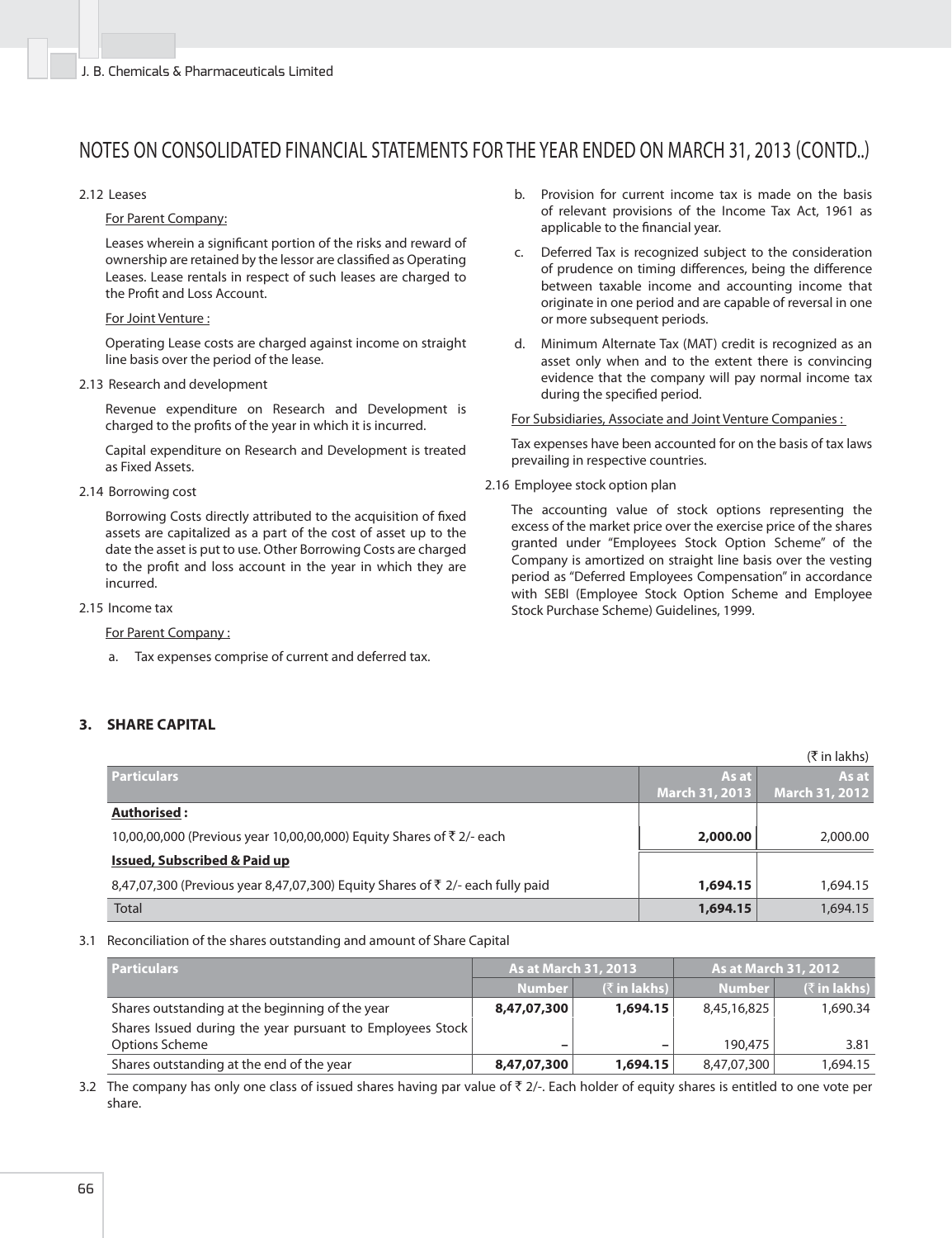# NOTES ON CONSOLIDATED FINANCIAL STATEMENTS FOR THE YEAR ENDED ON MARCH 31, 2013 (CONTD..)

2.12 Leases

For Parent Company:

Leases wherein a significant portion of the risks and reward of ownership are retained by the lessor are classified as Operating Leases. Lease rentals in respect of such leases are charged to the Profit and Loss Account.

For Joint Venture :

Operating Lease costs are charged against income on straight line basis over the period of the lease.

2.13 Research and development

Revenue expenditure on Research and Development is charged to the profits of the year in which it is incurred.

Capital expenditure on Research and Development is treated as Fixed Assets.

2.14 Borrowing cost

Borrowing Costs directly attributed to the acquisition of fixed assets are capitalized as a part of the cost of asset up to the date the asset is put to use. Other Borrowing Costs are charged to the profit and loss account in the year in which they are incurred.

2.15 Income tax

For Parent Company :

a. Tax expenses comprise of current and deferred tax.

b. Provision for current income tax is made on the basis of relevant provisions of the Income Tax Act, 1961 as applicable to the financial year.

c. Deferred Tax is recognized subject to the consideration of prudence on timing differences, being the difference between taxable income and accounting income that originate in one period and are capable of reversal in one or more subsequent periods.

d. Minimum Alternate Tax (MAT) credit is recognized as an asset only when and to the extent there is convincing evidence that the company will pay normal income tax during the specified period.

For Subsidiaries, Associate and Joint Venture Companies :

Tax expenses have been accounted for on the basis of tax laws prevailing in respective countries.

2.16 Employee stock option plan

The accounting value of stock options representing the excess of the market price over the exercise price of the shares granted under "Employees Stock Option Scheme" of the Company is amortized on straight line basis over the vesting period as "Deferred Employees Compensation" in accordance with SEBI (Employee Stock Option Scheme and Employee Stock Purchase Scheme) Guidelines, 1999.

## 3. SHARE CAPITAL

(₹ in lakhs)

| Particulars | As at March 31, 2013 | As at March 31, 2012 |
|---|---|---|
| **Authorised :** | | |
| 10,00,00,000 (Previous year 10,00,00,000) Equity Shares of ₹ 2/- each | **2,000.00** | 2,000.00 |
| **Issued, Subscribed & Paid up** | | |
| 8,47,07,300 (Previous year 8,47,07,300) Equity Shares of ₹ 2/- each fully paid | **1,694.15** | 1,694.15 |
| Total | **1,694.15** | 1,694.15 |

3.1 Reconciliation of the shares outstanding and amount of Share Capital

| Particulars | As at March 31, 2013 | | As at March 31, 2012 | |
|---|---|---|---|---|
| | Number | (₹ in lakhs) | Number | (₹ in lakhs) |
| Shares outstanding at the beginning of the year | **8,47,07,300** | **1,694.15** | 8,45,16,825 | 1,690.34 |
| Shares Issued during the year pursuant to Employees Stock Options Scheme | – | – | 190,475 | 3.81 |
| Shares outstanding at the end of the year | **8,47,07,300** | **1,694.15** | 8,47,07,300 | 1,694.15 |

3.2 The company has only one class of issued shares having par value of ₹ 2/-. Each holder of equity shares is entitled to one vote per share.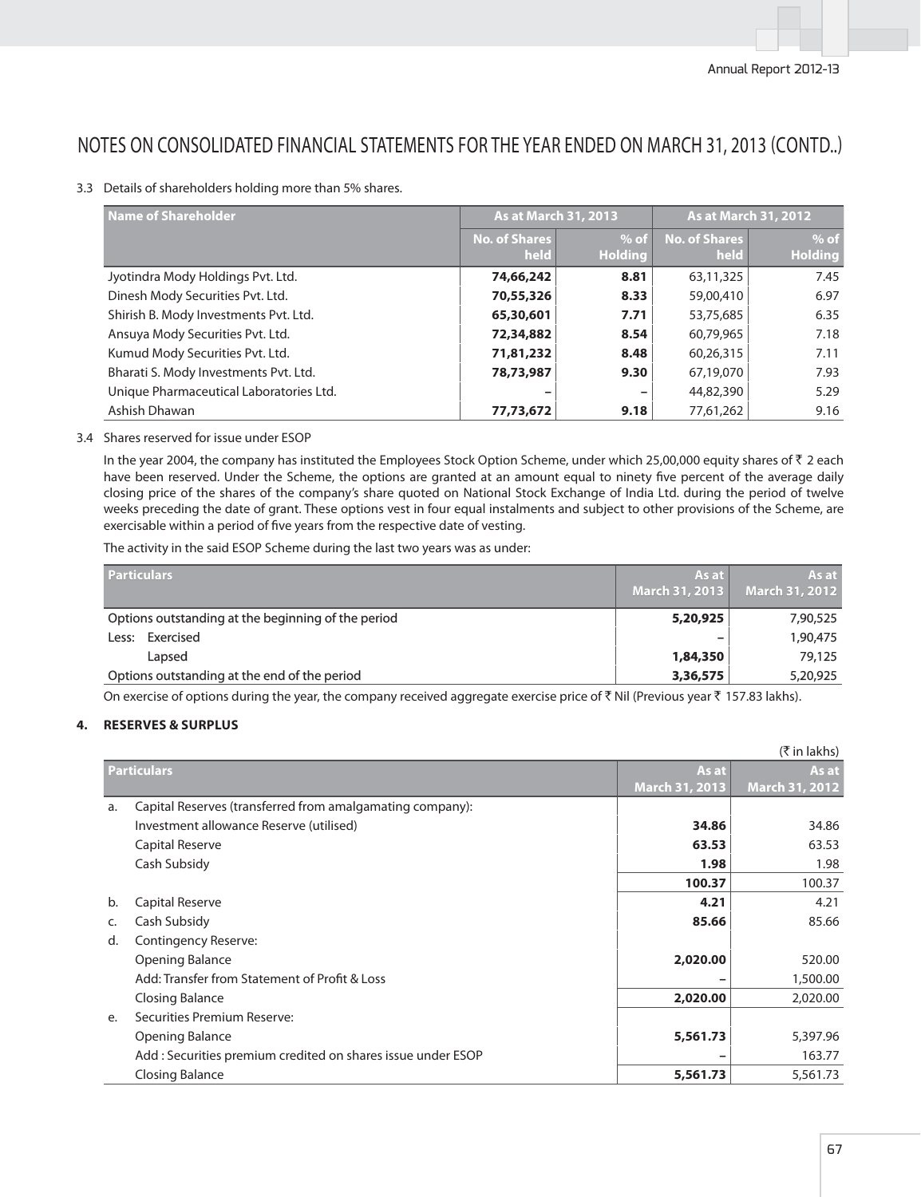# NOTES ON CONSOLIDATED FINANCIAL STATEMENTS FOR THE YEAR ENDED ON MARCH 31, 2013 (CONTD..)

3.3 Details of shareholders holding more than 5% shares.

| Name of Shareholder | As at March 31, 2013 | | As at March 31, 2012 | |
|---|---|---|---|---|
| | No. of Shares held | % of Holding | No. of Shares held | % of Holding |
| Jyotindra Mody Holdings Pvt. Ltd. | **74,66,242** | **8.81** | 63,11,325 | 7.45 |
| Dinesh Mody Securities Pvt. Ltd. | **70,55,326** | **8.33** | 59,00,410 | 6.97 |
| Shirish B. Mody Investments Pvt. Ltd. | **65,30,601** | **7.71** | 53,75,685 | 6.35 |
| Ansuya Mody Securities Pvt. Ltd. | **72,34,882** | **8.54** | 60,79,965 | 7.18 |
| Kumud Mody Securities Pvt. Ltd. | **71,81,232** | **8.48** | 60,26,315 | 7.11 |
| Bharati S. Mody Investments Pvt. Ltd. | **78,73,987** | **9.30** | 67,19,070 | 7.93 |
| Unique Pharmaceutical Laboratories Ltd. | **–** | **–** | 44,82,390 | 5.29 |
| Ashish Dhawan | **77,73,672** | **9.18** | 77,61,262 | 9.16 |

3.4 Shares reserved for issue under ESOP

In the year 2004, the company has instituted the Employees Stock Option Scheme, under which 25,00,000 equity shares of ₹ 2 each have been reserved. Under the Scheme, the options are granted at an amount equal to ninety five percent of the average daily closing price of the shares of the company's share quoted on National Stock Exchange of India Ltd. during the period of twelve weeks preceding the date of grant. These options vest in four equal instalments and subject to other provisions of the Scheme, are exercisable within a period of five years from the respective date of vesting.

The activity in the said ESOP Scheme during the last two years was as under:

| Particulars | As at March 31, 2013 | As at March 31, 2012 |
|---|---|---|
| Options outstanding at the beginning of the period | **5,20,925** | 7,90,525 |
| Less: Exercised | **–** | 1,90,475 |
| Lapsed | **1,84,350** | 79,125 |
| Options outstanding at the end of the period | **3,36,575** | 5,20,925 |

On exercise of options during the year, the company received aggregate exercise price of ₹ Nil (Previous year ₹ 157.83 lakhs).

## 4. RESERVES & SURPLUS

(₹ in lakhs)

| | Particulars | As at March 31, 2013 | As at March 31, 2012 |
|---|---|---|---|
| a. | Capital Reserves (transferred from amalgamating company): | | |
| | Investment allowance Reserve (utilised) | **34.86** | 34.86 |
| | Capital Reserve | **63.53** | 63.53 |
| | Cash Subsidy | **1.98** | 1.98 |
| | | **100.37** | 100.37 |
| b. | Capital Reserve | **4.21** | 4.21 |
| c. | Cash Subsidy | **85.66** | 85.66 |
| d. | Contingency Reserve: | | |
| | Opening Balance | **2,020.00** | 520.00 |
| | Add: Transfer from Statement of Profit & Loss | **–** | 1,500.00 |
| | Closing Balance | **2,020.00** | 2,020.00 |
| e. | Securities Premium Reserve: | | |
| | Opening Balance | **5,561.73** | 5,397.96 |
| | Add : Securities premium credited on shares issue under ESOP | **–** | 163.77 |
| | Closing Balance | **5,561.73** | 5,561.73 |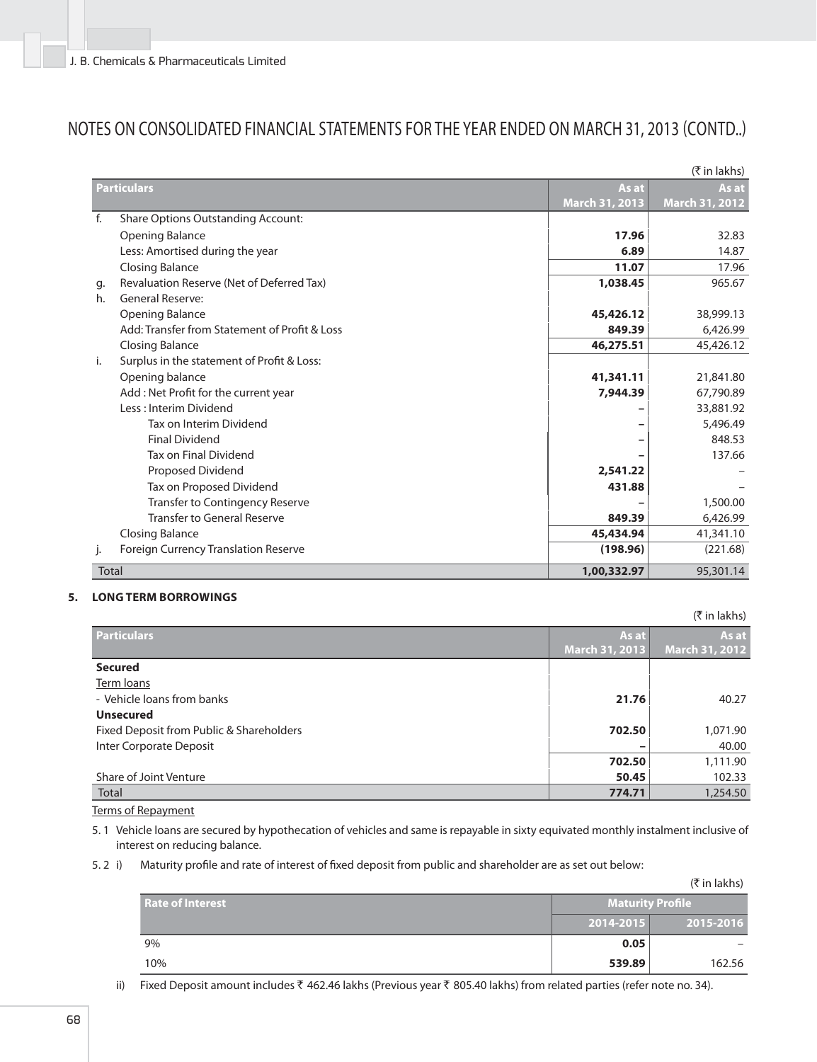# NOTES ON CONSOLIDATED FINANCIAL STATEMENTS FOR THE YEAR ENDED ON MARCH 31, 2013 (CONTD..)

(₹ in lakhs)

| Particulars | As at March 31, 2013 | As at March 31, 2012 |
|---|---|---|
| f. Share Options Outstanding Account: | | |
| Opening Balance | **17.96** | 32.83 |
| Less: Amortised during the year | **6.89** | 14.87 |
| Closing Balance | **11.07** | 17.96 |
| g. Revaluation Reserve (Net of Deferred Tax) | **1,038.45** | 965.67 |
| h. General Reserve: | | |
| Opening Balance | **45,426.12** | 38,999.13 |
| Add: Transfer from Statement of Profit & Loss | **849.39** | 6,426.99 |
| Closing Balance | **46,275.51** | 45,426.12 |
| i. Surplus in the statement of Profit & Loss: | | |
| Opening balance | **41,341.11** | 21,841.80 |
| Add : Net Profit for the current year | **7,944.39** | 67,790.89 |
| Less : Interim Dividend | **–** | 33,881.92 |
| Tax on Interim Dividend | **–** | 5,496.49 |
| Final Dividend | **–** | 848.53 |
| Tax on Final Dividend | **–** | 137.66 |
| Proposed Dividend | **2,541.22** | – |
| Tax on Proposed Dividend | **431.88** | – |
| Transfer to Contingency Reserve | **–** | 1,500.00 |
| Transfer to General Reserve | **849.39** | 6,426.99 |
| Closing Balance | **45,434.94** | 41,341.10 |
| j. Foreign Currency Translation Reserve | **(198.96)** | (221.68) |
| Total | **1,00,332.97** | 95,301.14 |

## 5. LONG TERM BORROWINGS

(₹ in lakhs)

| Particulars | As at March 31, 2013 | As at March 31, 2012 |
|---|---|---|
| **Secured** | | |
| Term loans | | |
| - Vehicle loans from banks | **21.76** | 40.27 |
| **Unsecured** | | |
| Fixed Deposit from Public & Shareholders | **702.50** | 1,071.90 |
| Inter Corporate Deposit | **–** | 40.00 |
| | **702.50** | 1,111.90 |
| Share of Joint Venture | **50.45** | 102.33 |
| Total | **774.71** | 1,254.50 |

Terms of Repayment

5.1 Vehicle loans are secured by hypothecation of vehicles and same is repayable in sixty equivated monthly instalment inclusive of interest on reducing balance.

5.2 i) Maturity profile and rate of interest of fixed deposit from public and shareholder are as set out below:

(₹ in lakhs)

| Rate of Interest | Maturity Profile | |
|---|---|---|
| | 2014-2015 | 2015-2016 |
| 9% | **0.05** | – |
| 10% | **539.89** | 162.56 |

ii) Fixed Deposit amount includes ₹ 462.46 lakhs (Previous year ₹ 805.40 lakhs) from related parties (refer note no. 34).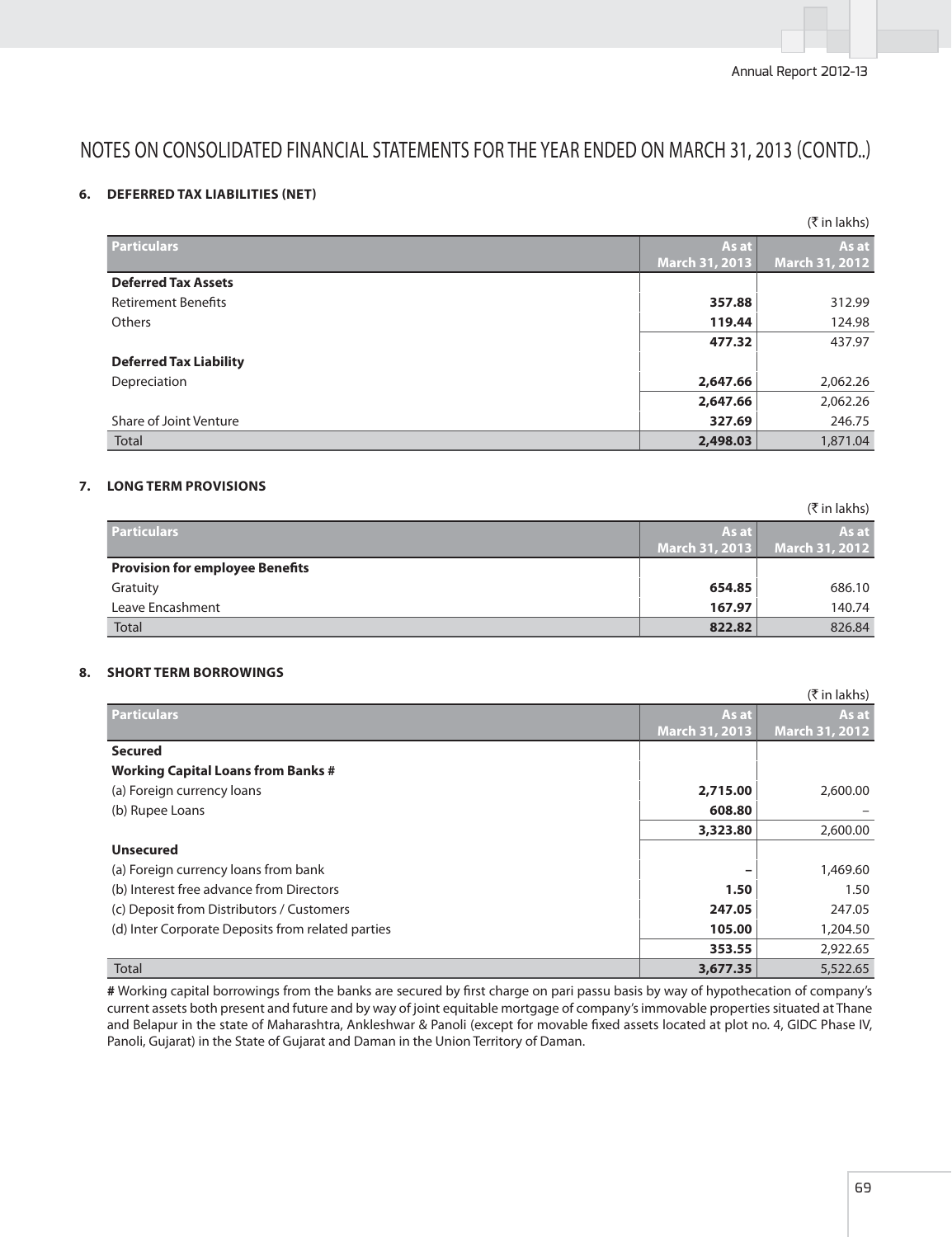# NOTES ON CONSOLIDATED FINANCIAL STATEMENTS FOR THE YEAR ENDED ON MARCH 31, 2013 (CONTD..)

## 6. DEFERRED TAX LIABILITIES (NET)

(₹ in lakhs)

| Particulars | As at March 31, 2013 | As at March 31, 2012 |
|---|---|---|
| **Deferred Tax Assets** | | |
| Retirement Benefits | **357.88** | 312.99 |
| Others | **119.44** | 124.98 |
| | **477.32** | 437.97 |
| **Deferred Tax Liability** | | |
| Depreciation | **2,647.66** | 2,062.26 |
| | **2,647.66** | 2,062.26 |
| Share of Joint Venture | **327.69** | 246.75 |
| Total | **2,498.03** | 1,871.04 |

## 7. LONG TERM PROVISIONS

(₹ in lakhs)

| Particulars | As at March 31, 2013 | As at March 31, 2012 |
|---|---|---|
| **Provision for employee Benefits** | | |
| Gratuity | **654.85** | 686.10 |
| Leave Encashment | **167.97** | 140.74 |
| Total | **822.82** | 826.84 |

## 8. SHORT TERM BORROWINGS

(₹ in lakhs)

| Particulars | As at March 31, 2013 | As at March 31, 2012 |
|---|---|---|
| **Secured** | | |
| **Working Capital Loans from Banks #** | | |
| (a) Foreign currency loans | **2,715.00** | 2,600.00 |
| (b) Rupee Loans | **608.80** | – |
| | **3,323.80** | 2,600.00 |
| **Unsecured** | | |
| (a) Foreign currency loans from bank | **–** | 1,469.60 |
| (b) Interest free advance from Directors | **1.50** | 1.50 |
| (c) Deposit from Distributors / Customers | **247.05** | 247.05 |
| (d) Inter Corporate Deposits from related parties | **105.00** | 1,204.50 |
| | **353.55** | 2,922.65 |
| Total | **3,677.35** | 5,522.65 |

**#** Working capital borrowings from the banks are secured by first charge on pari passu basis by way of hypothecation of company's current assets both present and future and by way of joint equitable mortgage of company's immovable properties situated at Thane and Belapur in the state of Maharashtra, Ankleshwar & Panoli (except for movable fixed assets located at plot no. 4, GIDC Phase IV, Panoli, Gujarat) in the State of Gujarat and Daman in the Union Territory of Daman.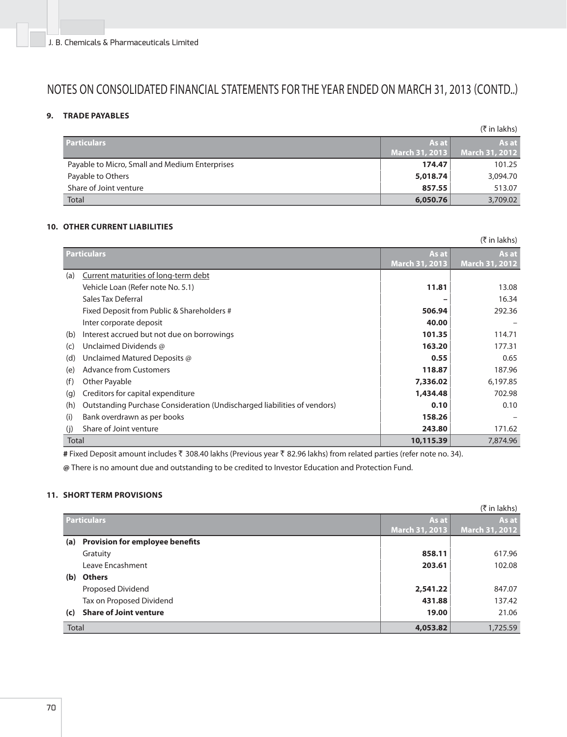# NOTES ON CONSOLIDATED FINANCIAL STATEMENTS FOR THE YEAR ENDED ON MARCH 31, 2013 (CONTD..)

## 9. TRADE PAYABLES

(₹ in lakhs)

| Particulars | As at March 31, 2013 | As at March 31, 2012 |
|---|---|---|
| Payable to Micro, Small and Medium Enterprises | **174.47** | 101.25 |
| Payable to Others | **5,018.74** | 3,094.70 |
| Share of Joint venture | **857.55** | 513.07 |
| Total | **6,050.76** | 3,709.02 |

## 10. OTHER CURRENT LIABILITIES

(₹ in lakhs)

| Particulars | | As at March 31, 2013 | As at March 31, 2012 |
|---|---|---|---|
| (a) | Current maturities of long-term debt | | |
| | Vehicle Loan (Refer note No. 5.1) | **11.81** | 13.08 |
| | Sales Tax Deferral | **–** | 16.34 |
| | Fixed Deposit from Public & Shareholders # | **506.94** | 292.36 |
| | Inter corporate deposit | **40.00** | – |
| (b) | Interest accrued but not due on borrowings | **101.35** | 114.71 |
| (c) | Unclaimed Dividends @ | **163.20** | 177.31 |
| (d) | Unclaimed Matured Deposits @ | **0.55** | 0.65 |
| (e) | Advance from Customers | **118.87** | 187.96 |
| (f) | Other Payable | **7,336.02** | 6,197.85 |
| (g) | Creditors for capital expenditure | **1,434.48** | 702.98 |
| (h) | Outstanding Purchase Consideration (Undischarged liabilities of vendors) | **0.10** | 0.10 |
| (i) | Bank overdrawn as per books | **158.26** | – |
| (j) | Share of Joint venture | **243.80** | 171.62 |
| Total | | **10,115.39** | 7,874.96 |

**#** Fixed Deposit amount includes ₹ 308.40 lakhs (Previous year ₹ 82.96 lakhs) from related parties (refer note no. 34).

**@** There is no amount due and outstanding to be credited to Investor Education and Protection Fund.

## 11. SHORT TERM PROVISIONS

(₹ in lakhs)

| Particulars | | As at March 31, 2013 | As at March 31, 2012 |
|---|---|---|---|
| **(a)** | **Provision for employee benefits** | | |
| | Gratuity | **858.11** | 617.96 |
| | Leave Encashment | **203.61** | 102.08 |
| **(b)** | **Others** | | |
| | Proposed Dividend | **2,541.22** | 847.07 |
| | Tax on Proposed Dividend | **431.88** | 137.42 |
| **(c)** | **Share of Joint venture** | **19.00** | 21.06 |
| Total | | **4,053.82** | 1,725.59 |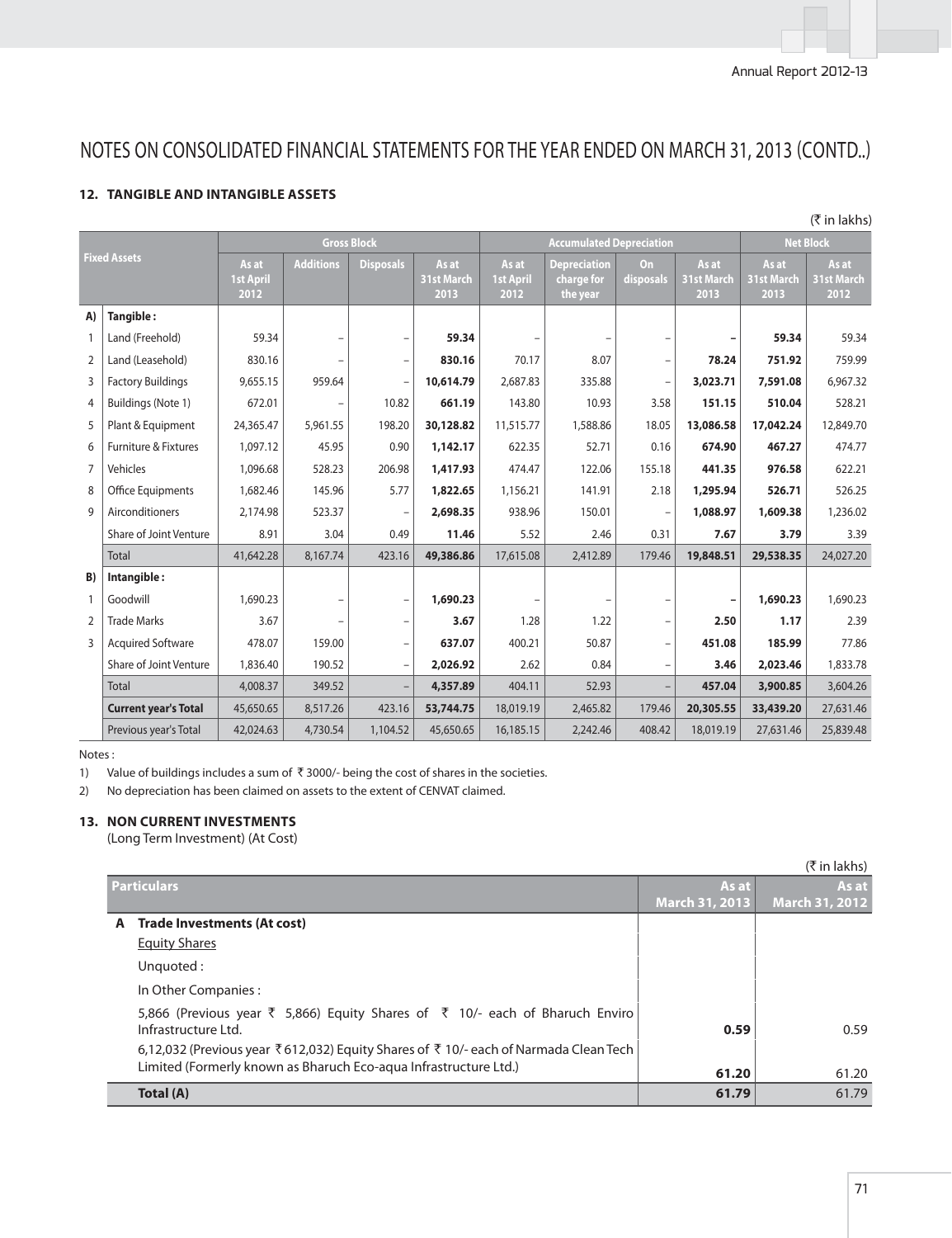# NOTES ON CONSOLIDATED FINANCIAL STATEMENTS FOR THE YEAR ENDED ON MARCH 31, 2013 (CONTD..)

### 12. TANGIBLE AND INTANGIBLE ASSETS

(₹ in lakhs)

| | Fixed Assets | Gross Block | | | | Accumulated Depreciation | | | | Net Block | |
|---|---|---|---|---|---|---|---|---|---|---|---|
| | | As at 1st April 2012 | Additions | Disposals | As at 31st March 2013 | As at 1st April 2012 | Depreciation charge for the year | On disposals | As at 31st March 2013 | As at 31st March 2013 | As at 31st March 2012 |
| **A)** | **Tangible :** | | | | | | | | | | |
| 1 | Land (Freehold) | 59.34 | – | – | **59.34** | – | – | – | **–** | **59.34** | 59.34 |
| 2 | Land (Leasehold) | 830.16 | – | – | **830.16** | 70.17 | 8.07 | – | **78.24** | **751.92** | 759.99 |
| 3 | Factory Buildings | 9,655.15 | 959.64 | – | **10,614.79** | 2,687.83 | 335.88 | – | **3,023.71** | **7,591.08** | 6,967.32 |
| 4 | Buildings (Note 1) | 672.01 | – | 10.82 | **661.19** | 143.80 | 10.93 | 3.58 | **151.15** | **510.04** | 528.21 |
| 5 | Plant & Equipment | 24,365.47 | 5,961.55 | 198.20 | **30,128.82** | 11,515.77 | 1,588.86 | 18.05 | **13,086.58** | **17,042.24** | 12,849.70 |
| 6 | Furniture & Fixtures | 1,097.12 | 45.95 | 0.90 | **1,142.17** | 622.35 | 52.71 | 0.16 | **674.90** | **467.27** | 474.77 |
| 7 | Vehicles | 1,096.68 | 528.23 | 206.98 | **1,417.93** | 474.47 | 122.06 | 155.18 | **441.35** | **976.58** | 622.21 |
| 8 | Office Equipments | 1,682.46 | 145.96 | 5.77 | **1,822.65** | 1,156.21 | 141.91 | 2.18 | **1,295.94** | **526.71** | 526.25 |
| 9 | Airconditioners | 2,174.98 | 523.37 | – | **2,698.35** | 938.96 | 150.01 | – | **1,088.97** | **1,609.38** | 1,236.02 |
| | Share of Joint Venture | 8.91 | 3.04 | 0.49 | **11.46** | 5.52 | 2.46 | 0.31 | **7.67** | **3.79** | 3.39 |
| | Total | 41,642.28 | 8,167.74 | 423.16 | **49,386.86** | 17,615.08 | 2,412.89 | 179.46 | **19,848.51** | **29,538.35** | 24,027.20 |
| **B)** | **Intangible :** | | | | | | | | | | |
| 1 | Goodwill | 1,690.23 | – | – | **1,690.23** | – | – | – | **–** | **1,690.23** | 1,690.23 |
| 2 | Trade Marks | 3.67 | – | – | **3.67** | 1.28 | 1.22 | – | **2.50** | **1.17** | 2.39 |
| 3 | Acquired Software | 478.07 | 159.00 | – | **637.07** | 400.21 | 50.87 | – | **451.08** | **185.99** | 77.86 |
| | Share of Joint Venture | 1,836.40 | 190.52 | – | **2,026.92** | 2.62 | 0.84 | – | **3.46** | **2,023.46** | 1,833.78 |
| | Total | 4,008.37 | 349.52 | – | **4,357.89** | 404.11 | 52.93 | – | **457.04** | **3,900.85** | 3,604.26 |
| | **Current year's Total** | 45,650.65 | 8,517.26 | 423.16 | **53,744.75** | 18,019.19 | 2,465.82 | 179.46 | **20,305.55** | **33,439.20** | 27,631.46 |
| | Previous year's Total | 42,024.63 | 4,730.54 | 1,104.52 | 45,650.65 | 16,185.15 | 2,242.46 | 408.42 | 18,019.19 | 27,631.46 | 25,839.48 |

Notes :

1) Value of buildings includes a sum of ₹ 3000/- being the cost of shares in the societies.

2) No depreciation has been claimed on assets to the extent of CENVAT claimed.

### 13. NON CURRENT INVESTMENTS

(Long Term Investment) (At Cost)

(₹ in lakhs)

| | Particulars | As at March 31, 2013 | As at March 31, 2012 |
|---|---|---|---|
| **A** | **Trade Investments (At cost)** | | |
| | Equity Shares | | |
| | Unquoted : | | |
| | In Other Companies : | | |
| | 5,866 (Previous year ₹ 5,866) Equity Shares of ₹ 10/- each of Bharuch Enviro Infrastructure Ltd. | **0.59** | 0.59 |
| | 6,12,032 (Previous year ₹ 612,032) Equity Shares of ₹ 10/- each of Narmada Clean Tech Limited (Formerly known as Bharuch Eco-aqua Infrastructure Ltd.) | **61.20** | 61.20 |
| | **Total (A)** | **61.79** | 61.79 |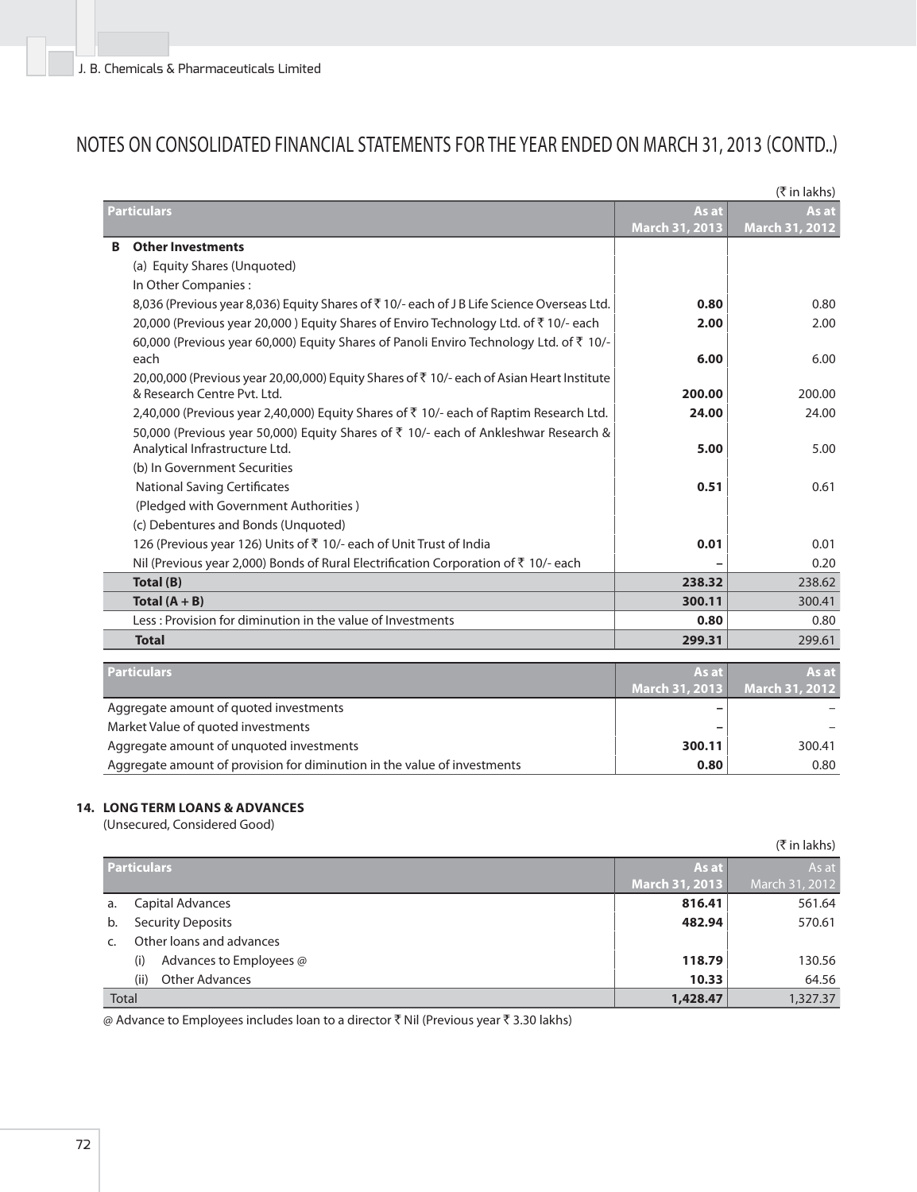# NOTES ON CONSOLIDATED FINANCIAL STATEMENTS FOR THE YEAR ENDED ON MARCH 31, 2013 (CONTD..)

(₹ in lakhs)

| | Particulars | As at March 31, 2013 | As at March 31, 2012 |
|---|---|---|---|
| **B** | **Other Investments** | | |
| | (a) Equity Shares (Unquoted) | | |
| | In Other Companies : | | |
| | 8,036 (Previous year 8,036) Equity Shares of ₹ 10/- each of J B Life Science Overseas Ltd. | **0.80** | 0.80 |
| | 20,000 (Previous year 20,000 ) Equity Shares of Enviro Technology Ltd. of ₹ 10/- each | **2.00** | 2.00 |
| | 60,000 (Previous year 60,000) Equity Shares of Panoli Enviro Technology Ltd. of ₹ 10/- each | **6.00** | 6.00 |
| | 20,00,000 (Previous year 20,00,000) Equity Shares of ₹ 10/- each of Asian Heart Institute & Research Centre Pvt. Ltd. | **200.00** | 200.00 |
| | 2,40,000 (Previous year 2,40,000) Equity Shares of ₹ 10/- each of Raptim Research Ltd. | **24.00** | 24.00 |
| | 50,000 (Previous year 50,000) Equity Shares of ₹ 10/- each of Ankleshwar Research & Analytical Infrastructure Ltd. | **5.00** | 5.00 |
| | (b) In Government Securities | | |
| | National Saving Certificates | **0.51** | 0.61 |
| | (Pledged with Government Authorities ) | | |
| | (c) Debentures and Bonds (Unquoted) | | |
| | 126 (Previous year 126) Units of ₹ 10/- each of Unit Trust of India | **0.01** | 0.01 |
| | Nil (Previous year 2,000) Bonds of Rural Electrification Corporation of ₹ 10/- each | – | 0.20 |
| | **Total (B)** | **238.32** | 238.62 |
| | **Total (A + B)** | **300.11** | 300.41 |
| | Less : Provision for diminution in the value of Investments | **0.80** | 0.80 |
| | **Total** | **299.31** | 299.61 |

| Particulars | As at March 31, 2013 | As at March 31, 2012 |
|---|---|---|
| Aggregate amount of quoted investments | – | – |
| Market Value of quoted investments | – | – |
| Aggregate amount of unquoted investments | **300.11** | 300.41 |
| Aggregate amount of provision for diminution in the value of investments | **0.80** | 0.80 |

### 14. LONG TERM LOANS & ADVANCES

(Unsecured, Considered Good)

(₹ in lakhs)

| | Particulars | As at March 31, 2013 | As at March 31, 2012 |
|---|---|---|---|
| a. | Capital Advances | **816.41** | 561.64 |
| b. | Security Deposits | **482.94** | 570.61 |
| c. | Other loans and advances | | |
| | (i) Advances to Employees @ | **118.79** | 130.56 |
| | (ii) Other Advances | **10.33** | 64.56 |
| | Total | **1,428.47** | 1,327.37 |

@ Advance to Employees includes loan to a director ₹ Nil (Previous year ₹ 3.30 lakhs)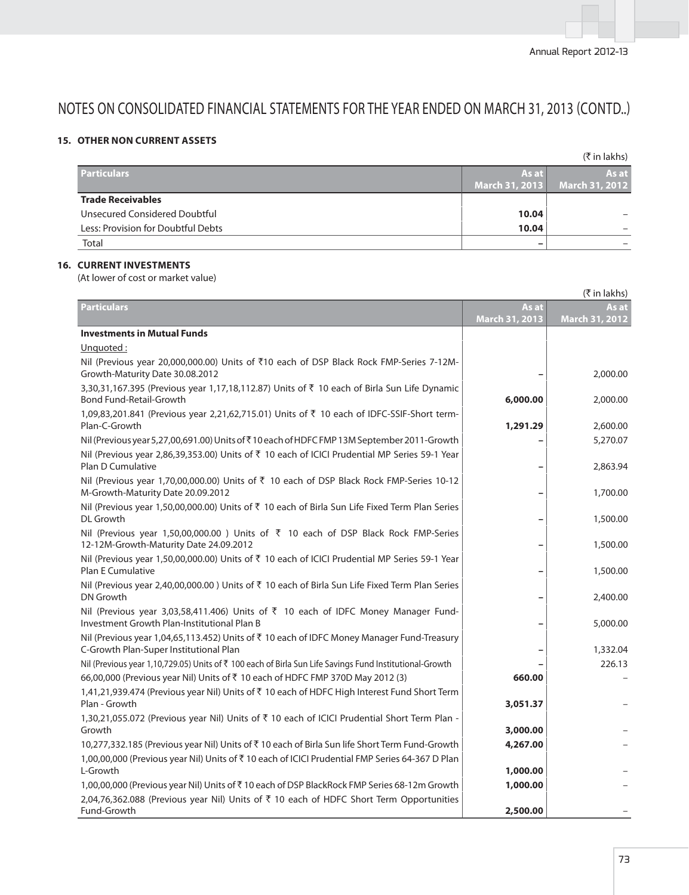# NOTES ON CONSOLIDATED FINANCIAL STATEMENTS FOR THE YEAR ENDED ON MARCH 31, 2013 (CONTD..)

## 15. OTHER NON CURRENT ASSETS

(₹ in lakhs)

| Particulars | As at March 31, 2013 | As at March 31, 2012 |
|---|---|---|
| **Trade Receivables** | | |
| Unsecured Considered Doubtful | **10.04** | – |
| Less: Provision for Doubtful Debts | **10.04** | – |
| Total | **–** | – |

## 16. CURRENT INVESTMENTS

(At lower of cost or market value)

(₹ in lakhs)

| Particulars | As at March 31, 2013 | As at March 31, 2012 |
|---|---|---|
| **Investments in Mutual Funds** | | |
| Unquoted : | | |
| Nil (Previous year 20,000,000.00) Units of ₹10 each of DSP Black Rock FMP-Series 7-12M-Growth-Maturity Date 30.08.2012 | **–** | 2,000.00 |
| 3,30,31,167.395 (Previous year 1,17,18,112.87) Units of ₹ 10 each of Birla Sun Life Dynamic Bond Fund-Retail-Growth | **6,000.00** | 2,000.00 |
| 1,09,83,201.841 (Previous year 2,21,62,715.01) Units of ₹ 10 each of IDFC-SSIF-Short term-Plan-C-Growth | **1,291.29** | 2,600.00 |
| Nil (Previous year 5,27,00,691.00) Units of ₹ 10 each of HDFC FMP 13M September 2011-Growth | **–** | 5,270.07 |
| Nil (Previous year 2,86,39,353.00) Units of ₹ 10 each of ICICI Prudential MP Series 59-1 Year Plan D Cumulative | **–** | 2,863.94 |
| Nil (Previous year 1,70,00,000.00) Units of ₹ 10 each of DSP Black Rock FMP-Series 10-12 M-Growth-Maturity Date 20.09.2012 | **–** | 1,700.00 |
| Nil (Previous year 1,50,00,000.00) Units of ₹ 10 each of Birla Sun Life Fixed Term Plan Series DL Growth | **–** | 1,500.00 |
| Nil (Previous year 1,50,00,000.00 ) Units of ₹ 10 each of DSP Black Rock FMP-Series 12-12M-Growth-Maturity Date 24.09.2012 | **–** | 1,500.00 |
| Nil (Previous year 1,50,00,000.00) Units of ₹ 10 each of ICICI Prudential MP Series 59-1 Year Plan E Cumulative | **–** | 1,500.00 |
| Nil (Previous year 2,40,00,000.00 ) Units of ₹ 10 each of Birla Sun Life Fixed Term Plan Series DN Growth | **–** | 2,400.00 |
| Nil (Previous year 3,03,58,411.406) Units of ₹ 10 each of IDFC Money Manager Fund-Investment Growth Plan-Institutional Plan B | **–** | 5,000.00 |
| Nil (Previous year 1,04,65,113.452) Units of ₹ 10 each of IDFC Money Manager Fund-Treasury C-Growth Plan-Super Institutional Plan | **–** | 1,332.04 |
| Nil (Previous year 1,10,729.05) Units of ₹ 100 each of Birla Sun Life Savings Fund Institutional-Growth | **–** | 226.13 |
| 66,00,000 (Previous year Nil) Units of ₹ 10 each of HDFC FMP 370D May 2012 (3) | **660.00** | – |
| 1,41,21,939.474 (Previous year Nil) Units of ₹ 10 each of HDFC High Interest Fund Short Term Plan - Growth | **3,051.37** | – |
| 1,30,21,055.072 (Previous year Nil) Units of ₹ 10 each of ICICI Prudential Short Term Plan - Growth | **3,000.00** | – |
| 10,277,332.185 (Previous year Nil) Units of ₹ 10 each of Birla Sun life Short Term Fund-Growth | **4,267.00** | – |
| 1,00,00,000 (Previous year Nil) Units of ₹ 10 each of ICICI Prudential FMP Series 64-367 D Plan L-Growth | **1,000.00** | – |
| 1,00,00,000 (Previous year Nil) Units of ₹ 10 each of DSP BlackRock FMP Series 68-12m Growth | **1,000.00** | – |
| 2,04,76,362.088 (Previous year Nil) Units of ₹ 10 each of HDFC Short Term Opportunities Fund-Growth | **2,500.00** | – |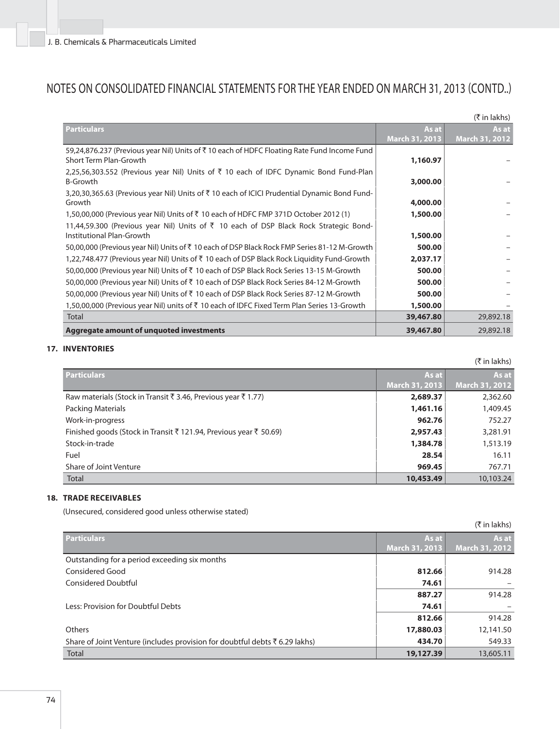# NOTES ON CONSOLIDATED FINANCIAL STATEMENTS FOR THE YEAR ENDED ON MARCH 31, 2013 (CONTD..)

(₹ in lakhs)

| Particulars | As at March 31, 2013 | As at March 31, 2012 |
|---|---|---|
| 59,24,876.237 (Previous year Nil) Units of ₹ 10 each of HDFC Floating Rate Fund Income Fund Short Term Plan-Growth | **1,160.97** | – |
| 2,25,56,303.552 (Previous year Nil) Units of ₹ 10 each of IDFC Dynamic Bond Fund-Plan B-Growth | **3,000.00** | – |
| 3,20,30,365.63 (Previous year Nil) Units of ₹ 10 each of ICICI Prudential Dynamic Bond Fund-Growth | **4,000.00** | – |
| 1,50,00,000 (Previous year Nil) Units of ₹ 10 each of HDFC FMP 371D October 2012 (1) | **1,500.00** | – |
| 11,44,59.300 (Previous year Nil) Units of ₹ 10 each of DSP Black Rock Strategic Bond-Institutional Plan-Growth | **1,500.00** | – |
| 50,00,000 (Previous year Nil) Units of ₹ 10 each of DSP Black Rock FMP Series 81-12 M-Growth | **500.00** | – |
| 1,22,748.477 (Previous year Nil) Units of ₹ 10 each of DSP Black Rock Liquidity Fund-Growth | **2,037.17** | – |
| 50,00,000 (Previous year Nil) Units of ₹ 10 each of DSP Black Rock Series 13-15 M-Growth | **500.00** | – |
| 50,00,000 (Previous year Nil) Units of ₹ 10 each of DSP Black Rock Series 84-12 M-Growth | **500.00** | – |
| 50,00,000 (Previous year Nil) Units of ₹ 10 each of DSP Black Rock Series 87-12 M-Growth | **500.00** | – |
| 1,50,00,000 (Previous year Nil) units of ₹ 10 each of IDFC Fixed Term Plan Series 13-Growth | **1,500.00** | – |
| Total | **39,467.80** | 29,892.18 |
| **Aggregate amount of unquoted investments** | **39,467.80** | 29,892.18 |

## 17. INVENTORIES

(₹ in lakhs)

| Particulars | As at March 31, 2013 | As at March 31, 2012 |
|---|---|---|
| Raw materials (Stock in Transit ₹ 3.46, Previous year ₹ 1.77) | **2,689.37** | 2,362.60 |
| Packing Materials | **1,461.16** | 1,409.45 |
| Work-in-progress | **962.76** | 752.27 |
| Finished goods (Stock in Transit ₹ 121.94, Previous year ₹ 50.69) | **2,957.43** | 3,281.91 |
| Stock-in-trade | **1,384.78** | 1,513.19 |
| Fuel | **28.54** | 16.11 |
| Share of Joint Venture | **969.45** | 767.71 |
| Total | **10,453.49** | 10,103.24 |

## 18. TRADE RECEIVABLES

(Unsecured, considered good unless otherwise stated)

(₹ in lakhs)

| Particulars | As at March 31, 2013 | As at March 31, 2012 |
|---|---|---|
| Outstanding for a period exceeding six months | | |
| Considered Good | **812.66** | 914.28 |
| Considered Doubtful | **74.61** | – |
| | **887.27** | 914.28 |
| Less: Provision for Doubtful Debts | **74.61** | – |
| | **812.66** | 914.28 |
| Others | **17,880.03** | 12,141.50 |
| Share of Joint Venture (includes provision for doubtful debts ₹ 6.29 lakhs) | **434.70** | 549.33 |
| Total | **19,127.39** | 13,605.11 |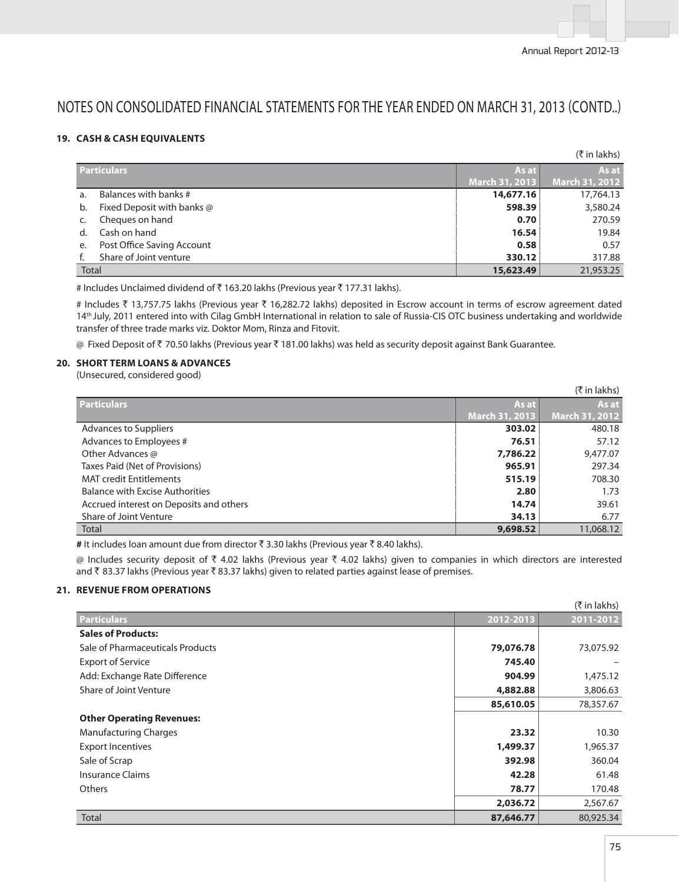# NOTES ON CONSOLIDATED FINANCIAL STATEMENTS FOR THE YEAR ENDED ON MARCH 31, 2013 (CONTD..)

## 19. CASH & CASH EQUIVALENTS

(₹ in lakhs)

| Particulars | As at March 31, 2013 | As at March 31, 2012 |
|---|---|---|
| a. Balances with banks # | **14,677.16** | 17,764.13 |
| b. Fixed Deposit with banks @ | **598.39** | 3,580.24 |
| c. Cheques on hand | **0.70** | 270.59 |
| d. Cash on hand | **16.54** | 19.84 |
| e. Post Office Saving Account | **0.58** | 0.57 |
| f. Share of Joint venture | **330.12** | 317.88 |
| Total | **15,623.49** | 21,953.25 |

# Includes Unclaimed dividend of ₹ 163.20 lakhs (Previous year ₹ 177.31 lakhs).

# Includes ₹ 13,757.75 lakhs (Previous year ₹ 16,282.72 lakhs) deposited in Escrow account in terms of escrow agreement dated 14th July, 2011 entered into with Cilag GmbH International in relation to sale of Russia-CIS OTC business undertaking and worldwide transfer of three trade marks viz. Doktor Mom, Rinza and Fitovit.

@ Fixed Deposit of ₹ 70.50 lakhs (Previous ₹ 181.00 lakhs) was held as security deposit against Bank Guarantee.

## 20. SHORT TERM LOANS & ADVANCES

(Unsecured, considered good)

(₹ in lakhs)

| Particulars | As at March 31, 2013 | As at March 31, 2012 |
|---|---|---|
| Advances to Suppliers | **303.02** | 480.18 |
| Advances to Employees # | **76.51** | 57.12 |
| Other Advances @ | **7,786.22** | 9,477.07 |
| Taxes Paid (Net of Provisions) | **965.91** | 297.34 |
| MAT credit Entitlements | **515.19** | 708.30 |
| Balance with Excise Authorities | **2.80** | 1.73 |
| Accrued interest on Deposits and others | **14.74** | 39.61 |
| Share of Joint Venture | **34.13** | 6.77 |
| Total | **9,698.52** | 11,068.12 |

**#** It includes loan amount due from director ₹ 3.30 lakhs (Previous year ₹ 8.40 lakhs).

@ Includes security deposit of ₹ 4.02 lakhs (Previous year ₹ 4.02 lakhs) given to companies in which directors are interested and ₹ 83.37 lakhs (Previous year ₹ 83.37 lakhs) given to related parties against lease of premises.

## 21. REVENUE FROM OPERATIONS

(₹ in lakhs)

| Particulars | 2012-2013 | 2011-2012 |
|---|---|---|
| **Sales of Products:** | | |
| Sale of Pharmaceuticals Products | **79,076.78** | 73,075.92 |
| Export of Service | **745.40** | – |
| Add: Exchange Rate Difference | **904.99** | 1,475.12 |
| Share of Joint Venture | **4,882.88** | 3,806.63 |
| | **85,610.05** | 78,357.67 |
| **Other Operating Revenues:** | | |
| Manufacturing Charges | **23.32** | 10.30 |
| Export Incentives | **1,499.37** | 1,965.37 |
| Sale of Scrap | **392.98** | 360.04 |
| Insurance Claims | **42.28** | 61.48 |
| Others | **78.77** | 170.48 |
| | **2,036.72** | 2,567.67 |
| Total | **87,646.77** | 80,925.34 |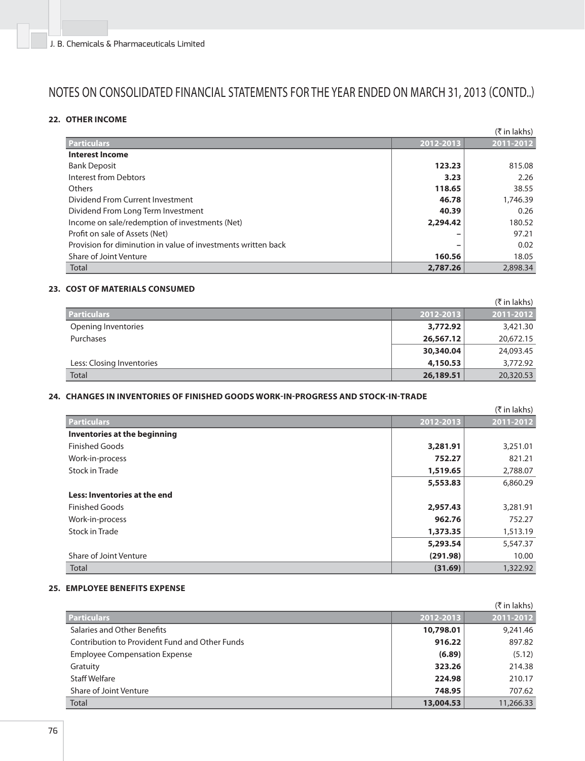# NOTES ON CONSOLIDATED FINANCIAL STATEMENTS FOR THE YEAR ENDED ON MARCH 31, 2013 (CONTD..)

## 22. OTHER INCOME

(₹ in lakhs)

| Particulars | 2012-2013 | 2011-2012 |
|---|---|---|
| **Interest Income** | | |
| Bank Deposit | **123.23** | 815.08 |
| Interest from Debtors | **3.23** | 2.26 |
| Others | **118.65** | 38.55 |
| Dividend From Current Investment | **46.78** | 1,746.39 |
| Dividend From Long Term Investment | **40.39** | 0.26 |
| Income on sale/redemption of investments (Net) | **2,294.42** | 180.52 |
| Profit on sale of Assets (Net) | **–** | 97.21 |
| Provision for diminution in value of investments written back | **–** | 0.02 |
| Share of Joint Venture | **160.56** | 18.05 |
| Total | **2,787.26** | 2,898.34 |

## 23. COST OF MATERIALS CONSUMED

(₹ in lakhs)

| Particulars | 2012-2013 | 2011-2012 |
|---|---|---|
| Opening Inventories | **3,772.92** | 3,421.30 |
| Purchases | **26,567.12** | 20,672.15 |
| | **30,340.04** | 24,093.45 |
| Less: Closing Inventories | **4,150.53** | 3,772.92 |
| Total | **26,189.51** | 20,320.53 |

## 24. CHANGES IN INVENTORIES OF FINISHED GOODS WORK-IN-PROGRESS AND STOCK-IN-TRADE

(₹ in lakhs)

| Particulars | 2012-2013 | 2011-2012 |
|---|---|---|
| **Inventories at the beginning** | | |
| Finished Goods | **3,281.91** | 3,251.01 |
| Work-in-process | **752.27** | 821.21 |
| Stock in Trade | **1,519.65** | 2,788.07 |
| | **5,553.83** | 6,860.29 |
| **Less: Inventories at the end** | | |
| Finished Goods | **2,957.43** | 3,281.91 |
| Work-in-process | **962.76** | 752.27 |
| Stock in Trade | **1,373.35** | 1,513.19 |
| | **5,293.54** | 5,547.37 |
| Share of Joint Venture | **(291.98)** | 10.00 |
| Total | **(31.69)** | 1,322.92 |

## 25. EMPLOYEE BENEFITS EXPENSE

(₹ in lakhs)

| Particulars | 2012-2013 | 2011-2012 |
|---|---|---|
| Salaries and Other Benefits | **10,798.01** | 9,241.46 |
| Contribution to Provident Fund and Other Funds | **916.22** | 897.82 |
| Employee Compensation Expense | **(6.89)** | (5.12) |
| Gratuity | **323.26** | 214.38 |
| Staff Welfare | **224.98** | 210.17 |
| Share of Joint Venture | **748.95** | 707.62 |
| Total | **13,004.53** | 11,266.33 |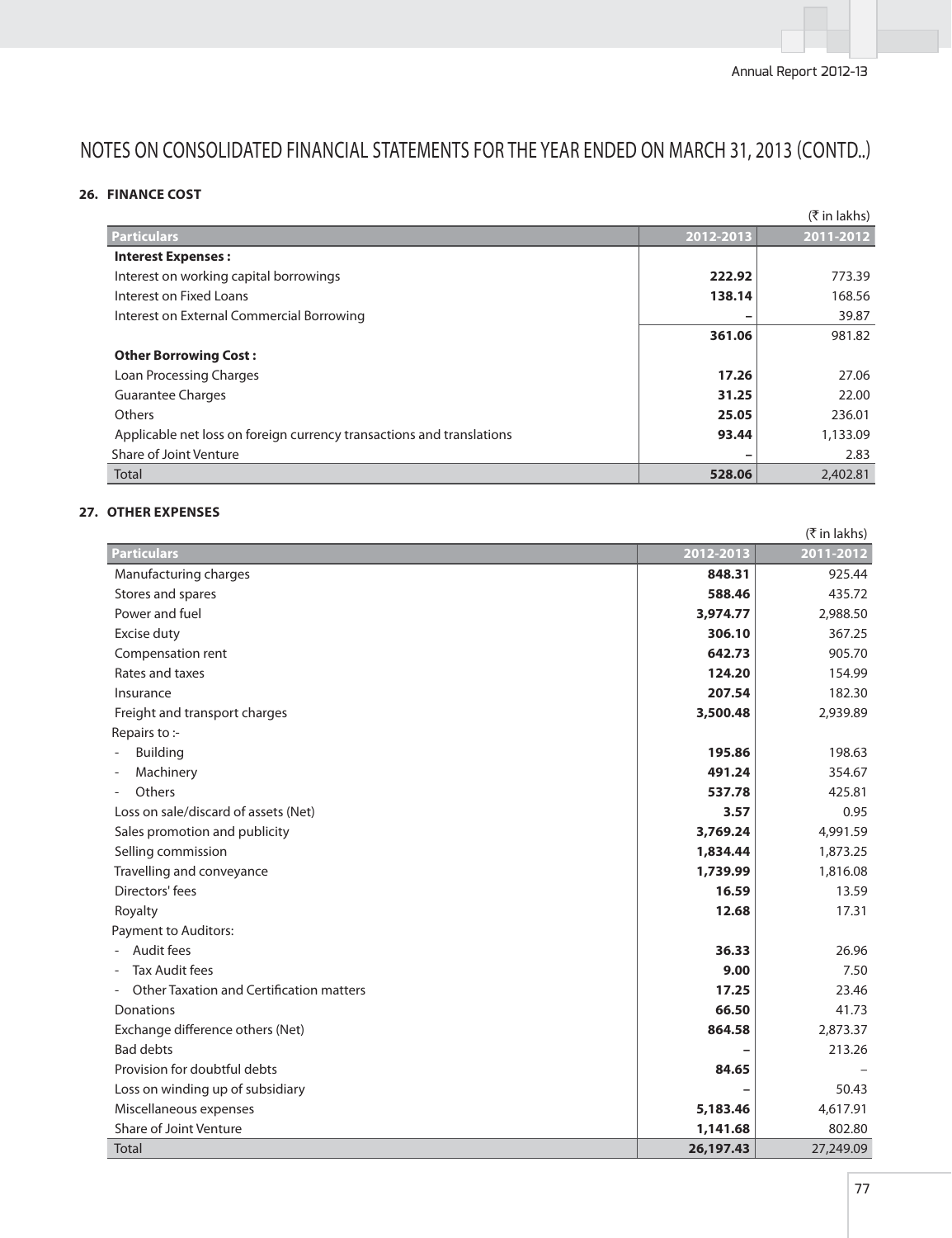# NOTES ON CONSOLIDATED FINANCIAL STATEMENTS FOR THE YEAR ENDED ON MARCH 31, 2013 (CONTD..)

## 26. FINANCE COST

(₹ in lakhs)

| Particulars | 2012-2013 | 2011-2012 |
|---|---|---|
| **Interest Expenses :** | | |
| Interest on working capital borrowings | **222.92** | 773.39 |
| Interest on Fixed Loans | **138.14** | 168.56 |
| Interest on External Commercial Borrowing | **–** | 39.87 |
| | **361.06** | 981.82 |
| **Other Borrowing Cost :** | | |
| Loan Processing Charges | **17.26** | 27.06 |
| Guarantee Charges | **31.25** | 22.00 |
| Others | **25.05** | 236.01 |
| Applicable net loss on foreign currency transactions and translations | **93.44** | 1,133.09 |
| Share of Joint Venture | **–** | 2.83 |
| Total | **528.06** | 2,402.81 |

## 27. OTHER EXPENSES

(₹ in lakhs)

| Particulars | 2012-2013 | 2011-2012 |
|---|---|---|
| Manufacturing charges | **848.31** | 925.44 |
| Stores and spares | **588.46** | 435.72 |
| Power and fuel | **3,974.77** | 2,988.50 |
| Excise duty | **306.10** | 367.25 |
| Compensation rent | **642.73** | 905.70 |
| Rates and taxes | **124.20** | 154.99 |
| Insurance | **207.54** | 182.30 |
| Freight and transport charges | **3,500.48** | 2,939.89 |
| Repairs to :- | | |
| - Building | **195.86** | 198.63 |
| - Machinery | **491.24** | 354.67 |
| - Others | **537.78** | 425.81 |
| Loss on sale/discard of assets (Net) | **3.57** | 0.95 |
| Sales promotion and publicity | **3,769.24** | 4,991.59 |
| Selling commission | **1,834.44** | 1,873.25 |
| Travelling and conveyance | **1,739.99** | 1,816.08 |
| Directors' fees | **16.59** | 13.59 |
| Royalty | **12.68** | 17.31 |
| Payment to Auditors: | | |
| - Audit fees | **36.33** | 26.96 |
| - Tax Audit fees | **9.00** | 7.50 |
| - Other Taxation and Certification matters | **17.25** | 23.46 |
| Donations | **66.50** | 41.73 |
| Exchange difference others (Net) | **864.58** | 2,873.37 |
| Bad debts | **–** | 213.26 |
| Provision for doubtful debts | **84.65** | – |
| Loss on winding up of subsidiary | **–** | 50.43 |
| Miscellaneous expenses | **5,183.46** | 4,617.91 |
| Share of Joint Venture | **1,141.68** | 802.80 |
| Total | **26,197.43** | 27,249.09 |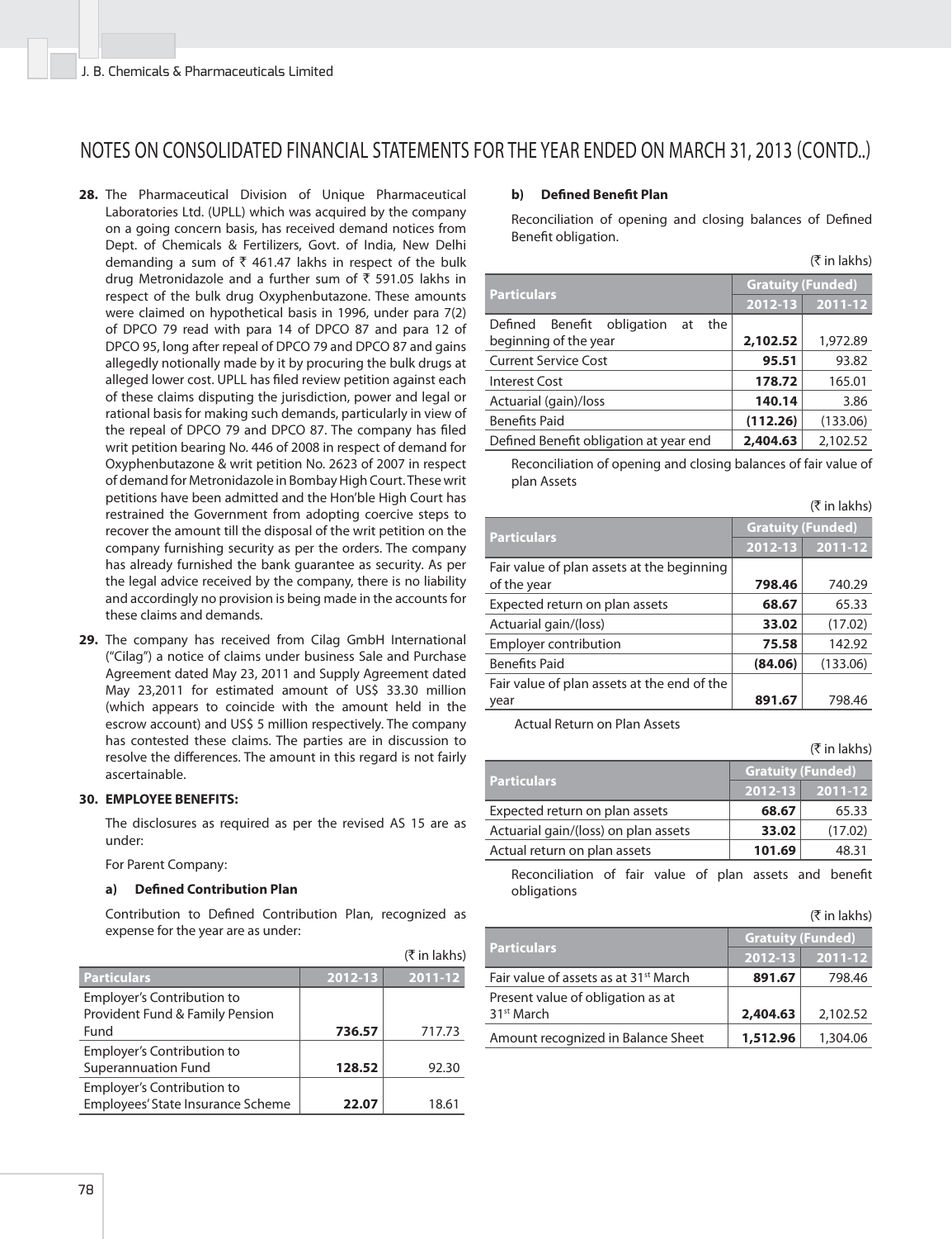# NOTES ON CONSOLIDATED FINANCIAL STATEMENTS FOR THE YEAR ENDED ON MARCH 31, 2013 (CONTD..)

**28.** The Pharmaceutical Division of Unique Pharmaceutical Laboratories Ltd. (UPLL) which was acquired by the company on a going concern basis, has received demand notices from Dept. of Chemicals & Fertilizers, Govt. of India, New Delhi demanding a sum of ₹ 461.47 lakhs in respect of the bulk drug Metronidazole and a further sum of ₹ 591.05 lakhs in respect of the bulk drug Oxyphenbutazone. These amounts were claimed on hypothetical basis in 1996, under para 7(2) of DPCO 79 read with para 14 of DPCO 87 and para 12 of DPCO 95, long after repeal of DPCO 79 and DPCO 87 and gains allegedly notionally made by it by procuring the bulk drugs at alleged lower cost. UPLL has filed review petition against each of these claims disputing the jurisdiction, power and legal or rational basis for making such demands, particularly in view of the repeal of DPCO 79 and DPCO 87. The company has filed writ petition bearing No. 446 of 2008 in respect of demand for Oxyphenbutazone & writ petition No. 2623 of 2007 in respect of demand for Metronidazole in Bombay High Court. These writ petitions have been admitted and the Hon'ble High Court has restrained the Government from adopting coercive steps to recover the amount till the disposal of the writ petition on the company furnishing security as per the orders. The company has already furnished the bank guarantee as security. As per the legal advice received by the company, there is no liability and accordingly no provision is being made in the accounts for these claims and demands.

**29.** The company has received from Cilag GmbH International ("Cilag") a notice of claims under business Sale and Purchase Agreement dated May 23, 2011 and Supply Agreement dated May 23,2011 for estimated amount of US$ 33.30 million (which appears to coincide with the amount held in the escrow account) and US$ 5 million respectively. The company has contested these claims. The parties are in discussion to resolve the differences. The amount in this regard is not fairly ascertainable.

**30. EMPLOYEE BENEFITS:**

The disclosures as required as per the revised AS 15 are as under:

For Parent Company:

**a) Defined Contribution Plan**

Contribution to Defined Contribution Plan, recognized as expense for the year are as under:

(₹ in lakhs)

| Particulars | 2012-13 | 2011-12 |
|---|---|---|
| Employer's Contribution to Provident Fund & Family Pension Fund | **736.57** | 717.73 |
| Employer's Contribution to Superannuation Fund | **128.52** | 92.30 |
| Employer's Contribution to Employees' State Insurance Scheme | **22.07** | 18.61 |

**b) Defined Benefit Plan**

Reconciliation of opening and closing balances of Defined Benefit obligation.

(₹ in lakhs)

| Particulars | Gratuity (Funded) | |
|---|---|---|
| | 2012-13 | 2011-12 |
| Defined Benefit obligation at the beginning of the year | **2,102.52** | 1,972.89 |
| Current Service Cost | **95.51** | 93.82 |
| Interest Cost | **178.72** | 165.01 |
| Actuarial (gain)/loss | **140.14** | 3.86 |
| Benefits Paid | **(112.26)** | (133.06) |
| Defined Benefit obligation at year end | **2,404.63** | 2,102.52 |

Reconciliation of opening and closing balances of fair value of plan Assets

(₹ in lakhs)

| Particulars | Gratuity (Funded) | |
|---|---|---|
| | 2012-13 | 2011-12 |
| Fair value of plan assets at the beginning of the year | **798.46** | 740.29 |
| Expected return on plan assets | **68.67** | 65.33 |
| Actuarial gain/(loss) | **33.02** | (17.02) |
| Employer contribution | **75.58** | 142.92 |
| Benefits Paid | **(84.06)** | (133.06) |
| Fair value of plan assets at the end of the year | **891.67** | 798.46 |

Actual Return on Plan Assets

(₹ in lakhs)

| Particulars | Gratuity (Funded) | |
|---|---|---|
| | 2012-13 | 2011-12 |
| Expected return on plan assets | **68.67** | 65.33 |
| Actuarial gain/(loss) on plan assets | **33.02** | (17.02) |
| Actual return on plan assets | **101.69** | 48.31 |

Reconciliation of fair value of plan assets and benefit obligations

(₹ in lakhs)

| Particulars | Gratuity (Funded) | |
|---|---|---|
| | 2012-13 | 2011-12 |
| Fair value of assets as at 31st March | **891.67** | 798.46 |
| Present value of obligation as at 31st March | **2,404.63** | 2,102.52 |
| Amount recognized in Balance Sheet | **1,512.96** | 1,304.06 |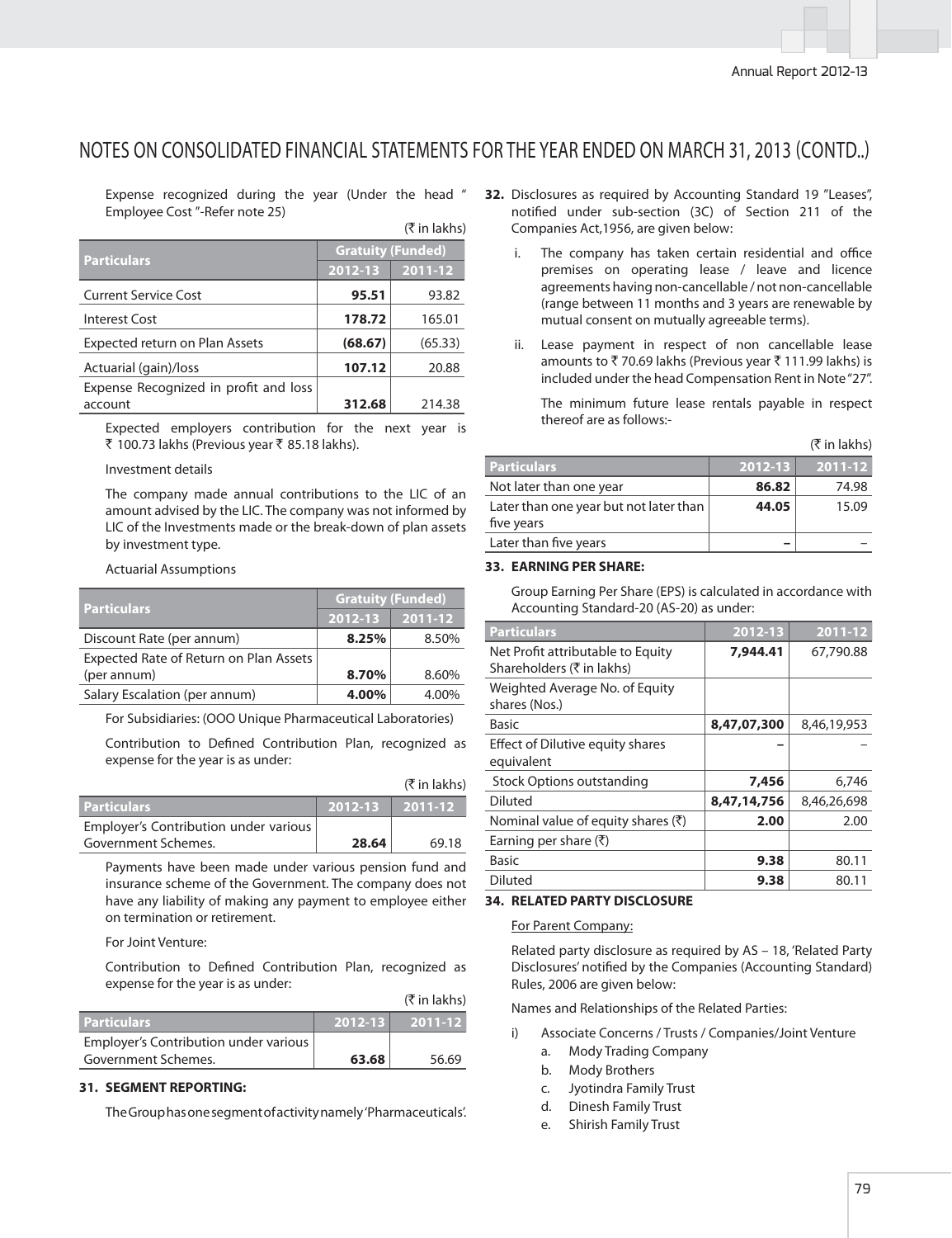# NOTES ON CONSOLIDATED FINANCIAL STATEMENTS FOR THE YEAR ENDED ON MARCH 31, 2013 (CONTD..)

Expense recognized during the year (Under the head " Employee Cost "-Refer note 25)

(₹ in lakhs)

| Particulars | Gratuity (Funded) | |
|---|---|---|
| | **2012-13** | **2011-12** |
| Current Service Cost | **95.51** | 93.82 |
| Interest Cost | **178.72** | 165.01 |
| Expected return on Plan Assets | **(68.67)** | (65.33) |
| Actuarial (gain)/loss | **107.12** | 20.88 |
| Expense Recognized in profit and loss account | **312.68** | 214.38 |

Expected employers contribution for the next year is ₹ 100.73 lakhs (Previous year ₹ 85.18 lakhs).

Investment details

The company made annual contributions to the LIC of an amount advised by the LIC. The company was not informed by LIC of the Investments made or the break-down of plan assets by investment type.

Actuarial Assumptions

| Particulars | Gratuity (Funded) | |
|---|---|---|
| | **2012-13** | **2011-12** |
| Discount Rate (per annum) | **8.25%** | 8.50% |
| Expected Rate of Return on Plan Assets (per annum) | **8.70%** | 8.60% |
| Salary Escalation (per annum) | **4.00%** | 4.00% |

For Subsidiaries: (OOO Unique Pharmaceutical Laboratories)

Contribution to Defined Contribution Plan, recognized as expense for the year is as under:

(₹ in lakhs)

| Particulars | 2012-13 | 2011-12 |
|---|---|---|
| Employer's Contribution under various Government Schemes. | **28.64** | 69.18 |

Payments have been made under various pension fund and insurance scheme of the Government. The company does not have any liability of making any payment to employee either on termination or retirement.

For Joint Venture:

Contribution to Defined Contribution Plan, recognized as expense for the year is as under:

(₹ in lakhs)

| Particulars | 2012-13 | 2011-12 |
|---|---|---|
| Employer's Contribution under various Government Schemes. | **63.68** | 56.69 |

**31. SEGMENT REPORTING:**

The Group has one segment of activity namely 'Pharmaceuticals'.

**32.** Disclosures as required by Accounting Standard 19 "Leases", notified under sub-section (3C) of Section 211 of the Companies Act,1956, are given below:

i. The company has taken certain residential and office premises on operating lease / leave and licence agreements having non-cancellable / not non-cancellable (range between 11 months and 3 years are renewable by mutual consent on mutually agreeable terms).

ii. Lease payment in respect of non cancellable lease amounts to ₹ 70.69 lakhs (Previous year ₹ 111.99 lakhs) is included under the head Compensation Rent in Note "27".

The minimum future lease rentals payable in respect thereof are as follows:-

(₹ in lakhs)

| Particulars | 2012-13 | 2011-12 |
|---|---|---|
| Not later than one year | **86.82** | 74.98 |
| Later than one year but not later than five years | **44.05** | 15.09 |
| Later than five years | **–** | – |

**33. EARNING PER SHARE:**

Group Earning Per Share (EPS) is calculated in accordance with Accounting Standard-20 (AS-20) as under:

| Particulars | 2012-13 | 2011-12 |
|---|---|---|
| Net Profit attributable to Equity Shareholders (₹ in lakhs) | **7,944.41** | 67,790.88 |
| Weighted Average No. of Equity shares (Nos.) | | |
| Basic | **8,47,07,300** | 8,46,19,953 |
| Effect of Dilutive equity shares equivalent | **–** | – |
| Stock Options outstanding | **7,456** | 6,746 |
| Diluted | **8,47,14,756** | 8,46,26,698 |
| Nominal value of equity shares (₹) | **2.00** | 2.00 |
| Earning per share (₹) | | |
| Basic | **9.38** | 80.11 |
| Diluted | **9.38** | 80.11 |

**34. RELATED PARTY DISCLOSURE**

For Parent Company:

Related party disclosure as required by AS – 18, 'Related Party Disclosures' notified by the Companies (Accounting Standard) Rules, 2006 are given below:

Names and Relationships of the Related Parties:

i) Associate Concerns / Trusts / Companies/Joint Venture
   a. Mody Trading Company
   b. Mody Brothers
   c. Jyotindra Family Trust
   d. Dinesh Family Trust
   e. Shirish Family Trust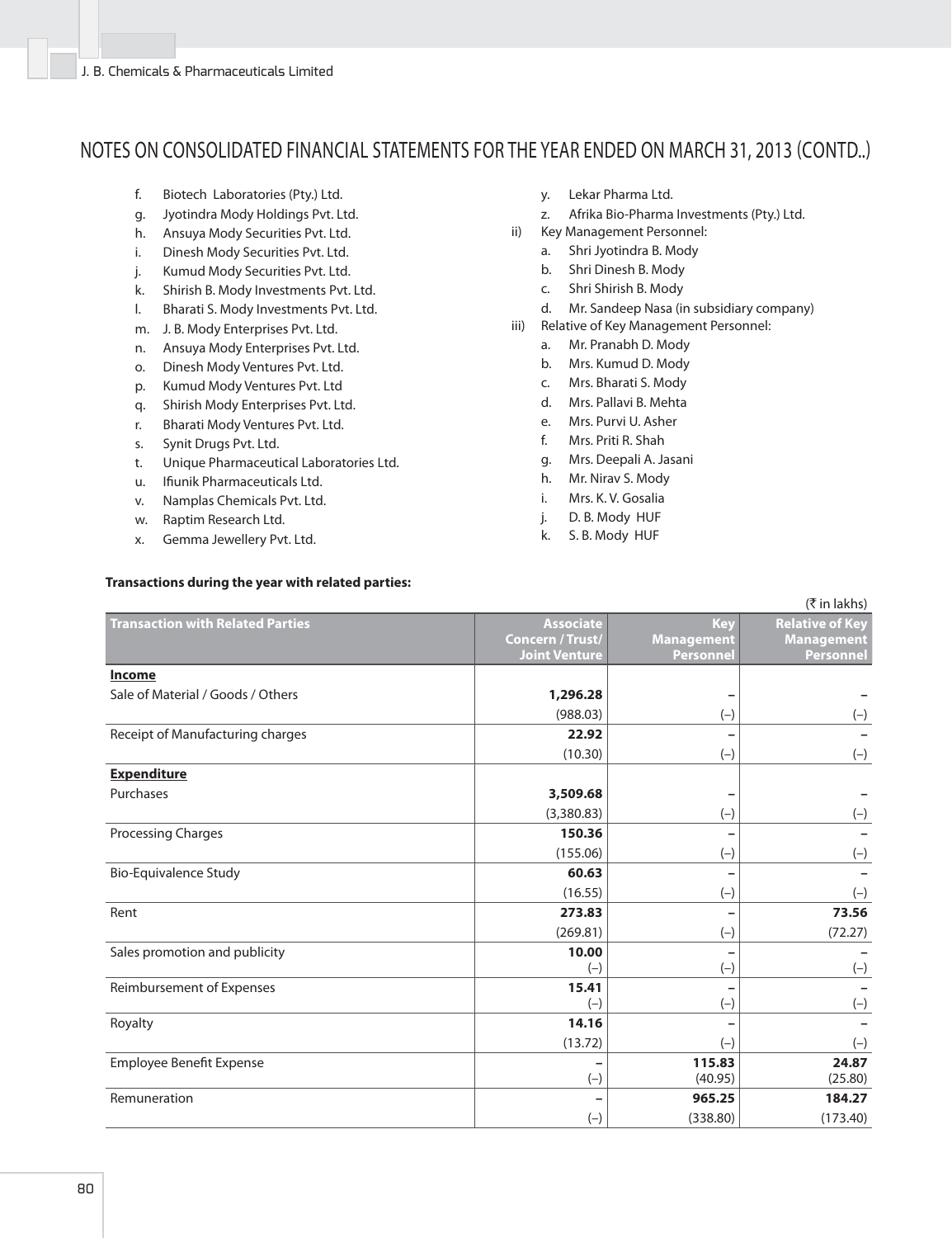# NOTES ON CONSOLIDATED FINANCIAL STATEMENTS FOR THE YEAR ENDED ON MARCH 31, 2013 (CONTD..)

f. Biotech Laboratories (Pty.) Ltd.
g. Jyotindra Mody Holdings Pvt. Ltd.
h. Ansuya Mody Securities Pvt. Ltd.
i. Dinesh Mody Securities Pvt. Ltd.
j. Kumud Mody Securities Pvt. Ltd.
k. Shirish B. Mody Investments Pvt. Ltd.
l. Bharati S. Mody Investments Pvt. Ltd.
m. J. B. Mody Enterprises Pvt. Ltd.
n. Ansuya Mody Enterprises Pvt. Ltd.
o. Dinesh Mody Ventures Pvt. Ltd.
p. Kumud Mody Ventures Pvt. Ltd
q. Shirish Mody Enterprises Pvt. Ltd.
r. Bharati Mody Ventures Pvt. Ltd.
s. Synit Drugs Pvt. Ltd.
t. Unique Pharmaceutical Laboratories Ltd.
u. Ifiunik Pharmaceuticals Ltd.
v. Namplas Chemicals Pvt. Ltd.
w. Raptim Research Ltd.
x. Gemma Jewellery Pvt. Ltd.
y. Lekar Pharma Ltd.
z. Afrika Bio-Pharma Investments (Pty.) Ltd.

ii) Key Management Personnel:

a. Shri Jyotindra B. Mody
b. Shri Dinesh B. Mody
c. Shri Shirish B. Mody
d. Mr. Sandeep Nasa (in subsidiary company)

iii) Relative of Key Management Personnel:

a. Mr. Pranabh D. Mody
b. Mrs. Kumud D. Mody
c. Mrs. Bharati S. Mody
d. Mrs. Pallavi B. Mehta
e. Mrs. Purvi U. Asher
f. Mrs. Priti R. Shah
g. Mrs. Deepali A. Jasani
h. Mr. Nirav S. Mody
i. Mrs. K. V. Gosalia
j. D. B. Mody HUF
k. S. B. Mody HUF

**Transactions during the year with related parties:**

(₹ in lakhs)

| Transaction with Related Parties | Associate Concern / Trust/ Joint Venture | Key Management Personnel | Relative of Key Management Personnel |
|---|---|---|---|
| **Income** | | | |
| Sale of Material / Goods / Others | **1,296.28** | **–** | **–** |
| | (988.03) | (–) | (–) |
| Receipt of Manufacturing charges | **22.92** | **–** | **–** |
| | (10.30) | (–) | (–) |
| **Expenditure** | | | |
| Purchases | **3,509.68** | **–** | **–** |
| | (3,380.83) | (–) | (–) |
| Processing Charges | **150.36** | **–** | **–** |
| | (155.06) | (–) | (–) |
| Bio-Equivalence Study | **60.63** | **–** | **–** |
| | (16.55) | (–) | (–) |
| Rent | **273.83** | **–** | **73.56** |
| | (269.81) | (–) | (72.27) |
| Sales promotion and publicity | **10.00** | **–** | **–** |
| | (–) | (–) | (–) |
| Reimbursement of Expenses | **15.41** | **–** | **–** |
| | (–) | (–) | (–) |
| Royalty | **14.16** | **–** | **–** |
| | (13.72) | (–) | (–) |
| Employee Benefit Expense | **–** | **115.83** | **24.87** |
| | (–) | (40.95) | (25.80) |
| Remuneration | **–** | **965.25** | **184.27** |
| | (–) | (338.80) | (173.40) |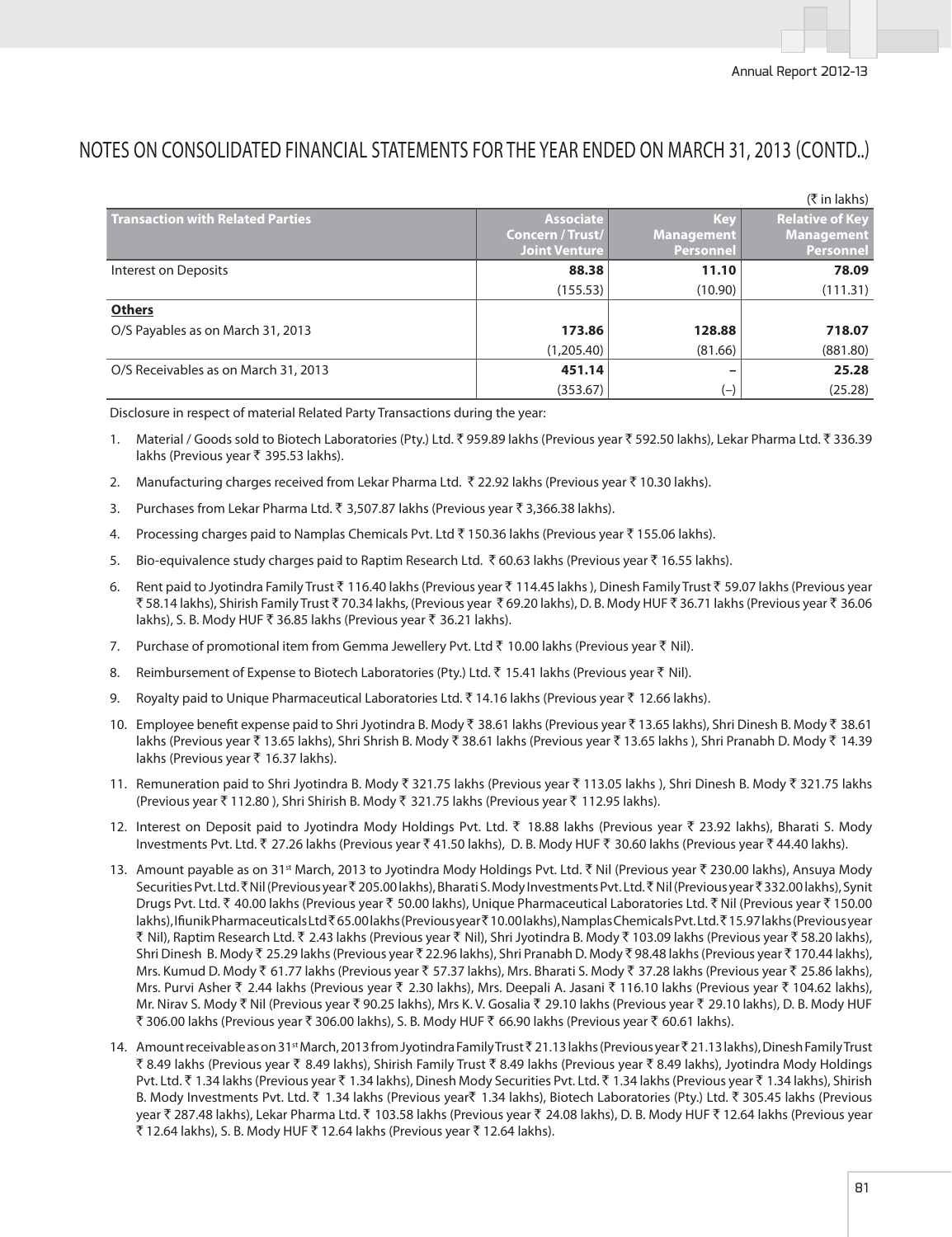# NOTES ON CONSOLIDATED FINANCIAL STATEMENTS FOR THE YEAR ENDED ON MARCH 31, 2013 (CONTD..)

(₹ in lakhs)

| Transaction with Related Parties | Associate Concern / Trust/ Joint Venture | Key Management Personnel | Relative of Key Management Personnel |
|---|---|---|---|
| Interest on Deposits | **88.38** | **11.10** | **78.09** |
| | (155.53) | (10.90) | (111.31) |
| **Others** | | | |
| O/S Payables as on March 31, 2013 | **173.86** | **128.88** | **718.07** |
| | (1,205.40) | (81.66) | (881.80) |
| O/S Receivables as on March 31, 2013 | **451.14** | **–** | **25.28** |
| | (353.67) | (–) | (25.28) |

Disclosure in respect of material Related Party Transactions during the year:

1. Material / Goods sold to Biotech Laboratories (Pty.) Ltd. ₹ 959.89 lakhs (Previous year ₹ 592.50 lakhs), Lekar Pharma Ltd. ₹ 336.39 lakhs (Previous year ₹ 395.53 lakhs).
2. Manufacturing charges received from Lekar Pharma Ltd. ₹ 22.92 lakhs (Previous year ₹ 10.30 lakhs).
3. Purchases from Lekar Pharma Ltd. ₹ 3,507.87 lakhs (Previous year ₹ 3,366.38 lakhs).
4. Processing charges paid to Namplas Chemicals Pvt. Ltd ₹ 150.36 lakhs (Previous year ₹ 155.06 lakhs).
5. Bio-equivalence study charges paid to Raptim Research Ltd. ₹ 60.63 lakhs (Previous year ₹ 16.55 lakhs).
6. Rent paid to Jyotindra Family Trust ₹ 116.40 lakhs (Previous year ₹ 114.45 lakhs ), Dinesh Family Trust ₹ 59.07 lakhs (Previous year ₹ 58.14 lakhs), Shirish Family Trust ₹ 70.34 lakhs, (Previous year ₹ 69.20 lakhs), D. B. Mody HUF ₹ 36.71 lakhs (Previous year ₹ 36.06 lakhs), S. B. Mody HUF ₹ 36.85 lakhs (Previous year ₹ 36.21 lakhs).
7. Purchase of promotional item from Gemma Jewellery Pvt. Ltd ₹ 10.00 lakhs (Previous year ₹ Nil).
8. Reimbursement of Expense to Biotech Laboratories (Pty.) Ltd. ₹ 15.41 lakhs (Previous year ₹ Nil).
9. Royalty paid to Unique Pharmaceutical Laboratories Ltd. ₹ 14.16 lakhs (Previous year ₹ 12.66 lakhs).
10. Employee benefit expense paid to Shri Jyotindra B. Mody ₹ 38.61 lakhs (Previous year ₹ 13.65 lakhs), Shri Dinesh B. Mody ₹ 38.61 lakhs (Previous year ₹ 13.65 lakhs), Shri Shrish B. Mody ₹ 38.61 lakhs (Previous year ₹ 13.65 lakhs ), Shri Pranabh D. Mody ₹ 14.39 lakhs (Previous year ₹ 16.37 lakhs).
11. Remuneration paid to Shri Jyotindra B. Mody ₹ 321.75 lakhs (Previous year ₹ 113.05 lakhs ), Shri Dinesh B. Mody ₹ 321.75 lakhs (Previous year ₹ 112.80 ), Shri Shirish B. Mody ₹ 321.75 lakhs (Previous year ₹ 112.95 lakhs).
12. Interest on Deposit paid to Jyotindra Mody Holdings Pvt. Ltd. ₹ 18.88 lakhs (Previous year ₹ 23.92 lakhs), Bharati S. Mody Investments Pvt. Ltd. ₹ 27.26 lakhs (Previous year ₹ 41.50 lakhs), D. B. Mody HUF ₹ 30.60 lakhs (Previous year ₹ 44.40 lakhs).
13. Amount payable as on 31st March, 2013 to Jyotindra Mody Holdings Pvt. Ltd. ₹ Nil (Previous year ₹ 230.00 lakhs), Ansuya Mody Securities Pvt. Ltd. ₹ Nil (Previous year ₹ 205.00 lakhs), Bharati S. Mody Investments Pvt. Ltd. ₹ Nil (Previous year ₹ 332.00 lakhs), Synit Drugs Pvt. Ltd. ₹ 40.00 lakhs (Previous year ₹ 50.00 lakhs), Unique Pharmaceutical Laboratories Ltd. ₹ Nil (Previous year ₹ 150.00 lakhs), Ifiunik Pharmaceuticals Ltd ₹ 65.00 lakhs (Previous year ₹ 10.00 lakhs), Namplas Chemicals Pvt. Ltd. ₹ 15.97 lakhs (Previous year ₹ Nil), Raptim Research Ltd. ₹ 2.43 lakhs (Previous year ₹ Nil), Shri Jyotindra B. Mody ₹ 103.09 lakhs (Previous year ₹ 58.20 lakhs), Shri Dinesh B. Mody ₹ 25.29 lakhs (Previous year ₹ 22.96 lakhs), Shri Pranabh D. Mody ₹ 98.48 lakhs (Previous year ₹ 170.44 lakhs), Mrs. Kumud D. Mody ₹ 61.77 lakhs (Previous year ₹ 57.37 lakhs), Mrs. Bharati S. Mody ₹ 37.28 lakhs (Previous year ₹ 25.86 lakhs), Mrs. Purvi Asher ₹ 2.44 lakhs (Previous year ₹ 2.30 lakhs), Mrs. Deepali A. Jasani ₹ 116.10 lakhs (Previous year ₹ 104.62 lakhs), Mr. Nirav S. Mody ₹ Nil (Previous year ₹ 90.25 lakhs), Mrs K. V. Gosalia ₹ 29.10 lakhs (Previous year ₹ 29.10 lakhs), D. B. Mody HUF ₹ 306.00 lakhs (Previous year ₹ 306.00 lakhs), S. B. Mody HUF ₹ 66.90 lakhs (Previous year ₹ 60.61 lakhs).
14. Amount receivable as on 31st March, 2013 from Jyotindra Family Trust ₹ 21.13 lakhs (Previous year ₹ 21.13 lakhs), Dinesh Family Trust ₹ 8.49 lakhs (Previous year ₹ 8.49 lakhs), Shirish Family Trust ₹ 8.49 lakhs (Previous year ₹ 8.49 lakhs), Jyotindra Mody Holdings Pvt. Ltd. ₹ 1.34 lakhs (Previous year ₹ 1.34 lakhs), Dinesh Mody Securities Pvt. Ltd. ₹ 1.34 lakhs (Previous year ₹ 1.34 lakhs), Shirish B. Mody Investments Pvt. Ltd. ₹ 1.34 lakhs (Previous year₹ 1.34 lakhs), Biotech Laboratories (Pty.) Ltd. ₹ 305.45 lakhs (Previous year ₹ 287.48 lakhs), Lekar Pharma Ltd. ₹ 103.58 lakhs (Previous year ₹ 24.08 lakhs), D. B. Mody HUF ₹ 12.64 lakhs (Previous year ₹ 12.64 lakhs), S. B. Mody HUF ₹ 12.64 lakhs (Previous year ₹ 12.64 lakhs).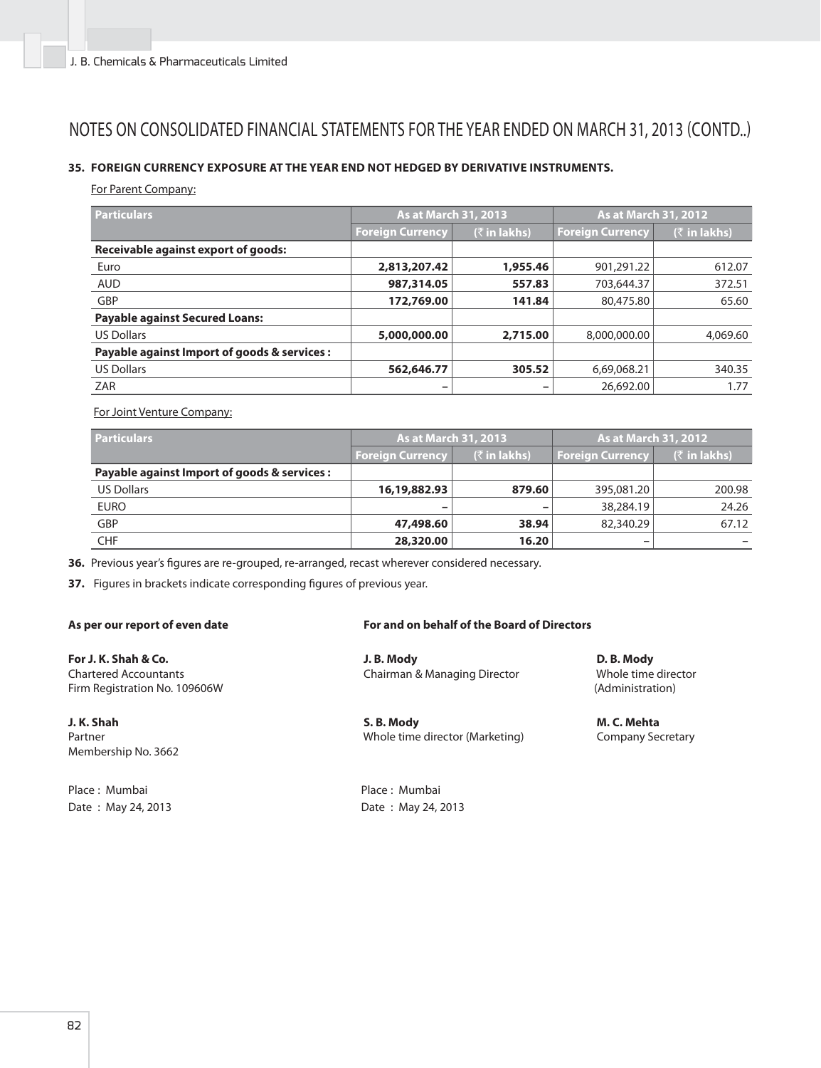# NOTES ON CONSOLIDATED FINANCIAL STATEMENTS FOR THE YEAR ENDED ON MARCH 31, 2013 (CONTD..)

**35. FOREIGN CURRENCY EXPOSURE AT THE YEAR END NOT HEDGED BY DERIVATIVE INSTRUMENTS.**

For Parent Company:

| Particulars | As at March 31, 2013 | | As at March 31, 2012 | |
|---|---|---|---|---|
| | Foreign Currency | (₹ in lakhs) | Foreign Currency | (₹ in lakhs) |
| **Receivable against export of goods:** | | | | |
| Euro | **2,813,207.42** | **1,955.46** | 901,291.22 | 612.07 |
| AUD | **987,314.05** | **557.83** | 703,644.37 | 372.51 |
| GBP | **172,769.00** | **141.84** | 80,475.80 | 65.60 |
| **Payable against Secured Loans:** | | | | |
| US Dollars | **5,000,000.00** | **2,715.00** | 8,000,000.00 | 4,069.60 |
| **Payable against Import of goods & services :** | | | | |
| US Dollars | **562,646.77** | **305.52** | 6,69,068.21 | 340.35 |
| ZAR | **–** | **–** | 26,692.00 | 1.77 |

For Joint Venture Company:

| Particulars | As at March 31, 2013 | | As at March 31, 2012 | |
|---|---|---|---|---|
| | Foreign Currency | (₹ in lakhs) | Foreign Currency | (₹ in lakhs) |
| **Payable against Import of goods & services :** | | | | |
| US Dollars | **16,19,882.93** | **879.60** | 395,081.20 | 200.98 |
| EURO | **–** | **–** | 38,284.19 | 24.26 |
| GBP | **47,498.60** | **38.94** | 82,340.29 | 67.12 |
| CHF | **28,320.00** | **16.20** | – | – |

**36.** Previous year's figures are re-grouped, re-arranged, recast wherever considered necessary.

**37.** Figures in brackets indicate corresponding figures of previous year.

**As per our report of even date**

**For J. K. Shah & Co.**
Chartered Accountants
Firm Registration No. 109606W

**J. K. Shah**
Partner
Membership No. 3662

Place : Mumbai
Date : May 24, 2013

**For and on behalf of the Board of Directors**

**J. B. Mody**
Chairman & Managing Director

**D. B. Mody**
Whole time director
(Administration)

**S. B. Mody**
Whole time director (Marketing)

**M. C. Mehta**
Company Secretary

Place : Mumbai
Date : May 24, 2013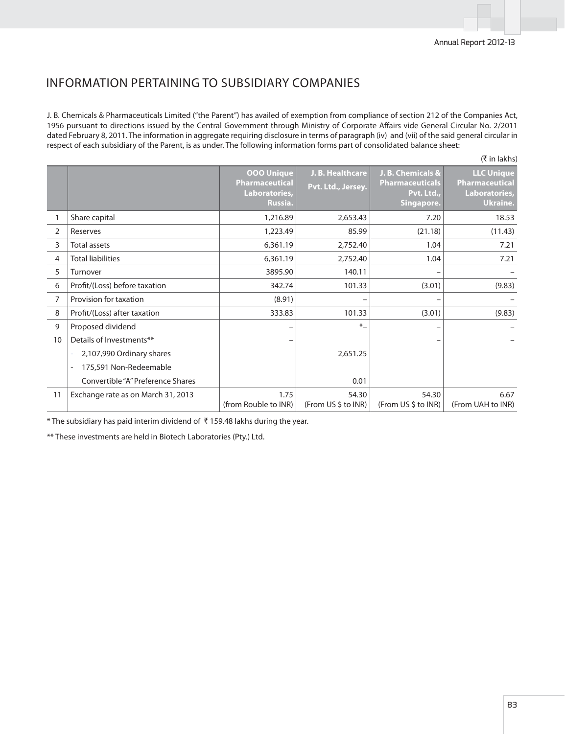# INFORMATION PERTAINING TO SUBSIDIARY COMPANIES

J. B. Chemicals & Pharmaceuticals Limited ("the Parent") has availed of exemption from compliance of section 212 of the Companies Act, 1956 pursuant to directions issued by the Central Government through Ministry of Corporate Affairs vide General Circular No. 2/2011 dated February 8, 2011. The information in aggregate requiring disclosure in terms of paragraph (iv) and (vii) of the said general circular in respect of each subsidiary of the Parent, is as under. The following information forms part of consolidated balance sheet:

(₹ in lakhs)

| | | OOO Unique Pharmaceutical Laboratories, Russia. | J. B. Healthcare Pvt. Ltd., Jersey. | J. B. Chemicals & Pharmaceuticals Pvt. Ltd., Singapore. | LLC Unique Pharmaceutical Laboratories, Ukraine. |
|---|---|---|---|---|---|
| 1 | Share capital | 1,216.89 | 2,653.43 | 7.20 | 18.53 |
| 2 | Reserves | 1,223.49 | 85.99 | (21.18) | (11.43) |
| 3 | Total assets | 6,361.19 | 2,752.40 | 1.04 | 7.21 |
| 4 | Total liabilities | 6,361.19 | 2,752.40 | 1.04 | 7.21 |
| 5 | Turnover | 3895.90 | 140.11 | – | – |
| 6 | Profit/(Loss) before taxation | 342.74 | 101.33 | (3.01) | (9.83) |
| 7 | Provision for taxation | (8.91) | – | – | – |
| 8 | Profit/(Loss) after taxation | 333.83 | 101.33 | (3.01) | (9.83) |
| 9 | Proposed dividend | – | *– | – | – |
| 10 | Details of Investments** | – | | – | – |
| | - 2,107,990 Ordinary shares | | 2,651.25 | | |
| | - 175,591 Non-Redeemable Convertible "A" Preference Shares | | 0.01 | | |
| 11 | Exchange rate as on March 31, 2013 | 1.75 (from Rouble to INR) | 54.30 (From US $ to INR) | 54.30 (From US $ to INR) | 6.67 (From UAH to INR) |

* The subsidiary has paid interim dividend of ₹ 159.48 lakhs during the year.

** These investments are held in Biotech Laboratories (Pty.) Ltd.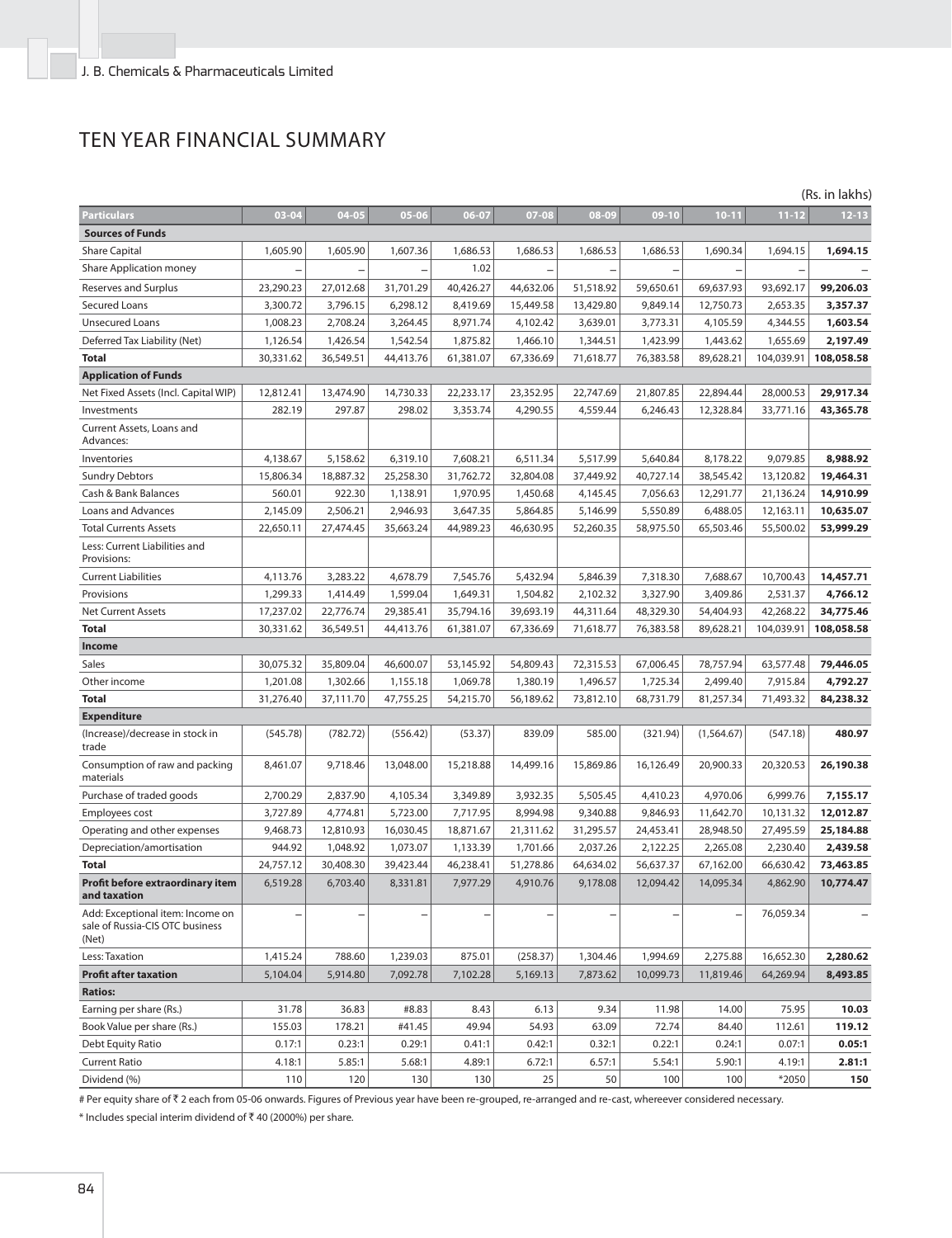# TEN YEAR FINANCIAL SUMMARY

(Rs. in lakhs)

| Particulars | 03-04 | 04-05 | 05-06 | 06-07 | 07-08 | 08-09 | 09-10 | 10-11 | 11-12 | 12-13 |
|---|---|---|---|---|---|---|---|---|---|---|
| **Sources of Funds** | | | | | | | | | | |
| Share Capital | 1,605.90 | 1,605.90 | 1,607.36 | 1,686.53 | 1,686.53 | 1,686.53 | 1,686.53 | 1,690.34 | 1,694.15 | **1,694.15** |
| Share Application money | – | – | – | 1.02 | – | – | – | – | – | – |
| Reserves and Surplus | 23,290.23 | 27,012.68 | 31,701.29 | 40,426.27 | 44,632.06 | 51,518.92 | 59,650.61 | 69,637.93 | 93,692.17 | **99,206.03** |
| Secured Loans | 3,300.72 | 3,796.15 | 6,298.12 | 8,419.69 | 15,449.58 | 13,429.80 | 9,849.14 | 12,750.73 | 2,653.35 | **3,357.37** |
| Unsecured Loans | 1,008.23 | 2,708.24 | 3,264.45 | 8,971.74 | 4,102.42 | 3,639.01 | 3,773.31 | 4,105.59 | 4,344.55 | **1,603.54** |
| Deferred Tax Liability (Net) | 1,126.54 | 1,426.54 | 1,542.54 | 1,875.82 | 1,466.10 | 1,344.51 | 1,423.99 | 1,443.62 | 1,655.69 | **2,197.49** |
| **Total** | 30,331.62 | 36,549.51 | 44,413.76 | 61,381.07 | 67,336.69 | 71,618.77 | 76,383.58 | 89,628.21 | 104,039.91 | **108,058.58** |
| **Application of Funds** | | | | | | | | | | |
| Net Fixed Assets (Incl. Capital WIP) | 12,812.41 | 13,474.90 | 14,730.33 | 22,233.17 | 23,352.95 | 22,747.69 | 21,807.85 | 22,894.44 | 28,000.53 | **29,917.34** |
| Investments | 282.19 | 297.87 | 298.02 | 3,353.74 | 4,290.55 | 4,559.44 | 6,246.43 | 12,328.84 | 33,771.16 | **43,365.78** |
| Current Assets, Loans and Advances: | | | | | | | | | | |
| Inventories | 4,138.67 | 5,158.62 | 6,319.10 | 7,608.21 | 6,511.34 | 5,517.99 | 5,640.84 | 8,178.22 | 9,079.85 | **8,988.92** |
| Sundry Debtors | 15,806.34 | 18,887.32 | 25,258.30 | 31,762.72 | 32,804.08 | 37,449.92 | 40,727.14 | 38,545.42 | 13,120.82 | **19,464.31** |
| Cash & Bank Balances | 560.01 | 922.30 | 1,138.91 | 1,970.95 | 1,450.68 | 4,145.45 | 7,056.63 | 12,291.77 | 21,136.24 | **14,910.99** |
| Loans and Advances | 2,145.09 | 2,506.21 | 2,946.93 | 3,647.35 | 5,864.85 | 5,146.99 | 5,550.89 | 6,488.05 | 12,163.11 | **10,635.07** |
| Total Currents Assets | 22,650.11 | 27,474.45 | 35,663.24 | 44,989.23 | 46,630.95 | 52,260.35 | 58,975.50 | 65,503.46 | 55,500.02 | **53,999.29** |
| Less: Current Liabilities and Provisions: | | | | | | | | | | |
| Current Liabilities | 4,113.76 | 3,283.22 | 4,678.79 | 7,545.76 | 5,432.94 | 5,846.39 | 7,318.30 | 7,688.67 | 10,700.43 | **14,457.71** |
| Provisions | 1,299.33 | 1,414.49 | 1,599.04 | 1,649.31 | 1,504.82 | 2,102.32 | 3,327.90 | 3,409.86 | 2,531.37 | **4,766.12** |
| Net Current Assets | 17,237.02 | 22,776.74 | 29,385.41 | 35,794.16 | 39,693.19 | 44,311.64 | 48,329.30 | 54,404.93 | 42,268.22 | **34,775.46** |
| **Total** | 30,331.62 | 36,549.51 | 44,413.76 | 61,381.07 | 67,336.69 | 71,618.77 | 76,383.58 | 89,628.21 | 104,039.91 | **108,058.58** |
| **Income** | | | | | | | | | | |
| Sales | 30,075.32 | 35,809.04 | 46,600.07 | 53,145.92 | 54,809.43 | 72,315.53 | 67,006.45 | 78,757.94 | 63,577.48 | **79,446.05** |
| Other income | 1,201.08 | 1,302.66 | 1,155.18 | 1,069.78 | 1,380.19 | 1,496.57 | 1,725.34 | 2,499.40 | 7,915.84 | **4,792.27** |
| **Total** | 31,276.40 | 37,111.70 | 47,755.25 | 54,215.70 | 56,189.62 | 73,812.10 | 68,731.79 | 81,257.34 | 71,493.32 | **84,238.32** |
| **Expenditure** | | | | | | | | | | |
| (Increase)/decrease in stock in trade | (545.78) | (782.72) | (556.42) | (53.37) | 839.09 | 585.00 | (321.94) | (1,564.67) | (547.18) | **480.97** |
| Consumption of raw and packing materials | 8,461.07 | 9,718.46 | 13,048.00 | 15,218.88 | 14,499.16 | 15,869.86 | 16,126.49 | 20,900.33 | 20,320.53 | **26,190.38** |
| Purchase of traded goods | 2,700.29 | 2,837.90 | 4,105.34 | 3,349.89 | 3,932.35 | 5,505.45 | 4,410.23 | 4,970.06 | 6,999.76 | **7,155.17** |
| Employees cost | 3,727.89 | 4,774.81 | 5,723.00 | 7,717.95 | 8,994.98 | 9,340.88 | 9,846.93 | 11,642.70 | 10,131.32 | **12,012.87** |
| Operating and other expenses | 9,468.73 | 12,810.93 | 16,030.45 | 18,871.67 | 21,311.62 | 31,295.57 | 24,453.41 | 28,948.50 | 27,495.59 | **25,184.88** |
| Depreciation/amortisation | 944.92 | 1,048.92 | 1,073.07 | 1,133.39 | 1,701.66 | 2,037.26 | 2,122.25 | 2,265.08 | 2,230.40 | **2,439.58** |
| **Total** | 24,757.12 | 30,408.30 | 39,423.44 | 46,238.41 | 51,278.86 | 64,634.02 | 56,637.37 | 67,162.00 | 66,630.42 | **73,463.85** |
| **Profit before extraordinary item and taxation** | 6,519.28 | 6,703.40 | 8,331.81 | 7,977.29 | 4,910.76 | 9,178.08 | 12,094.42 | 14,095.34 | 4,862.90 | **10,774.47** |
| Add: Exceptional item: Income on sale of Russia-CIS OTC business (Net) | – | – | – | – | – | – | – | – | 76,059.34 | – |
| Less: Taxation | 1,415.24 | 788.60 | 1,239.03 | 875.01 | (258.37) | 1,304.46 | 1,994.69 | 2,275.88 | 16,652.30 | **2,280.62** |
| **Profit after taxation** | 5,104.04 | 5,914.80 | 7,092.78 | 7,102.28 | 5,169.13 | 7,873.62 | 10,099.73 | 11,819.46 | 64,269.94 | **8,493.85** |
| **Ratios:** | | | | | | | | | | |
| Earning per share (Rs.) | 31.78 | 36.83 | #8.83 | 8.43 | 6.13 | 9.34 | 11.98 | 14.00 | 75.95 | **10.03** |
| Book Value per share (Rs.) | 155.03 | 178.21 | #41.45 | 49.94 | 54.93 | 63.09 | 72.74 | 84.40 | 112.61 | **119.12** |
| Debt Equity Ratio | 0.17:1 | 0.23:1 | 0.29:1 | 0.41:1 | 0.42:1 | 0.32:1 | 0.22:1 | 0.24:1 | 0.07:1 | **0.05:1** |
| Current Ratio | 4.18:1 | 5.85:1 | 5.68:1 | 4.89:1 | 6.72:1 | 6.57:1 | 5.54:1 | 5.90:1 | 4.19:1 | **2.81:1** |
| Dividend (%) | 110 | 120 | 130 | 130 | 25 | 50 | 100 | 100 | *2050 | **150** |

# Per equity share of ₹ 2 each from 05-06 onwards. Figures of Previous year have been re-grouped, re-arranged and re-cast, whereever considered necessary.

* Includes special interim dividend of ₹ 40 (2000%) per share.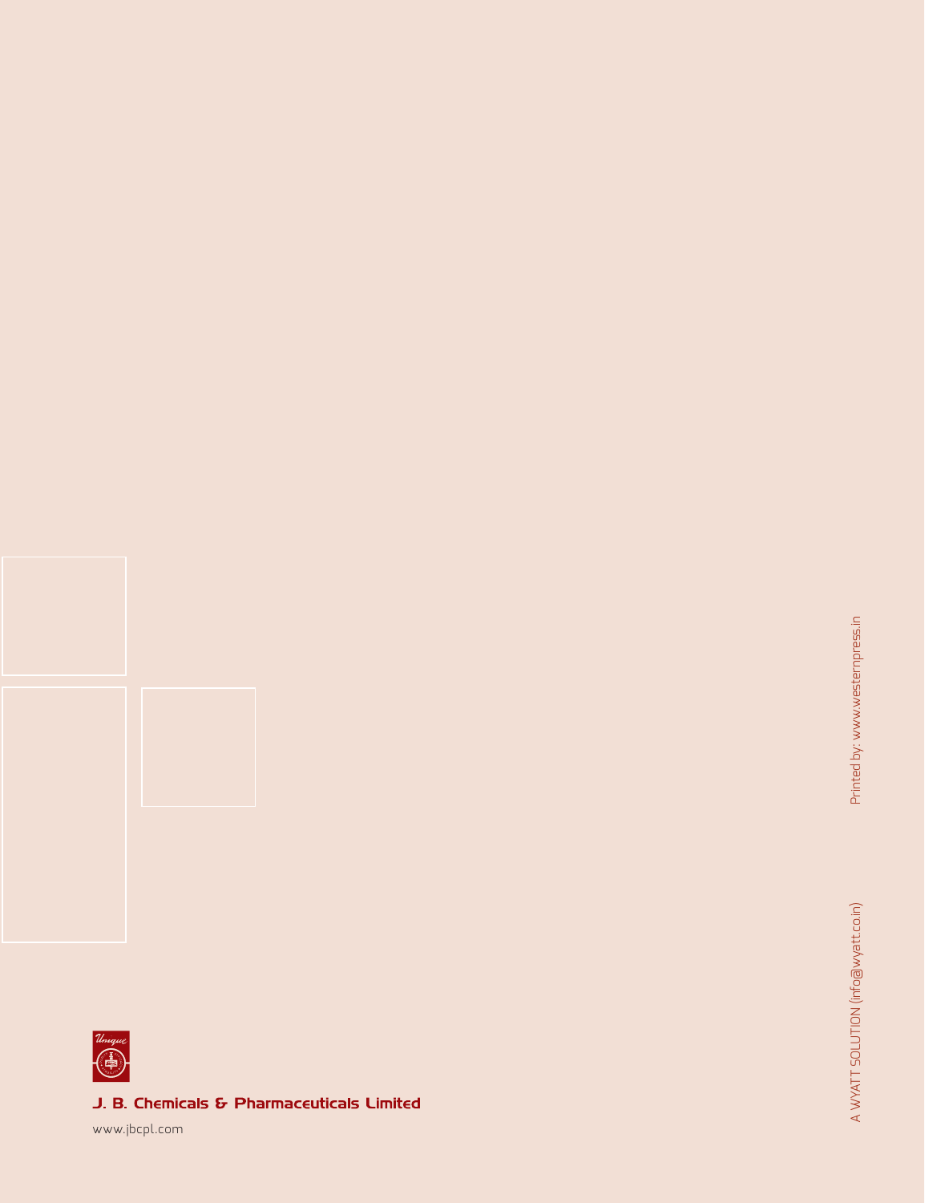J. B. Chemicals & Pharmaceuticals Limited

www.jbcpl.com

Printed by: www.westernpress.in

A WYATT SOLUTION (info@wyatt.co.in)